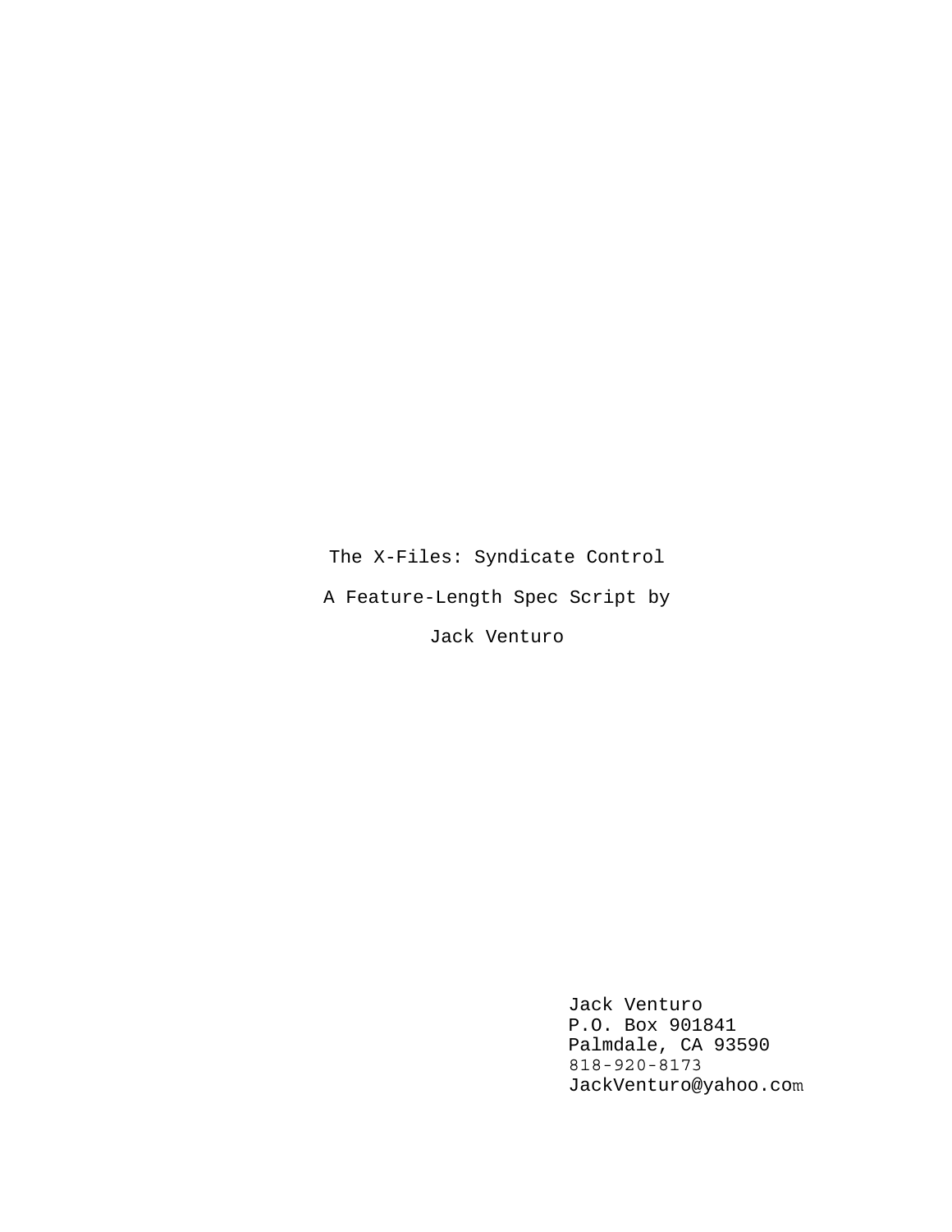The X-Files: Syndicate Control

A Feature-Length Spec Script by

Jack Venturo

Jack Venturo
P.O. Box 901841
Palmdale, CA 93590
818-920-8173
JackVenturo@yahoo.com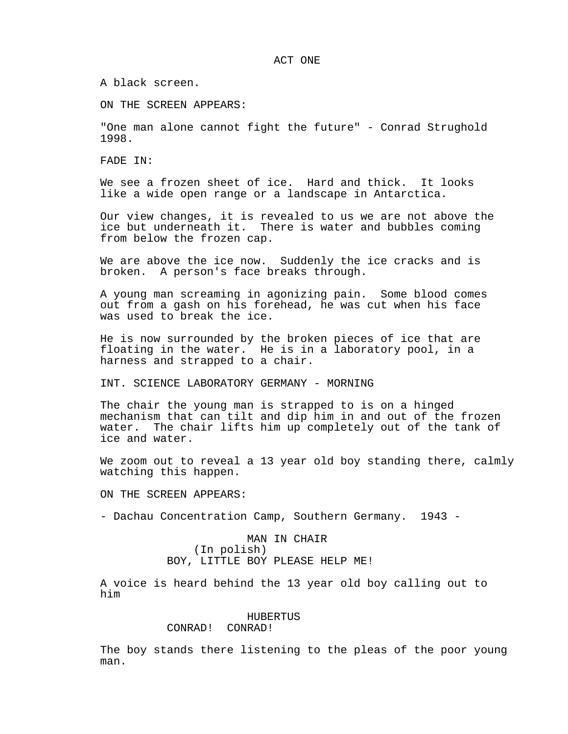ACT ONE

A black screen.

ON THE SCREEN APPEARS:

"One man alone cannot fight the future" - Conrad Strughold 1998.

FADE IN:

We see a frozen sheet of ice. Hard and thick. It looks like a wide open range or a landscape in Antarctica.

Our view changes, it is revealed to us we are not above the ice but underneath it. There is water and bubbles coming from below the frozen cap.

We are above the ice now. Suddenly the ice cracks and is broken. A person's face breaks through.

A young man screaming in agonizing pain. Some blood comes out from a gash on his forehead, he was cut when his face was used to break the ice.

He is now surrounded by the broken pieces of ice that are floating in the water. He is in a laboratory pool, in a harness and strapped to a chair.

INT. SCIENCE LABORATORY GERMANY - MORNING

The chair the young man is strapped to is on a hinged mechanism that can tilt and dip him in and out of the frozen water. The chair lifts him up completely out of the tank of ice and water.

We zoom out to reveal a 13 year old boy standing there, calmly watching this happen.

ON THE SCREEN APPEARS:

- Dachau Concentration Camp, Southern Germany. 1943 -

MAN IN CHAIR
(In polish)
BOY, LITTLE BOY PLEASE HELP ME!

A voice is heard behind the 13 year old boy calling out to him

HUBERTUS
CONRAD! CONRAD!

The boy stands there listening to the pleas of the poor young man.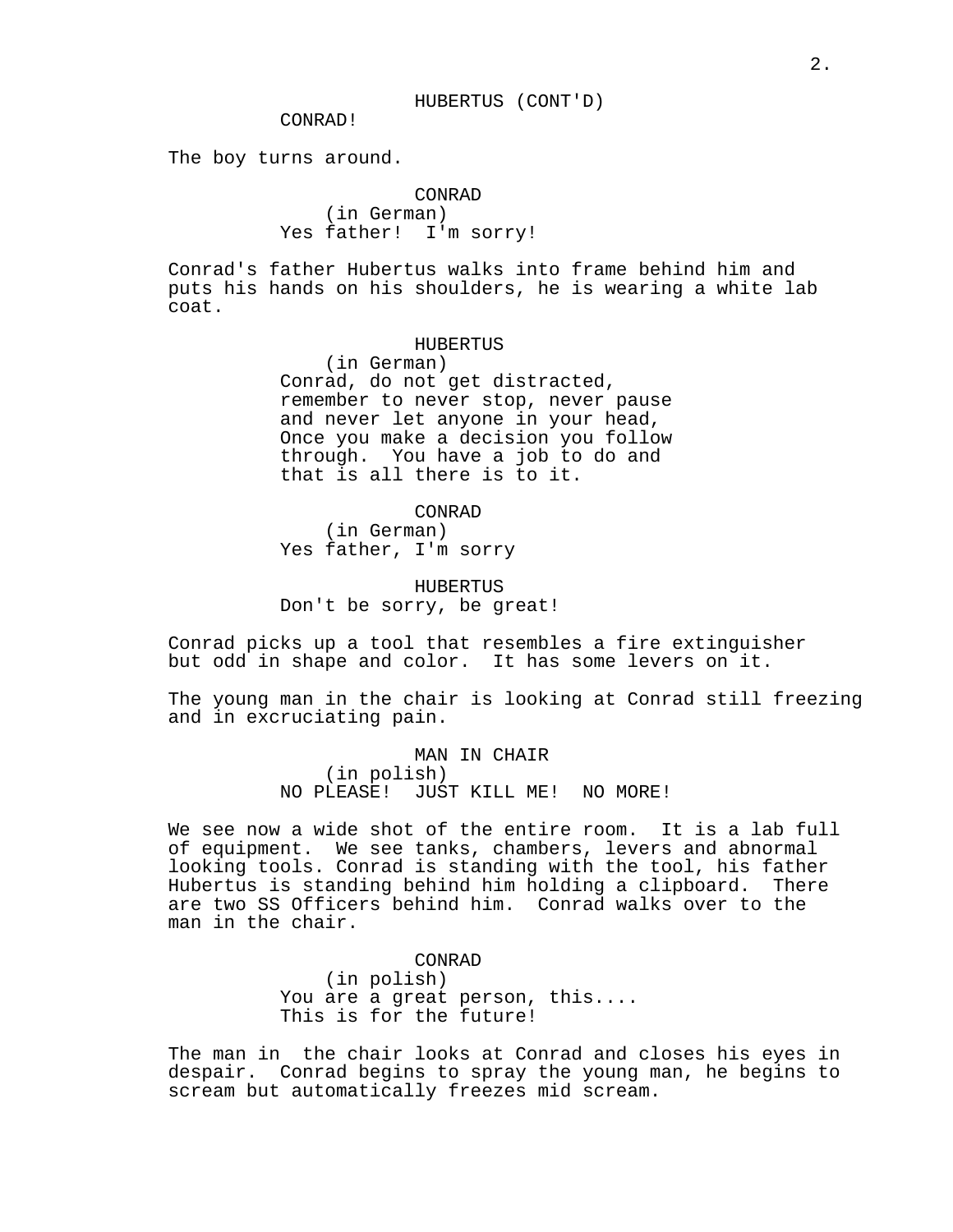HUBERTUS (CONT'D)
CONRAD!

The boy turns around.

CONRAD
(in German)
Yes father! I'm sorry!

Conrad's father Hubertus walks into frame behind him and puts his hands on his shoulders, he is wearing a white lab coat.

HUBERTUS
(in German)
Conrad, do not get distracted, remember to never stop, never pause and never let anyone in your head, Once you make a decision you follow through. You have a job to do and that is all there is to it.

CONRAD
(in German)
Yes father, I'm sorry

HUBERTUS
Don't be sorry, be great!

Conrad picks up a tool that resembles a fire extinguisher but odd in shape and color. It has some levers on it.

The young man in the chair is looking at Conrad still freezing and in excruciating pain.

MAN IN CHAIR
(in polish)
NO PLEASE! JUST KILL ME! NO MORE!

We see now a wide shot of the entire room. It is a lab full of equipment. We see tanks, chambers, levers and abnormal looking tools. Conrad is standing with the tool, his father Hubertus is standing behind him holding a clipboard. There are two SS Officers behind him. Conrad walks over to the man in the chair.

CONRAD
(in polish)
You are a great person, this....
This is for the future!

The man in the chair looks at Conrad and closes his eyes in despair. Conrad begins to spray the young man, he begins to scream but automatically freezes mid scream.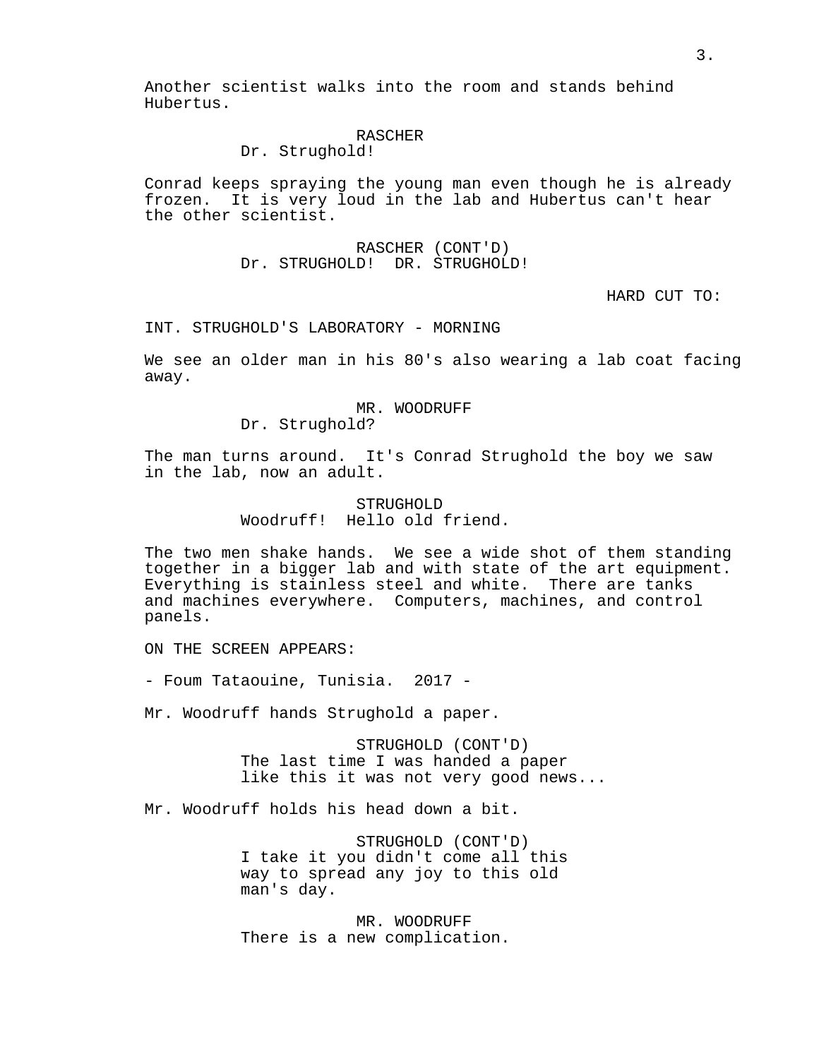Another scientist walks into the room and stands behind Hubertus.

RASCHER
Dr. Strughold!

Conrad keeps spraying the young man even though he is already frozen. It is very loud in the lab and Hubertus can't hear the other scientist.

RASCHER (CONT'D)
Dr. STRUGHOLD! DR. STRUGHOLD!

HARD CUT TO:

INT. STRUGHOLD'S LABORATORY - MORNING

We see an older man in his 80's also wearing a lab coat facing away.

MR. WOODRUFF
Dr. Strughold?

The man turns around. It's Conrad Strughold the boy we saw in the lab, now an adult.

STRUGHOLD
Woodruff! Hello old friend.

The two men shake hands. We see a wide shot of them standing together in a bigger lab and with state of the art equipment. Everything is stainless steel and white. There are tanks and machines everywhere. Computers, machines, and control panels.

ON THE SCREEN APPEARS:

- Foum Tataouine, Tunisia. 2017 -

Mr. Woodruff hands Strughold a paper.

STRUGHOLD (CONT'D)
The last time I was handed a paper like this it was not very good news...

Mr. Woodruff holds his head down a bit.

STRUGHOLD (CONT'D)
I take it you didn't come all this way to spread any joy to this old man's day.

MR. WOODRUFF
There is a new complication.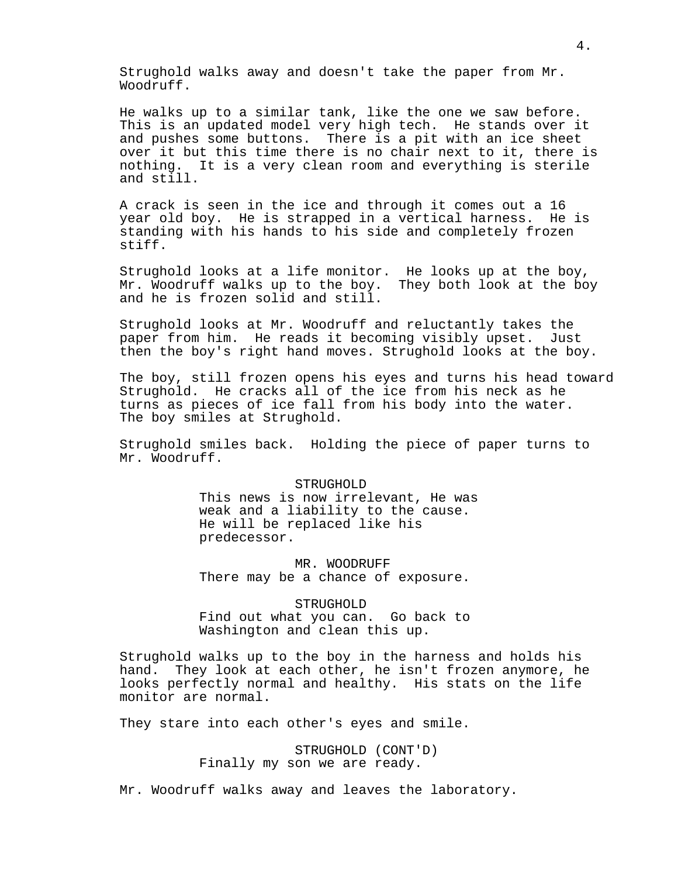Strughold walks away and doesn't take the paper from Mr. Woodruff.

He walks up to a similar tank, like the one we saw before. This is an updated model very high tech. He stands over it and pushes some buttons. There is a pit with an ice sheet over it but this time there is no chair next to it, there is nothing. It is a very clean room and everything is sterile and still.

A crack is seen in the ice and through it comes out a 16 year old boy. He is strapped in a vertical harness. He is standing with his hands to his side and completely frozen stiff.

Strughold looks at a life monitor. He looks up at the boy, Mr. Woodruff walks up to the boy. They both look at the boy and he is frozen solid and still.

Strughold looks at Mr. Woodruff and reluctantly takes the paper from him. He reads it becoming visibly upset. Just then the boy's right hand moves. Strughold looks at the boy.

The boy, still frozen opens his eyes and turns his head toward Strughold. He cracks all of the ice from his neck as he turns as pieces of ice fall from his body into the water. The boy smiles at Strughold.

Strughold smiles back. Holding the piece of paper turns to Mr. Woodruff.

STRUGHOLD
This news is now irrelevant, He was weak and a liability to the cause. He will be replaced like his predecessor.

MR. WOODRUFF
There may be a chance of exposure.

STRUGHOLD
Find out what you can. Go back to Washington and clean this up.

Strughold walks up to the boy in the harness and holds his hand. They look at each other, he isn't frozen anymore, he looks perfectly normal and healthy. His stats on the life monitor are normal.

They stare into each other's eyes and smile.

STRUGHOLD (CONT'D)
Finally my son we are ready.

Mr. Woodruff walks away and leaves the laboratory.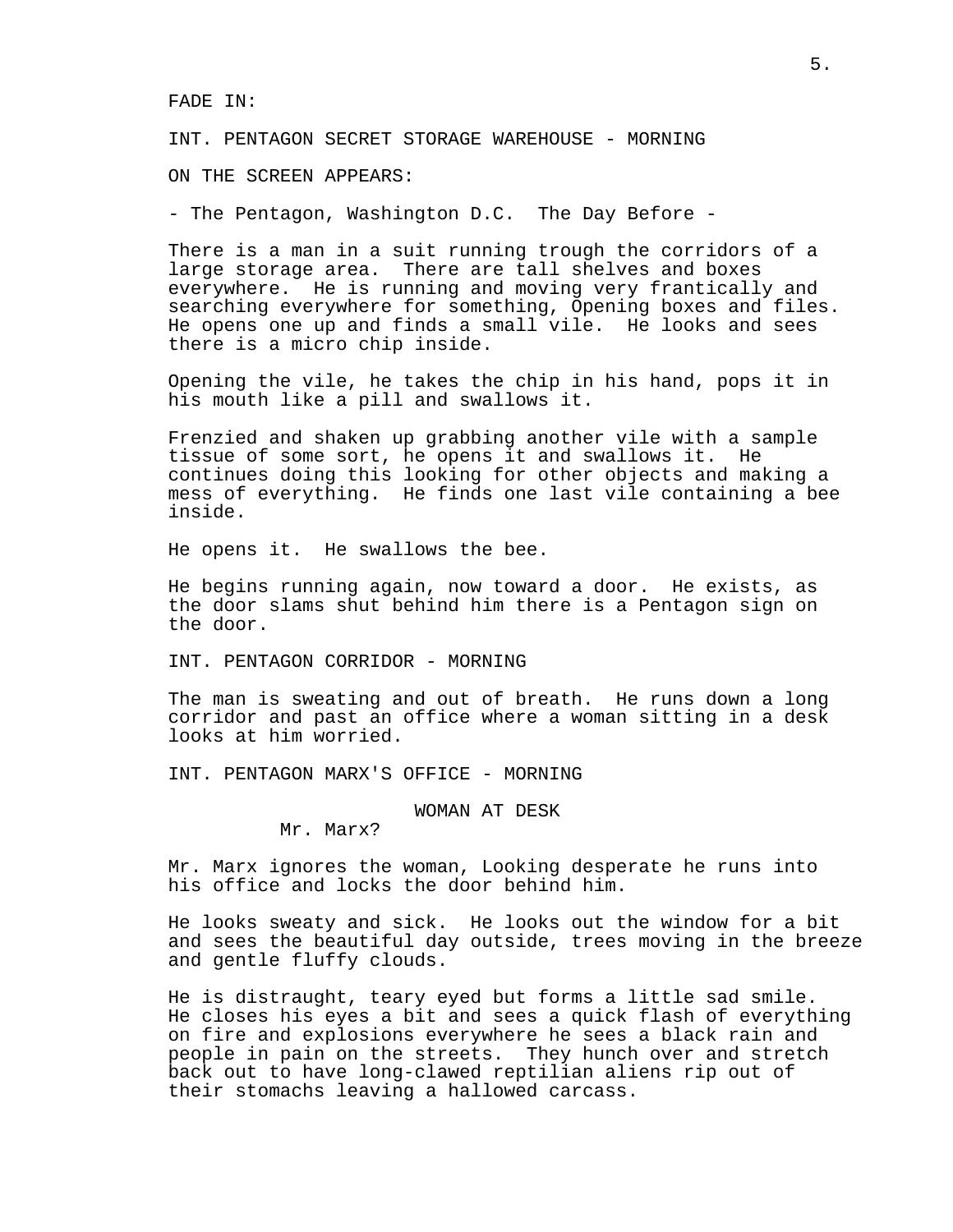FADE IN:

INT. PENTAGON SECRET STORAGE WAREHOUSE - MORNING

ON THE SCREEN APPEARS:

- The Pentagon, Washington D.C.  The Day Before -

There is a man in a suit running trough the corridors of a large storage area.  There are tall shelves and boxes everywhere.  He is running and moving very frantically and searching everywhere for something, Opening boxes and files.  He opens one up and finds a small vile.  He looks and sees there is a micro chip inside.

Opening the vile, he takes the chip in his hand, pops it in his mouth like a pill and swallows it.

Frenzied and shaken up grabbing another vile with a sample tissue of some sort, he opens it and swallows it.  He continues doing this looking for other objects and making a mess of everything.  He finds one last vile containing a bee inside.

He opens it.  He swallows the bee.

He begins running again, now toward a door.  He exists, as the door slams shut behind him there is a Pentagon sign on the door.

INT. PENTAGON CORRIDOR - MORNING

The man is sweating and out of breath.  He runs down a long corridor and past an office where a woman sitting in a desk looks at him worried.

INT. PENTAGON MARX'S OFFICE - MORNING

WOMAN AT DESK

Mr. Marx?

Mr. Marx ignores the woman, Looking desperate he runs into his office and locks the door behind him.

He looks sweaty and sick.  He looks out the window for a bit and sees the beautiful day outside, trees moving in the breeze and gentle fluffy clouds.

He is distraught, teary eyed but forms a little sad smile.  He closes his eyes a bit and sees a quick flash of everything on fire and explosions everywhere he sees a black rain and people in pain on the streets.  They hunch over and stretch back out to have long-clawed reptilian aliens rip out of their stomachs leaving a hallowed carcass.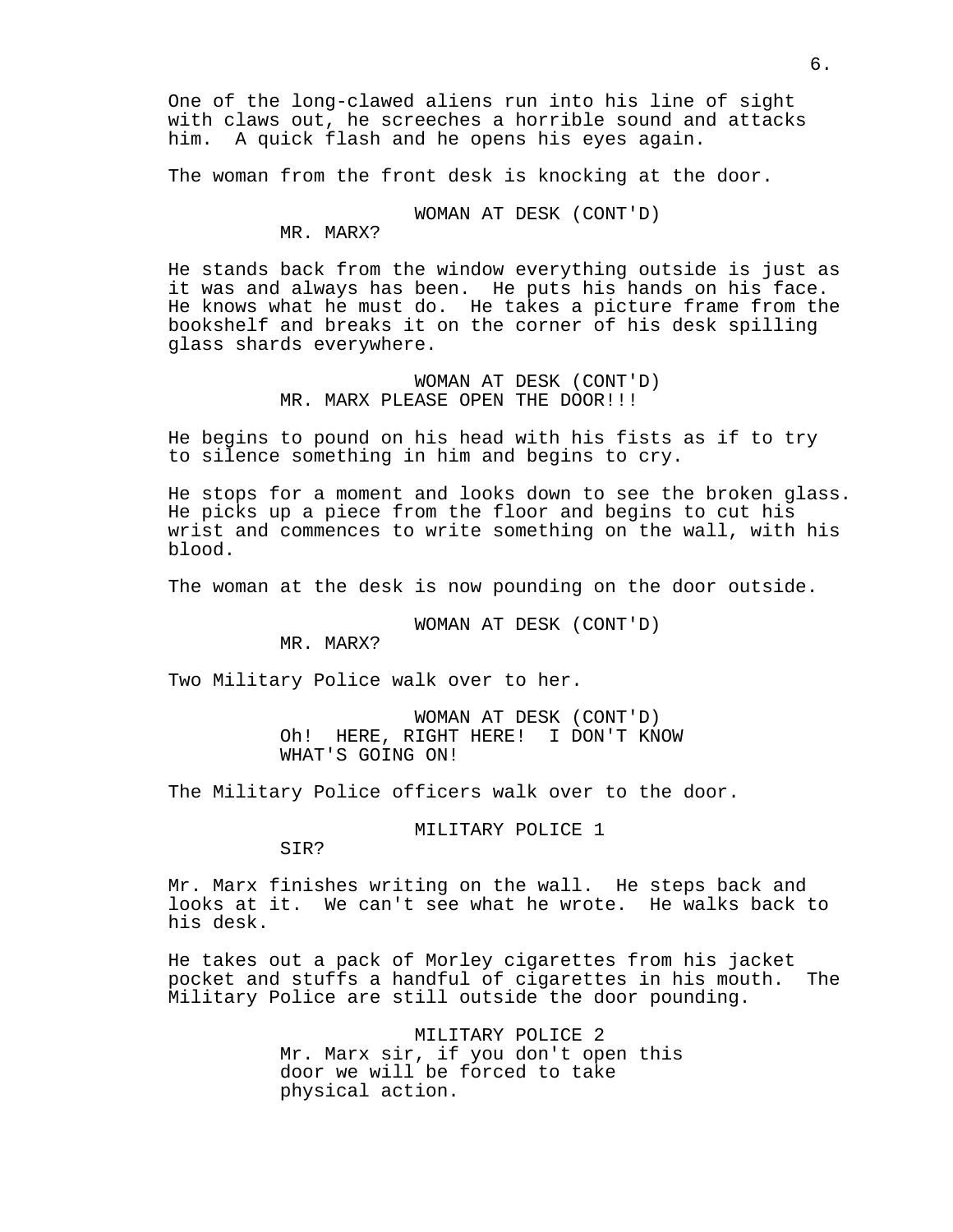One of the long-clawed aliens run into his line of sight with claws out, he screeches a horrible sound and attacks him. A quick flash and he opens his eyes again.

The woman from the front desk is knocking at the door.

WOMAN AT DESK (CONT'D)
MR. MARX?

He stands back from the window everything outside is just as it was and always has been. He puts his hands on his face. He knows what he must do. He takes a picture frame from the bookshelf and breaks it on the corner of his desk spilling glass shards everywhere.

WOMAN AT DESK (CONT'D)
MR. MARX PLEASE OPEN THE DOOR!!!

He begins to pound on his head with his fists as if to try to silence something in him and begins to cry.

He stops for a moment and looks down to see the broken glass. He picks up a piece from the floor and begins to cut his wrist and commences to write something on the wall, with his blood.

The woman at the desk is now pounding on the door outside.

WOMAN AT DESK (CONT'D)
MR. MARX?

Two Military Police walk over to her.

WOMAN AT DESK (CONT'D)
Oh! HERE, RIGHT HERE! I DON'T KNOW WHAT'S GOING ON!

The Military Police officers walk over to the door.

MILITARY POLICE 1
SIR?

Mr. Marx finishes writing on the wall. He steps back and looks at it. We can't see what he wrote. He walks back to his desk.

He takes out a pack of Morley cigarettes from his jacket pocket and stuffs a handful of cigarettes in his mouth. The Military Police are still outside the door pounding.

MILITARY POLICE 2
Mr. Marx sir, if you don't open this door we will be forced to take physical action.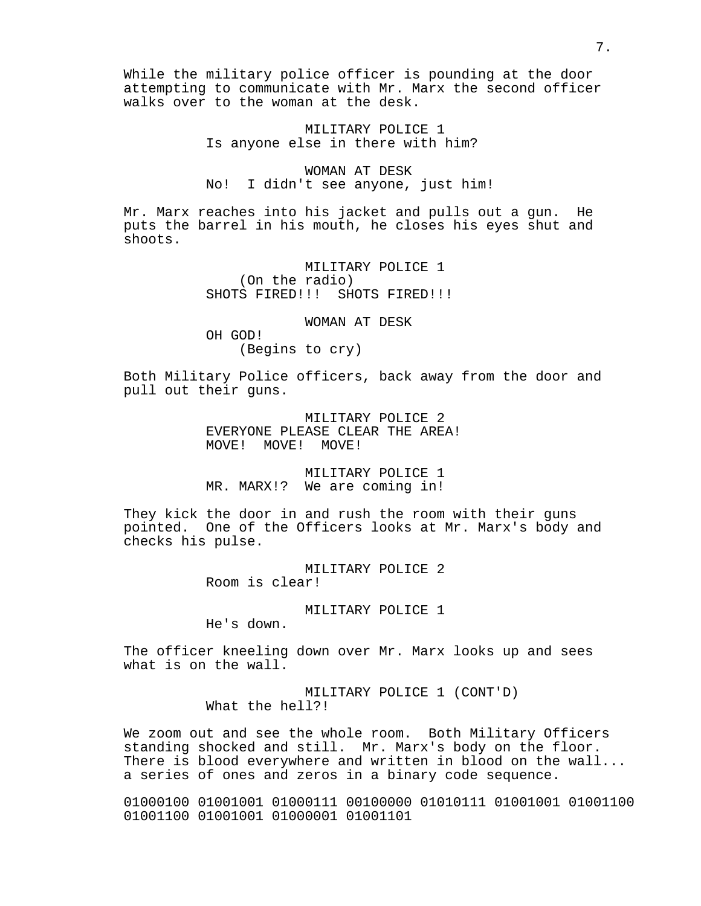While the military police officer is pounding at the door attempting to communicate with Mr. Marx the second officer walks over to the woman at the desk.

MILITARY POLICE 1
Is anyone else in there with him?

WOMAN AT DESK
No!  I didn't see anyone, just him!

Mr. Marx reaches into his jacket and pulls out a gun.  He puts the barrel in his mouth, he closes his eyes shut and shoots.

MILITARY POLICE 1
(On the radio)
SHOTS FIRED!!!  SHOTS FIRED!!!

WOMAN AT DESK
OH GOD!
(Begins to cry)

Both Military Police officers, back away from the door and pull out their guns.

MILITARY POLICE 2
EVERYONE PLEASE CLEAR THE AREA!
MOVE!  MOVE!  MOVE!

MILITARY POLICE 1
MR. MARX!?  We are coming in!

They kick the door in and rush the room with their guns pointed.  One of the Officers looks at Mr. Marx's body and checks his pulse.

MILITARY POLICE 2
Room is clear!

MILITARY POLICE 1
He's down.

The officer kneeling down over Mr. Marx looks up and sees what is on the wall.

MILITARY POLICE 1 (CONT'D)
What the hell?!

We zoom out and see the whole room.  Both Military Officers standing shocked and still.  Mr. Marx's body on the floor. There is blood everywhere and written in blood on the wall... a series of ones and zeros in a binary code sequence.

01000100 01001001 01000111 00100000 01010111 01001001 01001100 01001100 01001001 01000001 01001101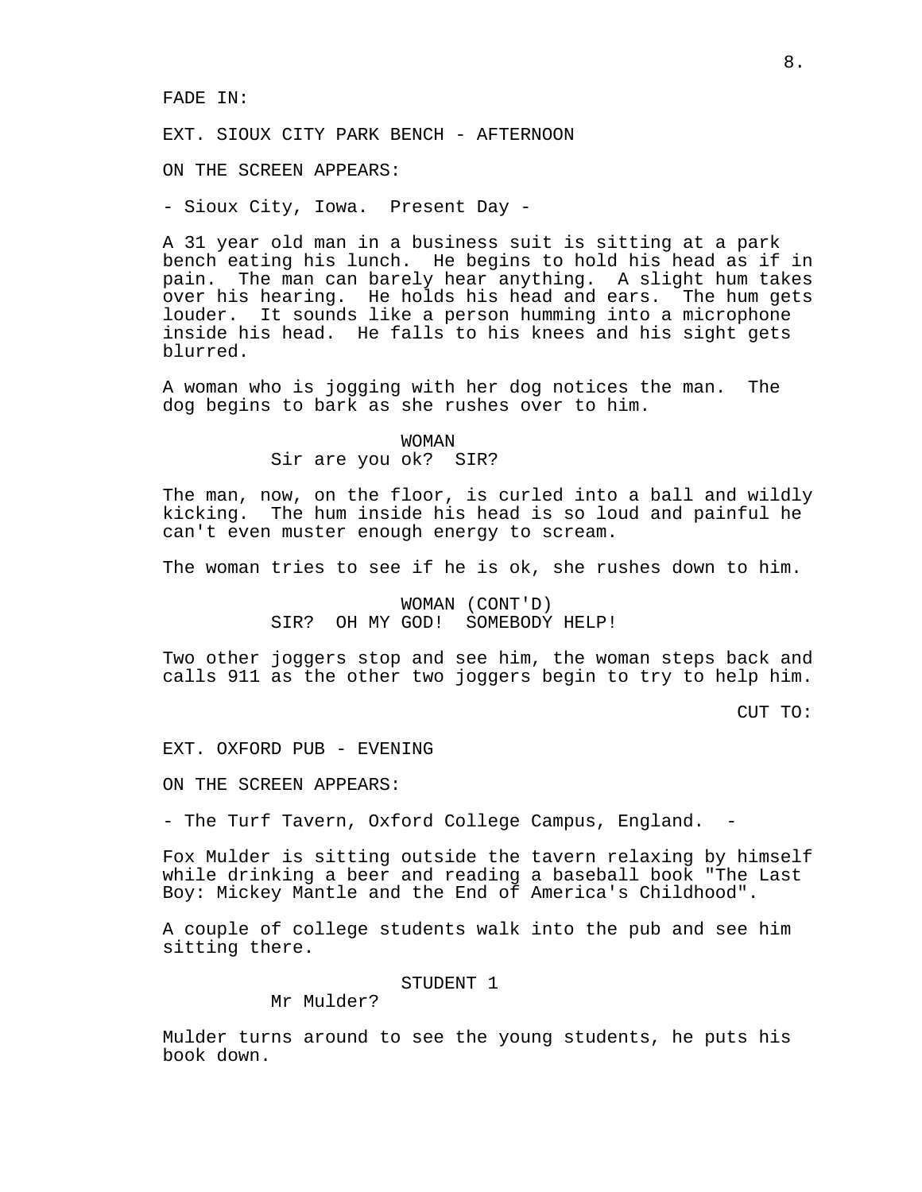FADE IN:

EXT. SIOUX CITY PARK BENCH - AFTERNOON

ON THE SCREEN APPEARS:

- Sioux City, Iowa.  Present Day -

A 31 year old man in a business suit is sitting at a park bench eating his lunch.  He begins to hold his head as if in pain.  The man can barely hear anything.  A slight hum takes over his hearing.  He holds his head and ears.  The hum gets louder.  It sounds like a person humming into a microphone inside his head.  He falls to his knees and his sight gets blurred.

A woman who is jogging with her dog notices the man.  The dog begins to bark as she rushes over to him.

WOMAN
Sir are you ok?  SIR?

The man, now, on the floor, is curled into a ball and wildly kicking.  The hum inside his head is so loud and painful he can't even muster enough energy to scream.

The woman tries to see if he is ok, she rushes down to him.

WOMAN (CONT'D)
SIR?  OH MY GOD!  SOMEBODY HELP!

Two other joggers stop and see him, the woman steps back and calls 911 as the other two joggers begin to try to help him.

CUT TO:

EXT. OXFORD PUB - EVENING

ON THE SCREEN APPEARS:

- The Turf Tavern, Oxford College Campus, England.  -

Fox Mulder is sitting outside the tavern relaxing by himself while drinking a beer and reading a baseball book "The Last Boy: Mickey Mantle and the End of America's Childhood".

A couple of college students walk into the pub and see him sitting there.

STUDENT 1
Mr Mulder?

Mulder turns around to see the young students, he puts his book down.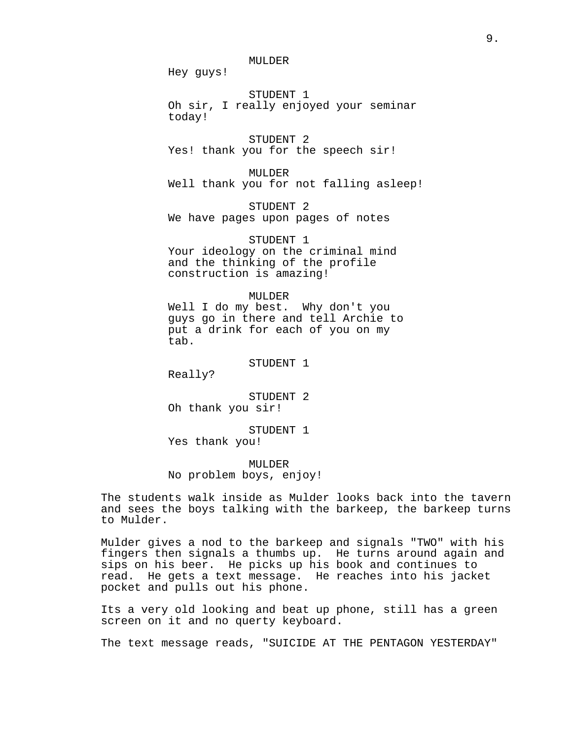MULDER
Hey guys!

STUDENT 1
Oh sir, I really enjoyed your seminar today!

STUDENT 2
Yes! thank you for the speech sir!

MULDER
Well thank you for not falling asleep!

STUDENT 2
We have pages upon pages of notes

STUDENT 1
Your ideology on the criminal mind and the thinking of the profile construction is amazing!

MULDER
Well I do my best. Why don't you guys go in there and tell Archie to put a drink for each of you on my tab.

STUDENT 1
Really?

STUDENT 2
Oh thank you sir!

STUDENT 1
Yes thank you!

MULDER
No problem boys, enjoy!

The students walk inside as Mulder looks back into the tavern and sees the boys talking with the barkeep, the barkeep turns to Mulder.

Mulder gives a nod to the barkeep and signals "TWO" with his fingers then signals a thumbs up. He turns around again and sips on his beer. He picks up his book and continues to read. He gets a text message. He reaches into his jacket pocket and pulls out his phone.

Its a very old looking and beat up phone, still has a green screen on it and no querty keyboard.

The text message reads, "SUICIDE AT THE PENTAGON YESTERDAY"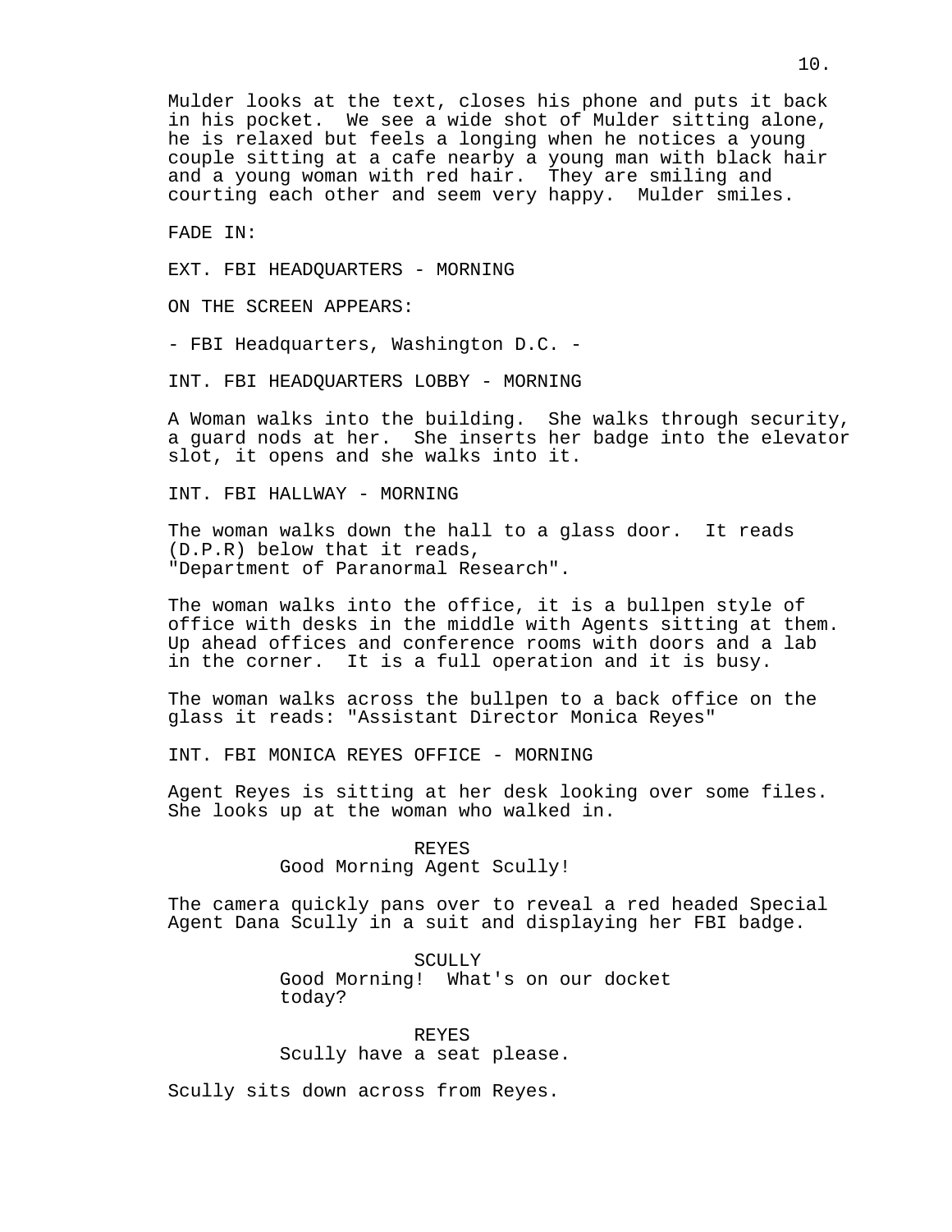Mulder looks at the text, closes his phone and puts it back in his pocket. We see a wide shot of Mulder sitting alone, he is relaxed but feels a longing when he notices a young couple sitting at a cafe nearby a young man with black hair and a young woman with red hair. They are smiling and courting each other and seem very happy. Mulder smiles.

FADE IN:

EXT. FBI HEADQUARTERS - MORNING

ON THE SCREEN APPEARS:

- FBI Headquarters, Washington D.C. -

INT. FBI HEADQUARTERS LOBBY - MORNING

A Woman walks into the building. She walks through security, a guard nods at her. She inserts her badge into the elevator slot, it opens and she walks into it.

INT. FBI HALLWAY - MORNING

The woman walks down the hall to a glass door. It reads (D.P.R) below that it reads,
"Department of Paranormal Research".

The woman walks into the office, it is a bullpen style of office with desks in the middle with Agents sitting at them. Up ahead offices and conference rooms with doors and a lab in the corner. It is a full operation and it is busy.

The woman walks across the bullpen to a back office on the glass it reads: "Assistant Director Monica Reyes"

INT. FBI MONICA REYES OFFICE - MORNING

Agent Reyes is sitting at her desk looking over some files. She looks up at the woman who walked in.

REYES
Good Morning Agent Scully!

The camera quickly pans over to reveal a red headed Special Agent Dana Scully in a suit and displaying her FBI badge.

SCULLY
Good Morning! What's on our docket today?

REYES
Scully have a seat please.

Scully sits down across from Reyes.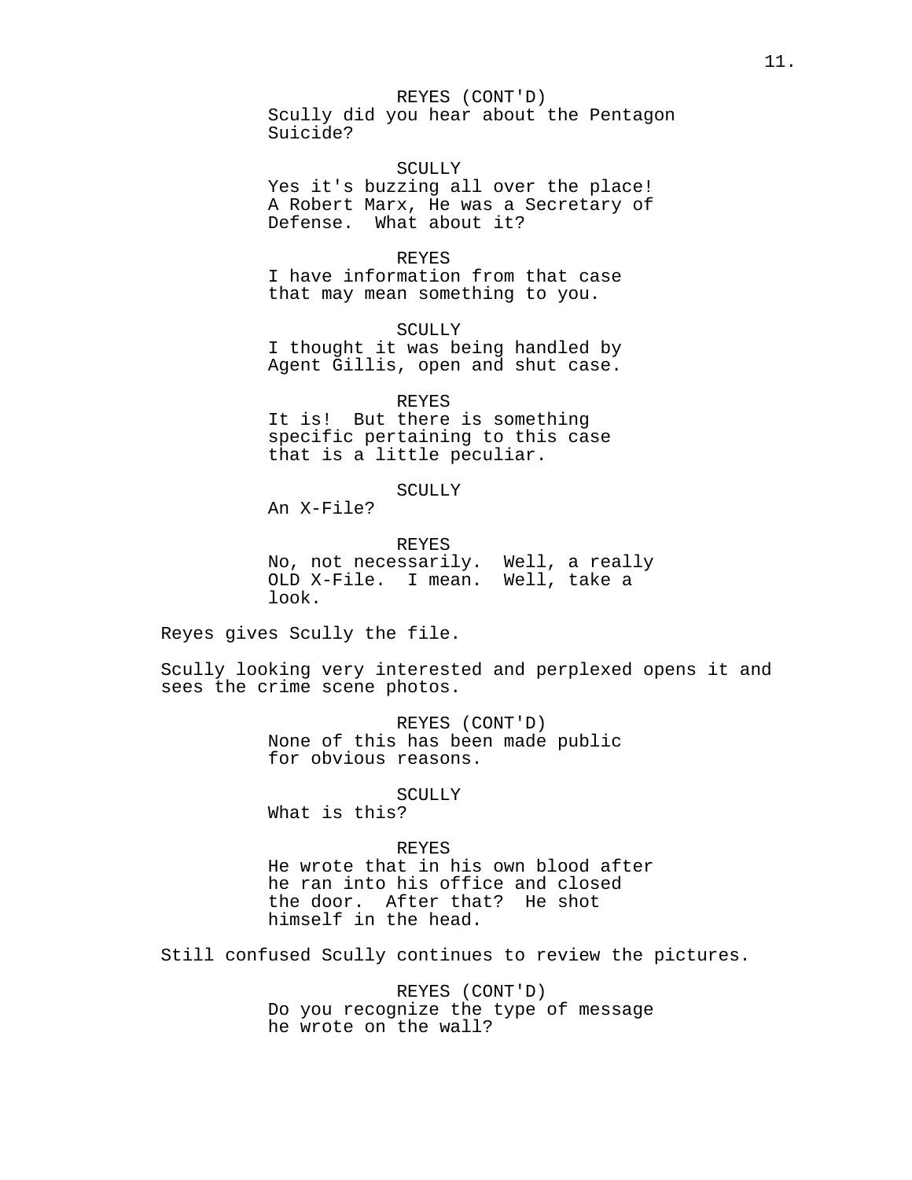REYES (CONT'D)
Scully did you hear about the Pentagon Suicide?

SCULLY
Yes it's buzzing all over the place! A Robert Marx, He was a Secretary of Defense. What about it?

REYES
I have information from that case that may mean something to you.

SCULLY
I thought it was being handled by Agent Gillis, open and shut case.

REYES
It is! But there is something specific pertaining to this case that is a little peculiar.

SCULLY
An X-File?

REYES
No, not necessarily. Well, a really OLD X-File. I mean. Well, take a look.

Reyes gives Scully the file.

Scully looking very interested and perplexed opens it and sees the crime scene photos.

REYES (CONT'D)
None of this has been made public for obvious reasons.

SCULLY
What is this?

REYES
He wrote that in his own blood after he ran into his office and closed the door. After that? He shot himself in the head.

Still confused Scully continues to review the pictures.

REYES (CONT'D)
Do you recognize the type of message he wrote on the wall?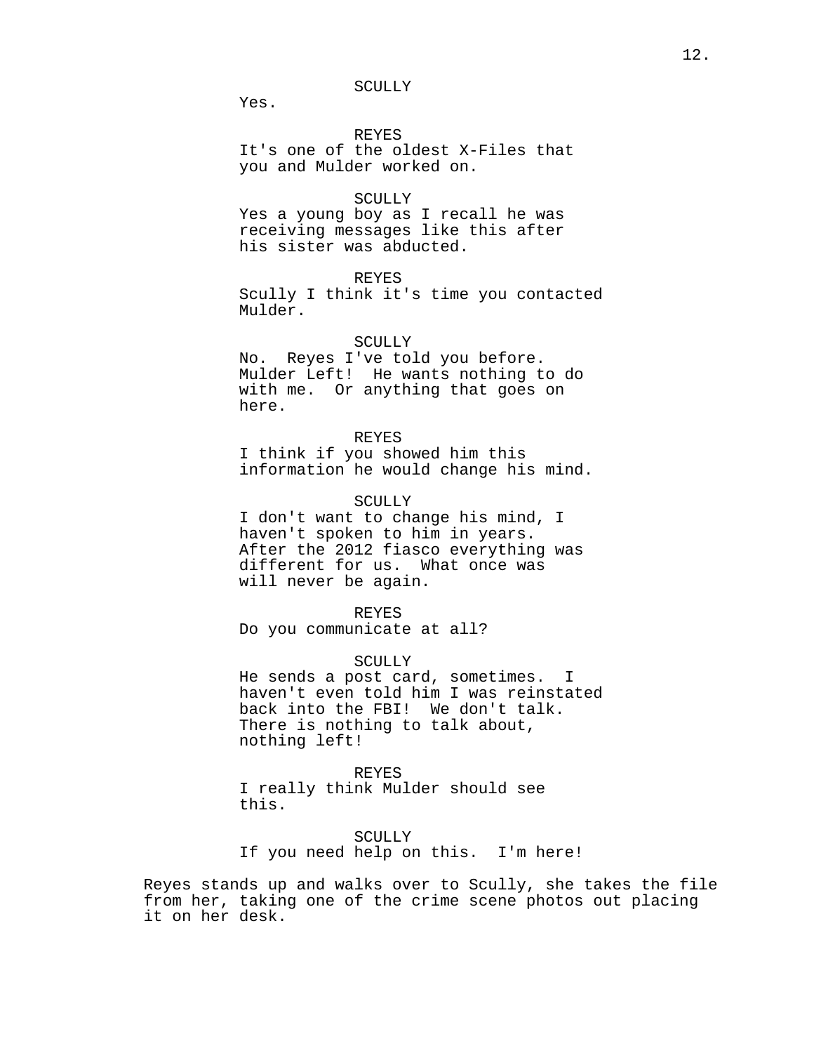SCULLY
Yes.

REYES
It's one of the oldest X-Files that you and Mulder worked on.

SCULLY
Yes a young boy as I recall he was receiving messages like this after his sister was abducted.

REYES
Scully I think it's time you contacted Mulder.

SCULLY
No. Reyes I've told you before. Mulder Left! He wants nothing to do with me. Or anything that goes on here.

REYES
I think if you showed him this information he would change his mind.

SCULLY
I don't want to change his mind, I haven't spoken to him in years. After the 2012 fiasco everything was different for us. What once was will never be again.

REYES
Do you communicate at all?

SCULLY
He sends a post card, sometimes. I haven't even told him I was reinstated back into the FBI! We don't talk. There is nothing to talk about, nothing left!

REYES
I really think Mulder should see this.

SCULLY
If you need help on this. I'm here!

Reyes stands up and walks over to Scully, she takes the file from her, taking one of the crime scene photos out placing it on her desk.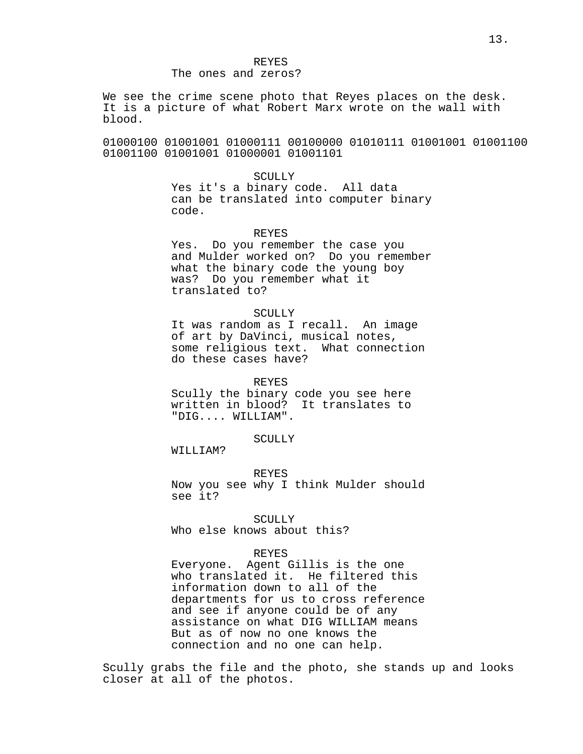REYES
The ones and zeros?

We see the crime scene photo that Reyes places on the desk. It is a picture of what Robert Marx wrote on the wall with blood.

01000100 01001001 01000111 00100000 01010111 01001001 01001100 01001100 01001001 01000001 01001101

SCULLY
Yes it's a binary code. All data can be translated into computer binary code.

REYES
Yes. Do you remember the case you and Mulder worked on? Do you remember what the binary code the young boy was? Do you remember what it translated to?

SCULLY
It was random as I recall. An image of art by DaVinci, musical notes, some religious text. What connection do these cases have?

REYES
Scully the binary code you see here written in blood? It translates to "DIG.... WILLIAM".

SCULLY
WILLIAM?

REYES
Now you see why I think Mulder should see it?

SCULLY
Who else knows about this?

REYES
Everyone. Agent Gillis is the one who translated it. He filtered this information down to all of the departments for us to cross reference and see if anyone could be of any assistance on what DIG WILLIAM means But as of now no one knows the connection and no one can help.

Scully grabs the file and the photo, she stands up and looks closer at all of the photos.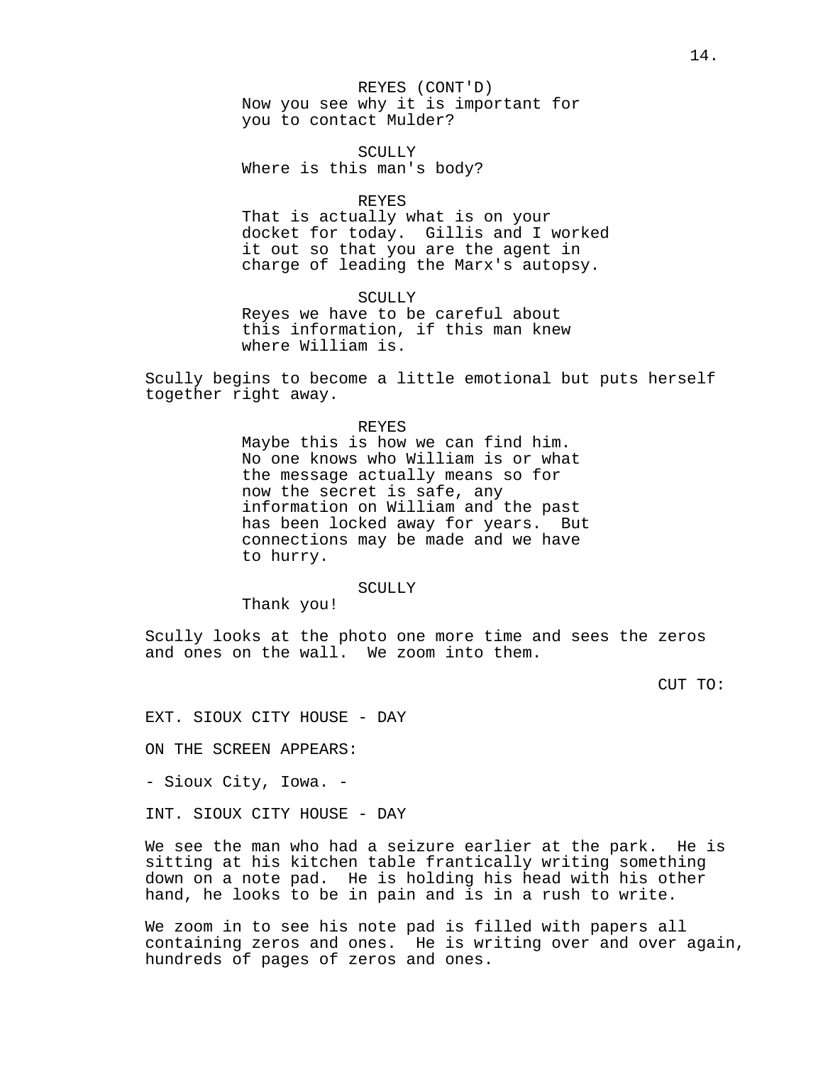REYES (CONT'D)
Now you see why it is important for you to contact Mulder?

SCULLY
Where is this man's body?

REYES
That is actually what is on your docket for today. Gillis and I worked it out so that you are the agent in charge of leading the Marx's autopsy.

SCULLY
Reyes we have to be careful about this information, if this man knew where William is.

Scully begins to become a little emotional but puts herself together right away.

REYES
Maybe this is how we can find him. No one knows who William is or what the message actually means so for now the secret is safe, any information on William and the past has been locked away for years. But connections may be made and we have to hurry.

SCULLY
Thank you!

Scully looks at the photo one more time and sees the zeros and ones on the wall. We zoom into them.

CUT TO:

EXT. SIOUX CITY HOUSE - DAY

ON THE SCREEN APPEARS:

- Sioux City, Iowa. -

INT. SIOUX CITY HOUSE - DAY

We see the man who had a seizure earlier at the park. He is sitting at his kitchen table frantically writing something down on a note pad. He is holding his head with his other hand, he looks to be in pain and is in a rush to write.

We zoom in to see his note pad is filled with papers all containing zeros and ones. He is writing over and over again, hundreds of pages of zeros and ones.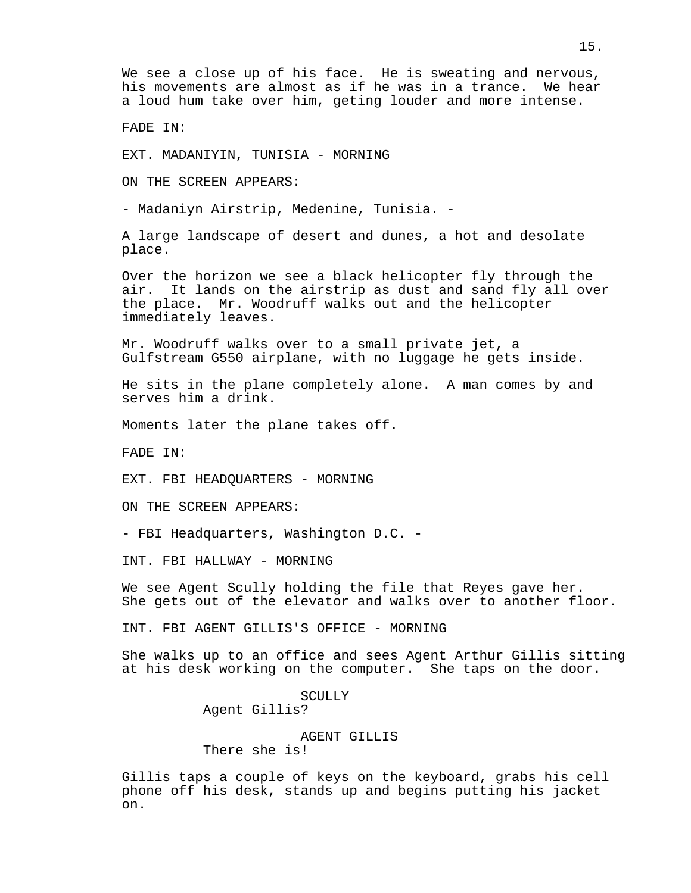We see a close up of his face. He is sweating and nervous, his movements are almost as if he was in a trance. We hear a loud hum take over him, geting louder and more intense.

FADE IN:

EXT. MADANIYIN, TUNISIA - MORNING

ON THE SCREEN APPEARS:

- Madaniyn Airstrip, Medenine, Tunisia. -

A large landscape of desert and dunes, a hot and desolate place.

Over the horizon we see a black helicopter fly through the air. It lands on the airstrip as dust and sand fly all over the place. Mr. Woodruff walks out and the helicopter immediately leaves.

Mr. Woodruff walks over to a small private jet, a Gulfstream G550 airplane, with no luggage he gets inside.

He sits in the plane completely alone. A man comes by and serves him a drink.

Moments later the plane takes off.

FADE IN:

EXT. FBI HEADQUARTERS - MORNING

ON THE SCREEN APPEARS:

- FBI Headquarters, Washington D.C. -

INT. FBI HALLWAY - MORNING

We see Agent Scully holding the file that Reyes gave her. She gets out of the elevator and walks over to another floor.

INT. FBI AGENT GILLIS'S OFFICE - MORNING

She walks up to an office and sees Agent Arthur Gillis sitting at his desk working on the computer. She taps on the door.

SCULLY
Agent Gillis?

AGENT GILLIS
There she is!

Gillis taps a couple of keys on the keyboard, grabs his cell phone off his desk, stands up and begins putting his jacket on.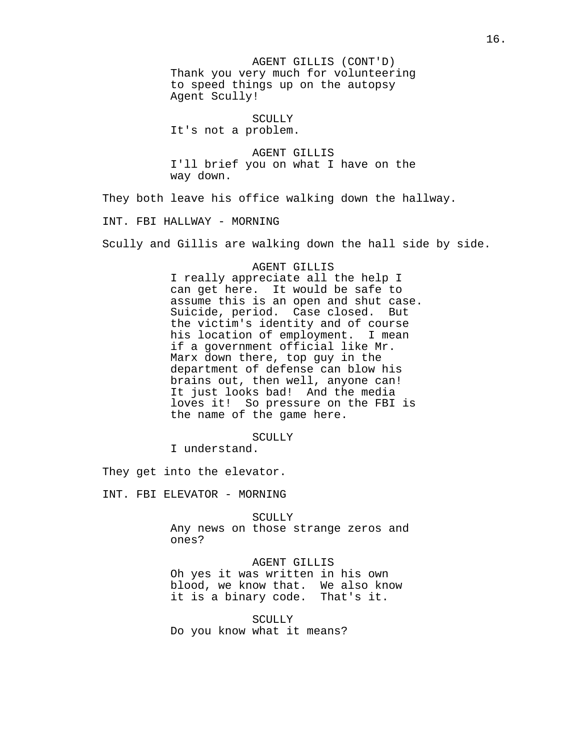AGENT GILLIS (CONT'D)
Thank you very much for volunteering to speed things up on the autopsy Agent Scully!

SCULLY
It's not a problem.

AGENT GILLIS
I'll brief you on what I have on the way down.

They both leave his office walking down the hallway.

INT. FBI HALLWAY - MORNING

Scully and Gillis are walking down the hall side by side.

AGENT GILLIS
I really appreciate all the help I can get here. It would be safe to assume this is an open and shut case. Suicide, period. Case closed. But the victim's identity and of course his location of employment. I mean if a government official like Mr. Marx down there, top guy in the department of defense can blow his brains out, then well, anyone can! It just looks bad! And the media loves it! So pressure on the FBI is the name of the game here.

SCULLY
I understand.

They get into the elevator.

INT. FBI ELEVATOR - MORNING

SCULLY
Any news on those strange zeros and ones?

AGENT GILLIS
Oh yes it was written in his own blood, we know that. We also know it is a binary code. That's it.

SCULLY
Do you know what it means?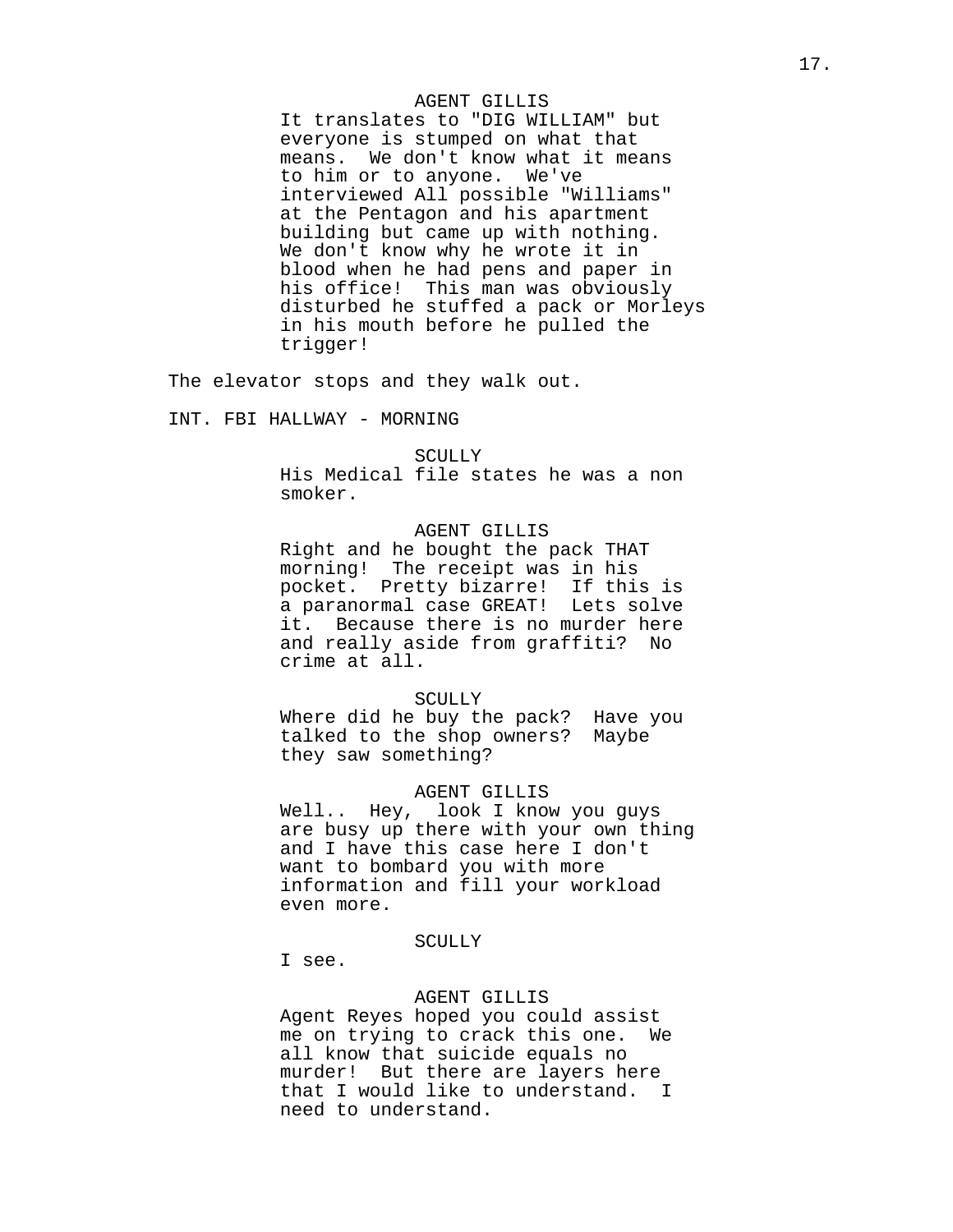AGENT GILLIS
It translates to "DIG WILLIAM" but everyone is stumped on what that means. We don't know what it means to him or to anyone. We've interviewed All possible "Williams" at the Pentagon and his apartment building but came up with nothing. We don't know why he wrote it in blood when he had pens and paper in his office! This man was obviously disturbed he stuffed a pack or Morleys in his mouth before he pulled the trigger!

The elevator stops and they walk out.

INT. FBI HALLWAY - MORNING

SCULLY
His Medical file states he was a non smoker.

AGENT GILLIS
Right and he bought the pack THAT morning! The receipt was in his pocket. Pretty bizarre! If this is a paranormal case GREAT! Lets solve it. Because there is no murder here and really aside from graffiti? No crime at all.

SCULLY
Where did he buy the pack? Have you talked to the shop owners? Maybe they saw something?

AGENT GILLIS
Well.. Hey, look I know you guys are busy up there with your own thing and I have this case here I don't want to bombard you with more information and fill your workload even more.

SCULLY
I see.

AGENT GILLIS
Agent Reyes hoped you could assist me on trying to crack this one. We all know that suicide equals no murder! But there are layers here that I would like to understand. I need to understand.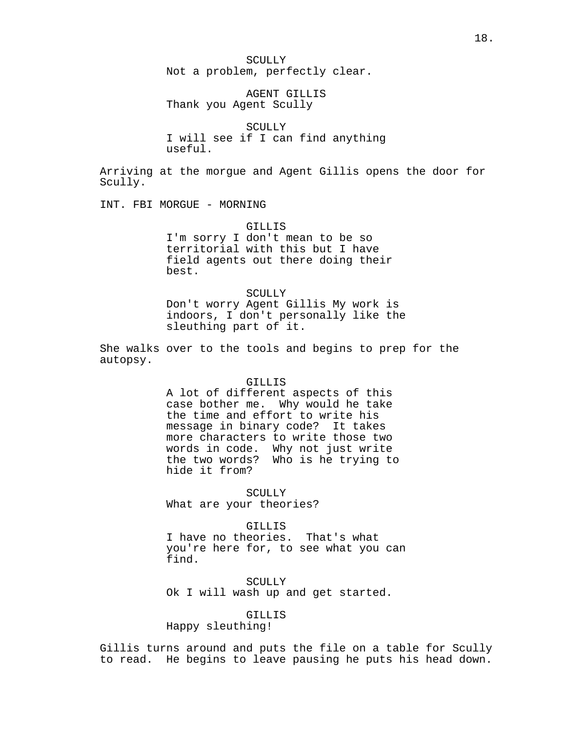SCULLY
Not a problem, perfectly clear.

AGENT GILLIS
Thank you Agent Scully

SCULLY
I will see if I can find anything useful.

Arriving at the morgue and Agent Gillis opens the door for Scully.

INT. FBI MORGUE - MORNING

GILLIS
I'm sorry I don't mean to be so territorial with this but I have field agents out there doing their best.

SCULLY
Don't worry Agent Gillis My work is indoors, I don't personally like the sleuthing part of it.

She walks over to the tools and begins to prep for the autopsy.

GILLIS
A lot of different aspects of this case bother me. Why would he take the time and effort to write his message in binary code? It takes more characters to write those two words in code. Why not just write the two words? Who is he trying to hide it from?

SCULLY
What are your theories?

GILLIS
I have no theories. That's what you're here for, to see what you can find.

SCULLY
Ok I will wash up and get started.

GILLIS
Happy sleuthing!

Gillis turns around and puts the file on a table for Scully to read. He begins to leave pausing he puts his head down.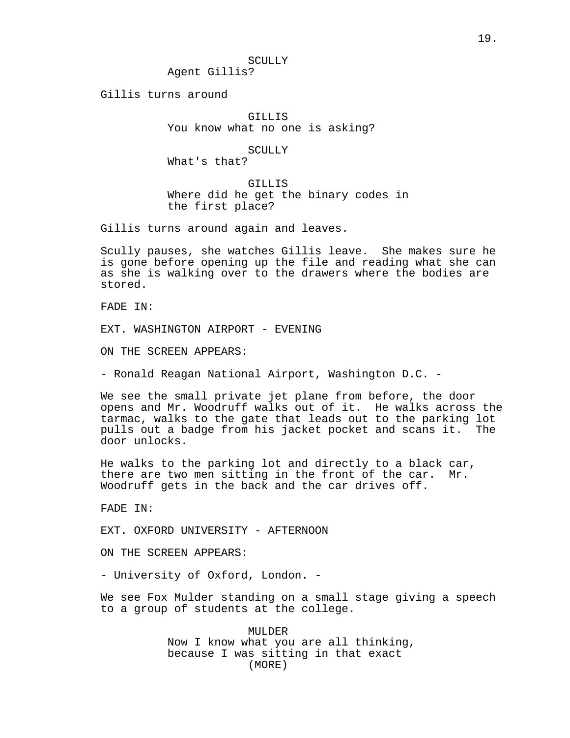SCULLY
Agent Gillis?

Gillis turns around

GILLIS
You know what no one is asking?

SCULLY
What's that?

GILLIS
Where did he get the binary codes in the first place?

Gillis turns around again and leaves.

Scully pauses, she watches Gillis leave. She makes sure he is gone before opening up the file and reading what she can as she is walking over to the drawers where the bodies are stored.

FADE IN:

EXT. WASHINGTON AIRPORT - EVENING

ON THE SCREEN APPEARS:

- Ronald Reagan National Airport, Washington D.C. -

We see the small private jet plane from before, the door opens and Mr. Woodruff walks out of it. He walks across the tarmac, walks to the gate that leads out to the parking lot pulls out a badge from his jacket pocket and scans it. The door unlocks.

He walks to the parking lot and directly to a black car, there are two men sitting in the front of the car. Mr. Woodruff gets in the back and the car drives off.

FADE IN:

EXT. OXFORD UNIVERSITY - AFTERNOON

ON THE SCREEN APPEARS:

- University of Oxford, London. -

We see Fox Mulder standing on a small stage giving a speech to a group of students at the college.

MULDER
Now I know what you are all thinking, because I was sitting in that exact
(MORE)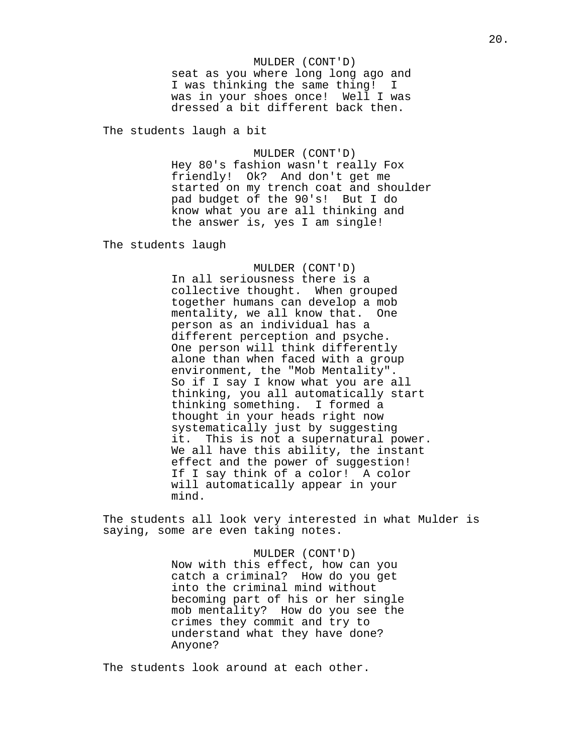MULDER (CONT'D)
seat as you where long long ago and I was thinking the same thing! I was in your shoes once! Well I was dressed a bit different back then.

The students laugh a bit

MULDER (CONT'D)
Hey 80's fashion wasn't really Fox friendly! Ok? And don't get me started on my trench coat and shoulder pad budget of the 90's! But I do know what you are all thinking and the answer is, yes I am single!

The students laugh

MULDER (CONT'D)
In all seriousness there is a collective thought. When grouped together humans can develop a mob mentality, we all know that. One person as an individual has a different perception and psyche. One person will think differently alone than when faced with a group environment, the "Mob Mentality". So if I say I know what you are all thinking, you all automatically start thinking something. I formed a thought in your heads right now systematically just by suggesting it. This is not a supernatural power. We all have this ability, the instant effect and the power of suggestion! If I say think of a color! A color will automatically appear in your mind.

The students all look very interested in what Mulder is saying, some are even taking notes.

MULDER (CONT'D)
Now with this effect, how can you catch a criminal? How do you get into the criminal mind without becoming part of his or her single mob mentality? How do you see the crimes they commit and try to understand what they have done? Anyone?

The students look around at each other.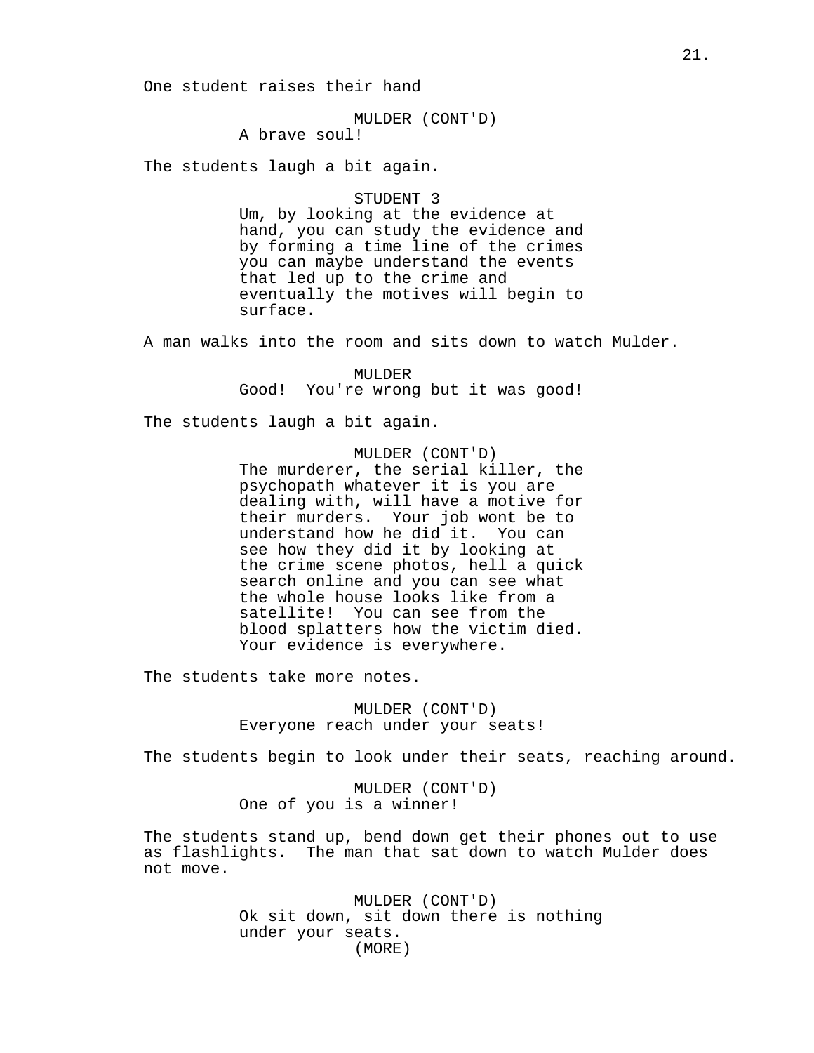One student raises their hand

MULDER (CONT'D)
A brave soul!

The students laugh a bit again.

STUDENT 3
Um, by looking at the evidence at hand, you can study the evidence and by forming a time line of the crimes you can maybe understand the events that led up to the crime and eventually the motives will begin to surface.

A man walks into the room and sits down to watch Mulder.

MULDER
Good!  You're wrong but it was good!

The students laugh a bit again.

MULDER (CONT'D)
The murderer, the serial killer, the psychopath whatever it is you are dealing with, will have a motive for their murders.  Your job wont be to understand how he did it.  You can see how they did it by looking at the crime scene photos, hell a quick search online and you can see what the whole house looks like from a satellite!  You can see from the blood splatters how the victim died. Your evidence is everywhere.

The students take more notes.

MULDER (CONT'D)
Everyone reach under your seats!

The students begin to look under their seats, reaching around.

MULDER (CONT'D)
One of you is a winner!

The students stand up, bend down get their phones out to use as flashlights.  The man that sat down to watch Mulder does not move.

MULDER (CONT'D)
Ok sit down, sit down there is nothing under your seats.
(MORE)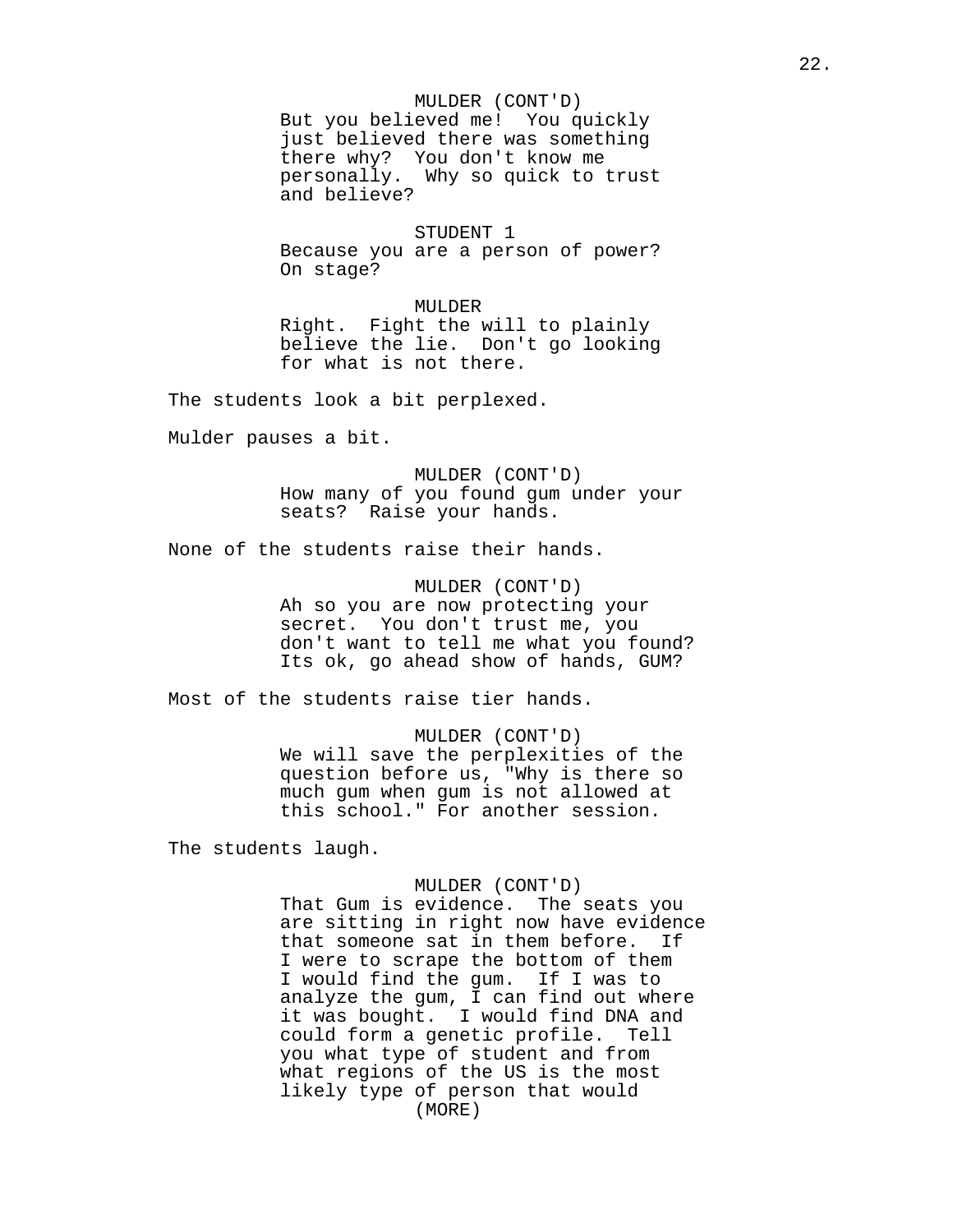MULDER (CONT'D)
But you believed me! You quickly just believed there was something there why? You don't know me personally. Why so quick to trust and believe?

STUDENT 1
Because you are a person of power? On stage?

MULDER
Right. Fight the will to plainly believe the lie. Don't go looking for what is not there.

The students look a bit perplexed.

Mulder pauses a bit.

MULDER (CONT'D)
How many of you found gum under your seats? Raise your hands.

None of the students raise their hands.

MULDER (CONT'D)
Ah so you are now protecting your secret. You don't trust me, you don't want to tell me what you found? Its ok, go ahead show of hands, GUM?

Most of the students raise tier hands.

MULDER (CONT'D)
We will save the perplexities of the question before us, "Why is there so much gum when gum is not allowed at this school." For another session.

The students laugh.

MULDER (CONT'D)
That Gum is evidence. The seats you are sitting in right now have evidence that someone sat in them before. If I were to scrape the bottom of them I would find the gum. If I was to analyze the gum, I can find out where it was bought. I would find DNA and could form a genetic profile. Tell you what type of student and from what regions of the US is the most likely type of person that would
(MORE)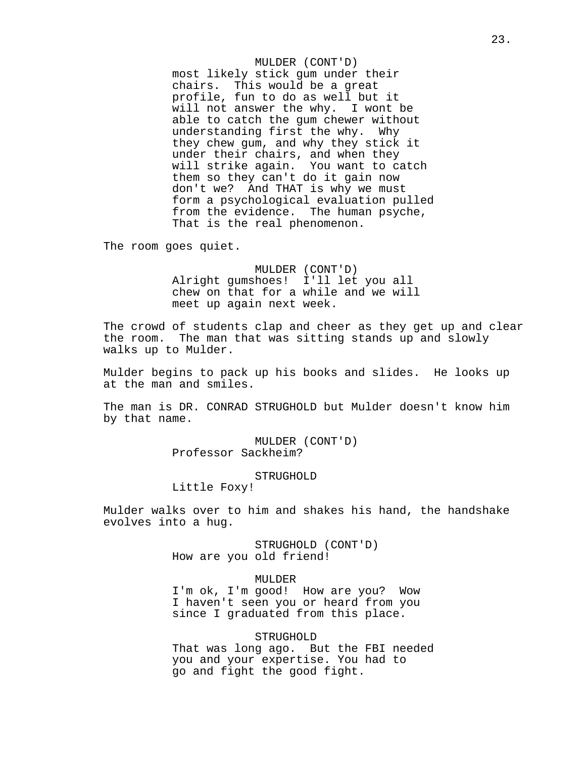MULDER (CONT'D)
most likely stick gum under their chairs. This would be a great profile, fun to do as well but it will not answer the why. I wont be able to catch the gum chewer without understanding first the why. Why they chew gum, and why they stick it under their chairs, and when they will strike again. You want to catch them so they can't do it gain now don't we? And THAT is why we must form a psychological evaluation pulled from the evidence. The human psyche, That is the real phenomenon.

The room goes quiet.

MULDER (CONT'D)
Alright gumshoes! I'll let you all chew on that for a while and we will meet up again next week.

The crowd of students clap and cheer as they get up and clear the room. The man that was sitting stands up and slowly walks up to Mulder.

Mulder begins to pack up his books and slides. He looks up at the man and smiles.

The man is DR. CONRAD STRUGHOLD but Mulder doesn't know him by that name.

MULDER (CONT'D)
Professor Sackheim?

STRUGHOLD
Little Foxy!

Mulder walks over to him and shakes his hand, the handshake evolves into a hug.

STRUGHOLD (CONT'D)
How are you old friend!

MULDER
I'm ok, I'm good! How are you? Wow I haven't seen you or heard from you since I graduated from this place.

STRUGHOLD
That was long ago. But the FBI needed you and your expertise. You had to go and fight the good fight.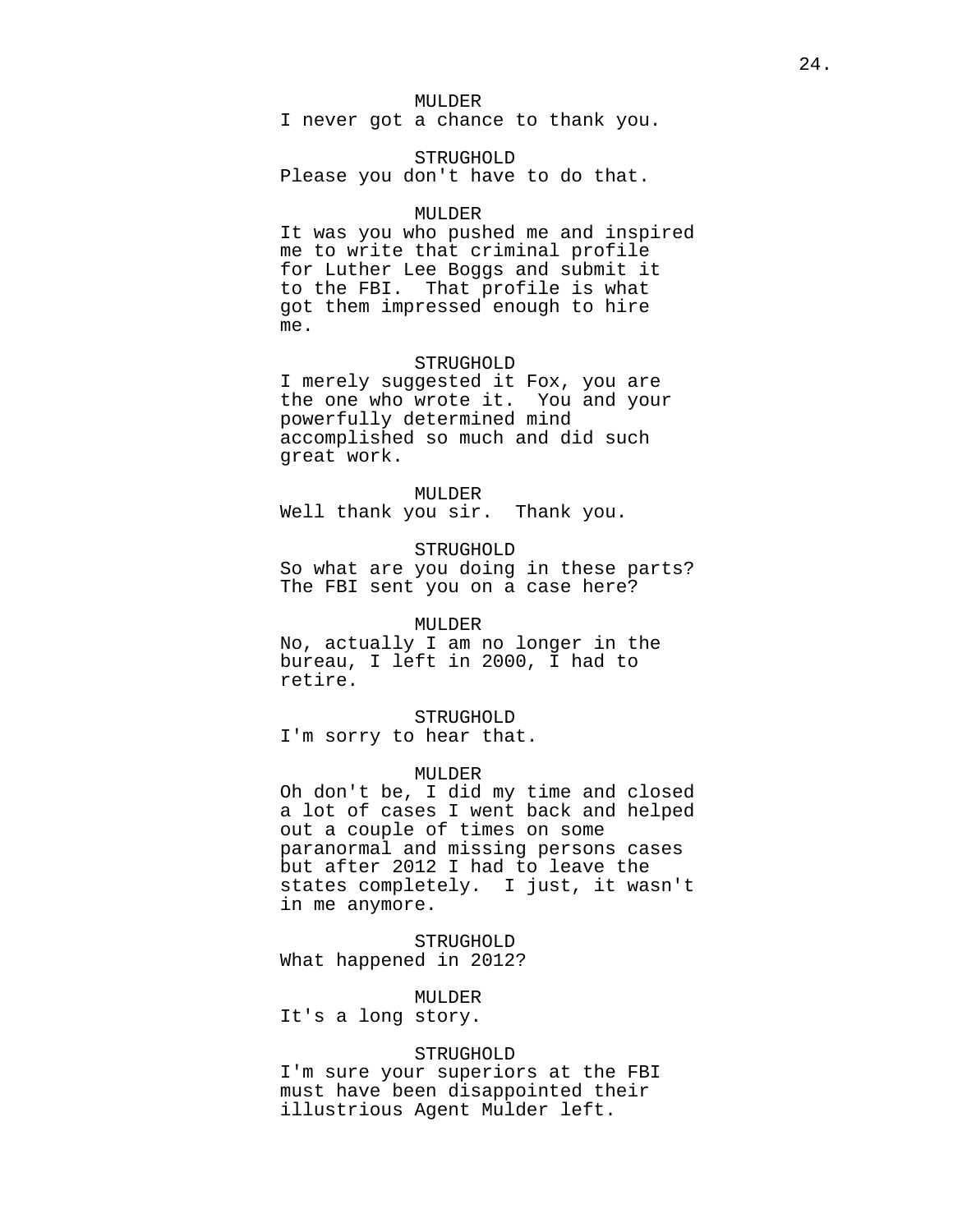MULDER
I never got a chance to thank you.

STRUGHOLD
Please you don't have to do that.

MULDER
It was you who pushed me and inspired me to write that criminal profile for Luther Lee Boggs and submit it to the FBI. That profile is what got them impressed enough to hire me.

STRUGHOLD
I merely suggested it Fox, you are the one who wrote it. You and your powerfully determined mind accomplished so much and did such great work.

MULDER
Well thank you sir. Thank you.

STRUGHOLD
So what are you doing in these parts? The FBI sent you on a case here?

MULDER
No, actually I am no longer in the bureau, I left in 2000, I had to retire.

STRUGHOLD
I'm sorry to hear that.

MULDER
Oh don't be, I did my time and closed a lot of cases I went back and helped out a couple of times on some paranormal and missing persons cases but after 2012 I had to leave the states completely. I just, it wasn't in me anymore.

STRUGHOLD
What happened in 2012?

MULDER
It's a long story.

STRUGHOLD
I'm sure your superiors at the FBI must have been disappointed their illustrious Agent Mulder left.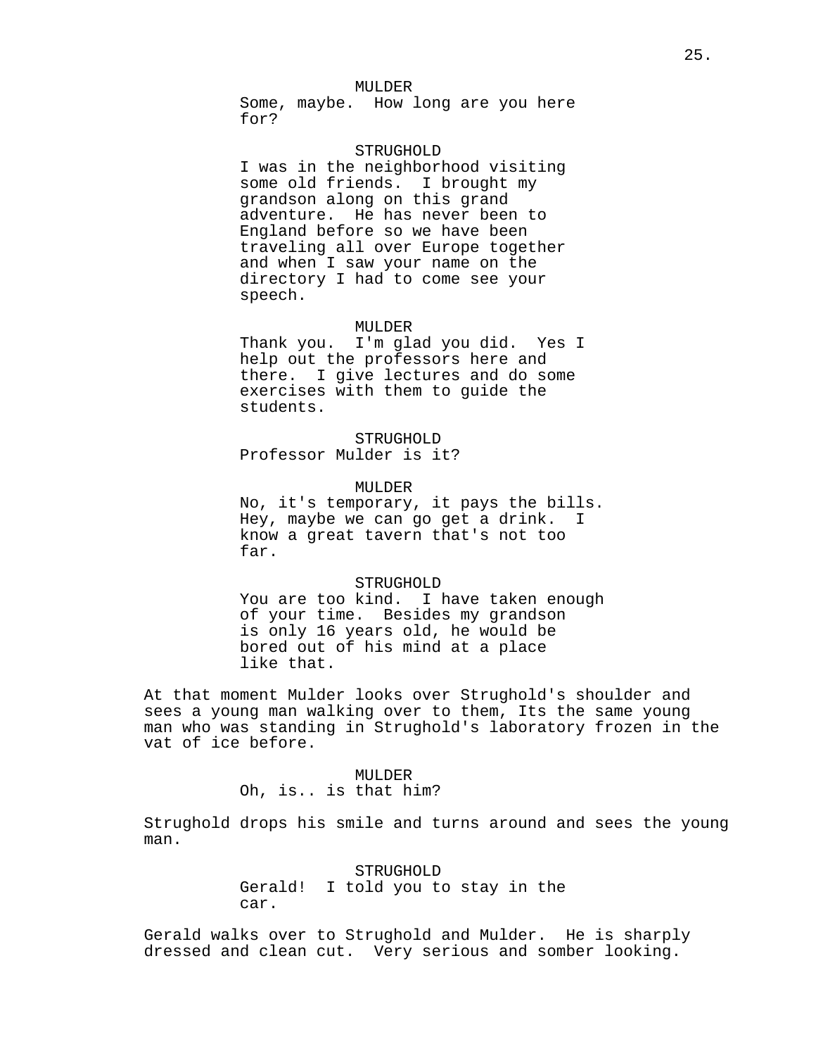MULDER
Some, maybe.  How long are you here for?

STRUGHOLD
I was in the neighborhood visiting some old friends.  I brought my grandson along on this grand adventure.  He has never been to England before so we have been traveling all over Europe together and when I saw your name on the directory I had to come see your speech.

MULDER
Thank you.  I'm glad you did.  Yes I help out the professors here and there.  I give lectures and do some exercises with them to guide the students.

STRUGHOLD
Professor Mulder is it?

MULDER
No, it's temporary, it pays the bills.  Hey, maybe we can go get a drink.  I know a great tavern that's not too far.

STRUGHOLD
You are too kind.  I have taken enough of your time.  Besides my grandson is only 16 years old, he would be bored out of his mind at a place like that.

At that moment Mulder looks over Strughold's shoulder and sees a young man walking over to them, Its the same young man who was standing in Strughold's laboratory frozen in the vat of ice before.

MULDER
Oh, is.. is that him?

Strughold drops his smile and turns around and sees the young man.

STRUGHOLD
Gerald!  I told you to stay in the car.

Gerald walks over to Strughold and Mulder.  He is sharply dressed and clean cut.  Very serious and somber looking.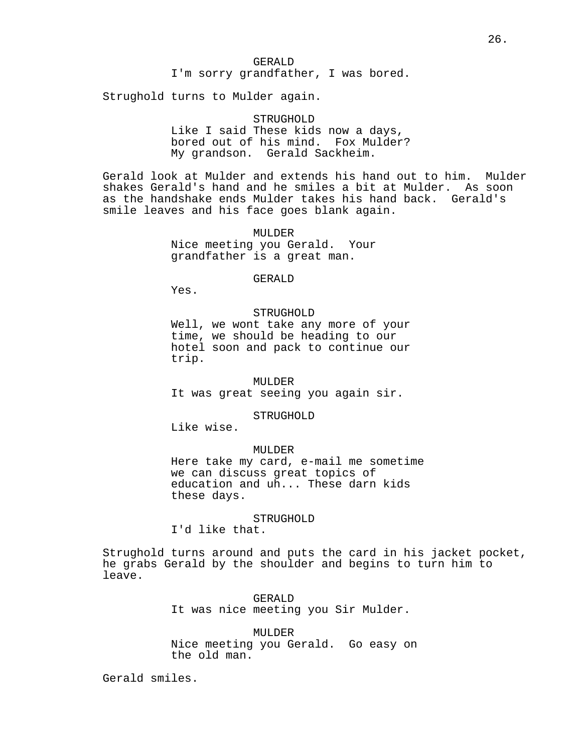GERALD
I'm sorry grandfather, I was bored.

Strughold turns to Mulder again.

STRUGHOLD
Like I said These kids now a days, bored out of his mind. Fox Mulder? My grandson. Gerald Sackheim.

Gerald look at Mulder and extends his hand out to him. Mulder shakes Gerald's hand and he smiles a bit at Mulder. As soon as the handshake ends Mulder takes his hand back. Gerald's smile leaves and his face goes blank again.

MULDER
Nice meeting you Gerald. Your grandfather is a great man.

GERALD
Yes.

STRUGHOLD
Well, we wont take any more of your time, we should be heading to our hotel soon and pack to continue our trip.

MULDER
It was great seeing you again sir.

STRUGHOLD
Like wise.

MULDER
Here take my card, e-mail me sometime we can discuss great topics of education and uh... These darn kids these days.

STRUGHOLD
I'd like that.

Strughold turns around and puts the card in his jacket pocket, he grabs Gerald by the shoulder and begins to turn him to leave.

GERALD
It was nice meeting you Sir Mulder.

MULDER
Nice meeting you Gerald. Go easy on the old man.

Gerald smiles.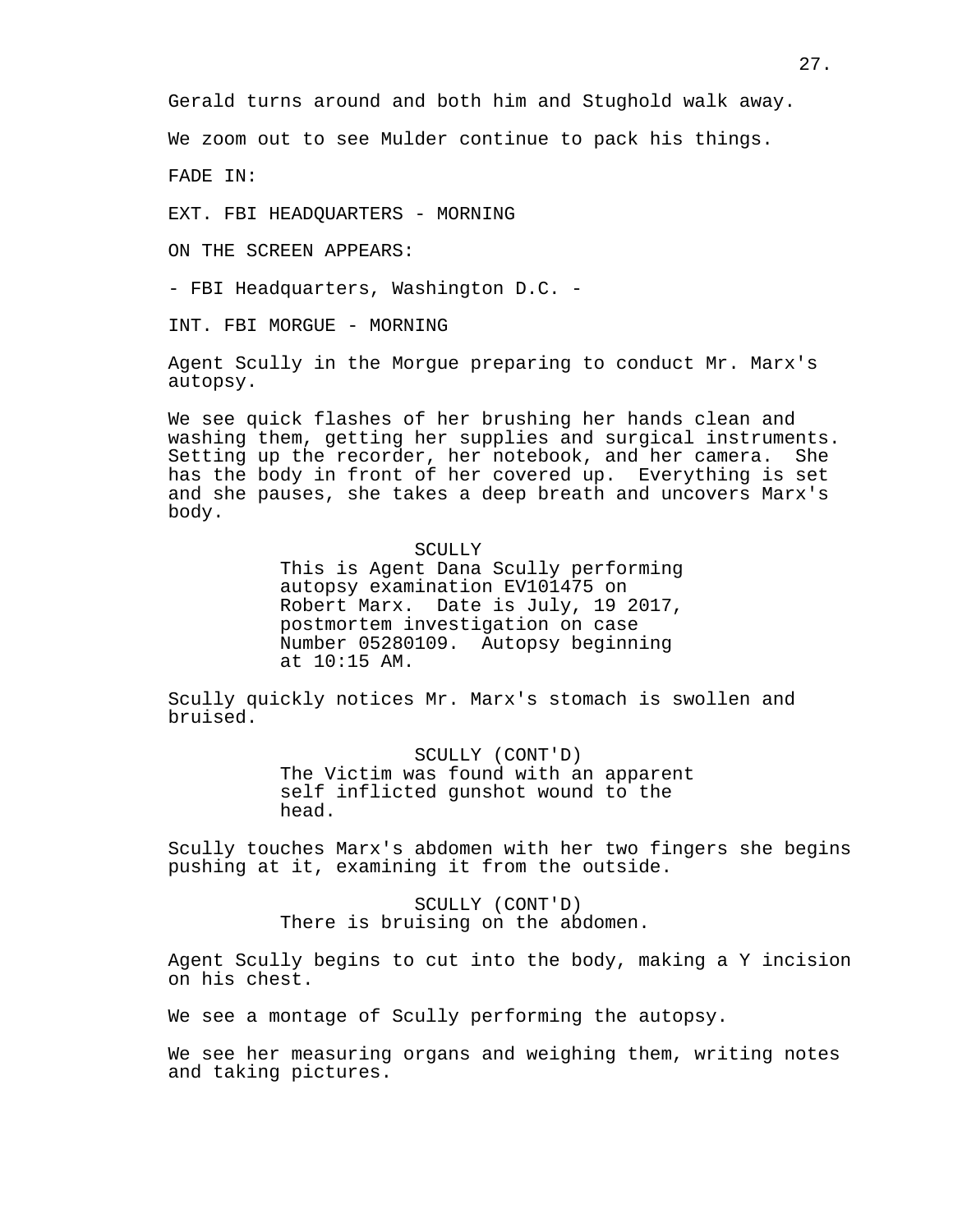Gerald turns around and both him and Stughold walk away.

We zoom out to see Mulder continue to pack his things.

FADE IN:

EXT. FBI HEADQUARTERS - MORNING

ON THE SCREEN APPEARS:

- FBI Headquarters, Washington D.C. -

INT. FBI MORGUE - MORNING

Agent Scully in the Morgue preparing to conduct Mr. Marx's autopsy.

We see quick flashes of her brushing her hands clean and washing them, getting her supplies and surgical instruments. Setting up the recorder, her notebook, and her camera. She has the body in front of her covered up. Everything is set and she pauses, she takes a deep breath and uncovers Marx's body.

SCULLY
This is Agent Dana Scully performing autopsy examination EV101475 on Robert Marx. Date is July, 19 2017, postmortem investigation on case Number 05280109. Autopsy beginning at 10:15 AM.

Scully quickly notices Mr. Marx's stomach is swollen and bruised.

SCULLY (CONT'D)
The Victim was found with an apparent self inflicted gunshot wound to the head.

Scully touches Marx's abdomen with her two fingers she begins pushing at it, examining it from the outside.

SCULLY (CONT'D)
There is bruising on the abdomen.

Agent Scully begins to cut into the body, making a Y incision on his chest.

We see a montage of Scully performing the autopsy.

We see her measuring organs and weighing them, writing notes and taking pictures.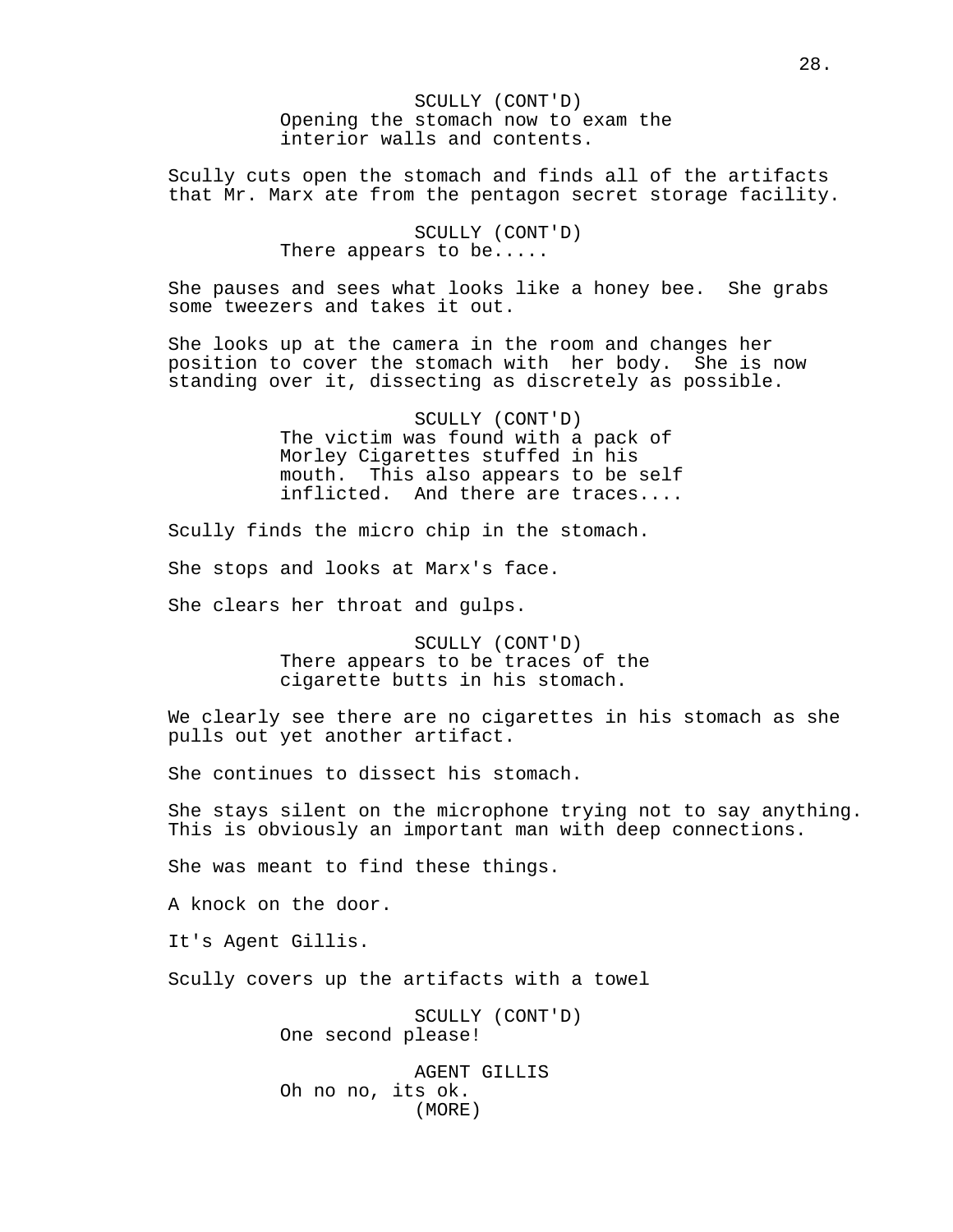SCULLY (CONT'D)
Opening the stomach now to exam the interior walls and contents.

Scully cuts open the stomach and finds all of the artifacts that Mr. Marx ate from the pentagon secret storage facility.

SCULLY (CONT'D)
There appears to be.....

She pauses and sees what looks like a honey bee.  She grabs some tweezers and takes it out.

She looks up at the camera in the room and changes her position to cover the stomach with  her body.  She is now standing over it, dissecting as discretely as possible.

SCULLY (CONT'D)
The victim was found with a pack of Morley Cigarettes stuffed in his mouth.  This also appears to be self inflicted.  And there are traces....

Scully finds the micro chip in the stomach.

She stops and looks at Marx's face.

She clears her throat and gulps.

SCULLY (CONT'D)
There appears to be traces of the cigarette butts in his stomach.

We clearly see there are no cigarettes in his stomach as she pulls out yet another artifact.

She continues to dissect his stomach.

She stays silent on the microphone trying not to say anything. This is obviously an important man with deep connections.

She was meant to find these things.

A knock on the door.

It's Agent Gillis.

Scully covers up the artifacts with a towel

SCULLY (CONT'D)
One second please!

AGENT GILLIS
Oh no no, its ok.
(MORE)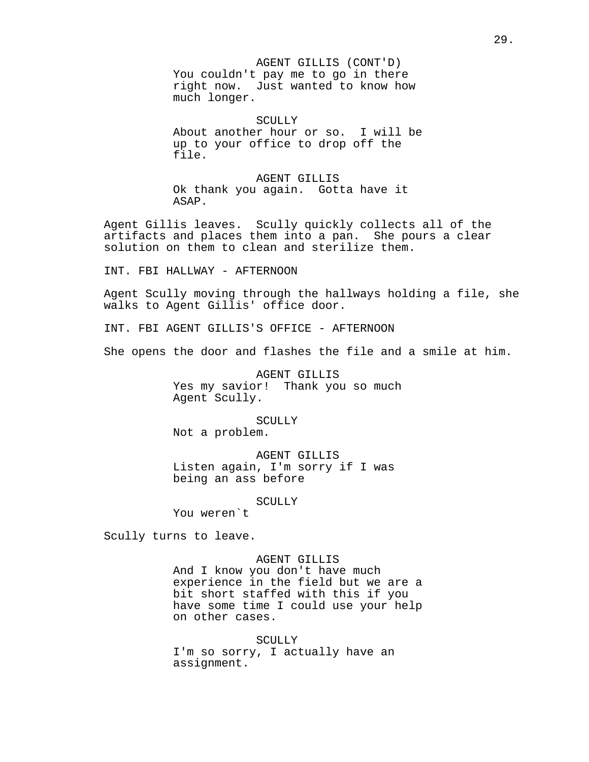AGENT GILLIS (CONT'D)
You couldn't pay me to go in there right now. Just wanted to know how much longer.

SCULLY
About another hour or so. I will be up to your office to drop off the file.

AGENT GILLIS
Ok thank you again. Gotta have it ASAP.

Agent Gillis leaves. Scully quickly collects all of the artifacts and places them into a pan. She pours a clear solution on them to clean and sterilize them.

INT. FBI HALLWAY - AFTERNOON

Agent Scully moving through the hallways holding a file, she walks to Agent Gillis' office door.

INT. FBI AGENT GILLIS'S OFFICE - AFTERNOON

She opens the door and flashes the file and a smile at him.

AGENT GILLIS
Yes my savior! Thank you so much Agent Scully.

SCULLY
Not a problem.

AGENT GILLIS
Listen again, I'm sorry if I was being an ass before

SCULLY
You weren`t

Scully turns to leave.

AGENT GILLIS
And I know you don't have much experience in the field but we are a bit short staffed with this if you have some time I could use your help on other cases.

SCULLY
I'm so sorry, I actually have an assignment.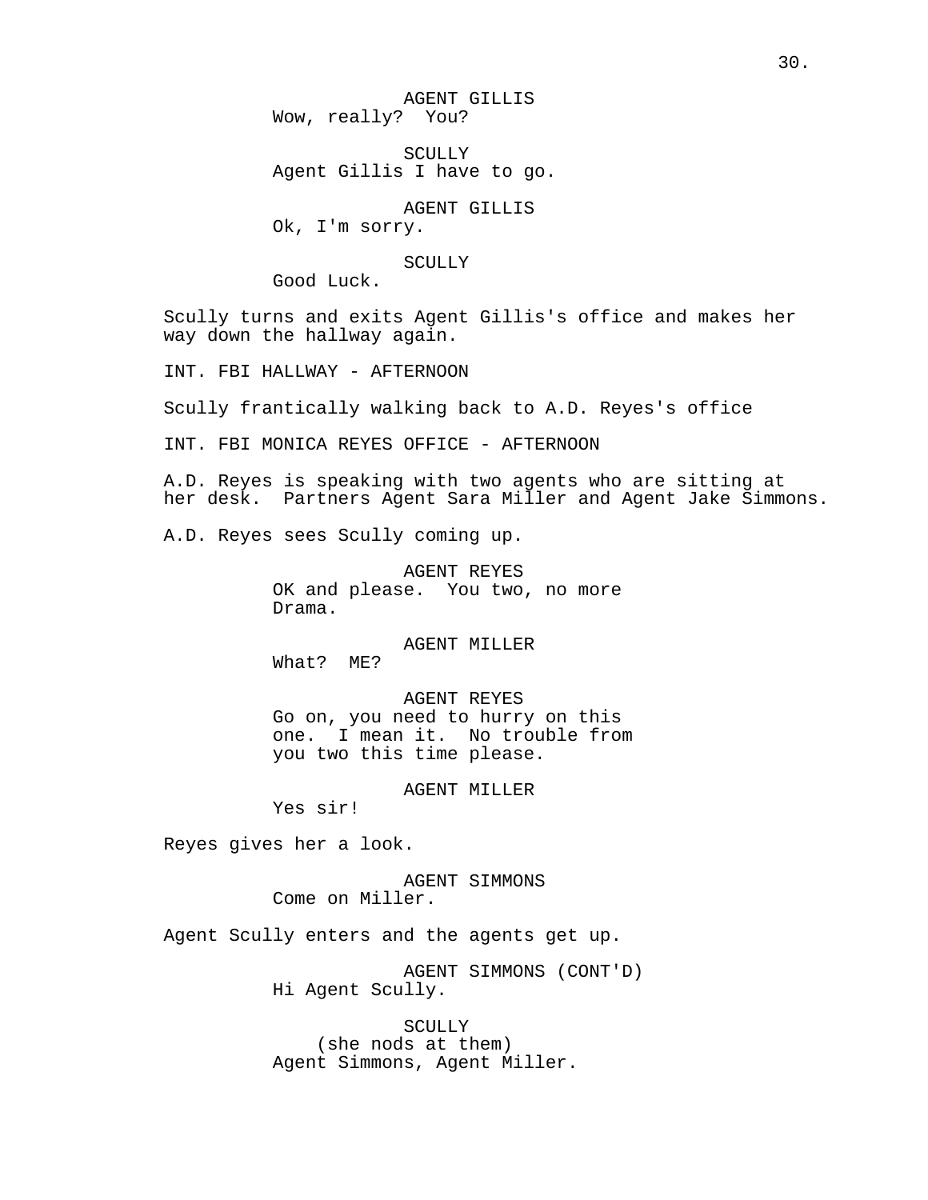AGENT GILLIS
Wow, really? You?

SCULLY
Agent Gillis I have to go.

AGENT GILLIS
Ok, I'm sorry.

SCULLY
Good Luck.

Scully turns and exits Agent Gillis's office and makes her way down the hallway again.

INT. FBI HALLWAY - AFTERNOON

Scully frantically walking back to A.D. Reyes's office

INT. FBI MONICA REYES OFFICE - AFTERNOON

A.D. Reyes is speaking with two agents who are sitting at her desk. Partners Agent Sara Miller and Agent Jake Simmons.

A.D. Reyes sees Scully coming up.

AGENT REYES
OK and please. You two, no more Drama.

AGENT MILLER
What? ME?

AGENT REYES
Go on, you need to hurry on this one. I mean it. No trouble from you two this time please.

AGENT MILLER
Yes sir!

Reyes gives her a look.

AGENT SIMMONS
Come on Miller.

Agent Scully enters and the agents get up.

AGENT SIMMONS (CONT'D)
Hi Agent Scully.

SCULLY
(she nods at them)
Agent Simmons, Agent Miller.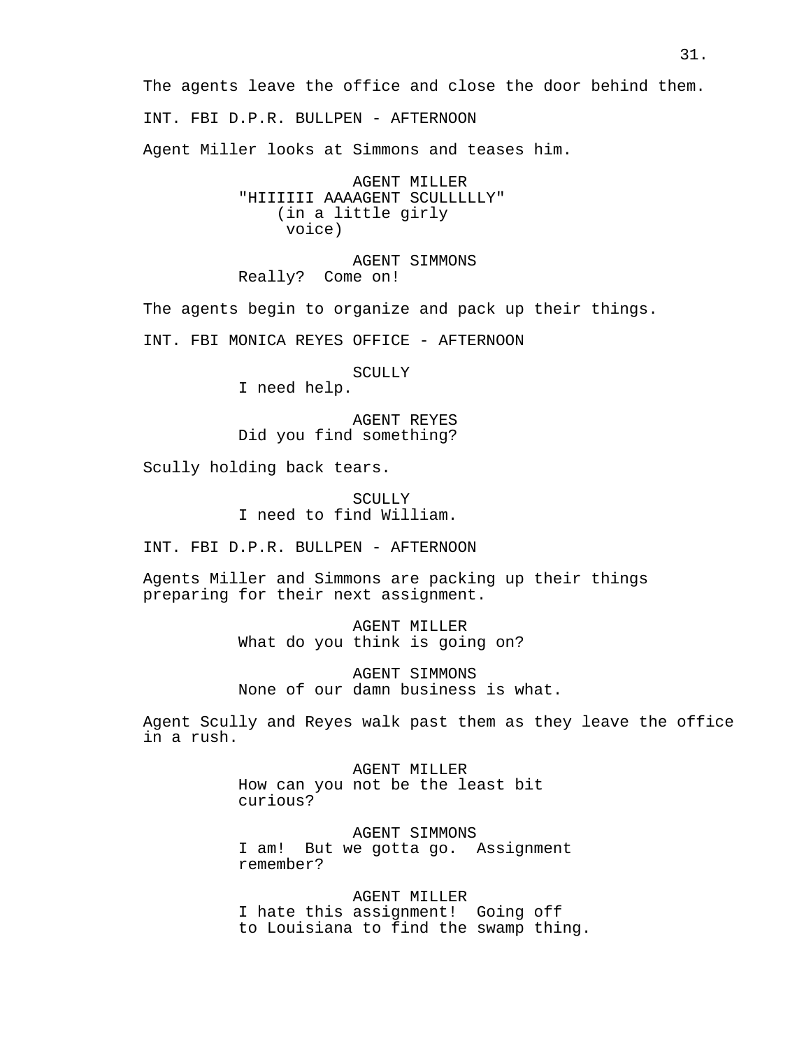The agents leave the office and close the door behind them.

INT. FBI D.P.R. BULLPEN - AFTERNOON

Agent Miller looks at Simmons and teases him.

AGENT MILLER
"HIIIIII AAAAGENT SCULLLLLY"
(in a little girly voice)

AGENT SIMMONS
Really? Come on!

The agents begin to organize and pack up their things.

INT. FBI MONICA REYES OFFICE - AFTERNOON

SCULLY
I need help.

AGENT REYES
Did you find something?

Scully holding back tears.

SCULLY
I need to find William.

INT. FBI D.P.R. BULLPEN - AFTERNOON

Agents Miller and Simmons are packing up their things preparing for their next assignment.

AGENT MILLER
What do you think is going on?

AGENT SIMMONS
None of our damn business is what.

Agent Scully and Reyes walk past them as they leave the office in a rush.

AGENT MILLER
How can you not be the least bit curious?

AGENT SIMMONS
I am! But we gotta go. Assignment remember?

AGENT MILLER
I hate this assignment! Going off to Louisiana to find the swamp thing.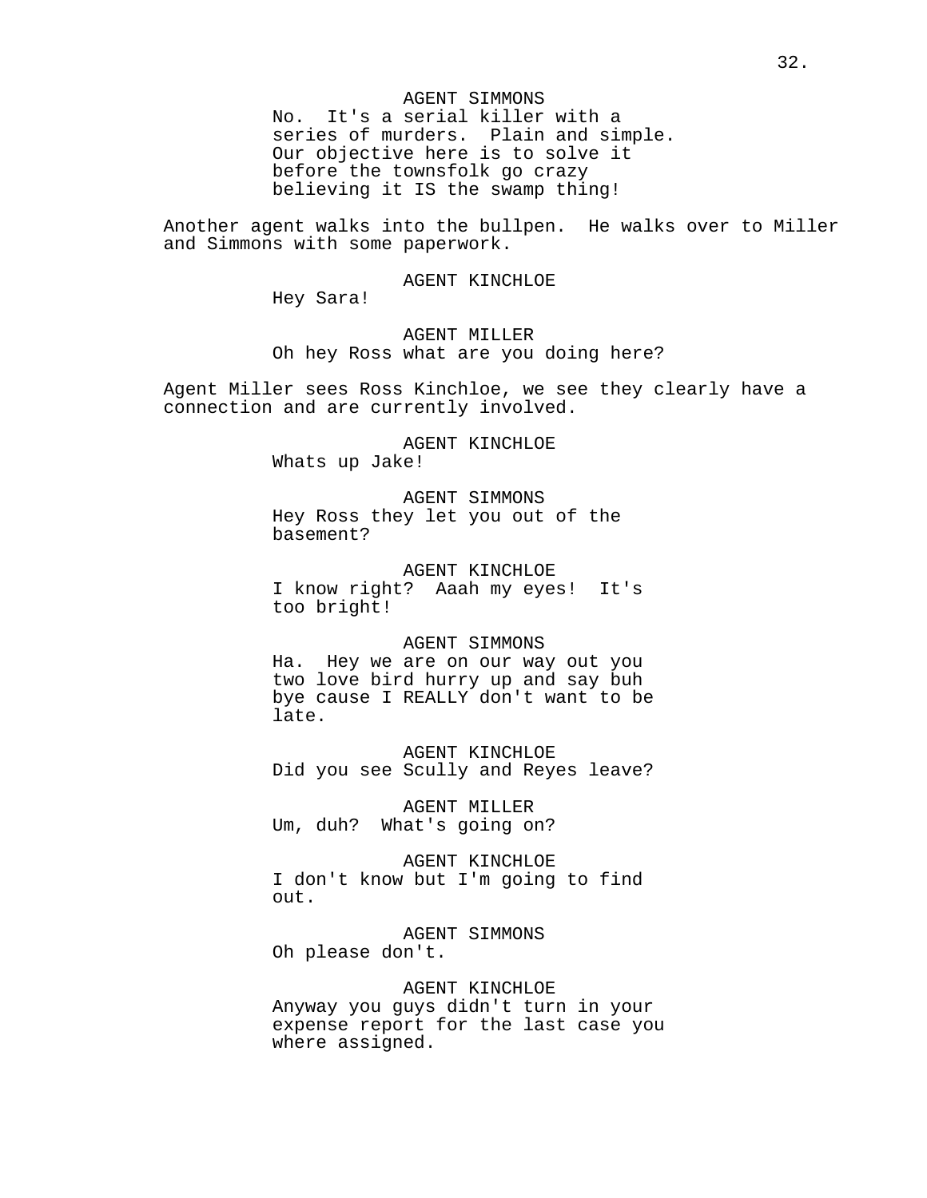AGENT SIMMONS
No.  It's a serial killer with a series of murders.  Plain and simple.  Our objective here is to solve it before the townsfolk go crazy believing it IS the swamp thing!

Another agent walks into the bullpen.  He walks over to Miller and Simmons with some paperwork.

AGENT KINCHLOE
Hey Sara!

AGENT MILLER
Oh hey Ross what are you doing here?

Agent Miller sees Ross Kinchloe, we see they clearly have a connection and are currently involved.

AGENT KINCHLOE
Whats up Jake!

AGENT SIMMONS
Hey Ross they let you out of the basement?

AGENT KINCHLOE
I know right?  Aaah my eyes!  It's too bright!

AGENT SIMMONS
Ha.  Hey we are on our way out you two love bird hurry up and say buh bye cause I REALLY don't want to be late.

AGENT KINCHLOE
Did you see Scully and Reyes leave?

AGENT MILLER
Um, duh?  What's going on?

AGENT KINCHLOE
I don't know but I'm going to find out.

AGENT SIMMONS
Oh please don't.

AGENT KINCHLOE
Anyway you guys didn't turn in your expense report for the last case you where assigned.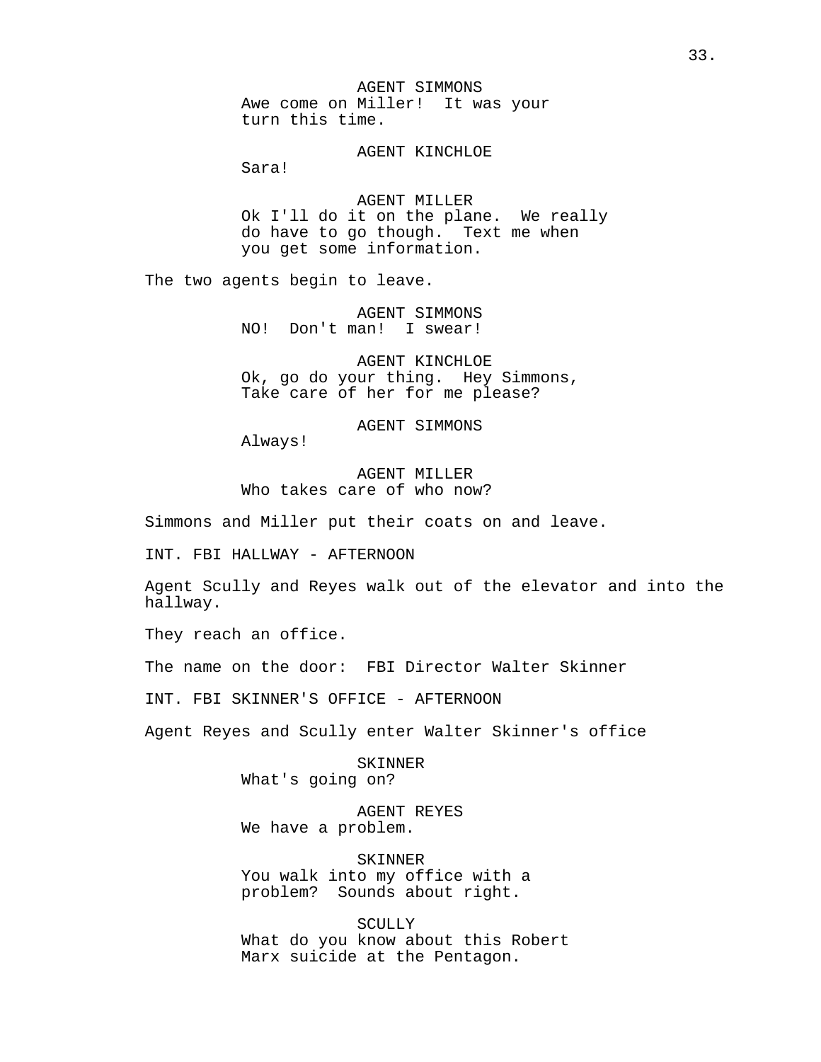AGENT SIMMONS
Awe come on Miller!  It was your turn this time.

AGENT KINCHLOE
Sara!

AGENT MILLER
Ok I'll do it on the plane.  We really do have to go though.  Text me when you get some information.

The two agents begin to leave.

AGENT SIMMONS
NO!  Don't man!  I swear!

AGENT KINCHLOE
Ok, go do your thing.  Hey Simmons, Take care of her for me please?

AGENT SIMMONS
Always!

AGENT MILLER
Who takes care of who now?

Simmons and Miller put their coats on and leave.

INT. FBI HALLWAY - AFTERNOON

Agent Scully and Reyes walk out of the elevator and into the hallway.

They reach an office.

The name on the door:  FBI Director Walter Skinner

INT. FBI SKINNER'S OFFICE - AFTERNOON

Agent Reyes and Scully enter Walter Skinner's office

SKINNER
What's going on?

AGENT REYES
We have a problem.

SKINNER
You walk into my office with a problem?  Sounds about right.

SCULLY
What do you know about this Robert Marx suicide at the Pentagon.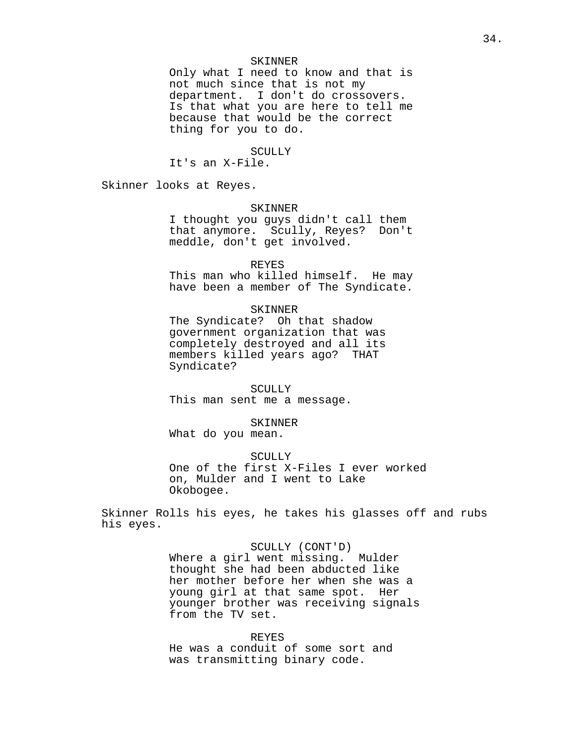SKINNER
Only what I need to know and that is not much since that is not my department. I don't do crossovers. Is that what you are here to tell me because that would be the correct thing for you to do.

SCULLY
It's an X-File.

Skinner looks at Reyes.

SKINNER
I thought you guys didn't call them that anymore. Scully, Reyes? Don't meddle, don't get involved.

REYES
This man who killed himself. He may have been a member of The Syndicate.

SKINNER
The Syndicate? Oh that shadow government organization that was completely destroyed and all its members killed years ago? THAT Syndicate?

SCULLY
This man sent me a message.

SKINNER
What do you mean.

SCULLY
One of the first X-Files I ever worked on, Mulder and I went to Lake Okobogee.

Skinner Rolls his eyes, he takes his glasses off and rubs his eyes.

SCULLY (CONT'D)
Where a girl went missing. Mulder thought she had been abducted like her mother before her when she was a young girl at that same spot. Her younger brother was receiving signals from the TV set.

REYES
He was a conduit of some sort and was transmitting binary code.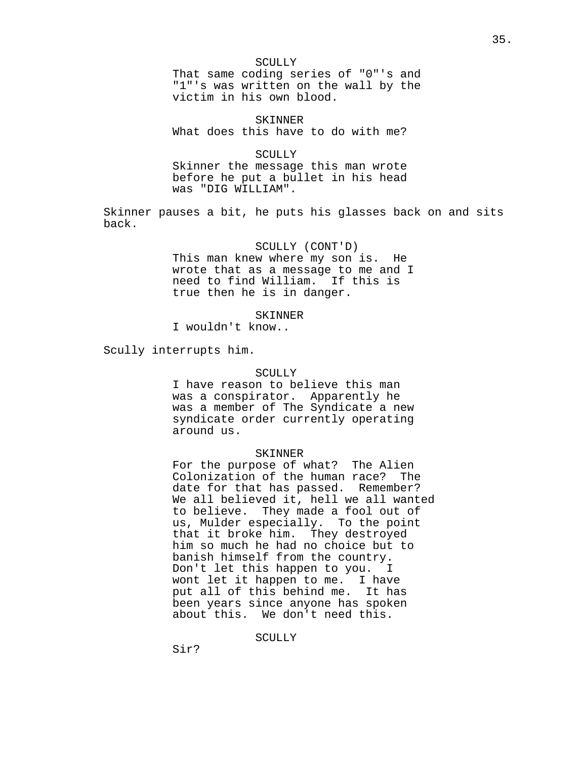SCULLY
That same coding series of "0"'s and "1"'s was written on the wall by the victim in his own blood.

SKINNER
What does this have to do with me?

SCULLY
Skinner the message this man wrote before he put a bullet in his head was "DIG WILLIAM".

Skinner pauses a bit, he puts his glasses back on and sits back.

SCULLY (CONT'D)
This man knew where my son is. He wrote that as a message to me and I need to find William. If this is true then he is in danger.

SKINNER
I wouldn't know..

Scully interrupts him.

SCULLY
I have reason to believe this man was a conspirator. Apparently he was a member of The Syndicate a new syndicate order currently operating around us.

SKINNER
For the purpose of what? The Alien Colonization of the human race? The date for that has passed. Remember? We all believed it, hell we all wanted to believe. They made a fool out of us, Mulder especially. To the point that it broke him. They destroyed him so much he had no choice but to banish himself from the country. Don't let this happen to you. I wont let it happen to me. I have put all of this behind me. It has been years since anyone has spoken about this. We don't need this.

SCULLY
Sir?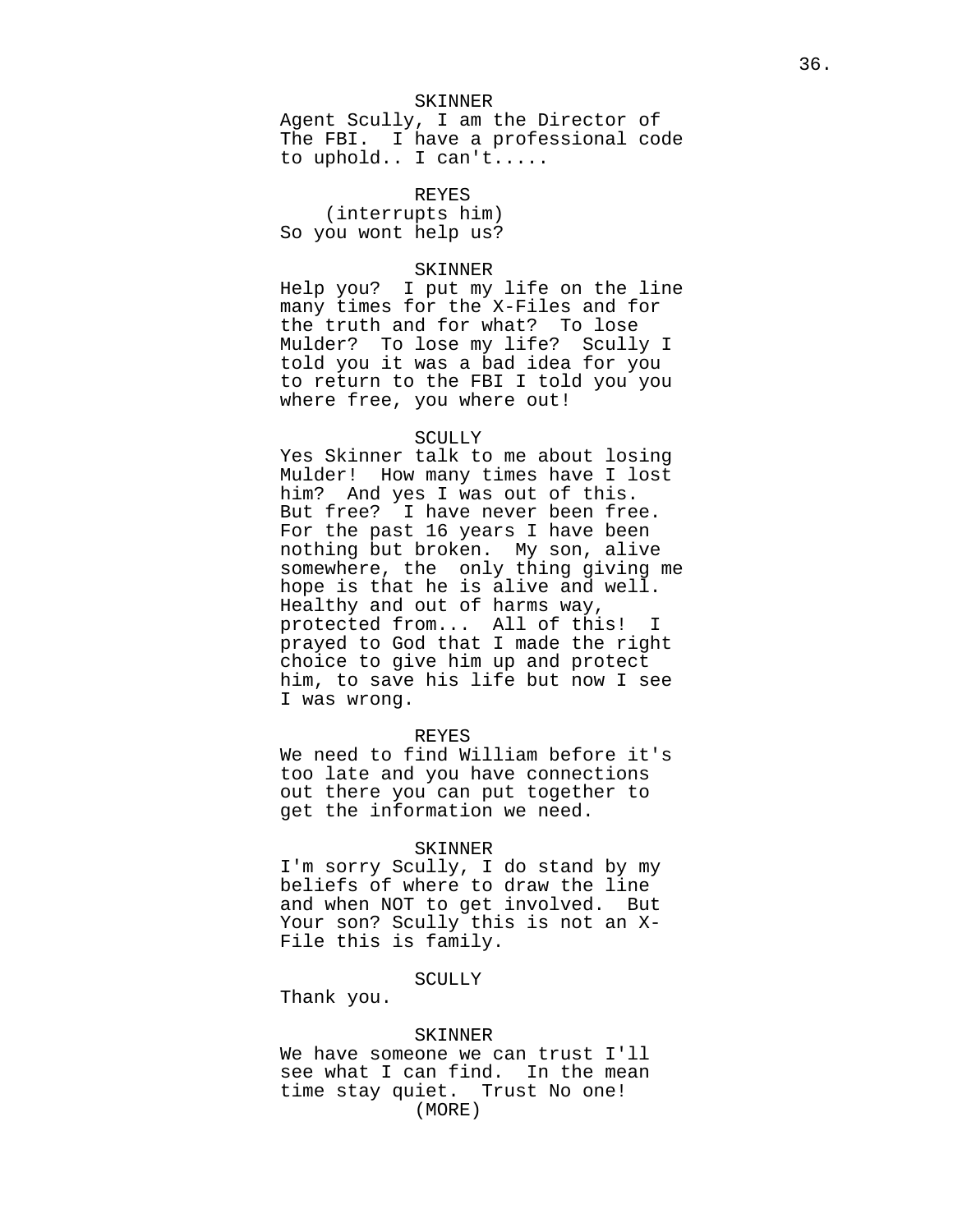SKINNER

Agent Scully, I am the Director of The FBI. I have a professional code to uphold.. I can't.....

REYES

(interrupts him)

So you wont help us?

SKINNER

Help you? I put my life on the line many times for the X-Files and for the truth and for what? To lose Mulder? To lose my life? Scully I told you it was a bad idea for you to return to the FBI I told you you where free, you where out!

SCULLY

Yes Skinner talk to me about losing Mulder! How many times have I lost him? And yes I was out of this. But free? I have never been free. For the past 16 years I have been nothing but broken. My son, alive somewhere, the only thing giving me hope is that he is alive and well. Healthy and out of harms way, protected from... All of this! I prayed to God that I made the right choice to give him up and protect him, to save his life but now I see I was wrong.

REYES

We need to find William before it's too late and you have connections out there you can put together to get the information we need.

SKINNER

I'm sorry Scully, I do stand by my beliefs of where to draw the line and when NOT to get involved. But Your son? Scully this is not an X-File this is family.

SCULLY

Thank you.

SKINNER

We have someone we can trust I'll see what I can find. In the mean time stay quiet. Trust No one!

(MORE)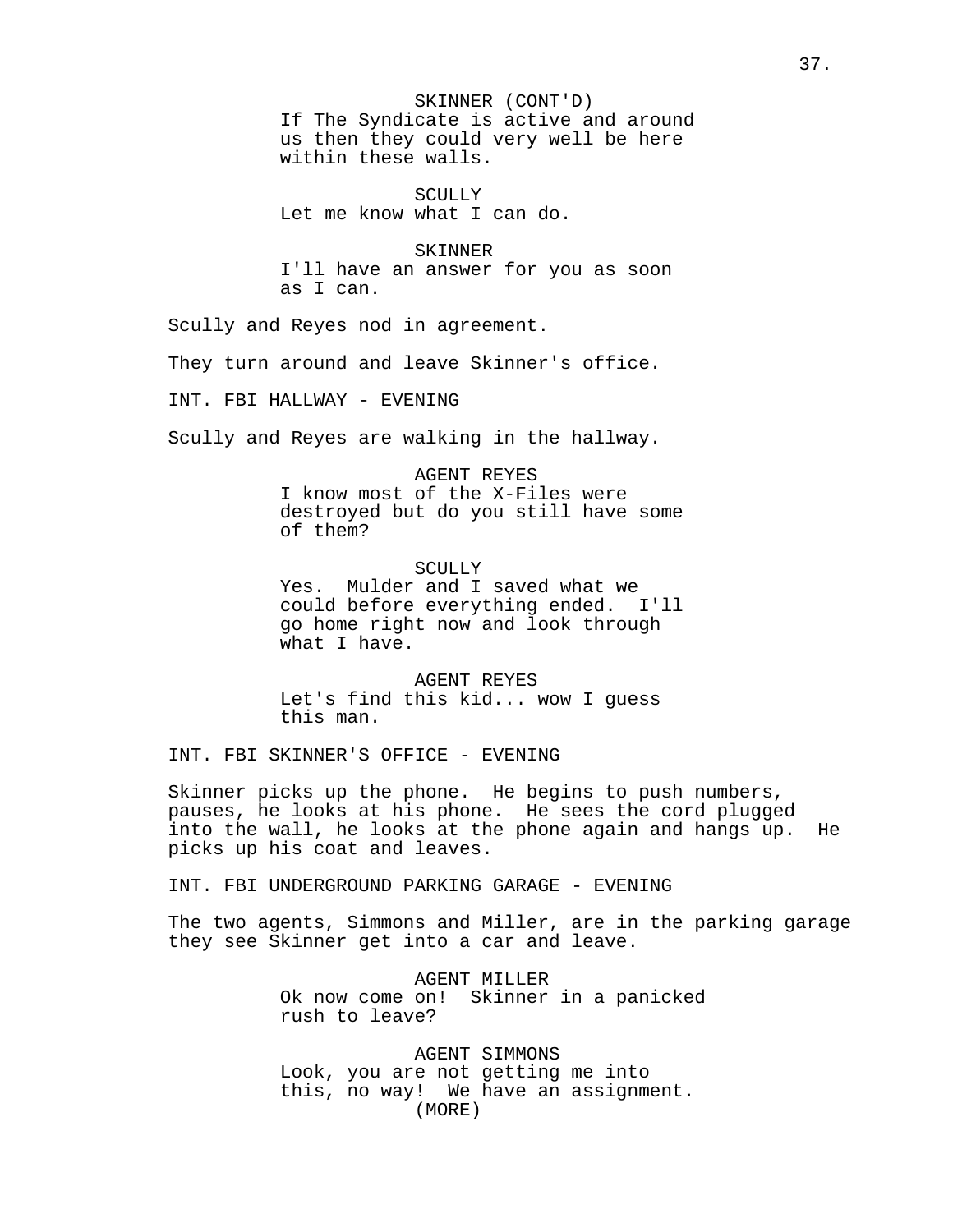SKINNER (CONT'D)
If The Syndicate is active and around us then they could very well be here within these walls.

SCULLY
Let me know what I can do.

SKINNER
I'll have an answer for you as soon as I can.

Scully and Reyes nod in agreement.

They turn around and leave Skinner's office.

INT. FBI HALLWAY - EVENING

Scully and Reyes are walking in the hallway.

AGENT REYES
I know most of the X-Files were destroyed but do you still have some of them?

SCULLY
Yes. Mulder and I saved what we could before everything ended. I'll go home right now and look through what I have.

AGENT REYES
Let's find this kid... wow I guess this man.

INT. FBI SKINNER'S OFFICE - EVENING

Skinner picks up the phone. He begins to push numbers, pauses, he looks at his phone. He sees the cord plugged into the wall, he looks at the phone again and hangs up. He picks up his coat and leaves.

INT. FBI UNDERGROUND PARKING GARAGE - EVENING

The two agents, Simmons and Miller, are in the parking garage they see Skinner get into a car and leave.

AGENT MILLER
Ok now come on! Skinner in a panicked rush to leave?

AGENT SIMMONS
Look, you are not getting me into this, no way! We have an assignment.
(MORE)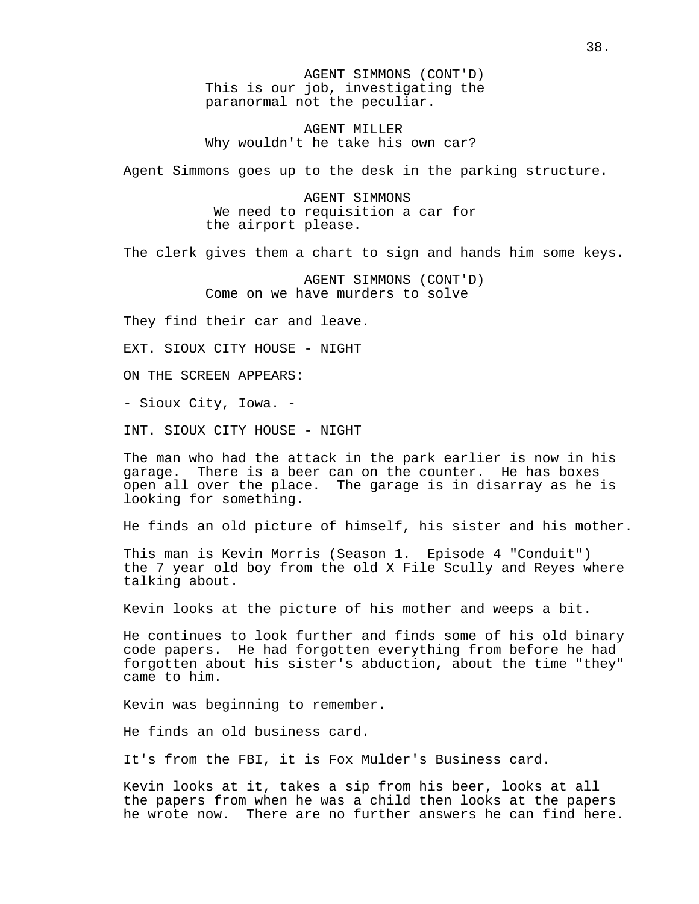AGENT SIMMONS (CONT'D)
This is our job, investigating the paranormal not the peculiar.

AGENT MILLER
Why wouldn't he take his own car?

Agent Simmons goes up to the desk in the parking structure.

AGENT SIMMONS
We need to requisition a car for the airport please.

The clerk gives them a chart to sign and hands him some keys.

AGENT SIMMONS (CONT'D)
Come on we have murders to solve

They find their car and leave.

EXT. SIOUX CITY HOUSE - NIGHT

ON THE SCREEN APPEARS:

- Sioux City, Iowa. -

INT. SIOUX CITY HOUSE - NIGHT

The man who had the attack in the park earlier is now in his garage. There is a beer can on the counter. He has boxes open all over the place. The garage is in disarray as he is looking for something.

He finds an old picture of himself, his sister and his mother.

This man is Kevin Morris (Season 1. Episode 4 "Conduit") the 7 year old boy from the old X File Scully and Reyes where talking about.

Kevin looks at the picture of his mother and weeps a bit.

He continues to look further and finds some of his old binary code papers. He had forgotten everything from before he had forgotten about his sister's abduction, about the time "they" came to him.

Kevin was beginning to remember.

He finds an old business card.

It's from the FBI, it is Fox Mulder's Business card.

Kevin looks at it, takes a sip from his beer, looks at all the papers from when he was a child then looks at the papers he wrote now. There are no further answers he can find here.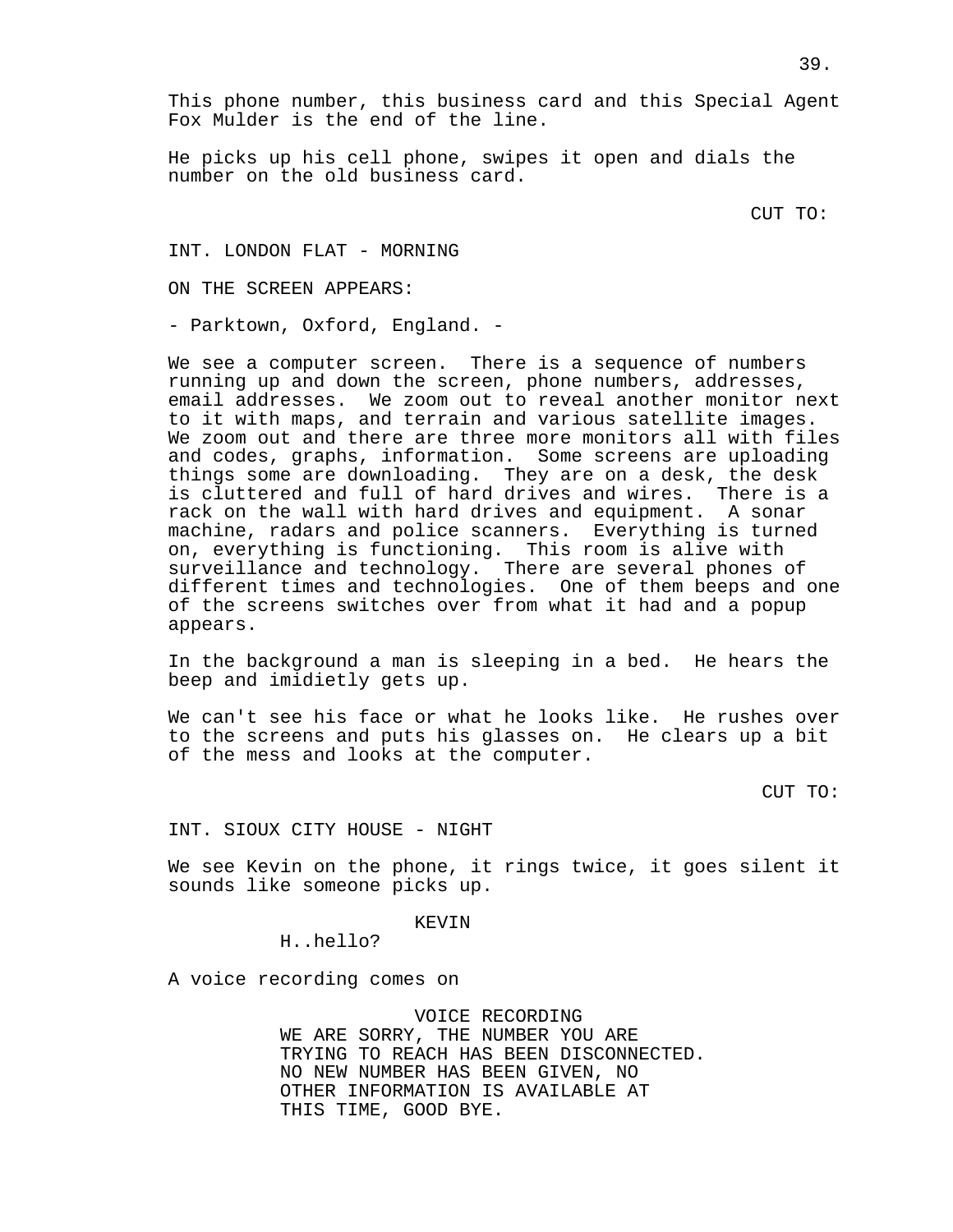This phone number, this business card and this Special Agent Fox Mulder is the end of the line.

He picks up his cell phone, swipes it open and dials the number on the old business card.

CUT TO:

INT. LONDON FLAT - MORNING

ON THE SCREEN APPEARS:

- Parktown, Oxford, England. -

We see a computer screen. There is a sequence of numbers running up and down the screen, phone numbers, addresses, email addresses. We zoom out to reveal another monitor next to it with maps, and terrain and various satellite images. We zoom out and there are three more monitors all with files and codes, graphs, information. Some screens are uploading things some are downloading. They are on a desk, the desk is cluttered and full of hard drives and wires. There is a rack on the wall with hard drives and equipment. A sonar machine, radars and police scanners. Everything is turned on, everything is functioning. This room is alive with surveillance and technology. There are several phones of different times and technologies. One of them beeps and one of the screens switches over from what it had and a popup appears.

In the background a man is sleeping in a bed. He hears the beep and imidietly gets up.

We can't see his face or what he looks like. He rushes over to the screens and puts his glasses on. He clears up a bit of the mess and looks at the computer.

CUT TO:

INT. SIOUX CITY HOUSE - NIGHT

We see Kevin on the phone, it rings twice, it goes silent it sounds like someone picks up.

KEVIN

H..hello?

A voice recording comes on

VOICE RECORDING

WE ARE SORRY, THE NUMBER YOU ARE TRYING TO REACH HAS BEEN DISCONNECTED. NO NEW NUMBER HAS BEEN GIVEN, NO OTHER INFORMATION IS AVAILABLE AT THIS TIME, GOOD BYE.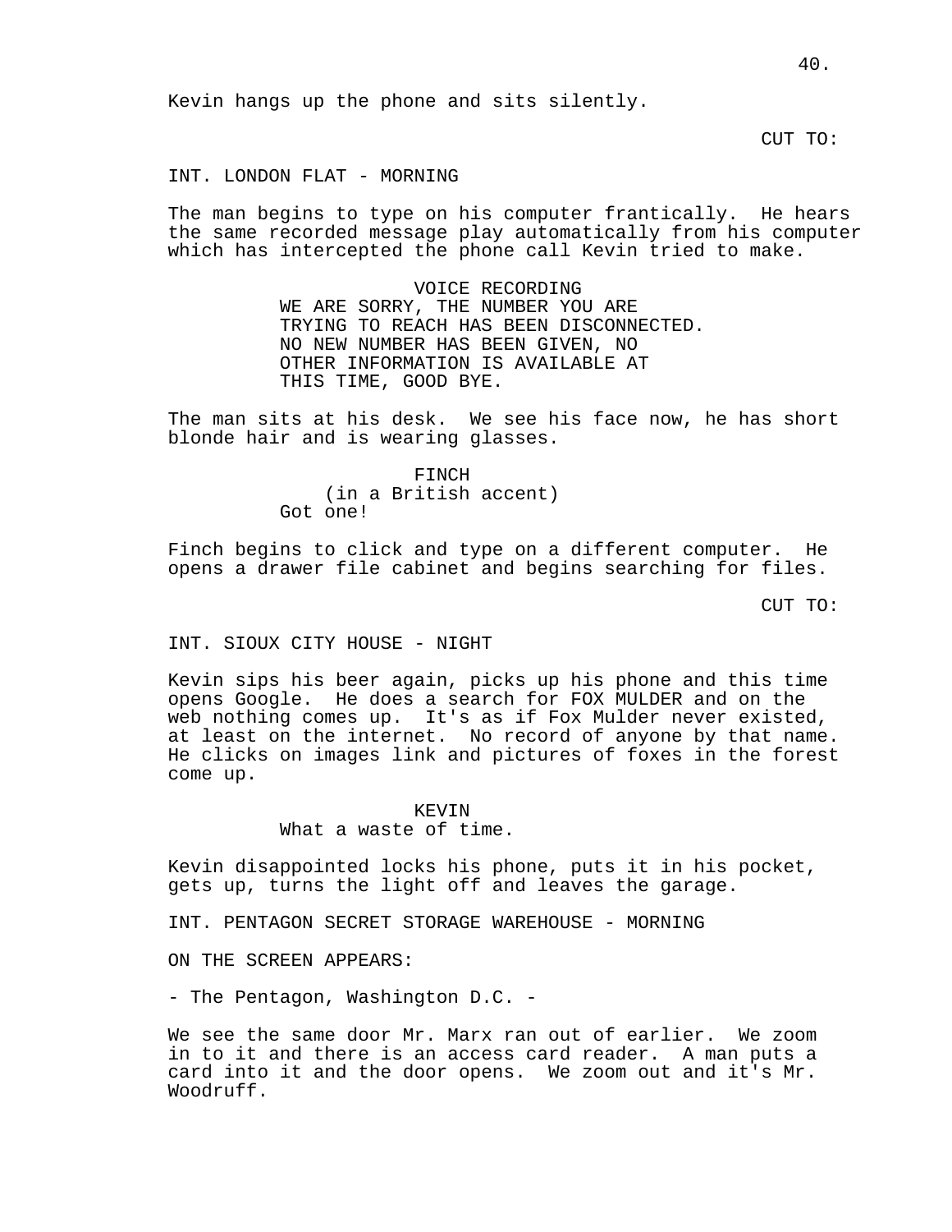Kevin hangs up the phone and sits silently.

CUT TO:

INT. LONDON FLAT - MORNING

The man begins to type on his computer frantically. He hears the same recorded message play automatically from his computer which has intercepted the phone call Kevin tried to make.

VOICE RECORDING
WE ARE SORRY, THE NUMBER YOU ARE TRYING TO REACH HAS BEEN DISCONNECTED. NO NEW NUMBER HAS BEEN GIVEN, NO OTHER INFORMATION IS AVAILABLE AT THIS TIME, GOOD BYE.

The man sits at his desk. We see his face now, he has short blonde hair and is wearing glasses.

FINCH
(in a British accent)
Got one!

Finch begins to click and type on a different computer. He opens a drawer file cabinet and begins searching for files.

CUT TO:

INT. SIOUX CITY HOUSE - NIGHT

Kevin sips his beer again, picks up his phone and this time opens Google. He does a search for FOX MULDER and on the web nothing comes up. It's as if Fox Mulder never existed, at least on the internet. No record of anyone by that name. He clicks on images link and pictures of foxes in the forest come up.

KEVIN
What a waste of time.

Kevin disappointed locks his phone, puts it in his pocket, gets up, turns the light off and leaves the garage.

INT. PENTAGON SECRET STORAGE WAREHOUSE - MORNING

ON THE SCREEN APPEARS:

- The Pentagon, Washington D.C. -

We see the same door Mr. Marx ran out of earlier. We zoom in to it and there is an access card reader. A man puts a card into it and the door opens. We zoom out and it's Mr. Woodruff.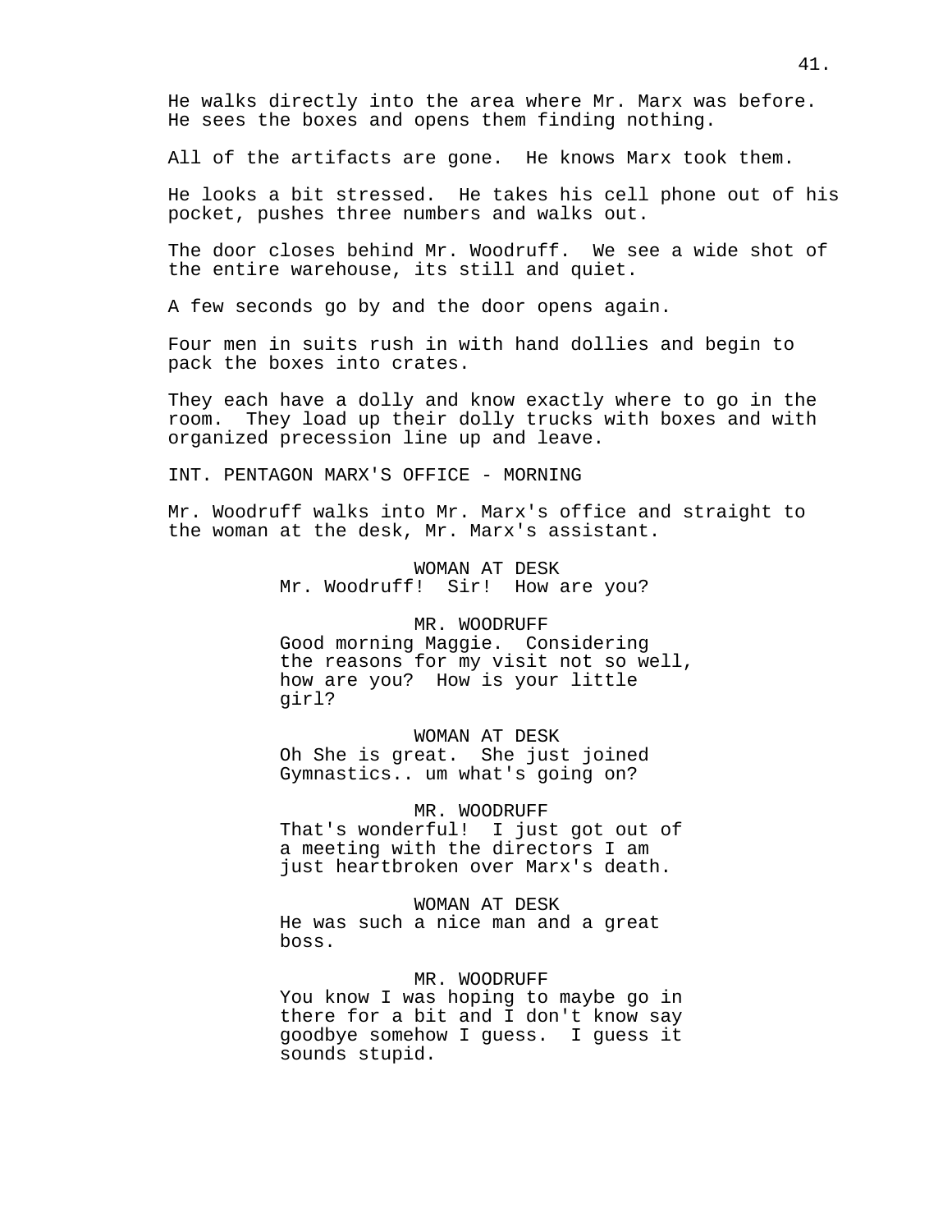He walks directly into the area where Mr. Marx was before. He sees the boxes and opens them finding nothing.

All of the artifacts are gone. He knows Marx took them.

He looks a bit stressed. He takes his cell phone out of his pocket, pushes three numbers and walks out.

The door closes behind Mr. Woodruff. We see a wide shot of the entire warehouse, its still and quiet.

A few seconds go by and the door opens again.

Four men in suits rush in with hand dollies and begin to pack the boxes into crates.

They each have a dolly and know exactly where to go in the room. They load up their dolly trucks with boxes and with organized precession line up and leave.

INT. PENTAGON MARX'S OFFICE - MORNING

Mr. Woodruff walks into Mr. Marx's office and straight to the woman at the desk, Mr. Marx's assistant.

WOMAN AT DESK
Mr. Woodruff! Sir! How are you?

MR. WOODRUFF
Good morning Maggie. Considering the reasons for my visit not so well, how are you? How is your little girl?

WOMAN AT DESK
Oh She is great. She just joined Gymnastics.. um what's going on?

MR. WOODRUFF
That's wonderful! I just got out of a meeting with the directors I am just heartbroken over Marx's death.

WOMAN AT DESK
He was such a nice man and a great boss.

MR. WOODRUFF
You know I was hoping to maybe go in there for a bit and I don't know say goodbye somehow I guess. I guess it sounds stupid.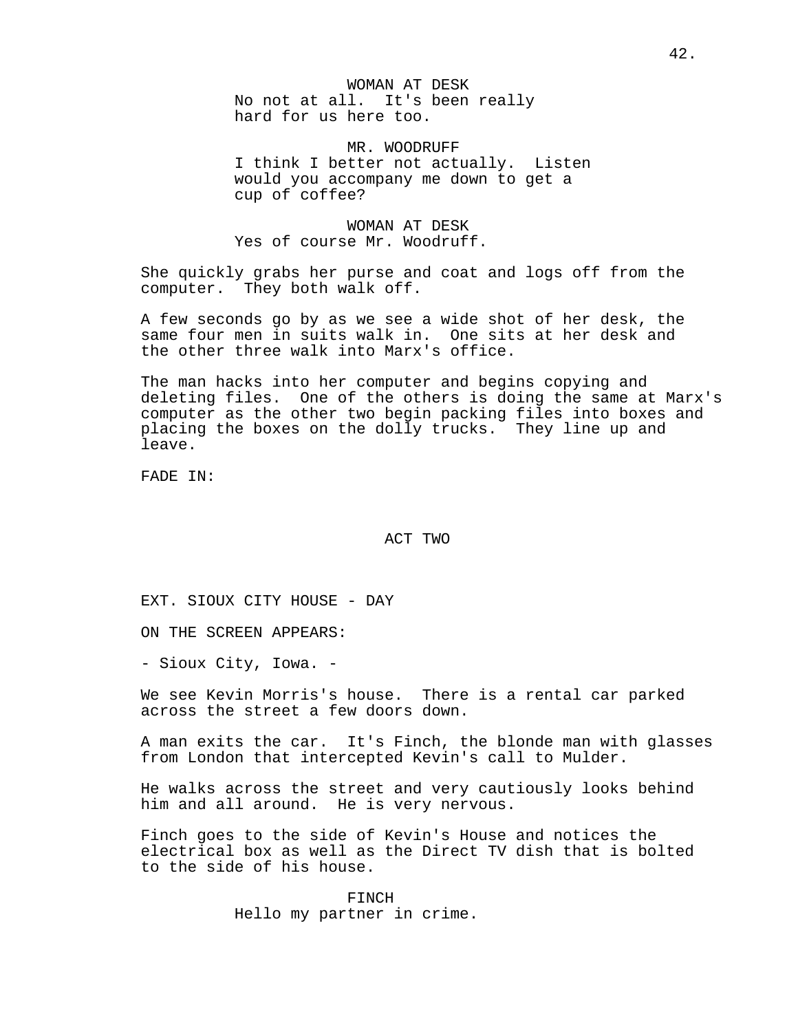WOMAN AT DESK
No not at all. It's been really hard for us here too.

MR. WOODRUFF
I think I better not actually. Listen would you accompany me down to get a cup of coffee?

WOMAN AT DESK
Yes of course Mr. Woodruff.

She quickly grabs her purse and coat and logs off from the computer. They both walk off.

A few seconds go by as we see a wide shot of her desk, the same four men in suits walk in. One sits at her desk and the other three walk into Marx's office.

The man hacks into her computer and begins copying and deleting files. One of the others is doing the same at Marx's computer as the other two begin packing files into boxes and placing the boxes on the dolly trucks. They line up and leave.

FADE IN:

## ACT TWO

EXT. SIOUX CITY HOUSE - DAY

ON THE SCREEN APPEARS:

- Sioux City, Iowa. -

We see Kevin Morris's house. There is a rental car parked across the street a few doors down.

A man exits the car. It's Finch, the blonde man with glasses from London that intercepted Kevin's call to Mulder.

He walks across the street and very cautiously looks behind him and all around. He is very nervous.

Finch goes to the side of Kevin's House and notices the electrical box as well as the Direct TV dish that is bolted to the side of his house.

FINCH
Hello my partner in crime.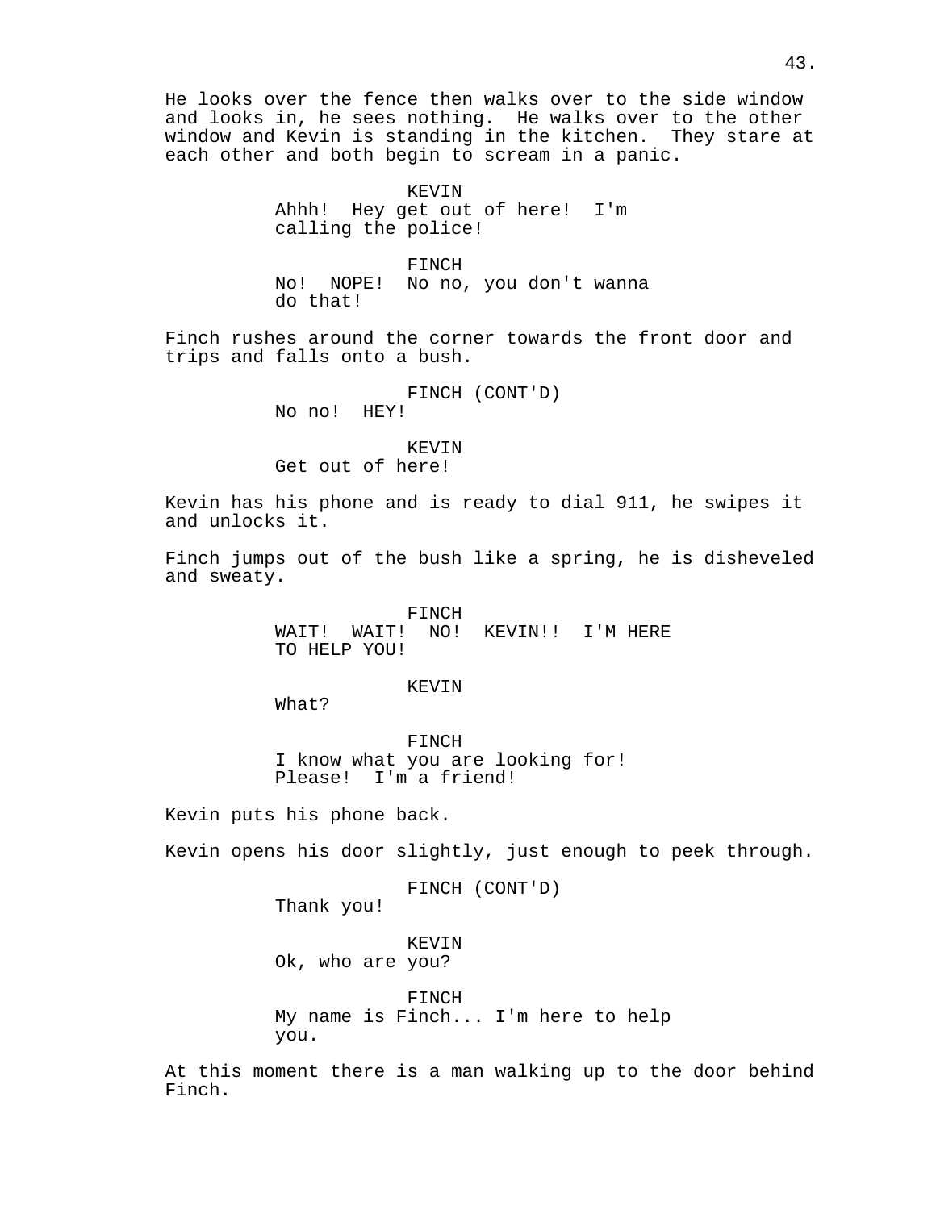He looks over the fence then walks over to the side window and looks in, he sees nothing. He walks over to the other window and Kevin is standing in the kitchen. They stare at each other and both begin to scream in a panic.

KEVIN
Ahhh! Hey get out of here! I'm calling the police!

FINCH
No! NOPE! No no, you don't wanna do that!

Finch rushes around the corner towards the front door and trips and falls onto a bush.

FINCH (CONT'D)
No no! HEY!

KEVIN
Get out of here!

Kevin has his phone and is ready to dial 911, he swipes it and unlocks it.

Finch jumps out of the bush like a spring, he is disheveled and sweaty.

FINCH
WAIT! WAIT! NO! KEVIN!! I'M HERE TO HELP YOU!

KEVIN
What?

FINCH
I know what you are looking for! Please! I'm a friend!

Kevin puts his phone back.

Kevin opens his door slightly, just enough to peek through.

FINCH (CONT'D)
Thank you!

KEVIN
Ok, who are you?

FINCH
My name is Finch... I'm here to help you.

At this moment there is a man walking up to the door behind Finch.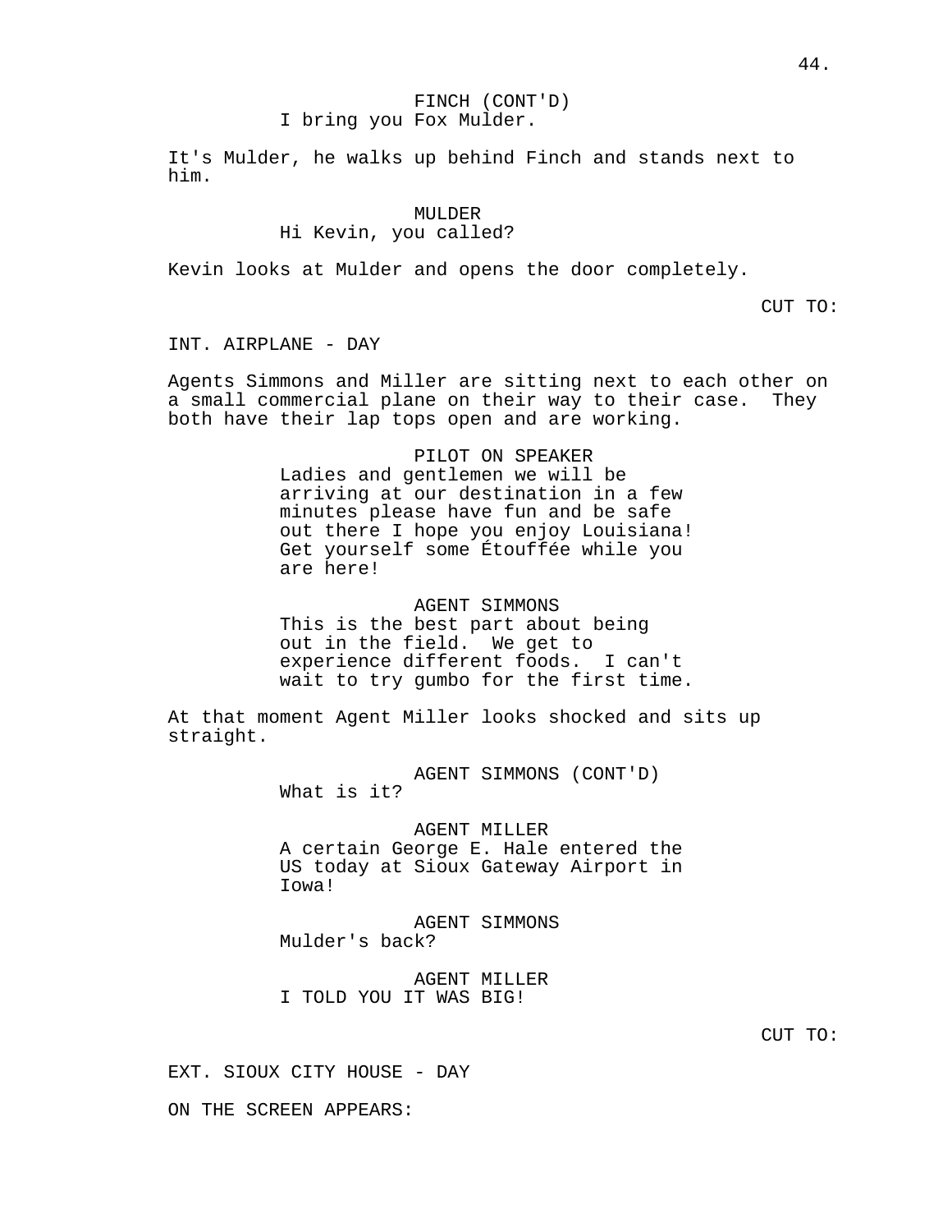FINCH (CONT'D)
I bring you Fox Mulder.

It's Mulder, he walks up behind Finch and stands next to him.

MULDER
Hi Kevin, you called?

Kevin looks at Mulder and opens the door completely.

CUT TO:

INT. AIRPLANE - DAY

Agents Simmons and Miller are sitting next to each other on a small commercial plane on their way to their case. They both have their lap tops open and are working.

PILOT ON SPEAKER
Ladies and gentlemen we will be arriving at our destination in a few minutes please have fun and be safe out there I hope you enjoy Louisiana! Get yourself some Étouffée while you are here!

AGENT SIMMONS
This is the best part about being out in the field. We get to experience different foods. I can't wait to try gumbo for the first time.

At that moment Agent Miller looks shocked and sits up straight.

AGENT SIMMONS (CONT'D)
What is it?

AGENT MILLER
A certain George E. Hale entered the US today at Sioux Gateway Airport in Iowa!

AGENT SIMMONS
Mulder's back?

AGENT MILLER
I TOLD YOU IT WAS BIG!

CUT TO:

EXT. SIOUX CITY HOUSE - DAY

ON THE SCREEN APPEARS: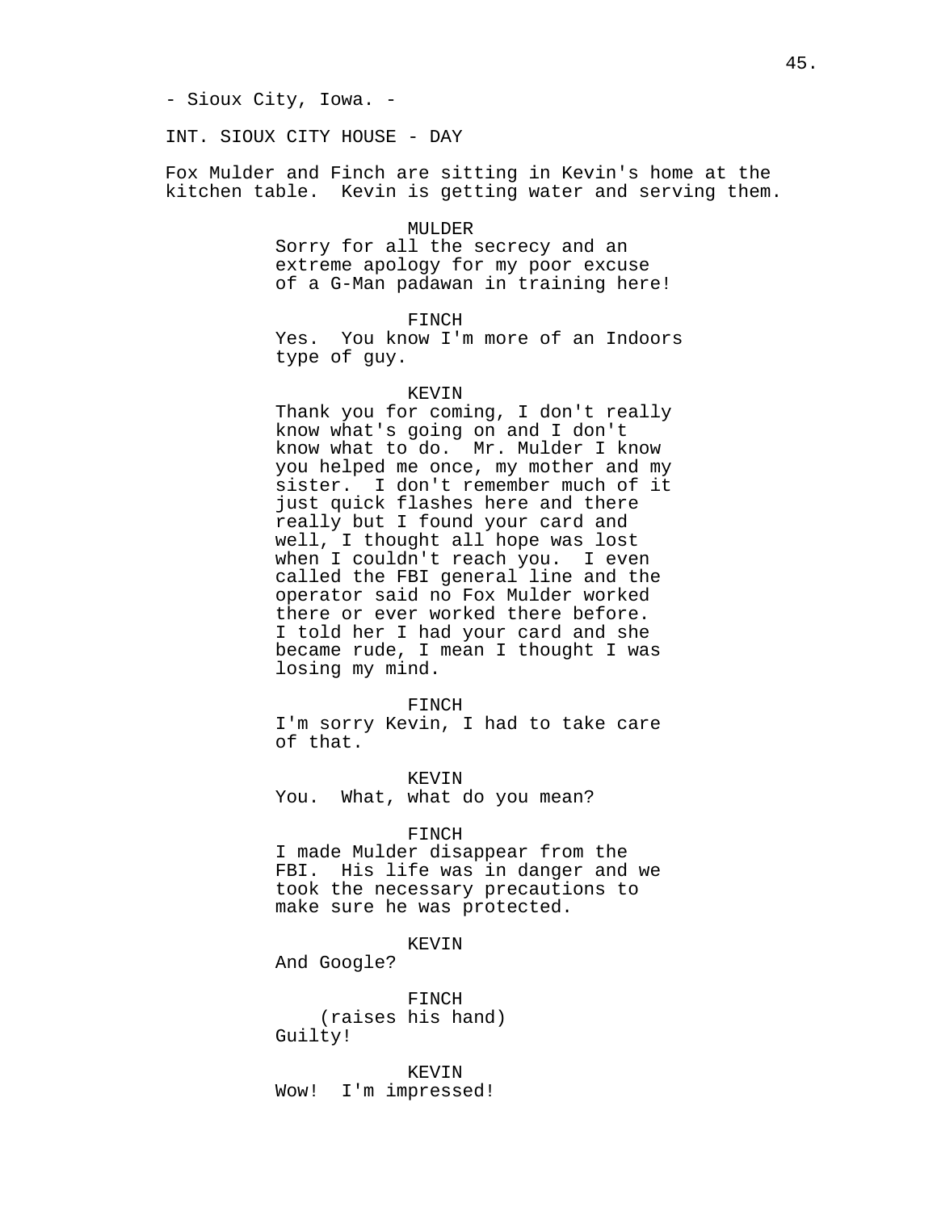- Sioux City, Iowa. -

INT. SIOUX CITY HOUSE - DAY

Fox Mulder and Finch are sitting in Kevin's home at the kitchen table. Kevin is getting water and serving them.

MULDER
Sorry for all the secrecy and an extreme apology for my poor excuse of a G-Man padawan in training here!

FINCH
Yes. You know I'm more of an Indoors type of guy.

KEVIN
Thank you for coming, I don't really know what's going on and I don't know what to do. Mr. Mulder I know you helped me once, my mother and my sister. I don't remember much of it just quick flashes here and there really but I found your card and well, I thought all hope was lost when I couldn't reach you. I even called the FBI general line and the operator said no Fox Mulder worked there or ever worked there before. I told her I had your card and she became rude, I mean I thought I was losing my mind.

FINCH
I'm sorry Kevin, I had to take care of that.

KEVIN
You. What, what do you mean?

FINCH
I made Mulder disappear from the FBI. His life was in danger and we took the necessary precautions to make sure he was protected.

KEVIN
And Google?

FINCH
(raises his hand)
Guilty!

KEVIN
Wow! I'm impressed!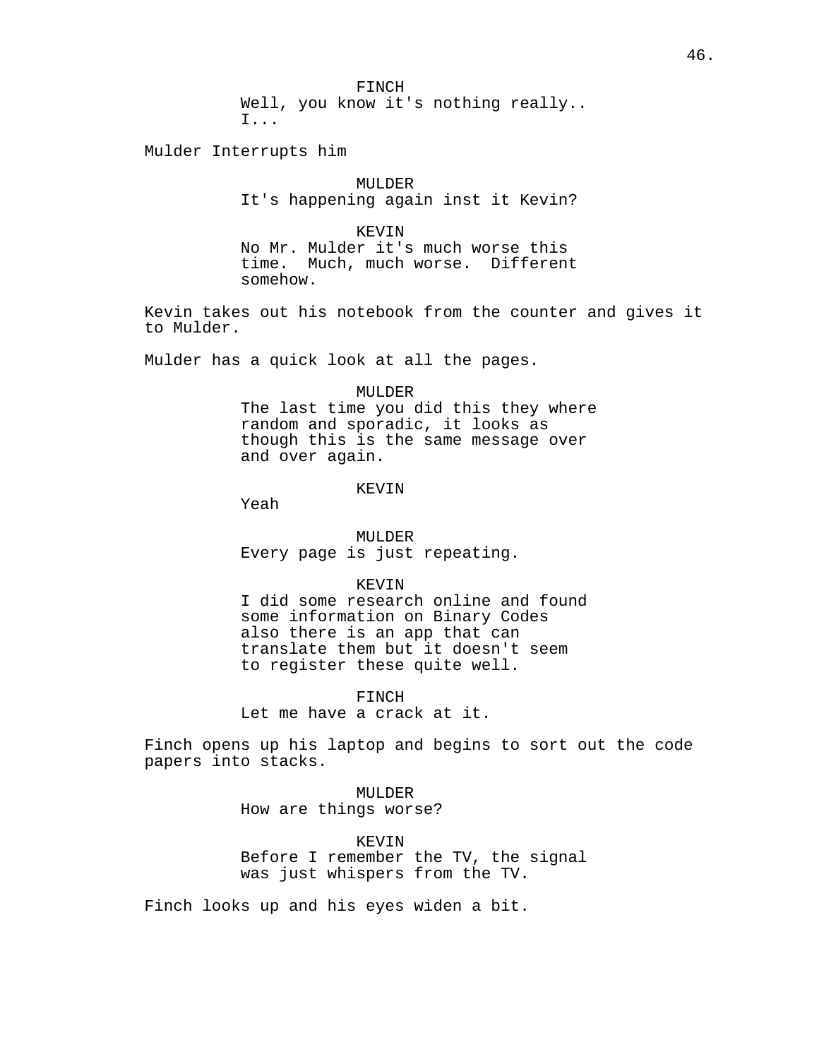FINCH
Well, you know it's nothing really..
I...

Mulder Interrupts him

MULDER
It's happening again inst it Kevin?

KEVIN
No Mr. Mulder it's much worse this
time.  Much, much worse.  Different
somehow.

Kevin takes out his notebook from the counter and gives it to Mulder.

Mulder has a quick look at all the pages.

MULDER
The last time you did this they where
random and sporadic, it looks as
though this is the same message over
and over again.

KEVIN
Yeah

MULDER
Every page is just repeating.

KEVIN
I did some research online and found
some information on Binary Codes
also there is an app that can
translate them but it doesn't seem
to register these quite well.

FINCH
Let me have a crack at it.

Finch opens up his laptop and begins to sort out the code papers into stacks.

MULDER
How are things worse?

KEVIN
Before I remember the TV, the signal
was just whispers from the TV.

Finch looks up and his eyes widen a bit.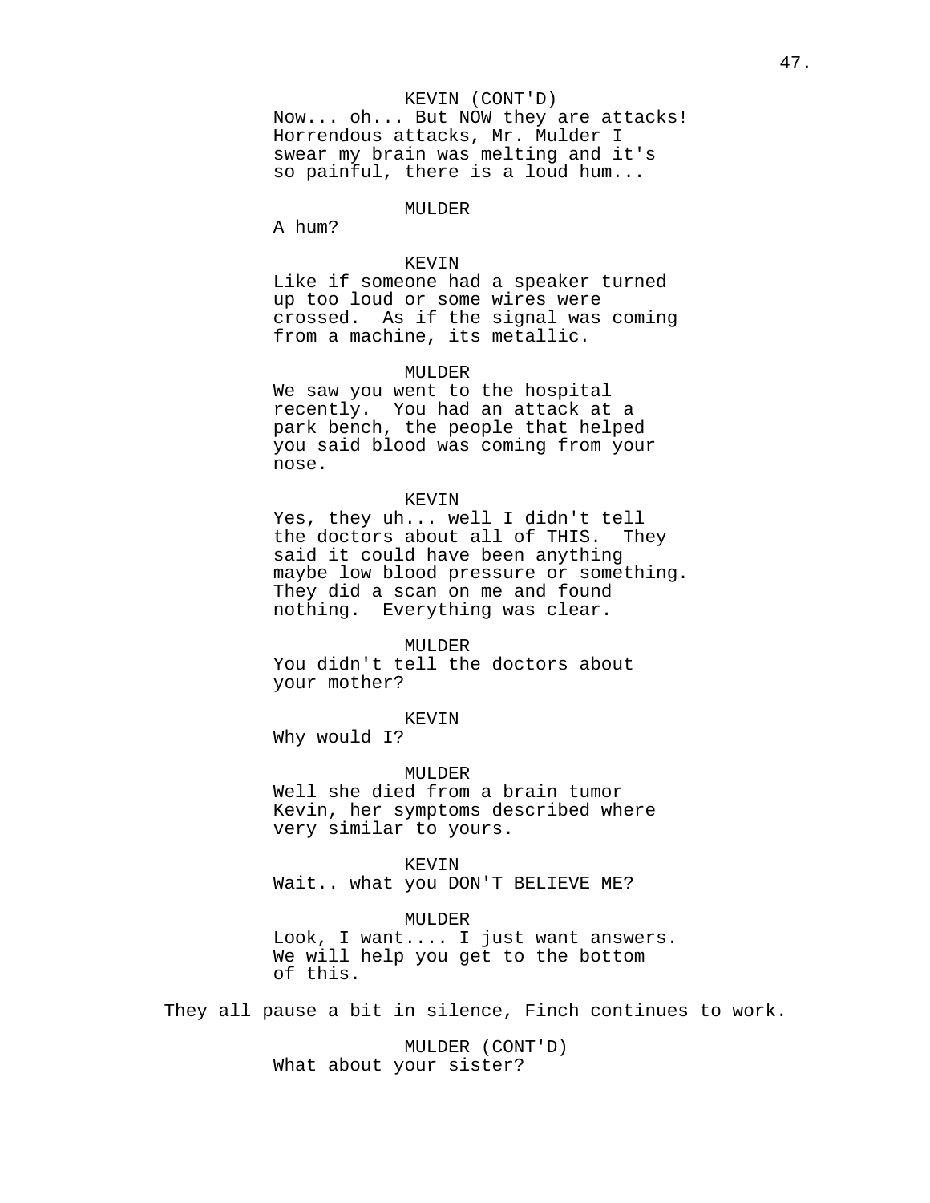KEVIN (CONT'D)
Now... oh... But NOW they are attacks! Horrendous attacks, Mr. Mulder I swear my brain was melting and it's so painful, there is a loud hum...

MULDER
A hum?

KEVIN
Like if someone had a speaker turned up too loud or some wires were crossed. As if the signal was coming from a machine, its metallic.

MULDER
We saw you went to the hospital recently. You had an attack at a park bench, the people that helped you said blood was coming from your nose.

KEVIN
Yes, they uh... well I didn't tell the doctors about all of THIS. They said it could have been anything maybe low blood pressure or something. They did a scan on me and found nothing. Everything was clear.

MULDER
You didn't tell the doctors about your mother?

KEVIN
Why would I?

MULDER
Well she died from a brain tumor Kevin, her symptoms described where very similar to yours.

KEVIN
Wait.. what you DON'T BELIEVE ME?

MULDER
Look, I want.... I just want answers. We will help you get to the bottom of this.

They all pause a bit in silence, Finch continues to work.

MULDER (CONT'D)
What about your sister?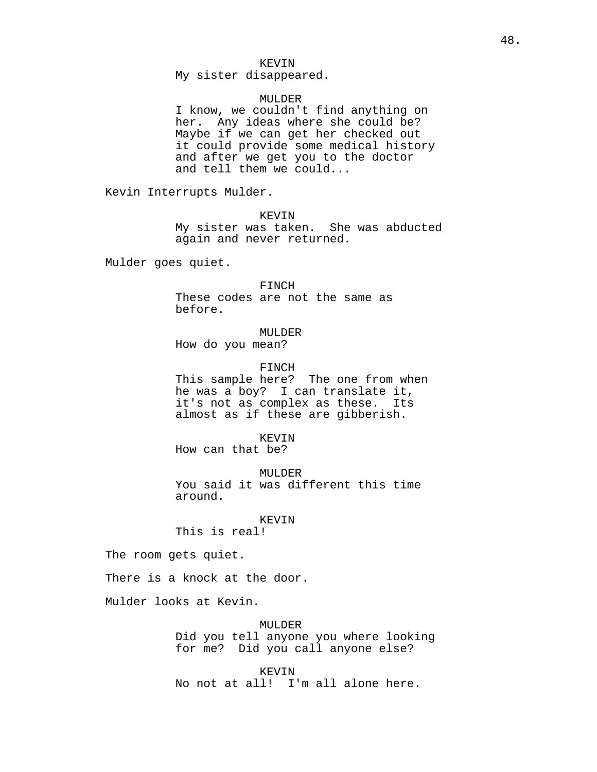KEVIN
My sister disappeared.

MULDER
I know, we couldn't find anything on her. Any ideas where she could be? Maybe if we can get her checked out it could provide some medical history and after we get you to the doctor and tell them we could...

Kevin Interrupts Mulder.

KEVIN
My sister was taken. She was abducted again and never returned.

Mulder goes quiet.

FINCH
These codes are not the same as before.

MULDER
How do you mean?

FINCH
This sample here? The one from when he was a boy? I can translate it, it's not as complex as these. Its almost as if these are gibberish.

KEVIN
How can that be?

MULDER
You said it was different this time around.

KEVIN
This is real!

The room gets quiet.

There is a knock at the door.

Mulder looks at Kevin.

MULDER
Did you tell anyone you where looking for me? Did you call anyone else?

KEVIN
No not at all! I'm all alone here.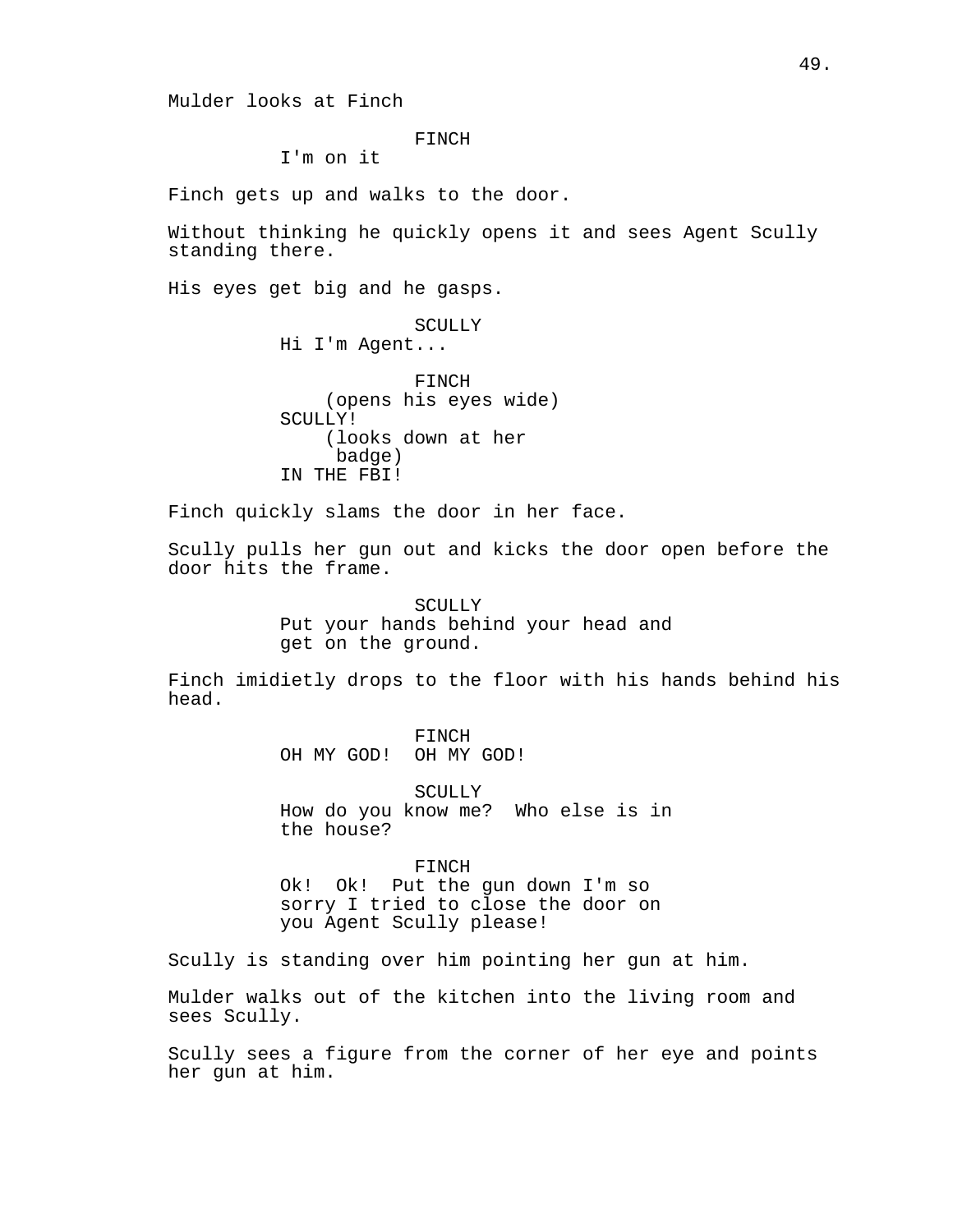Mulder looks at Finch

FINCH
I'm on it

Finch gets up and walks to the door.

Without thinking he quickly opens it and sees Agent Scully standing there.

His eyes get big and he gasps.

SCULLY
Hi I'm Agent...

FINCH
(opens his eyes wide)
SCULLY!
(looks down at her badge)
IN THE FBI!

Finch quickly slams the door in her face.

Scully pulls her gun out and kicks the door open before the door hits the frame.

SCULLY
Put your hands behind your head and get on the ground.

Finch imidietly drops to the floor with his hands behind his head.

FINCH
OH MY GOD!  OH MY GOD!

SCULLY
How do you know me?  Who else is in the house?

FINCH
Ok!  Ok!  Put the gun down I'm so sorry I tried to close the door on you Agent Scully please!

Scully is standing over him pointing her gun at him.

Mulder walks out of the kitchen into the living room and sees Scully.

Scully sees a figure from the corner of her eye and points her gun at him.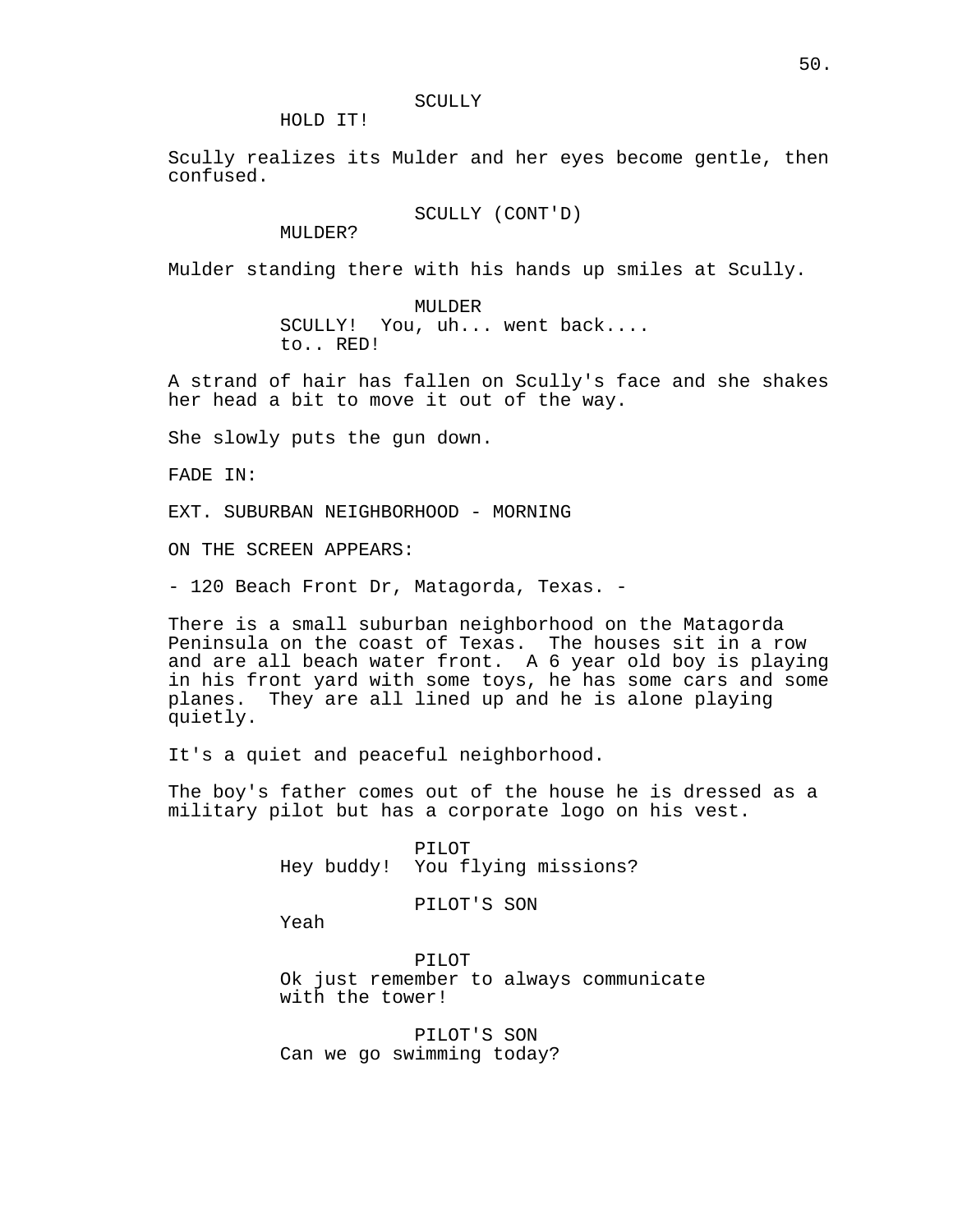SCULLY

HOLD IT!

Scully realizes its Mulder and her eyes become gentle, then confused.

SCULLY (CONT'D)

MULDER?

Mulder standing there with his hands up smiles at Scully.

MULDER

SCULLY! You, uh... went back.... to.. RED!

A strand of hair has fallen on Scully's face and she shakes her head a bit to move it out of the way.

She slowly puts the gun down.

FADE IN:

EXT. SUBURBAN NEIGHBORHOOD - MORNING

ON THE SCREEN APPEARS:

- 120 Beach Front Dr, Matagorda, Texas. -

There is a small suburban neighborhood on the Matagorda Peninsula on the coast of Texas. The houses sit in a row and are all beach water front. A 6 year old boy is playing in his front yard with some toys, he has some cars and some planes. They are all lined up and he is alone playing quietly.

It's a quiet and peaceful neighborhood.

The boy's father comes out of the house he is dressed as a military pilot but has a corporate logo on his vest.

PILOT

Hey buddy! You flying missions?

PILOT'S SON

Yeah

PILOT

Ok just remember to always communicate with the tower!

PILOT'S SON

Can we go swimming today?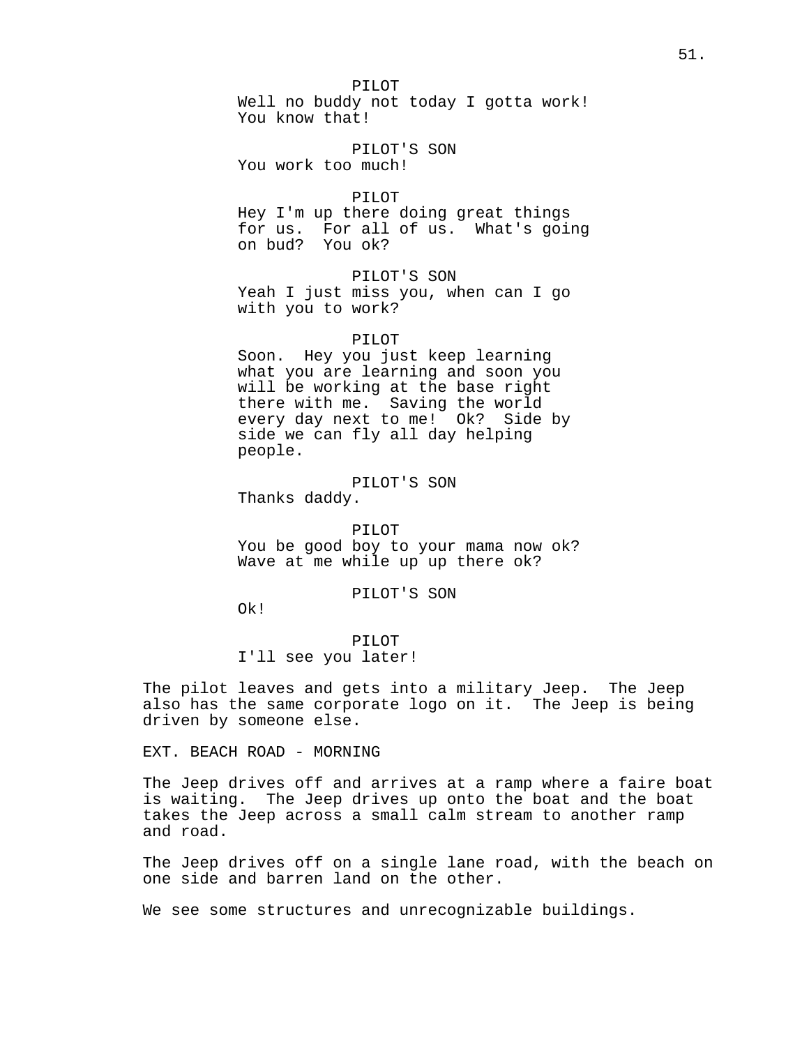PILOT
Well no buddy not today I gotta work! You know that!

PILOT'S SON
You work too much!

PILOT
Hey I'm up there doing great things for us. For all of us. What's going on bud? You ok?

PILOT'S SON
Yeah I just miss you, when can I go with you to work?

PILOT
Soon. Hey you just keep learning what you are learning and soon you will be working at the base right there with me. Saving the world every day next to me! Ok? Side by side we can fly all day helping people.

PILOT'S SON
Thanks daddy.

PILOT
You be good boy to your mama now ok? Wave at me while up up there ok?

PILOT'S SON
Ok!

PILOT
I'll see you later!

The pilot leaves and gets into a military Jeep. The Jeep also has the same corporate logo on it. The Jeep is being driven by someone else.

EXT. BEACH ROAD - MORNING

The Jeep drives off and arrives at a ramp where a faire boat is waiting. The Jeep drives up onto the boat and the boat takes the Jeep across a small calm stream to another ramp and road.

The Jeep drives off on a single lane road, with the beach on one side and barren land on the other.

We see some structures and unrecognizable buildings.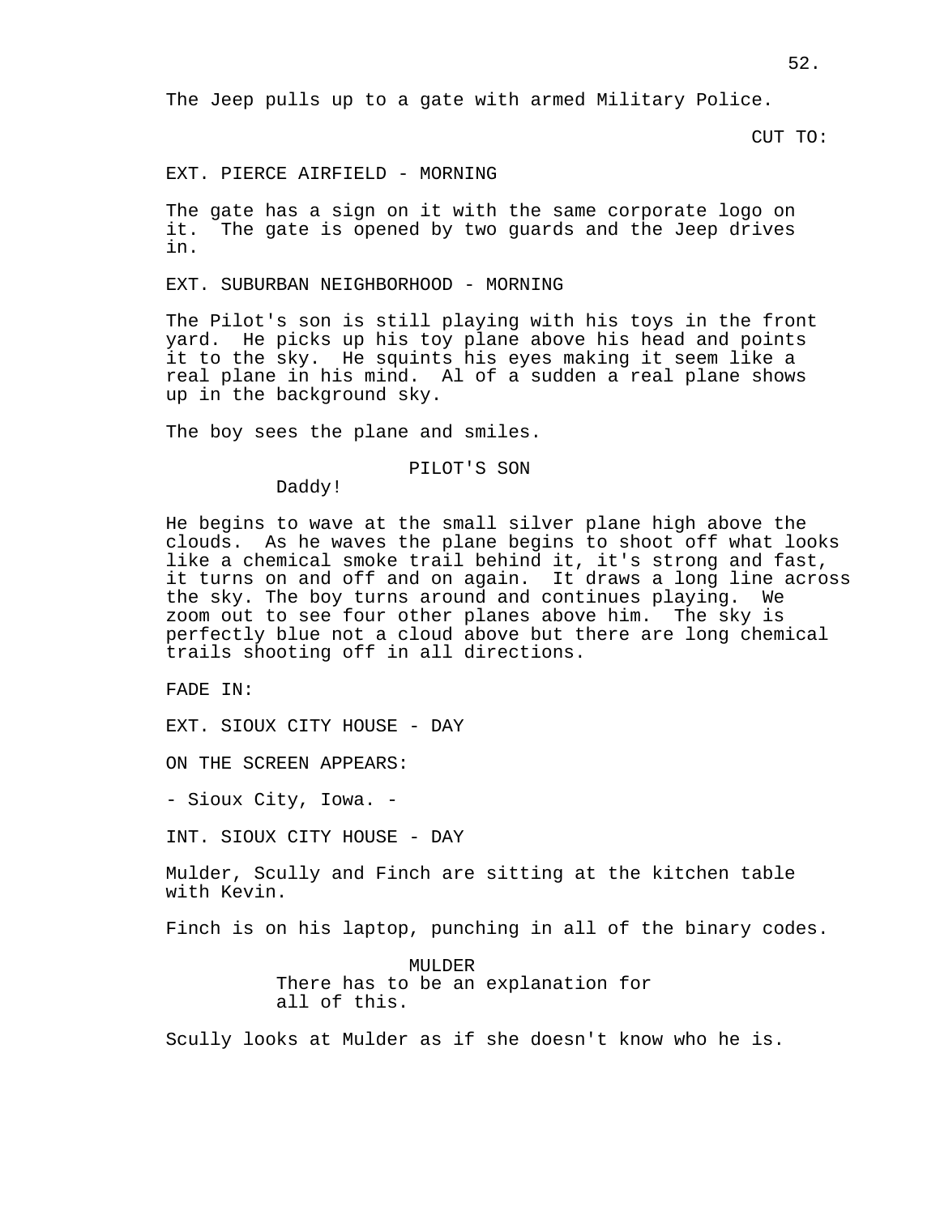The Jeep pulls up to a gate with armed Military Police.

CUT TO:

EXT. PIERCE AIRFIELD - MORNING

The gate has a sign on it with the same corporate logo on it. The gate is opened by two guards and the Jeep drives in.

EXT. SUBURBAN NEIGHBORHOOD - MORNING

The Pilot's son is still playing with his toys in the front yard. He picks up his toy plane above his head and points it to the sky. He squints his eyes making it seem like a real plane in his mind. Al of a sudden a real plane shows up in the background sky.

The boy sees the plane and smiles.

PILOT'S SON
Daddy!

He begins to wave at the small silver plane high above the clouds. As he waves the plane begins to shoot off what looks like a chemical smoke trail behind it, it's strong and fast, it turns on and off and on again. It draws a long line across the sky. The boy turns around and continues playing. We zoom out to see four other planes above him. The sky is perfectly blue not a cloud above but there are long chemical trails shooting off in all directions.

FADE IN:

EXT. SIOUX CITY HOUSE - DAY

ON THE SCREEN APPEARS:

- Sioux City, Iowa. -

INT. SIOUX CITY HOUSE - DAY

Mulder, Scully and Finch are sitting at the kitchen table with Kevin.

Finch is on his laptop, punching in all of the binary codes.

MULDER
There has to be an explanation for all of this.

Scully looks at Mulder as if she doesn't know who he is.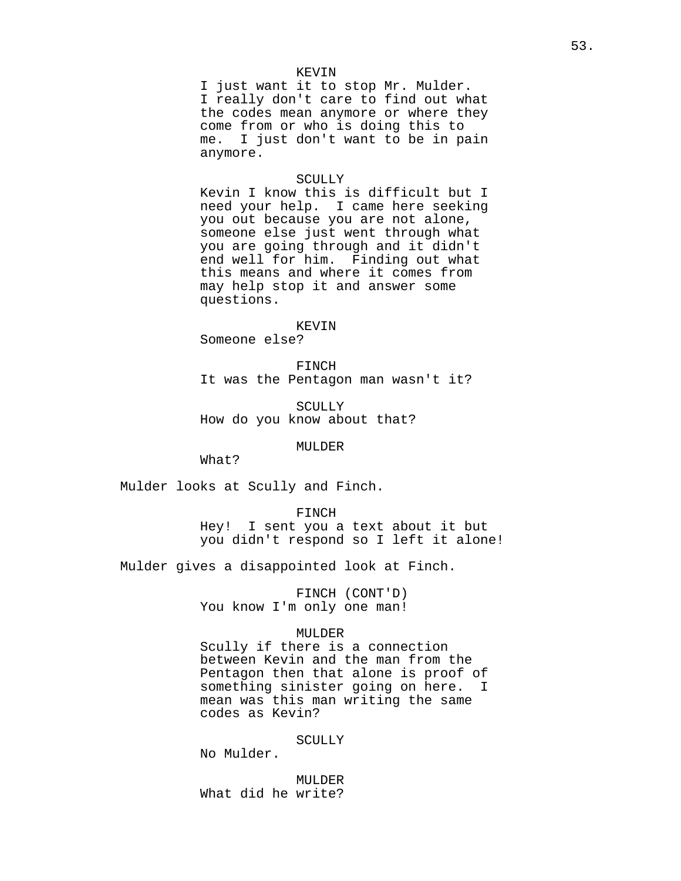KEVIN
I just want it to stop Mr. Mulder. I really don't care to find out what the codes mean anymore or where they come from or who is doing this to me. I just don't want to be in pain anymore.

SCULLY
Kevin I know this is difficult but I need your help. I came here seeking you out because you are not alone, someone else just went through what you are going through and it didn't end well for him. Finding out what this means and where it comes from may help stop it and answer some questions.

KEVIN
Someone else?

FINCH
It was the Pentagon man wasn't it?

SCULLY
How do you know about that?

MULDER
What?

Mulder looks at Scully and Finch.

FINCH
Hey! I sent you a text about it but you didn't respond so I left it alone!

Mulder gives a disappointed look at Finch.

FINCH (CONT'D)
You know I'm only one man!

MULDER
Scully if there is a connection between Kevin and the man from the Pentagon then that alone is proof of something sinister going on here. I mean was this man writing the same codes as Kevin?

SCULLY
No Mulder.

MULDER
What did he write?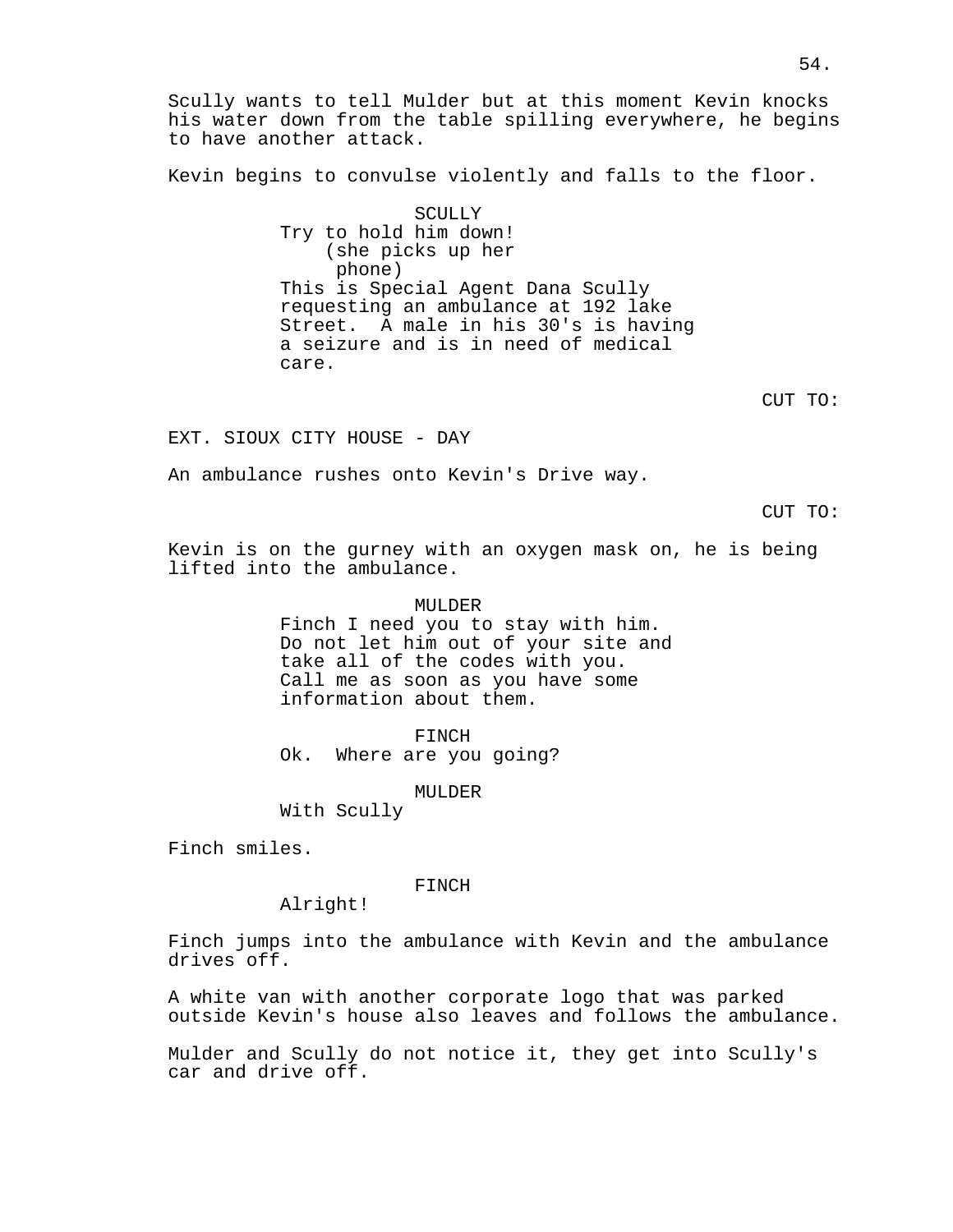Scully wants to tell Mulder but at this moment Kevin knocks his water down from the table spilling everywhere, he begins to have another attack.

Kevin begins to convulse violently and falls to the floor.

SCULLY
Try to hold him down!
(she picks up her phone)
This is Special Agent Dana Scully requesting an ambulance at 192 lake Street. A male in his 30's is having a seizure and is in need of medical care.

CUT TO:

EXT. SIOUX CITY HOUSE - DAY

An ambulance rushes onto Kevin's Drive way.

CUT TO:

Kevin is on the gurney with an oxygen mask on, he is being lifted into the ambulance.

MULDER
Finch I need you to stay with him. Do not let him out of your site and take all of the codes with you. Call me as soon as you have some information about them.

FINCH
Ok. Where are you going?

MULDER
With Scully

Finch smiles.

FINCH
Alright!

Finch jumps into the ambulance with Kevin and the ambulance drives off.

A white van with another corporate logo that was parked outside Kevin's house also leaves and follows the ambulance.

Mulder and Scully do not notice it, they get into Scully's car and drive off.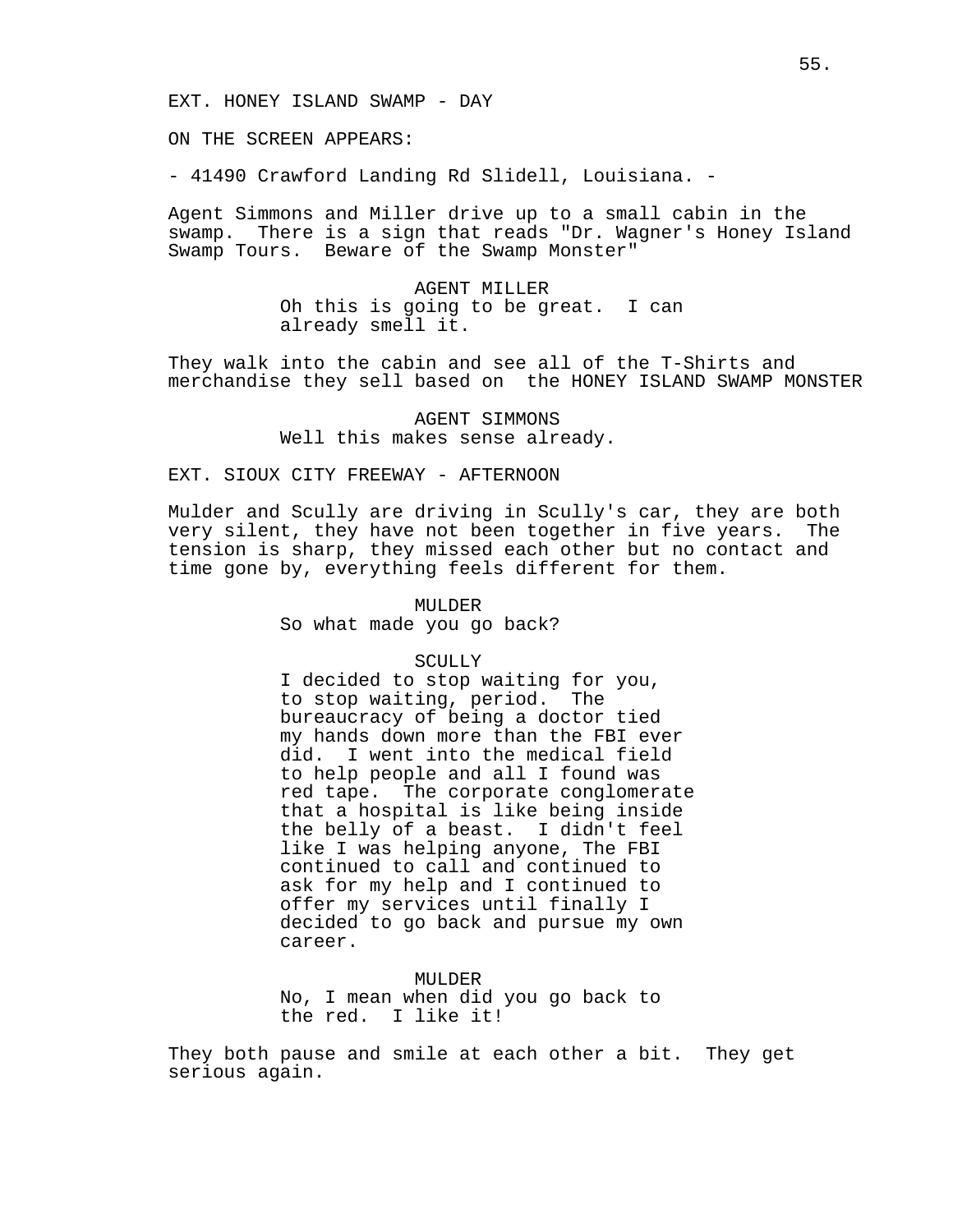EXT. HONEY ISLAND SWAMP - DAY

ON THE SCREEN APPEARS:

- 41490 Crawford Landing Rd Slidell, Louisiana. -

Agent Simmons and Miller drive up to a small cabin in the swamp. There is a sign that reads "Dr. Wagner's Honey Island Swamp Tours. Beware of the Swamp Monster"

AGENT MILLER
Oh this is going to be great. I can already smell it.

They walk into the cabin and see all of the T-Shirts and merchandise they sell based on the HONEY ISLAND SWAMP MONSTER

AGENT SIMMONS
Well this makes sense already.

EXT. SIOUX CITY FREEWAY - AFTERNOON

Mulder and Scully are driving in Scully's car, they are both very silent, they have not been together in five years. The tension is sharp, they missed each other but no contact and time gone by, everything feels different for them.

MULDER
So what made you go back?

SCULLY
I decided to stop waiting for you, to stop waiting, period. The bureaucracy of being a doctor tied my hands down more than the FBI ever did. I went into the medical field to help people and all I found was red tape. The corporate conglomerate that a hospital is like being inside the belly of a beast. I didn't feel like I was helping anyone, The FBI continued to call and continued to ask for my help and I continued to offer my services until finally I decided to go back and pursue my own career.

MULDER
No, I mean when did you go back to the red. I like it!

They both pause and smile at each other a bit. They get serious again.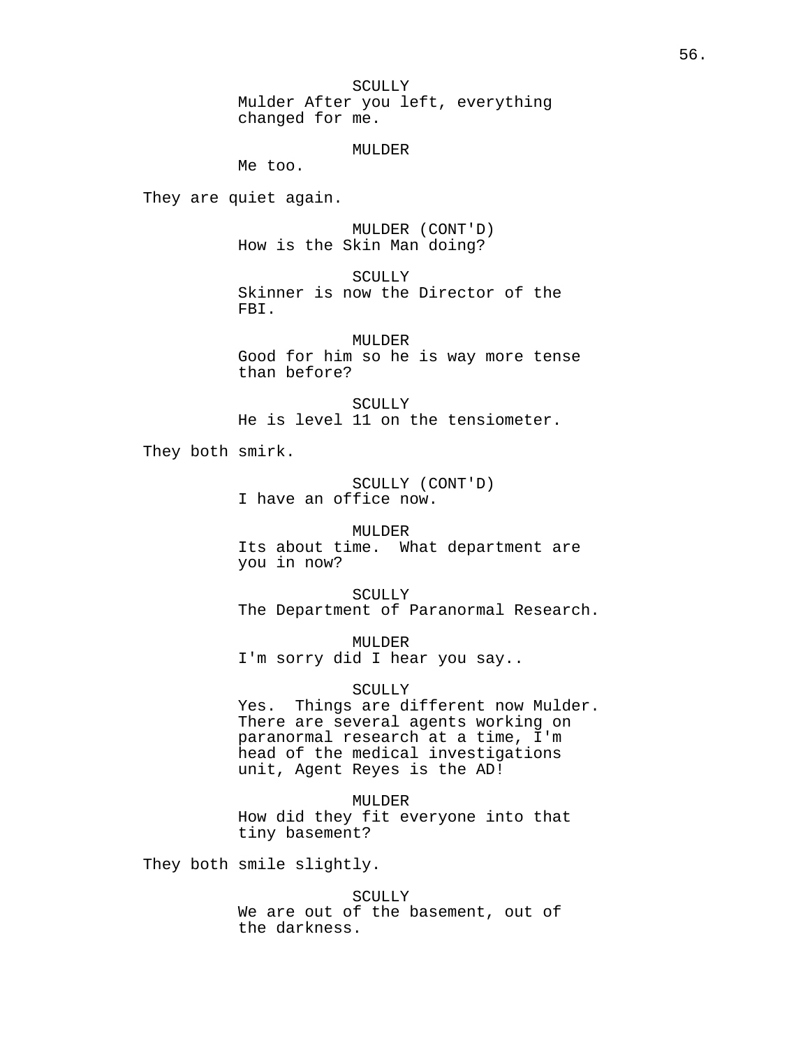SCULLY
Mulder After you left, everything changed for me.

MULDER
Me too.

They are quiet again.

MULDER (CONT'D)
How is the Skin Man doing?

SCULLY
Skinner is now the Director of the FBI.

MULDER
Good for him so he is way more tense than before?

SCULLY
He is level 11 on the tensiometer.

They both smirk.

SCULLY (CONT'D)
I have an office now.

MULDER
Its about time. What department are you in now?

SCULLY
The Department of Paranormal Research.

MULDER
I'm sorry did I hear you say..

SCULLY
Yes. Things are different now Mulder. There are several agents working on paranormal research at a time, I'm head of the medical investigations unit, Agent Reyes is the AD!

MULDER
How did they fit everyone into that tiny basement?

They both smile slightly.

SCULLY
We are out of the basement, out of the darkness.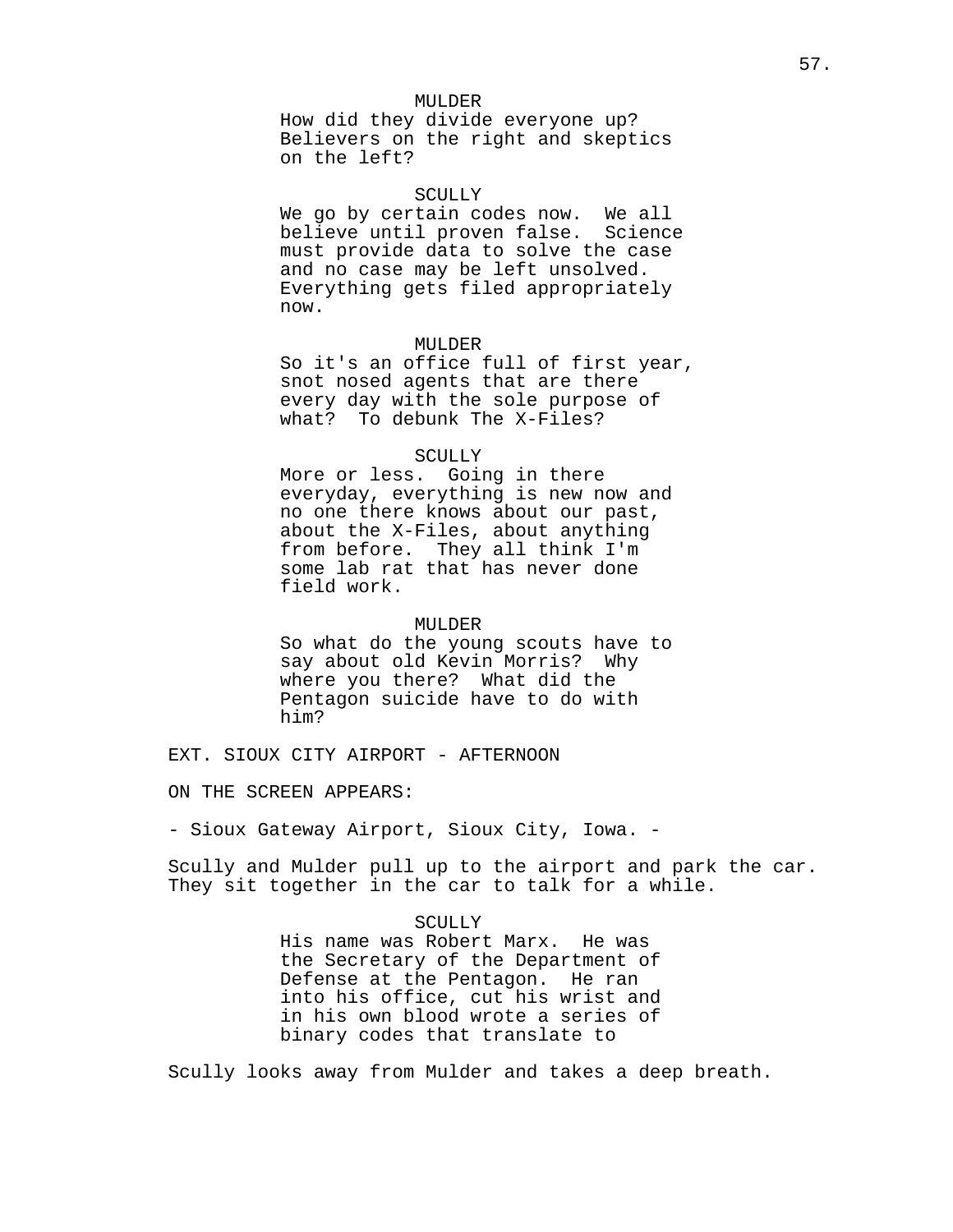MULDER
How did they divide everyone up? Believers on the right and skeptics on the left?

SCULLY
We go by certain codes now. We all believe until proven false. Science must provide data to solve the case and no case may be left unsolved. Everything gets filed appropriately now.

MULDER
So it's an office full of first year, snot nosed agents that are there every day with the sole purpose of what? To debunk The X-Files?

SCULLY
More or less. Going in there everyday, everything is new now and no one there knows about our past, about the X-Files, about anything from before. They all think I'm some lab rat that has never done field work.

MULDER
So what do the young scouts have to say about old Kevin Morris? Why where you there? What did the Pentagon suicide have to do with him?

EXT. SIOUX CITY AIRPORT - AFTERNOON

ON THE SCREEN APPEARS:

- Sioux Gateway Airport, Sioux City, Iowa. -

Scully and Mulder pull up to the airport and park the car. They sit together in the car to talk for a while.

SCULLY
His name was Robert Marx. He was the Secretary of the Department of Defense at the Pentagon. He ran into his office, cut his wrist and in his own blood wrote a series of binary codes that translate to

Scully looks away from Mulder and takes a deep breath.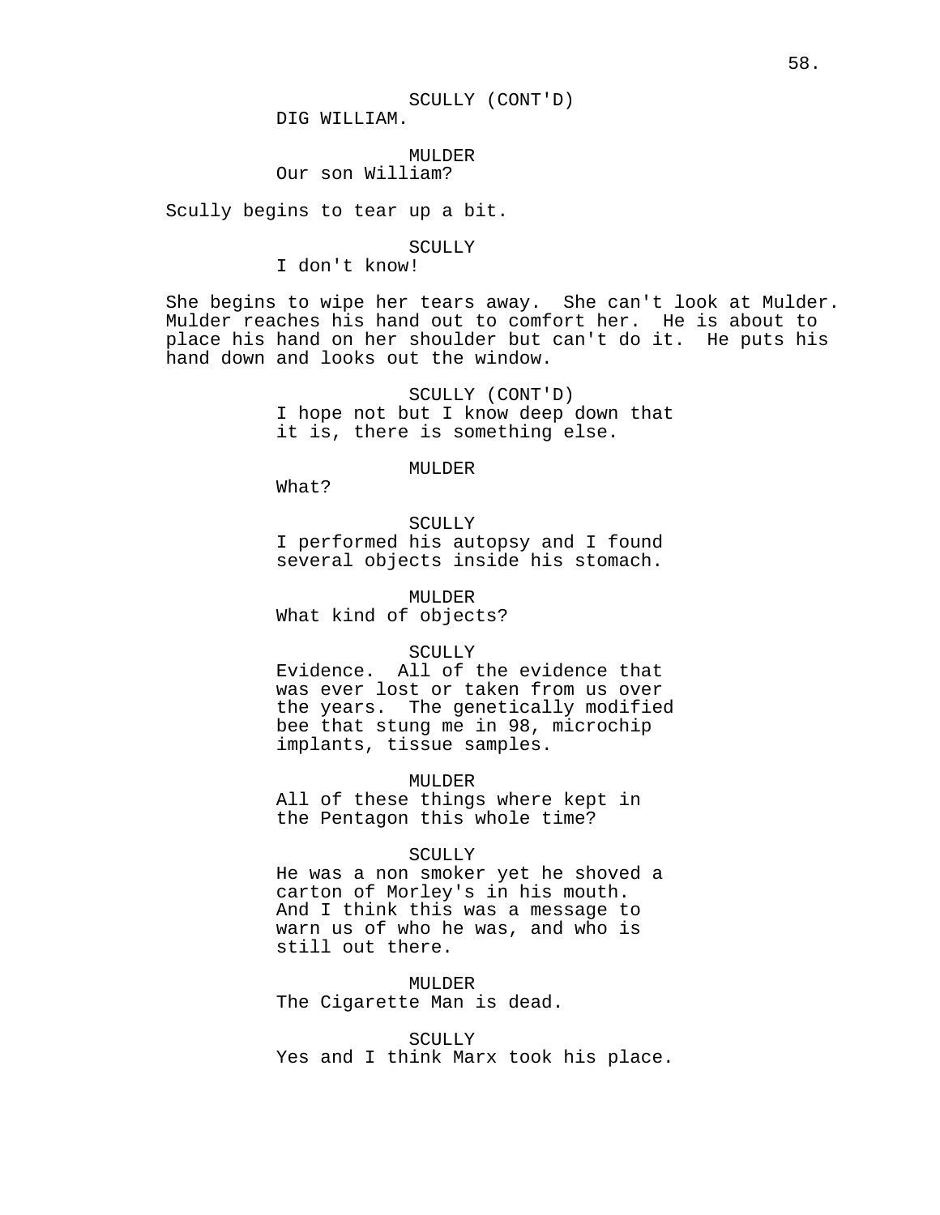SCULLY (CONT'D)
DIG WILLIAM.

MULDER
Our son William?

Scully begins to tear up a bit.

SCULLY
I don't know!

She begins to wipe her tears away. She can't look at Mulder. Mulder reaches his hand out to comfort her. He is about to place his hand on her shoulder but can't do it. He puts his hand down and looks out the window.

SCULLY (CONT'D)
I hope not but I know deep down that it is, there is something else.

MULDER
What?

SCULLY
I performed his autopsy and I found several objects inside his stomach.

MULDER
What kind of objects?

SCULLY
Evidence. All of the evidence that was ever lost or taken from us over the years. The genetically modified bee that stung me in 98, microchip implants, tissue samples.

MULDER
All of these things where kept in the Pentagon this whole time?

SCULLY
He was a non smoker yet he shoved a carton of Morley's in his mouth. And I think this was a message to warn us of who he was, and who is still out there.

MULDER
The Cigarette Man is dead.

SCULLY
Yes and I think Marx took his place.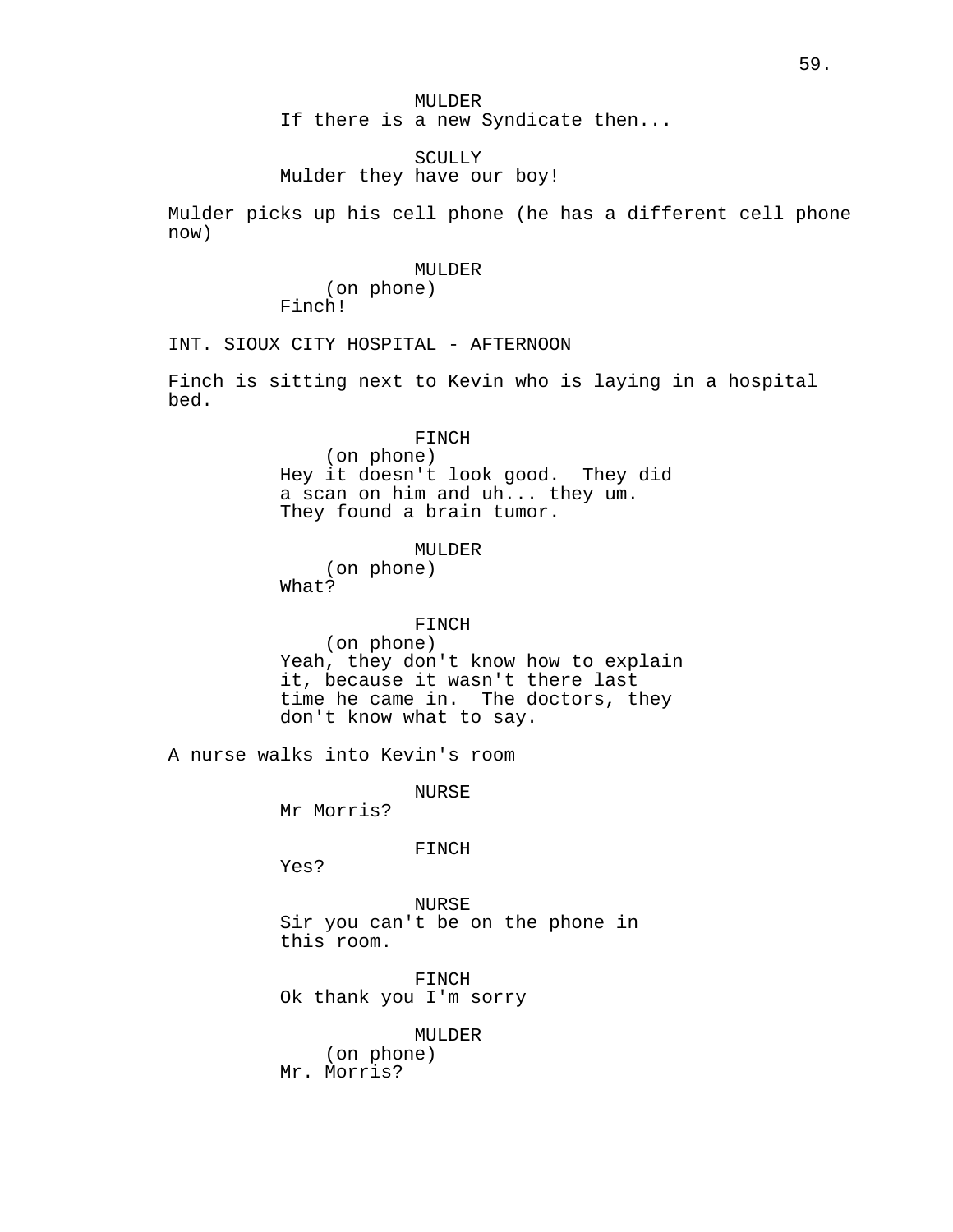MULDER
If there is a new Syndicate then...

SCULLY
Mulder they have our boy!

Mulder picks up his cell phone (he has a different cell phone now)

MULDER
(on phone)
Finch!

INT. SIOUX CITY HOSPITAL - AFTERNOON

Finch is sitting next to Kevin who is laying in a hospital bed.

FINCH
(on phone)
Hey it doesn't look good. They did a scan on him and uh... they um. They found a brain tumor.

MULDER
(on phone)
What?

FINCH
(on phone)
Yeah, they don't know how to explain it, because it wasn't there last time he came in. The doctors, they don't know what to say.

A nurse walks into Kevin's room

NURSE
Mr Morris?

FINCH
Yes?

NURSE
Sir you can't be on the phone in this room.

FINCH
Ok thank you I'm sorry

MULDER
(on phone)
Mr. Morris?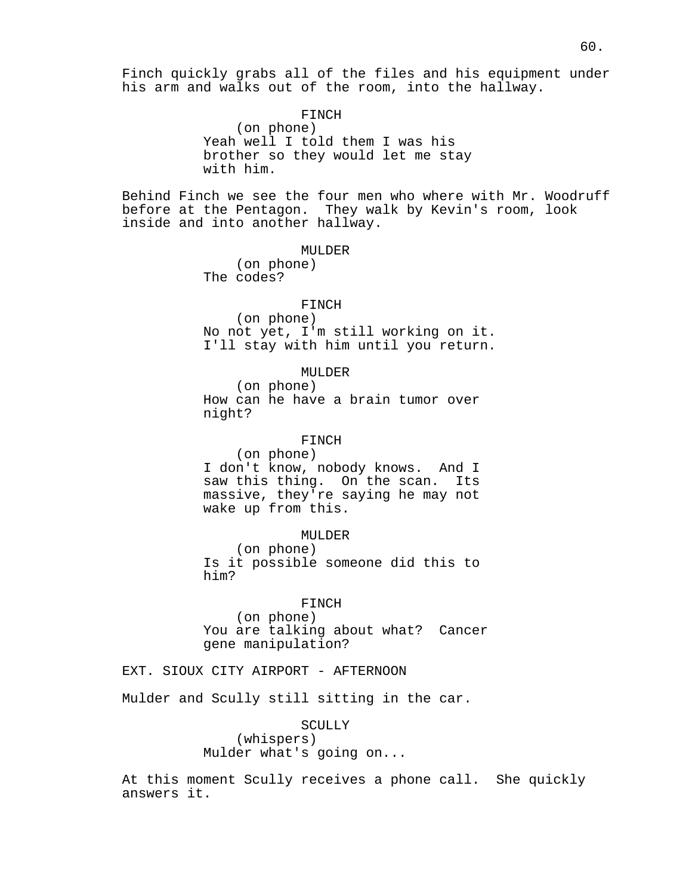Finch quickly grabs all of the files and his equipment under his arm and walks out of the room, into the hallway.

FINCH
(on phone)
Yeah well I told them I was his brother so they would let me stay with him.

Behind Finch we see the four men who where with Mr. Woodruff before at the Pentagon. They walk by Kevin's room, look inside and into another hallway.

MULDER
(on phone)
The codes?

FINCH
(on phone)
No not yet, I'm still working on it. I'll stay with him until you return.

MULDER
(on phone)
How can he have a brain tumor over night?

FINCH
(on phone)
I don't know, nobody knows. And I saw this thing. On the scan. Its massive, they're saying he may not wake up from this.

MULDER
(on phone)
Is it possible someone did this to him?

FINCH
(on phone)
You are talking about what? Cancer gene manipulation?

EXT. SIOUX CITY AIRPORT - AFTERNOON

Mulder and Scully still sitting in the car.

SCULLY
(whispers)
Mulder what's going on...

At this moment Scully receives a phone call. She quickly answers it.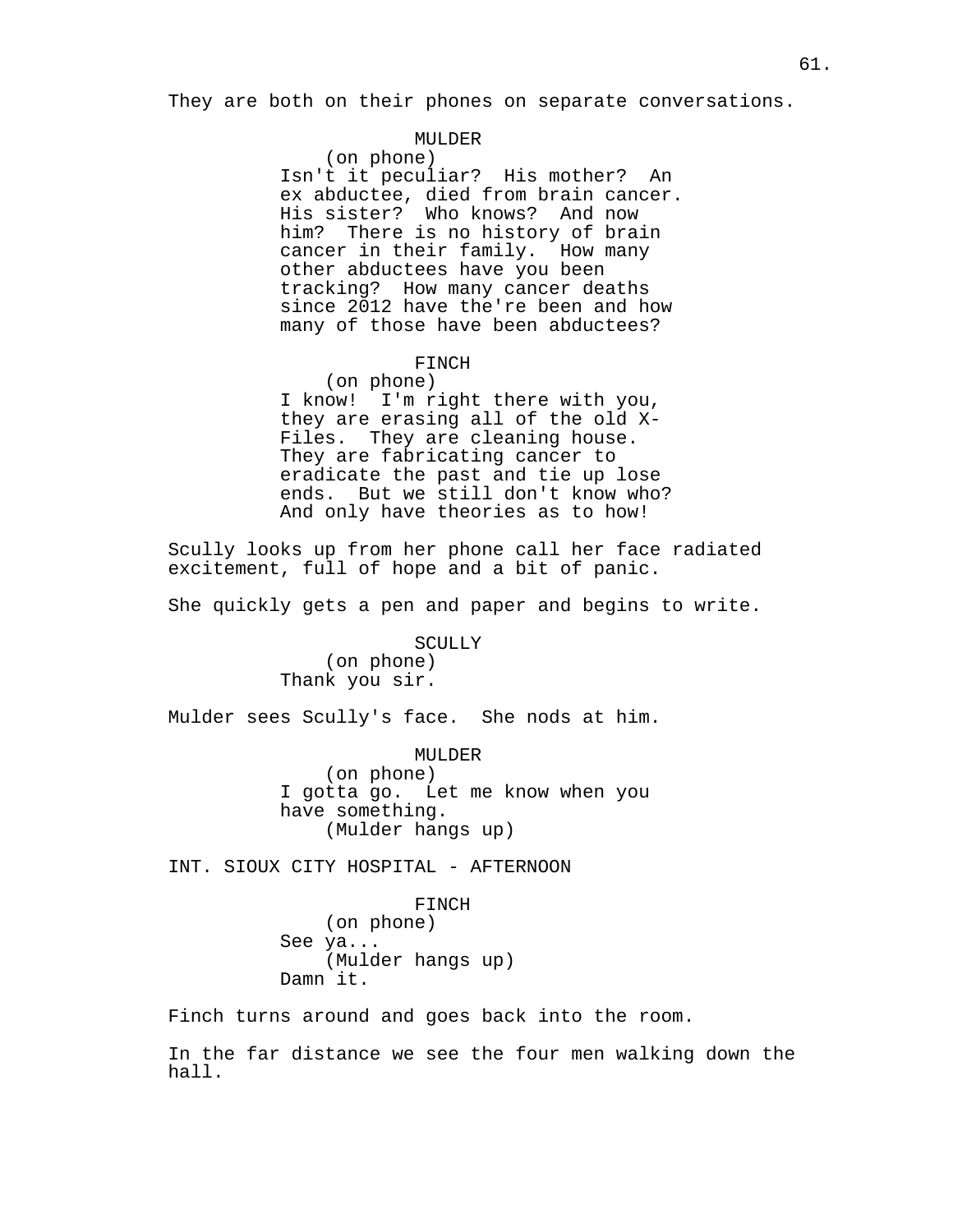They are both on their phones on separate conversations.

MULDER
(on phone)
Isn't it peculiar? His mother? An ex abductee, died from brain cancer. His sister? Who knows? And now him? There is no history of brain cancer in their family. How many other abductees have you been tracking? How many cancer deaths since 2012 have the're been and how many of those have been abductees?

FINCH
(on phone)
I know! I'm right there with you, they are erasing all of the old X-Files. They are cleaning house. They are fabricating cancer to eradicate the past and tie up lose ends. But we still don't know who? And only have theories as to how!

Scully looks up from her phone call her face radiated excitement, full of hope and a bit of panic.

She quickly gets a pen and paper and begins to write.

SCULLY
(on phone)
Thank you sir.

Mulder sees Scully's face. She nods at him.

MULDER
(on phone)
I gotta go. Let me know when you have something.
(Mulder hangs up)

INT. SIOUX CITY HOSPITAL - AFTERNOON

FINCH
(on phone)
See ya...
(Mulder hangs up)
Damn it.

Finch turns around and goes back into the room.

In the far distance we see the four men walking down the hall.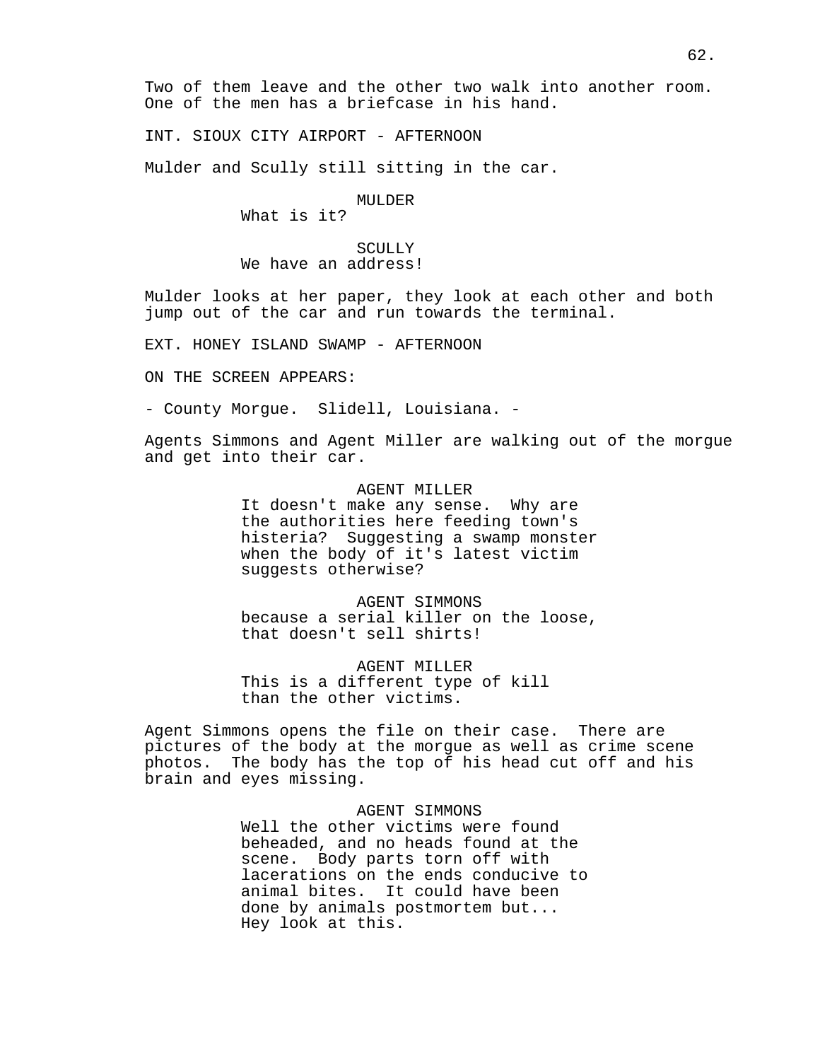Two of them leave and the other two walk into another room. One of the men has a briefcase in his hand.

INT. SIOUX CITY AIRPORT - AFTERNOON

Mulder and Scully still sitting in the car.

MULDER
What is it?

SCULLY
We have an address!

Mulder looks at her paper, they look at each other and both jump out of the car and run towards the terminal.

EXT. HONEY ISLAND SWAMP - AFTERNOON

ON THE SCREEN APPEARS:

- County Morgue. Slidell, Louisiana. -

Agents Simmons and Agent Miller are walking out of the morgue and get into their car.

AGENT MILLER
It doesn't make any sense. Why are the authorities here feeding town's histeria? Suggesting a swamp monster when the body of it's latest victim suggests otherwise?

AGENT SIMMONS
because a serial killer on the loose, that doesn't sell shirts!

AGENT MILLER
This is a different type of kill than the other victims.

Agent Simmons opens the file on their case. There are pictures of the body at the morgue as well as crime scene photos. The body has the top of his head cut off and his brain and eyes missing.

AGENT SIMMONS
Well the other victims were found beheaded, and no heads found at the scene. Body parts torn off with lacerations on the ends conducive to animal bites. It could have been done by animals postmortem but... Hey look at this.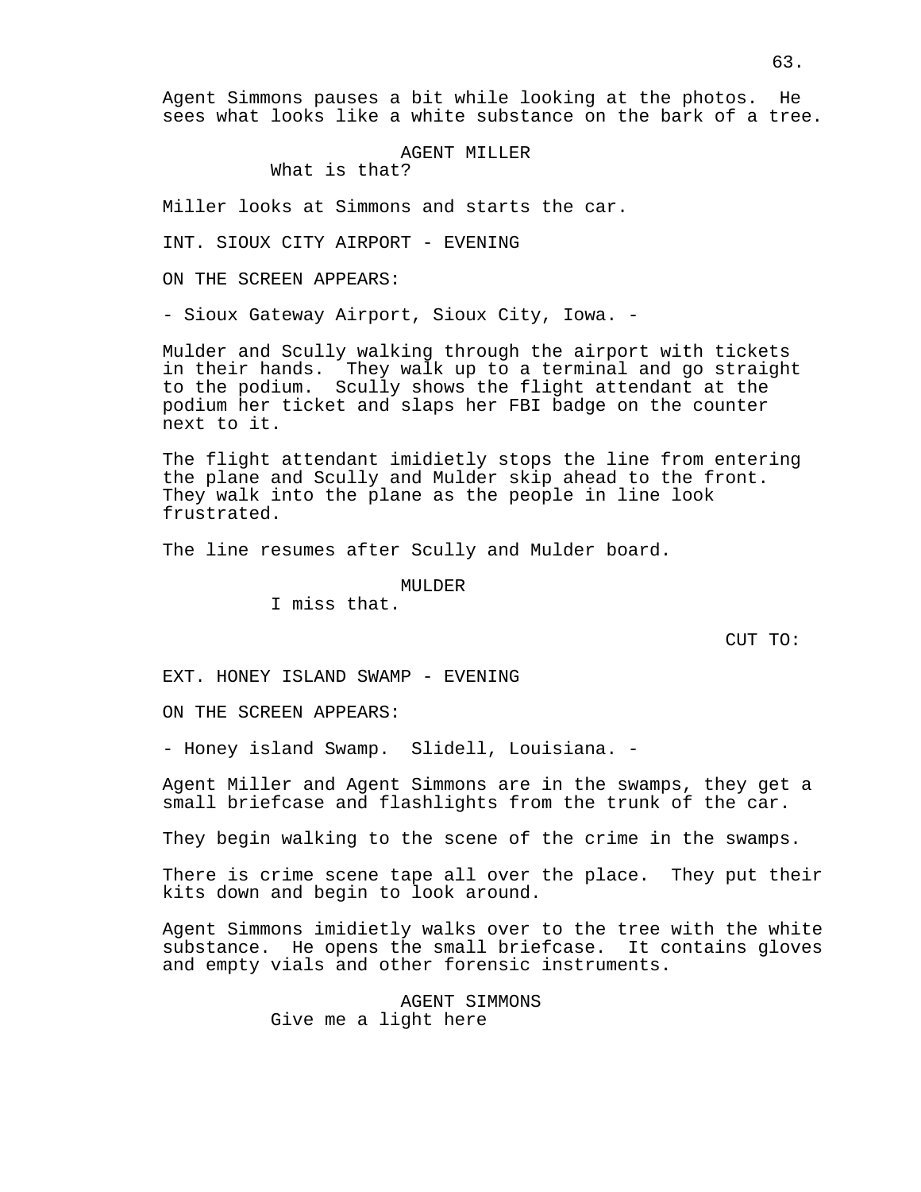Agent Simmons pauses a bit while looking at the photos. He sees what looks like a white substance on the bark of a tree.

AGENT MILLER
What is that?

Miller looks at Simmons and starts the car.

INT. SIOUX CITY AIRPORT - EVENING

ON THE SCREEN APPEARS:

- Sioux Gateway Airport, Sioux City, Iowa. -

Mulder and Scully walking through the airport with tickets in their hands. They walk up to a terminal and go straight to the podium. Scully shows the flight attendant at the podium her ticket and slaps her FBI badge on the counter next to it.

The flight attendant imidietly stops the line from entering the plane and Scully and Mulder skip ahead to the front. They walk into the plane as the people in line look frustrated.

The line resumes after Scully and Mulder board.

MULDER
I miss that.

CUT TO:

EXT. HONEY ISLAND SWAMP - EVENING

ON THE SCREEN APPEARS:

- Honey island Swamp. Slidell, Louisiana. -

Agent Miller and Agent Simmons are in the swamps, they get a small briefcase and flashlights from the trunk of the car.

They begin walking to the scene of the crime in the swamps.

There is crime scene tape all over the place. They put their kits down and begin to look around.

Agent Simmons imidietly walks over to the tree with the white substance. He opens the small briefcase. It contains gloves and empty vials and other forensic instruments.

AGENT SIMMONS
Give me a light here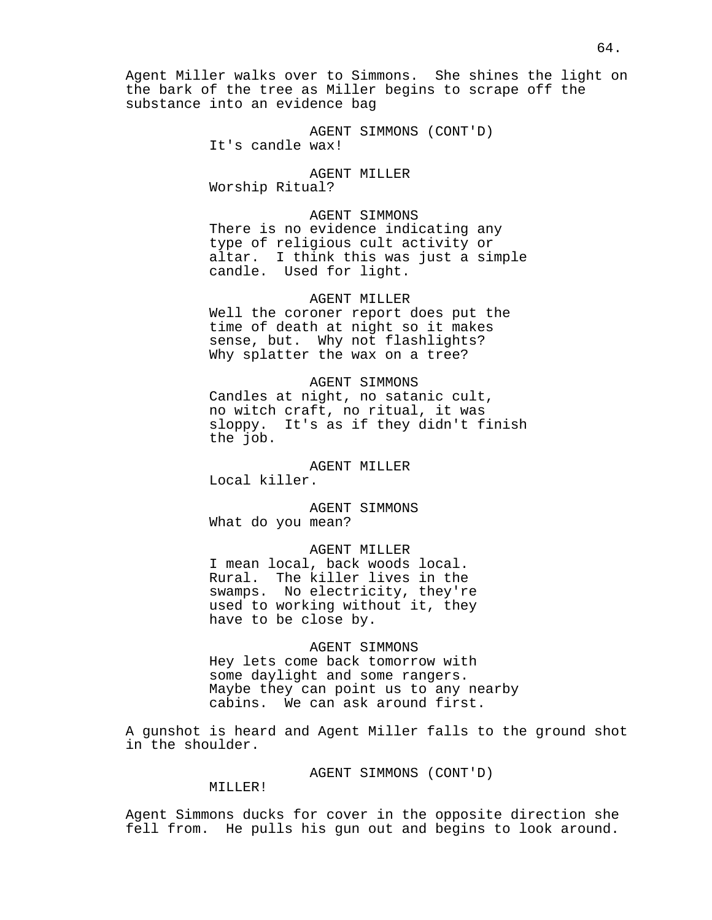Agent Miller walks over to Simmons.  She shines the light on the bark of the tree as Miller begins to scrape off the substance into an evidence bag

AGENT SIMMONS (CONT'D)
It's candle wax!

AGENT MILLER
Worship Ritual?

AGENT SIMMONS
There is no evidence indicating any type of religious cult activity or altar.  I think this was just a simple candle.  Used for light.

AGENT MILLER
Well the coroner report does put the time of death at night so it makes sense, but.  Why not flashlights? Why splatter the wax on a tree?

AGENT SIMMONS
Candles at night, no satanic cult, no witch craft, no ritual, it was sloppy.  It's as if they didn't finish the job.

AGENT MILLER
Local killer.

AGENT SIMMONS
What do you mean?

AGENT MILLER
I mean local, back woods local. Rural.  The killer lives in the swamps.  No electricity, they're used to working without it, they have to be close by.

AGENT SIMMONS
Hey lets come back tomorrow with some daylight and some rangers. Maybe they can point us to any nearby cabins.  We can ask around first.

A gunshot is heard and Agent Miller falls to the ground shot in the shoulder.

AGENT SIMMONS (CONT'D)
MILLER!

Agent Simmons ducks for cover in the opposite direction she fell from.  He pulls his gun out and begins to look around.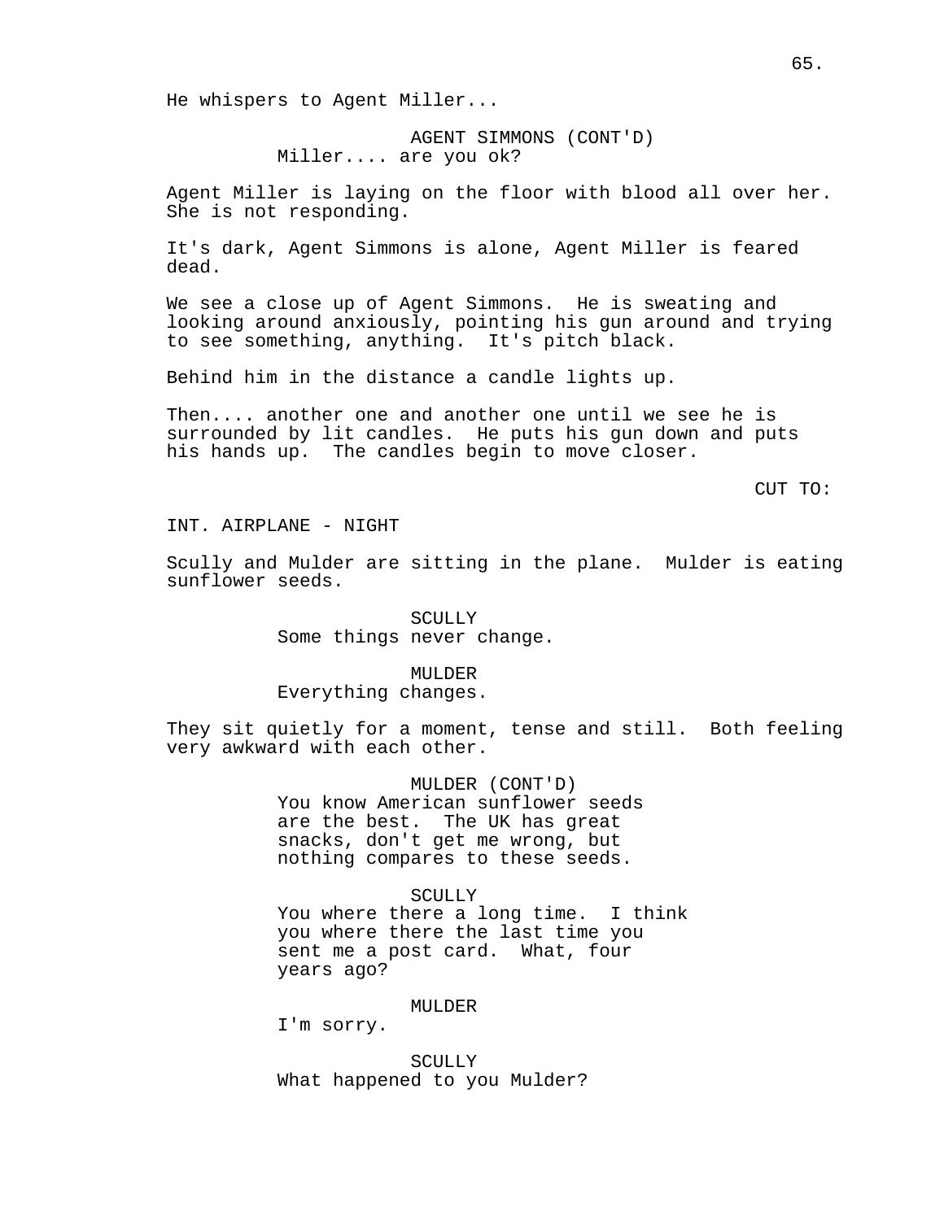He whispers to Agent Miller...

AGENT SIMMONS (CONT'D)
Miller.... are you ok?

Agent Miller is laying on the floor with blood all over her. She is not responding.

It's dark, Agent Simmons is alone, Agent Miller is feared dead.

We see a close up of Agent Simmons. He is sweating and looking around anxiously, pointing his gun around and trying to see something, anything. It's pitch black.

Behind him in the distance a candle lights up.

Then.... another one and another one until we see he is surrounded by lit candles. He puts his gun down and puts his hands up. The candles begin to move closer.

CUT TO:

INT. AIRPLANE - NIGHT

Scully and Mulder are sitting in the plane. Mulder is eating sunflower seeds.

SCULLY
Some things never change.

MULDER
Everything changes.

They sit quietly for a moment, tense and still. Both feeling very awkward with each other.

MULDER (CONT'D)
You know American sunflower seeds are the best. The UK has great snacks, don't get me wrong, but nothing compares to these seeds.

SCULLY
You where there a long time. I think you where there the last time you sent me a post card. What, four years ago?

MULDER
I'm sorry.

SCULLY
What happened to you Mulder?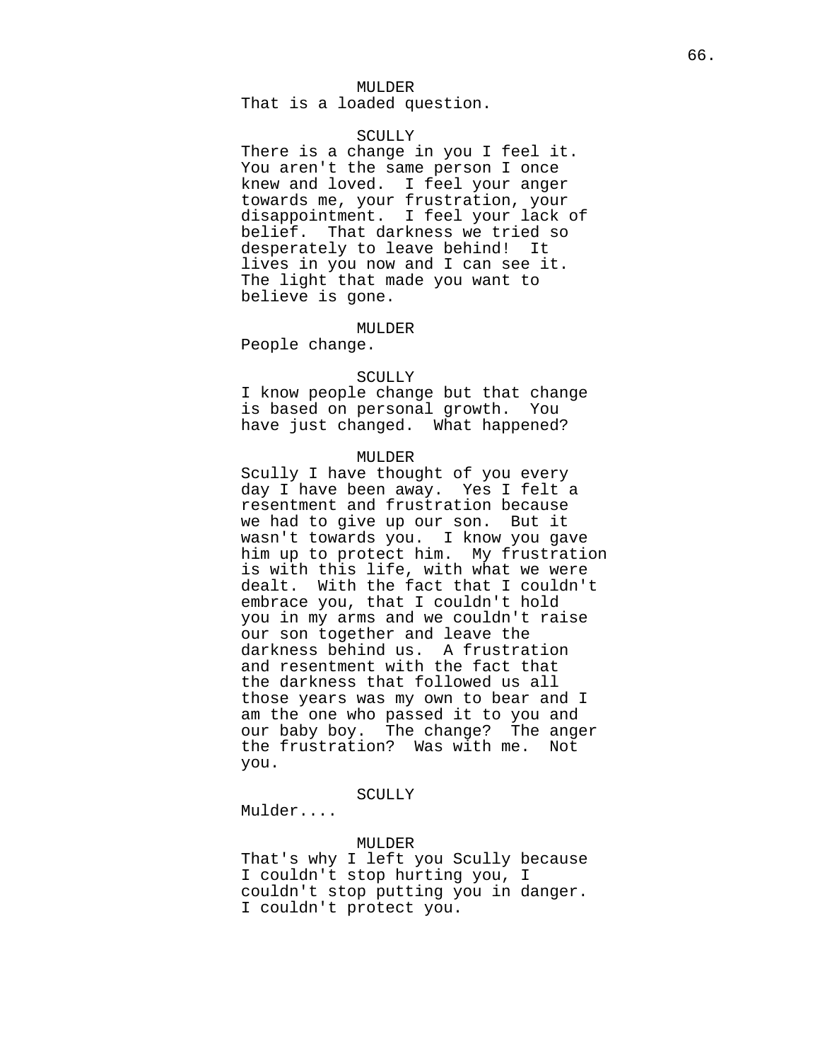MULDER
That is a loaded question.

SCULLY
There is a change in you I feel it. You aren't the same person I once knew and loved. I feel your anger towards me, your frustration, your disappointment. I feel your lack of belief. That darkness we tried so desperately to leave behind! It lives in you now and I can see it. The light that made you want to believe is gone.

MULDER
People change.

SCULLY
I know people change but that change is based on personal growth. You have just changed. What happened?

MULDER
Scully I have thought of you every day I have been away. Yes I felt a resentment and frustration because we had to give up our son. But it wasn't towards you. I know you gave him up to protect him. My frustration is with this life, with what we were dealt. With the fact that I couldn't embrace you, that I couldn't hold you in my arms and we couldn't raise our son together and leave the darkness behind us. A frustration and resentment with the fact that the darkness that followed us all those years was my own to bear and I am the one who passed it to you and our baby boy. The change? The anger the frustration? Was with me. Not you.

SCULLY
Mulder....

MULDER
That's why I left you Scully because I couldn't stop hurting you, I couldn't stop putting you in danger. I couldn't protect you.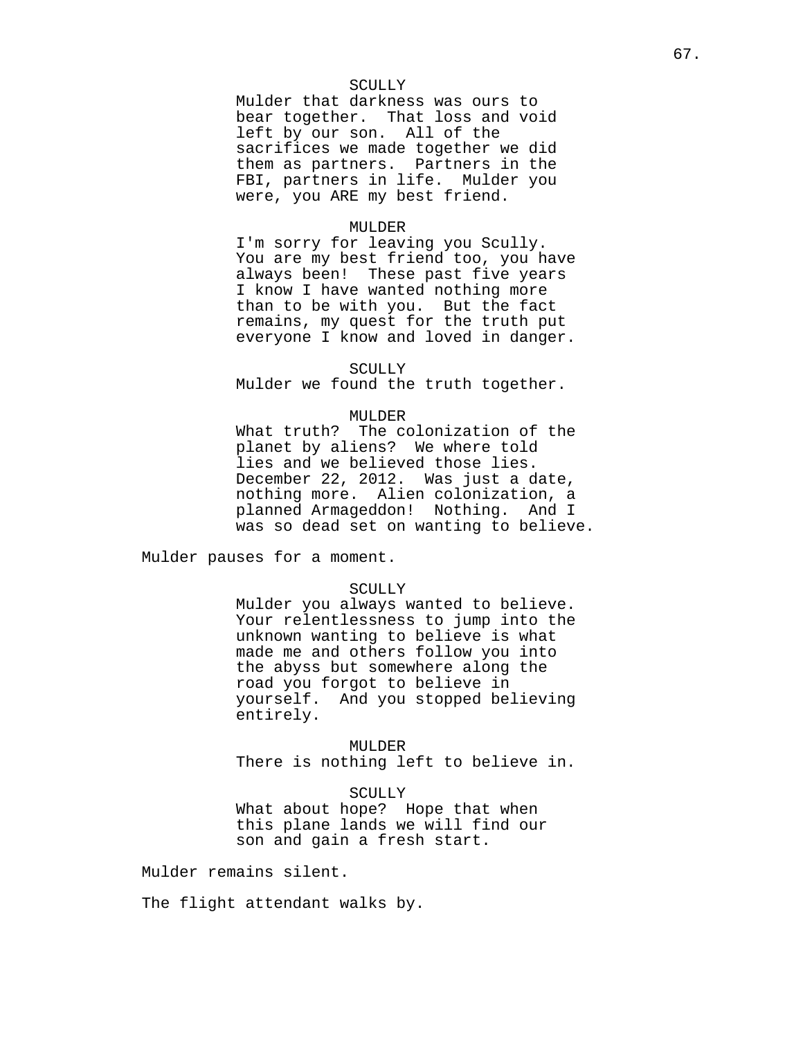SCULLY
Mulder that darkness was ours to bear together.  That loss and void left by our son.  All of the sacrifices we made together we did them as partners.  Partners in the FBI, partners in life.  Mulder you were, you ARE my best friend.

MULDER
I'm sorry for leaving you Scully. You are my best friend too, you have always been!  These past five years I know I have wanted nothing more than to be with you.  But the fact remains, my quest for the truth put everyone I know and loved in danger.

SCULLY
Mulder we found the truth together.

MULDER
What truth?  The colonization of the planet by aliens?  We where told lies and we believed those lies. December 22, 2012.  Was just a date, nothing more.  Alien colonization, a planned Armageddon!  Nothing.  And I was so dead set on wanting to believe.

Mulder pauses for a moment.

SCULLY
Mulder you always wanted to believe. Your relentlessness to jump into the unknown wanting to believe is what made me and others follow you into the abyss but somewhere along the road you forgot to believe in yourself.  And you stopped believing entirely.

MULDER
There is nothing left to believe in.

SCULLY
What about hope?  Hope that when this plane lands we will find our son and gain a fresh start.

Mulder remains silent.

The flight attendant walks by.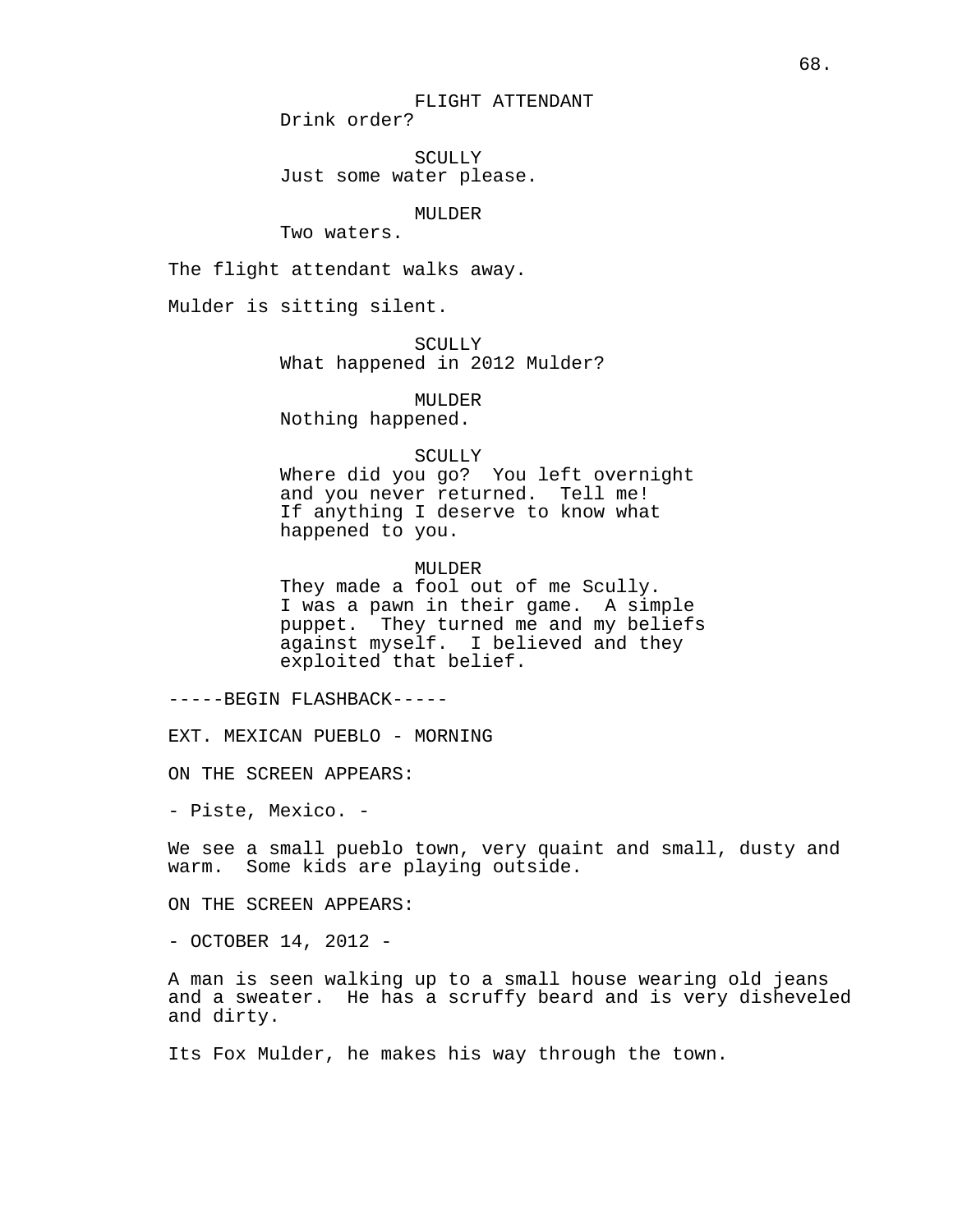FLIGHT ATTENDANT
Drink order?

SCULLY
Just some water please.

MULDER
Two waters.

The flight attendant walks away.

Mulder is sitting silent.

SCULLY
What happened in 2012 Mulder?

MULDER
Nothing happened.

SCULLY
Where did you go? You left overnight and you never returned. Tell me! If anything I deserve to know what happened to you.

MULDER
They made a fool out of me Scully. I was a pawn in their game. A simple puppet. They turned me and my beliefs against myself. I believed and they exploited that belief.

-----BEGIN FLASHBACK-----

EXT. MEXICAN PUEBLO - MORNING

ON THE SCREEN APPEARS:

- Piste, Mexico. -

We see a small pueblo town, very quaint and small, dusty and warm. Some kids are playing outside.

ON THE SCREEN APPEARS:

- OCTOBER 14, 2012 -

A man is seen walking up to a small house wearing old jeans and a sweater. He has a scruffy beard and is very disheveled and dirty.

Its Fox Mulder, he makes his way through the town.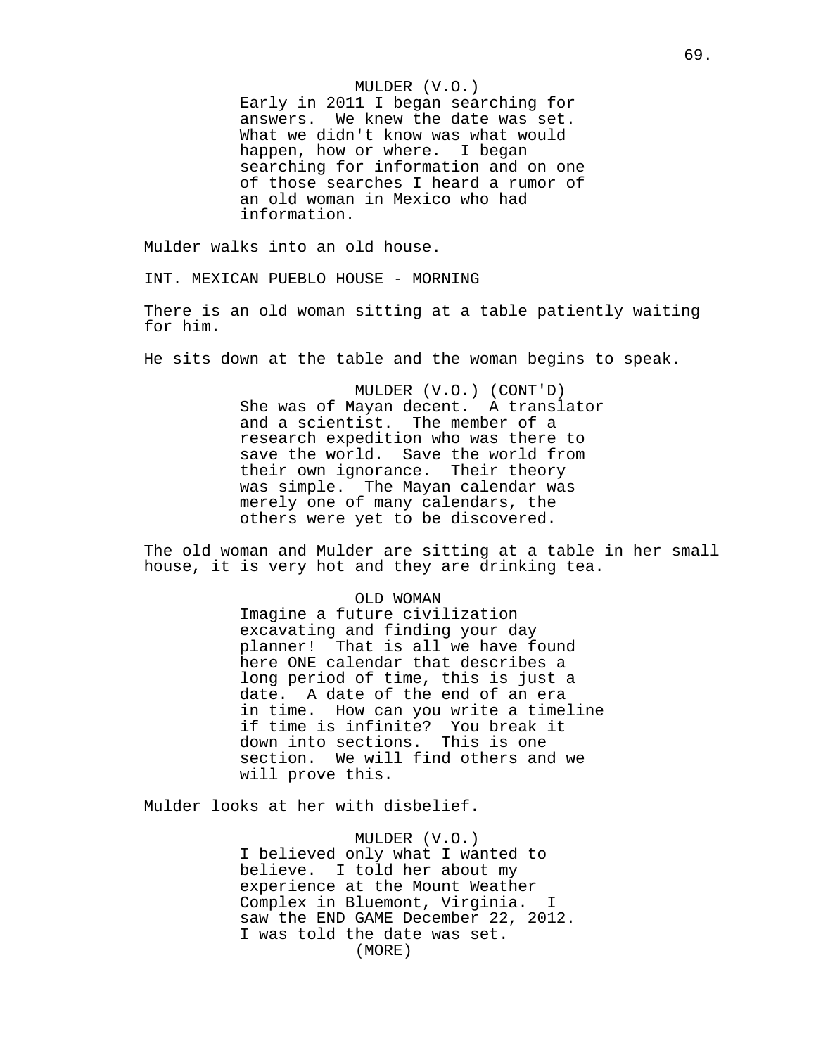MULDER (V.O.)
Early in 2011 I began searching for answers. We knew the date was set. What we didn't know was what would happen, how or where. I began searching for information and on one of those searches I heard a rumor of an old woman in Mexico who had information.

Mulder walks into an old house.

INT. MEXICAN PUEBLO HOUSE - MORNING

There is an old woman sitting at a table patiently waiting for him.

He sits down at the table and the woman begins to speak.

MULDER (V.O.) (CONT'D)
She was of Mayan decent. A translator and a scientist. The member of a research expedition who was there to save the world. Save the world from their own ignorance. Their theory was simple. The Mayan calendar was merely one of many calendars, the others were yet to be discovered.

The old woman and Mulder are sitting at a table in her small house, it is very hot and they are drinking tea.

OLD WOMAN
Imagine a future civilization excavating and finding your day planner! That is all we have found here ONE calendar that describes a long period of time, this is just a date. A date of the end of an era in time. How can you write a timeline if time is infinite? You break it down into sections. This is one section. We will find others and we will prove this.

Mulder looks at her with disbelief.

MULDER (V.O.)
I believed only what I wanted to believe. I told her about my experience at the Mount Weather Complex in Bluemont, Virginia. I saw the END GAME December 22, 2012. I was told the date was set.
(MORE)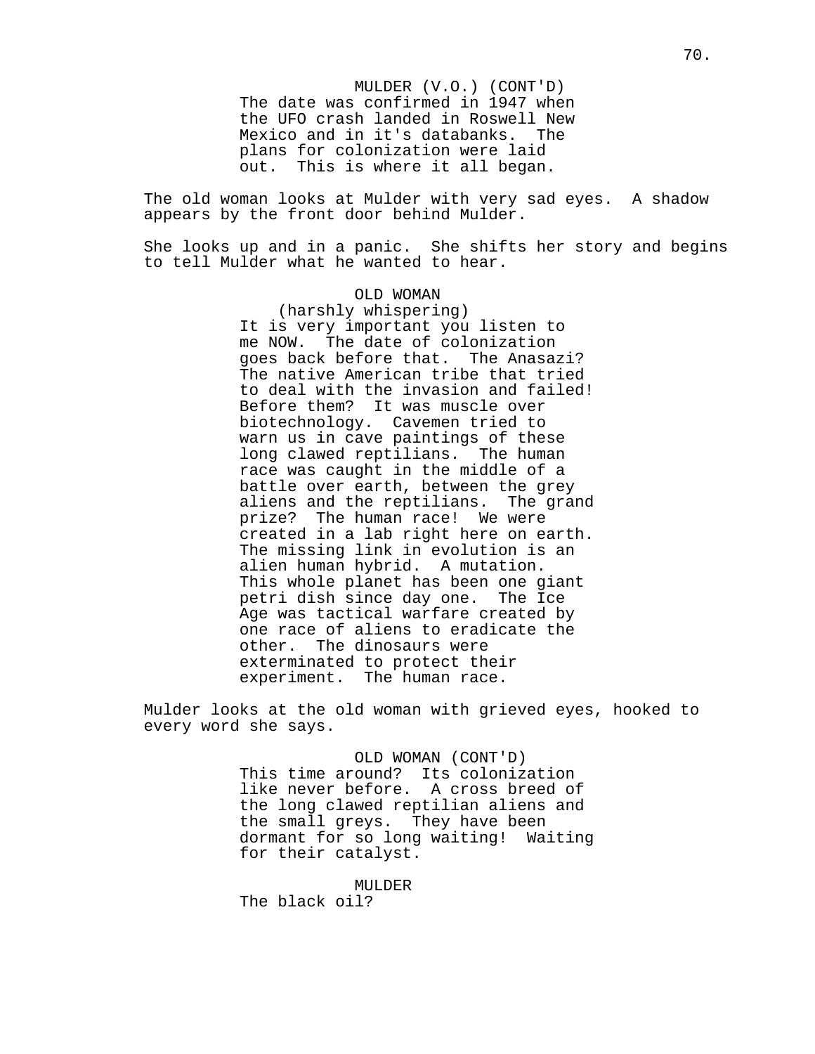MULDER (V.O.) (CONT'D)
The date was confirmed in 1947 when the UFO crash landed in Roswell New Mexico and in it's databanks.  The plans for colonization were laid out.  This is where it all began.

The old woman looks at Mulder with very sad eyes.  A shadow appears by the front door behind Mulder.

She looks up and in a panic.  She shifts her story and begins to tell Mulder what he wanted to hear.

OLD WOMAN
(harshly whispering)
It is very important you listen to me NOW.  The date of colonization goes back before that.  The Anasazi?  The native American tribe that tried to deal with the invasion and failed!  Before them?  It was muscle over biotechnology.  Cavemen tried to warn us in cave paintings of these long clawed reptilians.  The human race was caught in the middle of a battle over earth, between the grey aliens and the reptilians.  The grand prize?  The human race!  We were created in a lab right here on earth.  The missing link in evolution is an alien human hybrid.  A mutation.  This whole planet has been one giant petri dish since day one.  The Ice Age was tactical warfare created by one race of aliens to eradicate the other.  The dinosaurs were exterminated to protect their experiment.  The human race.

Mulder looks at the old woman with grieved eyes, hooked to every word she says.

OLD WOMAN (CONT'D)
This time around?  Its colonization like never before.  A cross breed of the long clawed reptilian aliens and the small greys.  They have been dormant for so long waiting!  Waiting for their catalyst.

MULDER
The black oil?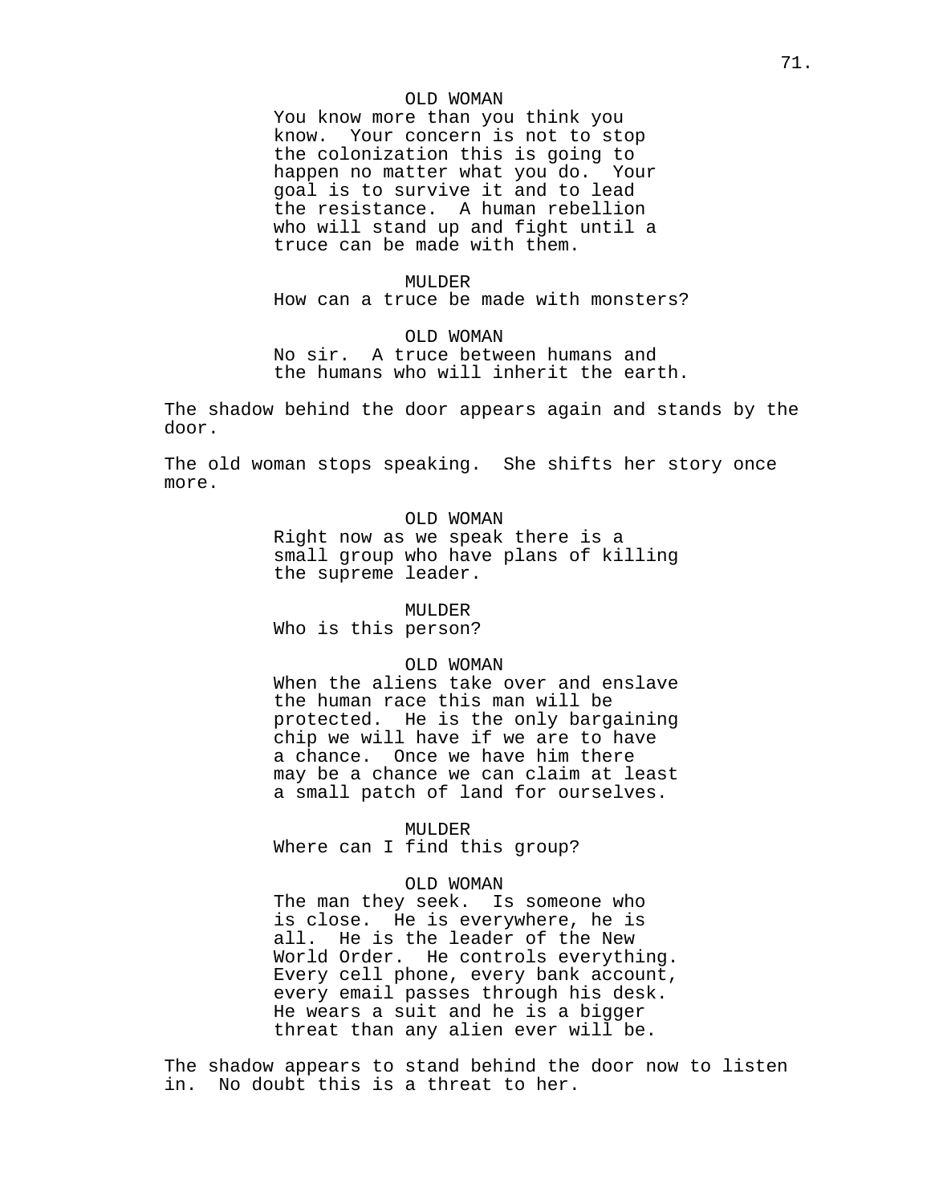OLD WOMAN
You know more than you think you know. Your concern is not to stop the colonization this is going to happen no matter what you do. Your goal is to survive it and to lead the resistance. A human rebellion who will stand up and fight until a truce can be made with them.

MULDER
How can a truce be made with monsters?

OLD WOMAN
No sir. A truce between humans and the humans who will inherit the earth.

The shadow behind the door appears again and stands by the door.

The old woman stops speaking. She shifts her story once more.

OLD WOMAN
Right now as we speak there is a small group who have plans of killing the supreme leader.

MULDER
Who is this person?

OLD WOMAN
When the aliens take over and enslave the human race this man will be protected. He is the only bargaining chip we will have if we are to have a chance. Once we have him there may be a chance we can claim at least a small patch of land for ourselves.

MULDER
Where can I find this group?

OLD WOMAN
The man they seek. Is someone who is close. He is everywhere, he is all. He is the leader of the New World Order. He controls everything. Every cell phone, every bank account, every email passes through his desk. He wears a suit and he is a bigger threat than any alien ever will be.

The shadow appears to stand behind the door now to listen in. No doubt this is a threat to her.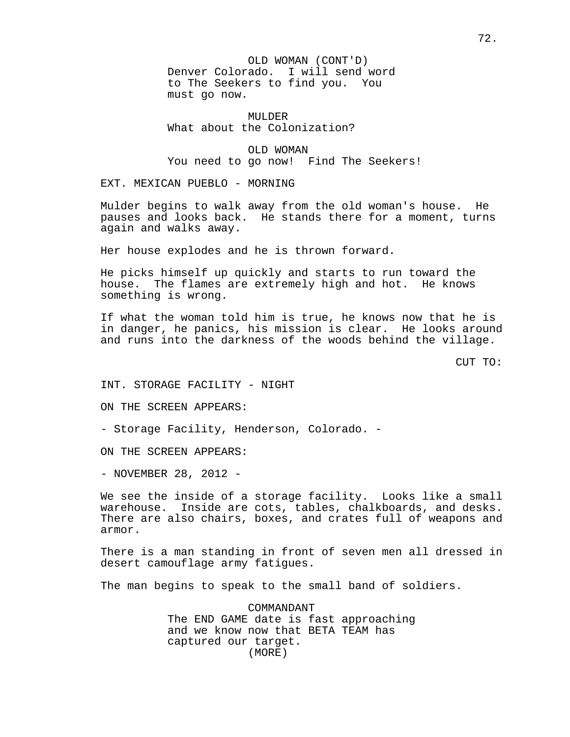OLD WOMAN (CONT'D)
Denver Colorado. I will send word to The Seekers to find you. You must go now.

MULDER
What about the Colonization?

OLD WOMAN
You need to go now! Find The Seekers!

EXT. MEXICAN PUEBLO - MORNING

Mulder begins to walk away from the old woman's house. He pauses and looks back. He stands there for a moment, turns again and walks away.

Her house explodes and he is thrown forward.

He picks himself up quickly and starts to run toward the house. The flames are extremely high and hot. He knows something is wrong.

If what the woman told him is true, he knows now that he is in danger, he panics, his mission is clear. He looks around and runs into the darkness of the woods behind the village.

CUT TO:

INT. STORAGE FACILITY - NIGHT

ON THE SCREEN APPEARS:

- Storage Facility, Henderson, Colorado. -

ON THE SCREEN APPEARS:

- NOVEMBER 28, 2012 -

We see the inside of a storage facility. Looks like a small warehouse. Inside are cots, tables, chalkboards, and desks. There are also chairs, boxes, and crates full of weapons and armor.

There is a man standing in front of seven men all dressed in desert camouflage army fatigues.

The man begins to speak to the small band of soldiers.

COMMANDANT
The END GAME date is fast approaching and we know now that BETA TEAM has captured our target.
(MORE)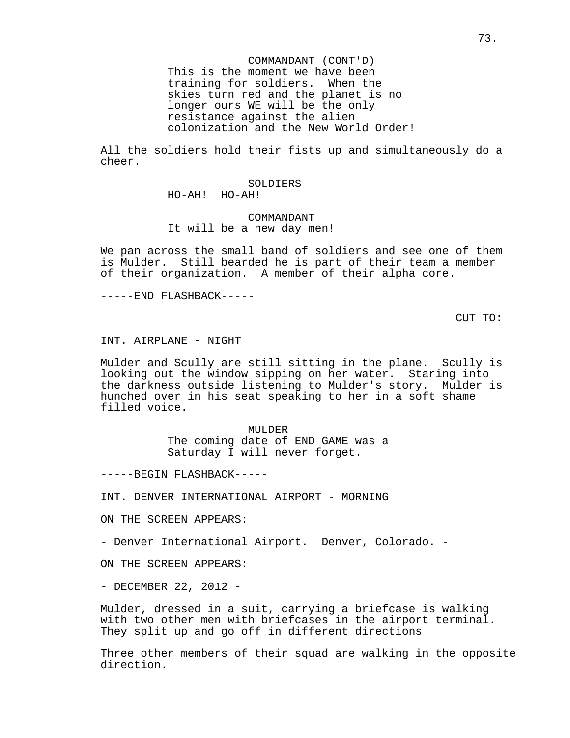COMMANDANT (CONT'D)
This is the moment we have been training for soldiers. When the skies turn red and the planet is no longer ours WE will be the only resistance against the alien colonization and the New World Order!

All the soldiers hold their fists up and simultaneously do a cheer.

SOLDIERS
HO-AH! HO-AH!

COMMANDANT
It will be a new day men!

We pan across the small band of soldiers and see one of them is Mulder. Still bearded he is part of their team a member of their organization. A member of their alpha core.

-----END FLASHBACK-----

CUT TO:

INT. AIRPLANE - NIGHT

Mulder and Scully are still sitting in the plane. Scully is looking out the window sipping on her water. Staring into the darkness outside listening to Mulder's story. Mulder is hunched over in his seat speaking to her in a soft shame filled voice.

MULDER
The coming date of END GAME was a Saturday I will never forget.

-----BEGIN FLASHBACK-----

INT. DENVER INTERNATIONAL AIRPORT - MORNING

ON THE SCREEN APPEARS:

- Denver International Airport. Denver, Colorado. -

ON THE SCREEN APPEARS:

- DECEMBER 22, 2012 -

Mulder, dressed in a suit, carrying a briefcase is walking with two other men with briefcases in the airport terminal. They split up and go off in different directions

Three other members of their squad are walking in the opposite direction.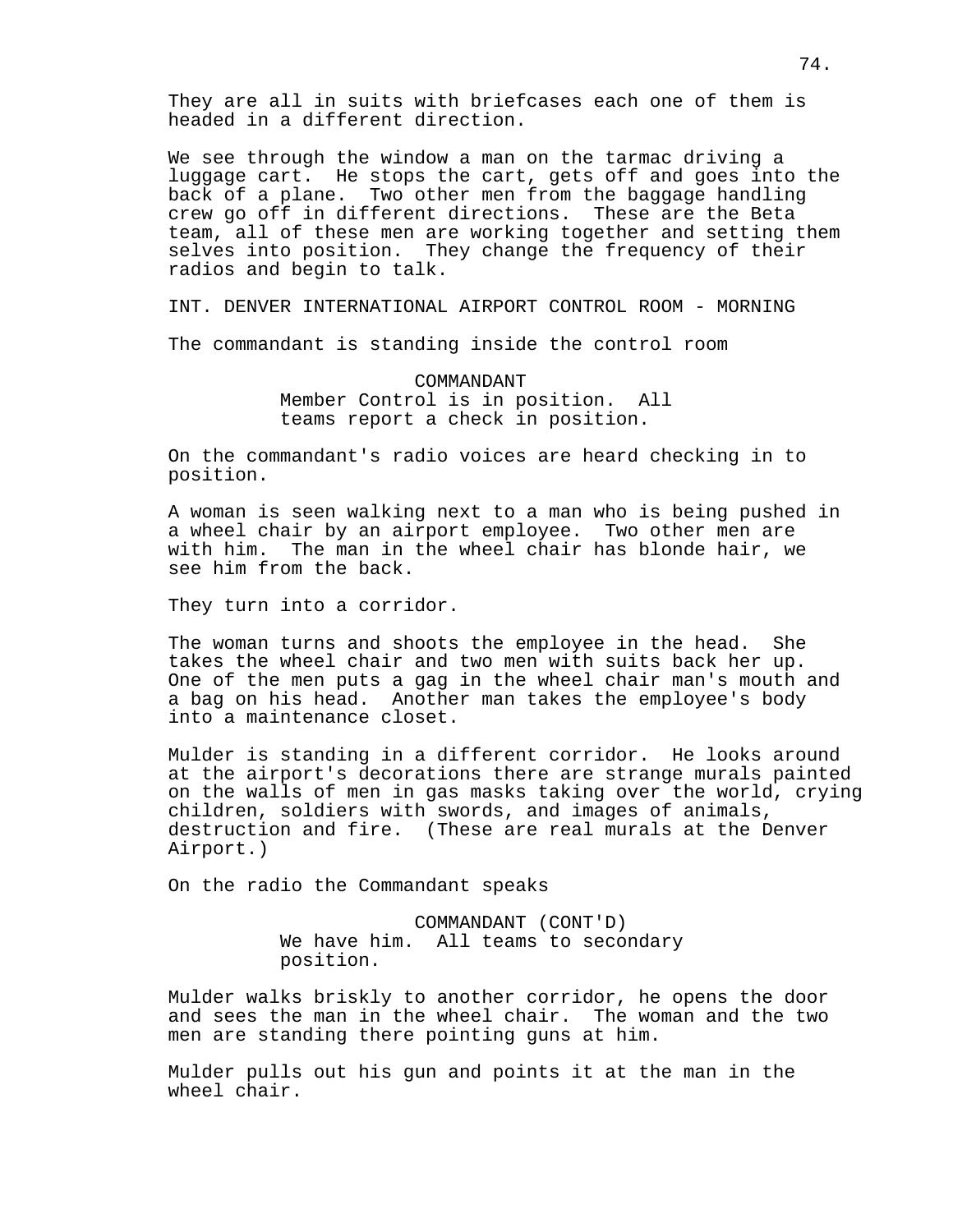They are all in suits with briefcases each one of them is headed in a different direction.

We see through the window a man on the tarmac driving a luggage cart. He stops the cart, gets off and goes into the back of a plane. Two other men from the baggage handling crew go off in different directions. These are the Beta team, all of these men are working together and setting them selves into position. They change the frequency of their radios and begin to talk.

INT. DENVER INTERNATIONAL AIRPORT CONTROL ROOM - MORNING

The commandant is standing inside the control room

COMMANDANT
Member Control is in position. All teams report a check in position.

On the commandant's radio voices are heard checking in to position.

A woman is seen walking next to a man who is being pushed in a wheel chair by an airport employee. Two other men are with him. The man in the wheel chair has blonde hair, we see him from the back.

They turn into a corridor.

The woman turns and shoots the employee in the head. She takes the wheel chair and two men with suits back her up. One of the men puts a gag in the wheel chair man's mouth and a bag on his head. Another man takes the employee's body into a maintenance closet.

Mulder is standing in a different corridor. He looks around at the airport's decorations there are strange murals painted on the walls of men in gas masks taking over the world, crying children, soldiers with swords, and images of animals, destruction and fire. (These are real murals at the Denver Airport.)

On the radio the Commandant speaks

COMMANDANT (CONT'D)
We have him. All teams to secondary position.

Mulder walks briskly to another corridor, he opens the door and sees the man in the wheel chair. The woman and the two men are standing there pointing guns at him.

Mulder pulls out his gun and points it at the man in the wheel chair.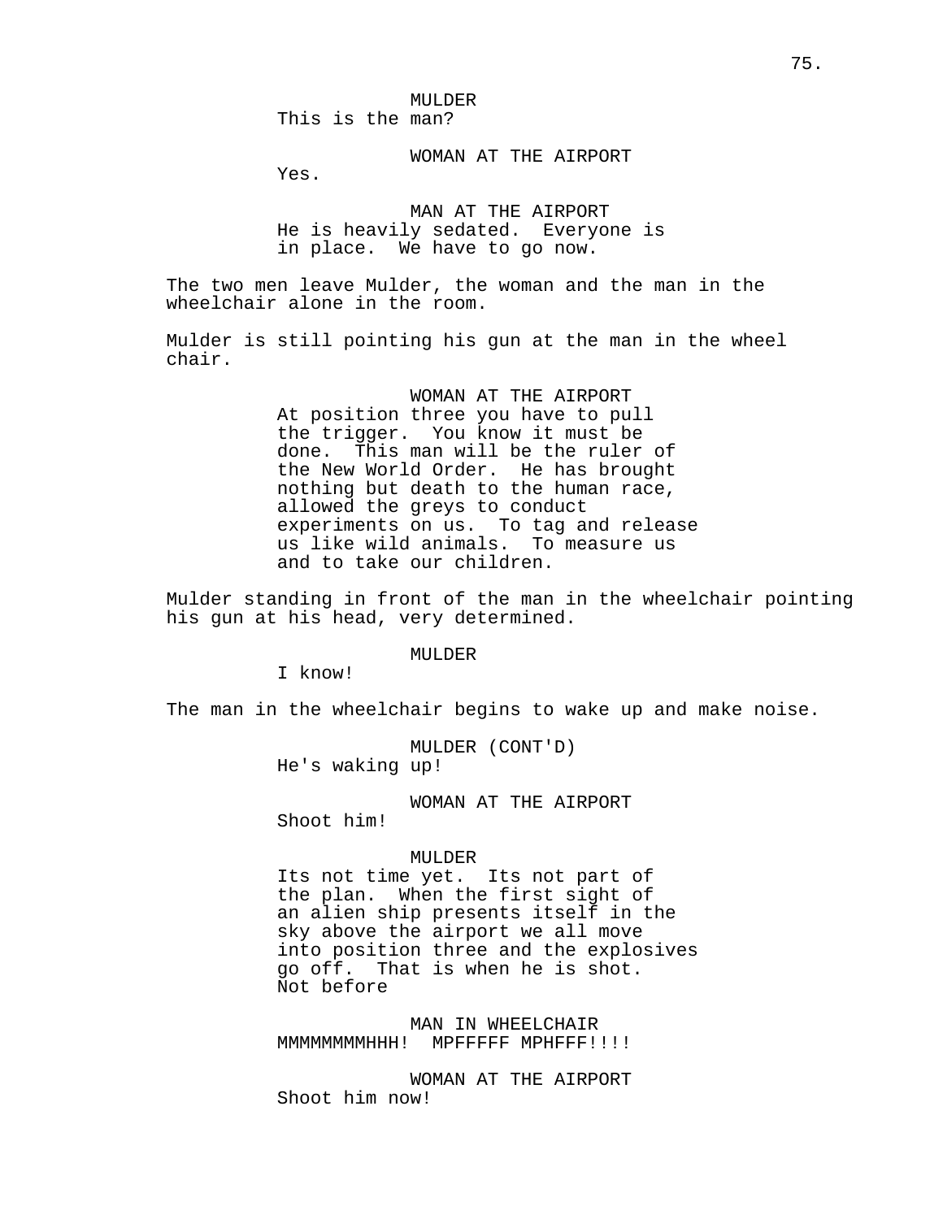MULDER
This is the man?

WOMAN AT THE AIRPORT
Yes.

MAN AT THE AIRPORT
He is heavily sedated. Everyone is in place. We have to go now.

The two men leave Mulder, the woman and the man in the wheelchair alone in the room.

Mulder is still pointing his gun at the man in the wheel chair.

WOMAN AT THE AIRPORT
At position three you have to pull the trigger. You know it must be done. This man will be the ruler of the New World Order. He has brought nothing but death to the human race, allowed the greys to conduct experiments on us. To tag and release us like wild animals. To measure us and to take our children.

Mulder standing in front of the man in the wheelchair pointing his gun at his head, very determined.

MULDER
I know!

The man in the wheelchair begins to wake up and make noise.

MULDER (CONT'D)
He's waking up!

WOMAN AT THE AIRPORT
Shoot him!

MULDER
Its not time yet. Its not part of the plan. When the first sight of an alien ship presents itself in the sky above the airport we all move into position three and the explosives go off. That is when he is shot. Not before

MAN IN WHEELCHAIR
MMMMMMMMHHH! MPFFFFF MPHFFF!!!!

WOMAN AT THE AIRPORT
Shoot him now!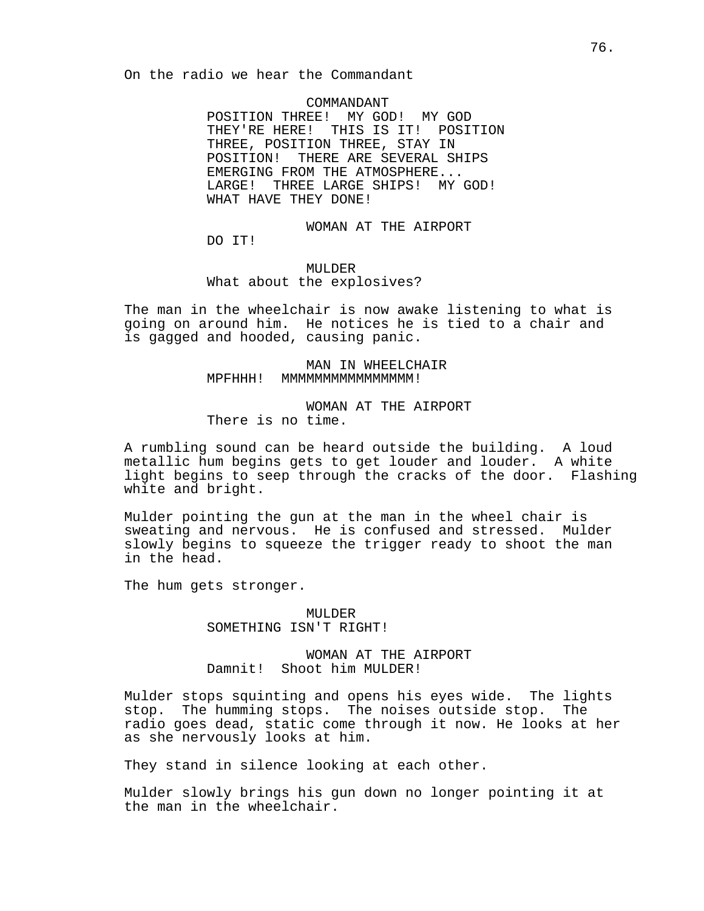On the radio we hear the Commandant

COMMANDANT
POSITION THREE! MY GOD! MY GOD THEY'RE HERE! THIS IS IT! POSITION THREE, POSITION THREE, STAY IN POSITION! THERE ARE SEVERAL SHIPS EMERGING FROM THE ATMOSPHERE... LARGE! THREE LARGE SHIPS! MY GOD! WHAT HAVE THEY DONE!

WOMAN AT THE AIRPORT
DO IT!

MULDER
What about the explosives?

The man in the wheelchair is now awake listening to what is going on around him. He notices he is tied to a chair and is gagged and hooded, causing panic.

MAN IN WHEELCHAIR
MPFHHH! MMMMMMMMMMMMMMMM!

WOMAN AT THE AIRPORT
There is no time.

A rumbling sound can be heard outside the building. A loud metallic hum begins gets to get louder and louder. A white light begins to seep through the cracks of the door. Flashing white and bright.

Mulder pointing the gun at the man in the wheel chair is sweating and nervous. He is confused and stressed. Mulder slowly begins to squeeze the trigger ready to shoot the man in the head.

The hum gets stronger.

MULDER
SOMETHING ISN'T RIGHT!

WOMAN AT THE AIRPORT
Damnit! Shoot him MULDER!

Mulder stops squinting and opens his eyes wide. The lights stop. The humming stops. The noises outside stop. The radio goes dead, static come through it now. He looks at her as she nervously looks at him.

They stand in silence looking at each other.

Mulder slowly brings his gun down no longer pointing it at the man in the wheelchair.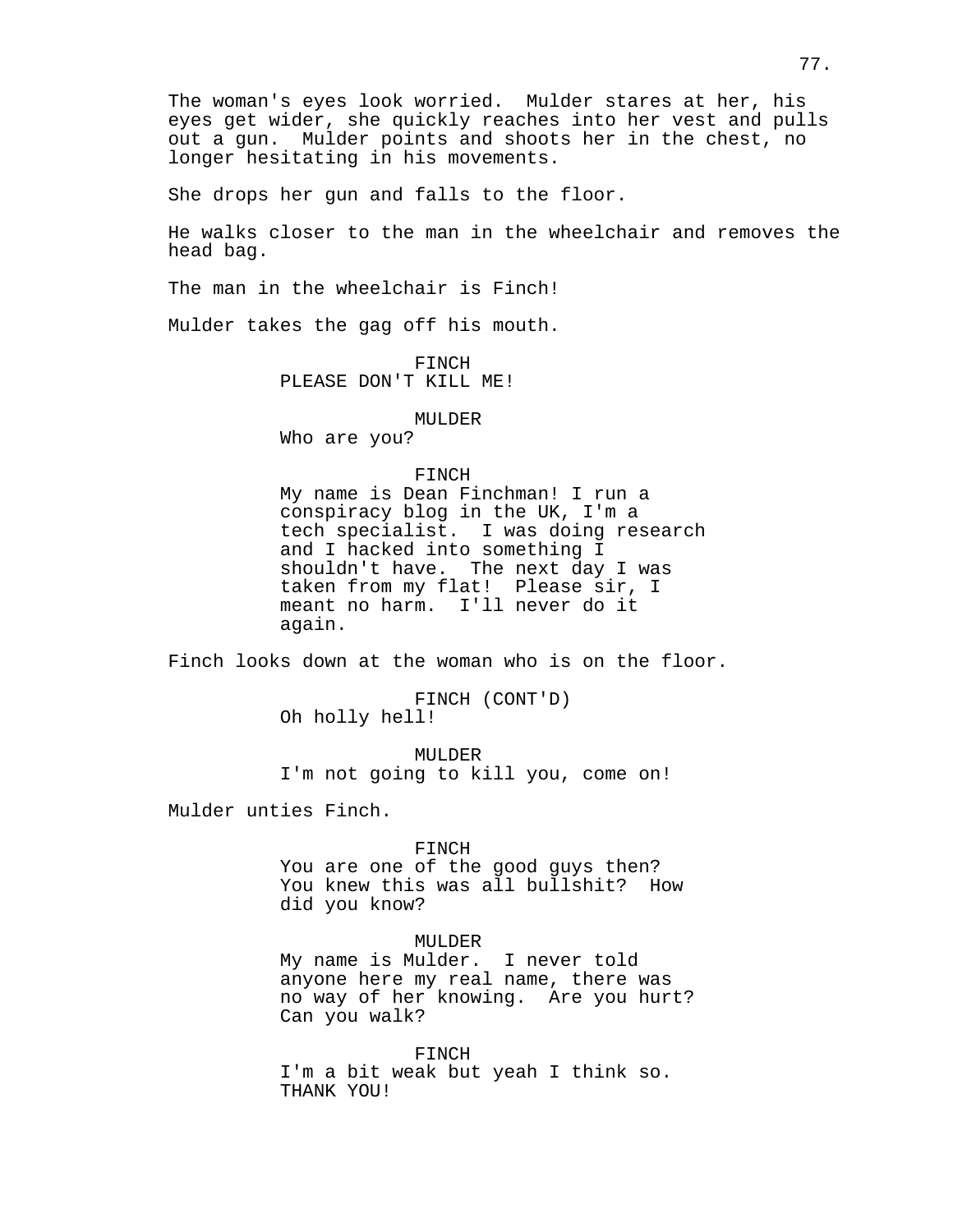The woman's eyes look worried. Mulder stares at her, his eyes get wider, she quickly reaches into her vest and pulls out a gun. Mulder points and shoots her in the chest, no longer hesitating in his movements.

She drops her gun and falls to the floor.

He walks closer to the man in the wheelchair and removes the head bag.

The man in the wheelchair is Finch!

Mulder takes the gag off his mouth.

FINCH
PLEASE DON'T KILL ME!

MULDER
Who are you?

FINCH
My name is Dean Finchman! I run a conspiracy blog in the UK, I'm a tech specialist. I was doing research and I hacked into something I shouldn't have. The next day I was taken from my flat! Please sir, I meant no harm. I'll never do it again.

Finch looks down at the woman who is on the floor.

FINCH (CONT'D)
Oh holly hell!

MULDER
I'm not going to kill you, come on!

Mulder unties Finch.

FINCH
You are one of the good guys then? You knew this was all bullshit? How did you know?

MULDER
My name is Mulder. I never told anyone here my real name, there was no way of her knowing. Are you hurt? Can you walk?

FINCH
I'm a bit weak but yeah I think so. THANK YOU!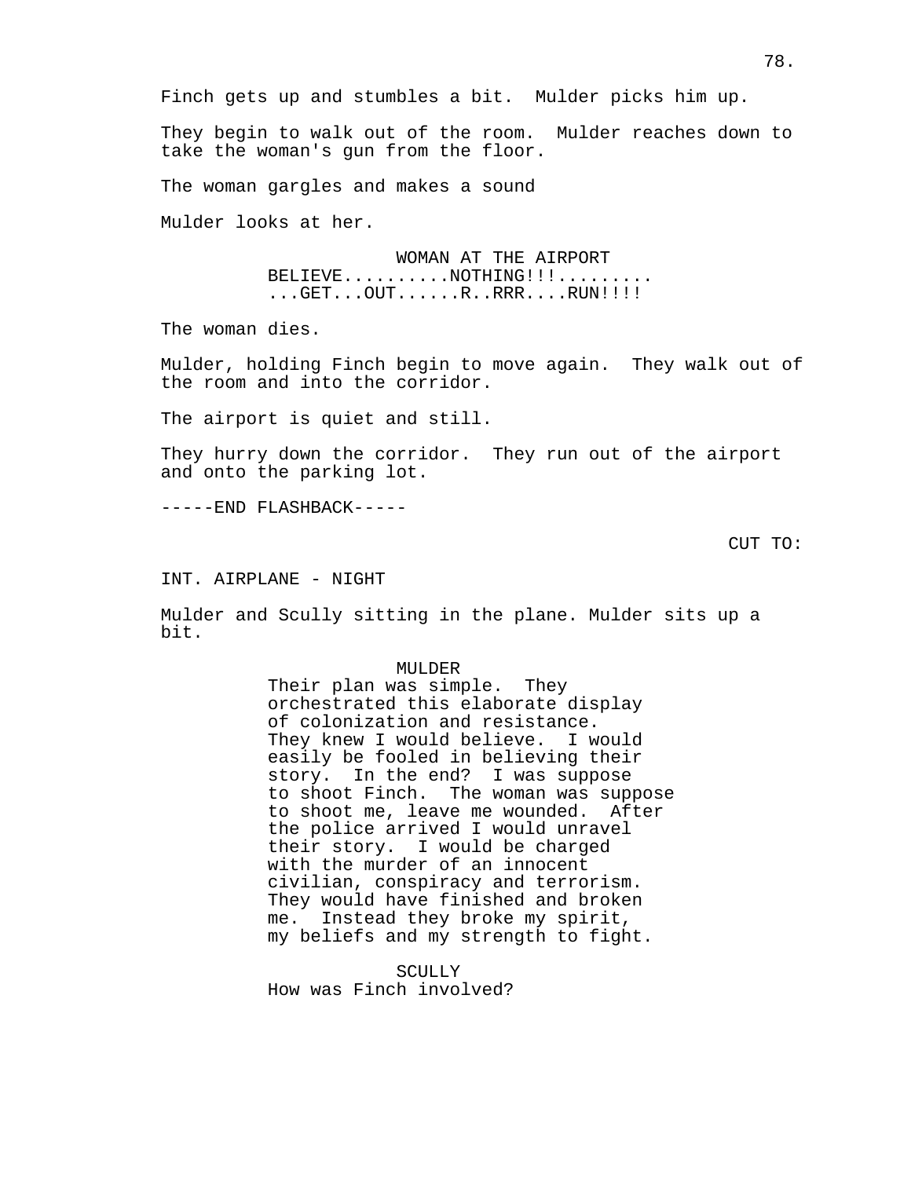Finch gets up and stumbles a bit.  Mulder picks him up.

They begin to walk out of the room.  Mulder reaches down to take the woman's gun from the floor.

The woman gargles and makes a sound

Mulder looks at her.

WOMAN AT THE AIRPORT
BELIEVE..........NOTHING!!!.........
...GET...OUT......R..RRR....RUN!!!!

The woman dies.

Mulder, holding Finch begin to move again.  They walk out of the room and into the corridor.

The airport is quiet and still.

They hurry down the corridor.  They run out of the airport and onto the parking lot.

-----END FLASHBACK-----

CUT TO:

INT. AIRPLANE - NIGHT

Mulder and Scully sitting in the plane. Mulder sits up a bit.

MULDER
Their plan was simple.  They orchestrated this elaborate display of colonization and resistance. They knew I would believe.  I would easily be fooled in believing their story.  In the end?  I was suppose to shoot Finch.  The woman was suppose to shoot me, leave me wounded.  After the police arrived I would unravel their story.  I would be charged with the murder of an innocent civilian, conspiracy and terrorism. They would have finished and broken me.  Instead they broke my spirit, my beliefs and my strength to fight.

SCULLY
How was Finch involved?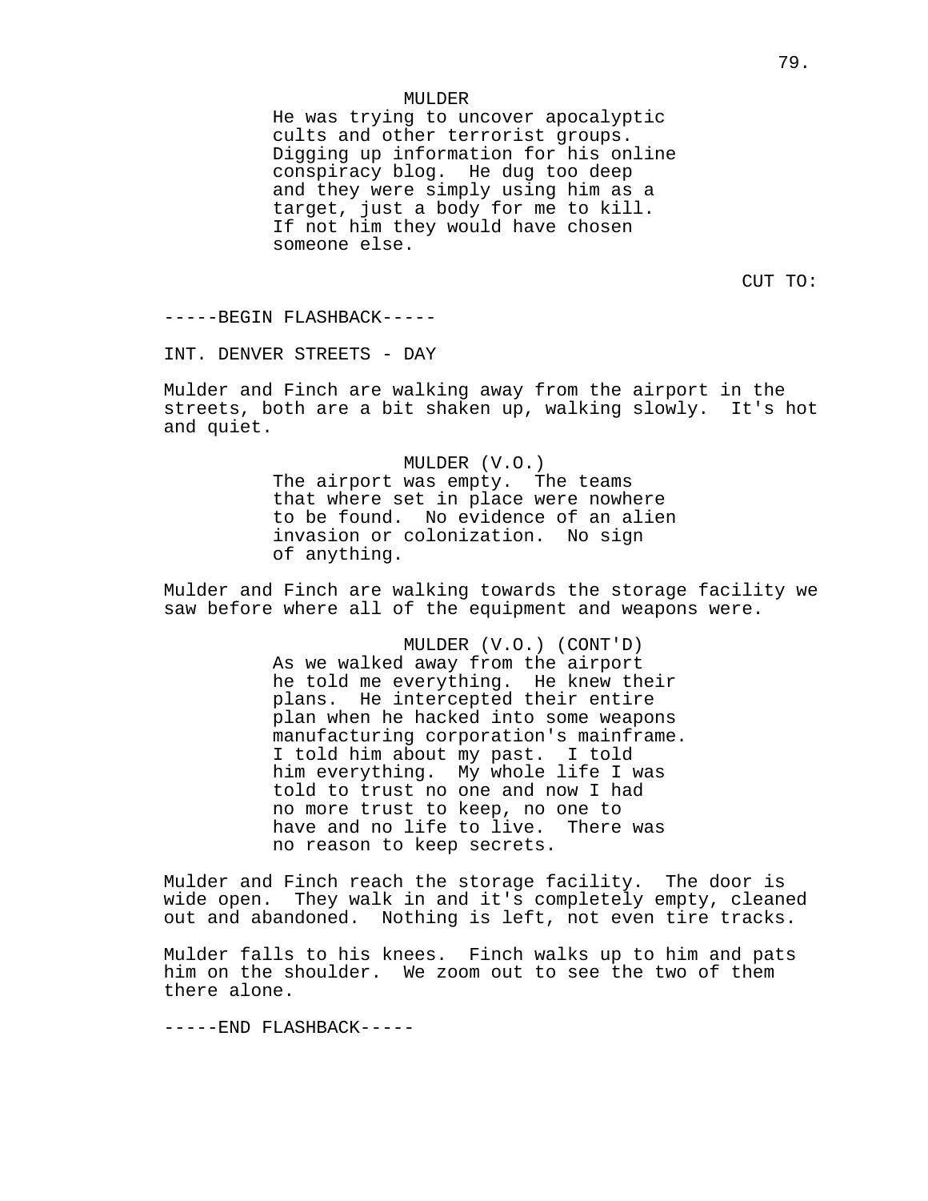MULDER

He was trying to uncover apocalyptic cults and other terrorist groups. Digging up information for his online conspiracy blog. He dug too deep and they were simply using him as a target, just a body for me to kill. If not him they would have chosen someone else.

CUT TO:

-----BEGIN FLASHBACK-----

INT. DENVER STREETS - DAY

Mulder and Finch are walking away from the airport in the streets, both are a bit shaken up, walking slowly. It's hot and quiet.

MULDER (V.O.)

The airport was empty. The teams that where set in place were nowhere to be found. No evidence of an alien invasion or colonization. No sign of anything.

Mulder and Finch are walking towards the storage facility we saw before where all of the equipment and weapons were.

MULDER (V.O.) (CONT'D)

As we walked away from the airport he told me everything. He knew their plans. He intercepted their entire plan when he hacked into some weapons manufacturing corporation's mainframe. I told him about my past. I told him everything. My whole life I was told to trust no one and now I had no more trust to keep, no one to have and no life to live. There was no reason to keep secrets.

Mulder and Finch reach the storage facility. The door is wide open. They walk in and it's completely empty, cleaned out and abandoned. Nothing is left, not even tire tracks.

Mulder falls to his knees. Finch walks up to him and pats him on the shoulder. We zoom out to see the two of them there alone.

-----END FLASHBACK-----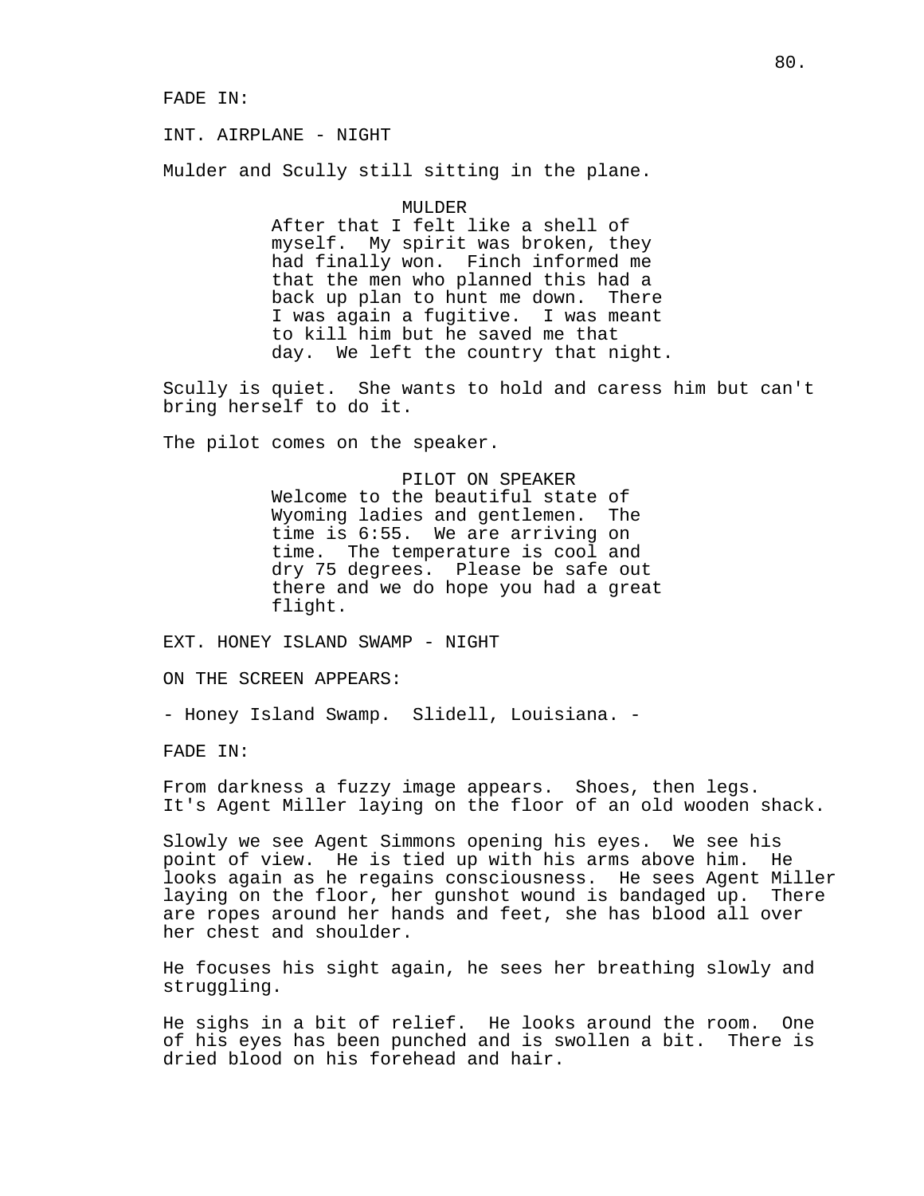FADE IN:

INT. AIRPLANE - NIGHT

Mulder and Scully still sitting in the plane.

MULDER
After that I felt like a shell of myself. My spirit was broken, they had finally won. Finch informed me that the men who planned this had a back up plan to hunt me down. There I was again a fugitive. I was meant to kill him but he saved me that day. We left the country that night.

Scully is quiet. She wants to hold and caress him but can't bring herself to do it.

The pilot comes on the speaker.

PILOT ON SPEAKER
Welcome to the beautiful state of Wyoming ladies and gentlemen. The time is 6:55. We are arriving on time. The temperature is cool and dry 75 degrees. Please be safe out there and we do hope you had a great flight.

EXT. HONEY ISLAND SWAMP - NIGHT

ON THE SCREEN APPEARS:

- Honey Island Swamp. Slidell, Louisiana. -

FADE IN:

From darkness a fuzzy image appears. Shoes, then legs. It's Agent Miller laying on the floor of an old wooden shack.

Slowly we see Agent Simmons opening his eyes. We see his point of view. He is tied up with his arms above him. He looks again as he regains consciousness. He sees Agent Miller laying on the floor, her gunshot wound is bandaged up. There are ropes around her hands and feet, she has blood all over her chest and shoulder.

He focuses his sight again, he sees her breathing slowly and struggling.

He sighs in a bit of relief. He looks around the room. One of his eyes has been punched and is swollen a bit. There is dried blood on his forehead and hair.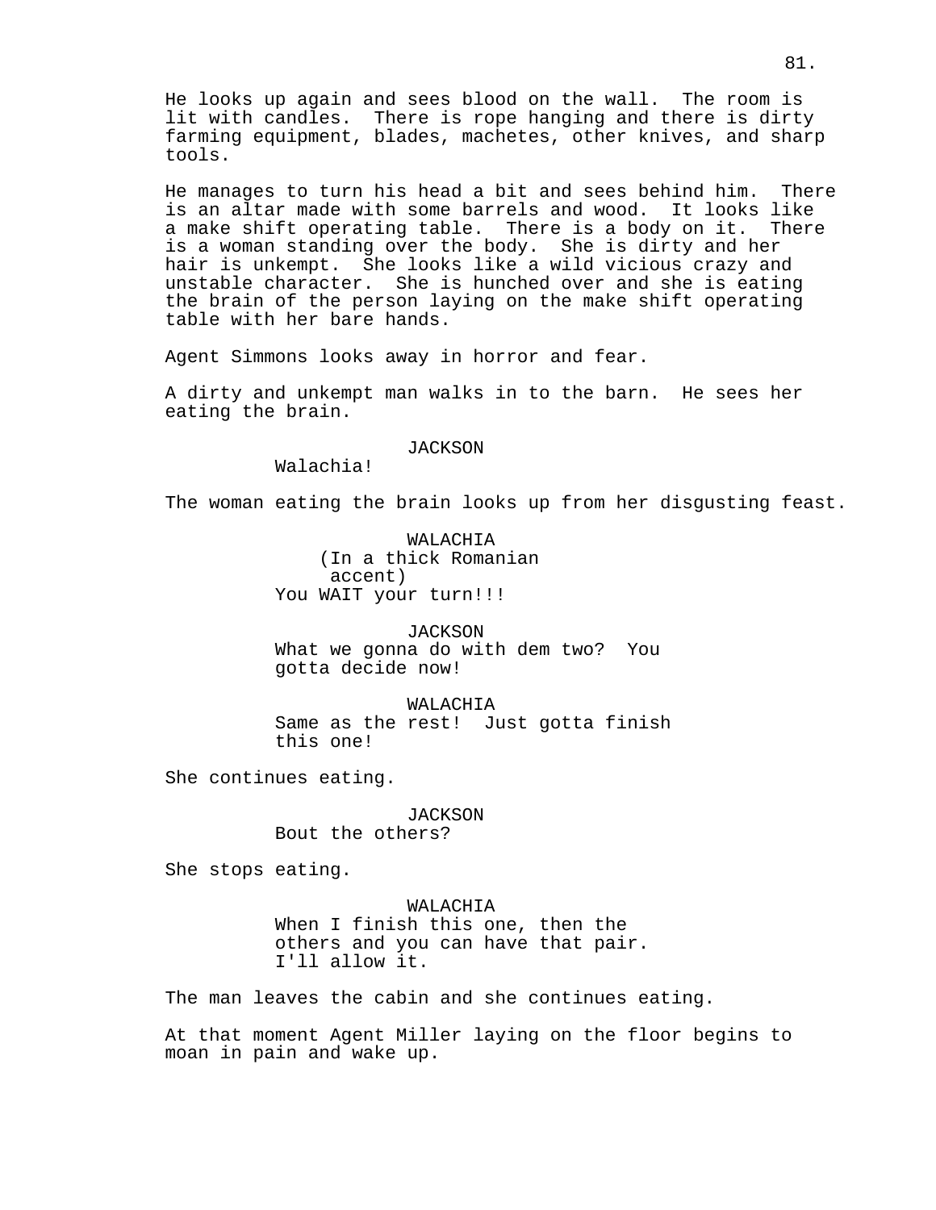He looks up again and sees blood on the wall. The room is lit with candles. There is rope hanging and there is dirty farming equipment, blades, machetes, other knives, and sharp tools.

He manages to turn his head a bit and sees behind him. There is an altar made with some barrels and wood. It looks like a make shift operating table. There is a body on it. There is a woman standing over the body. She is dirty and her hair is unkempt. She looks like a wild vicious crazy and unstable character. She is hunched over and she is eating the brain of the person laying on the make shift operating table with her bare hands.

Agent Simmons looks away in horror and fear.

A dirty and unkempt man walks in to the barn. He sees her eating the brain.

JACKSON
Walachia!

The woman eating the brain looks up from her disgusting feast.

WALACHIA
(In a thick Romanian accent)
You WAIT your turn!!!

JACKSON
What we gonna do with dem two? You gotta decide now!

WALACHIA
Same as the rest! Just gotta finish this one!

She continues eating.

JACKSON
Bout the others?

She stops eating.

WALACHIA
When I finish this one, then the others and you can have that pair. I'll allow it.

The man leaves the cabin and she continues eating.

At that moment Agent Miller laying on the floor begins to moan in pain and wake up.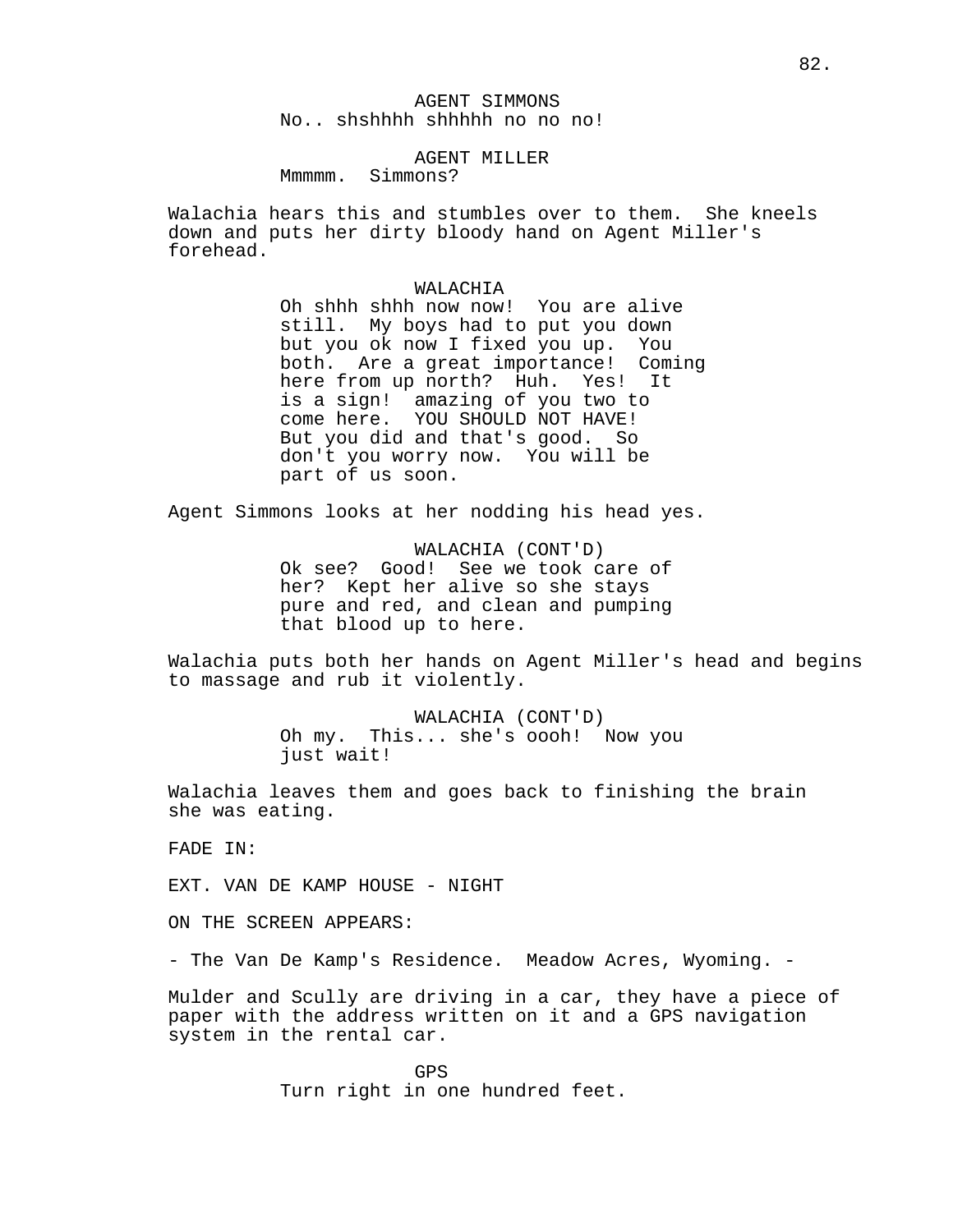AGENT SIMMONS

No.. shshhhh shhhhh no no no!

AGENT MILLER

Mmmmm. Simmons?

Walachia hears this and stumbles over to them. She kneels down and puts her dirty bloody hand on Agent Miller's forehead.

WALACHIA

Oh shhh shhh now now! You are alive still. My boys had to put you down but you ok now I fixed you up. You both. Are a great importance! Coming here from up north? Huh. Yes! It is a sign! amazing of you two to come here. YOU SHOULD NOT HAVE! But you did and that's good. So don't you worry now. You will be part of us soon.

Agent Simmons looks at her nodding his head yes.

WALACHIA (CONT'D)

Ok see? Good! See we took care of her? Kept her alive so she stays pure and red, and clean and pumping that blood up to here.

Walachia puts both her hands on Agent Miller's head and begins to massage and rub it violently.

WALACHIA (CONT'D)

Oh my. This... she's oooh! Now you just wait!

Walachia leaves them and goes back to finishing the brain she was eating.

FADE IN:

EXT. VAN DE KAMP HOUSE - NIGHT

ON THE SCREEN APPEARS:

- The Van De Kamp's Residence. Meadow Acres, Wyoming. -

Mulder and Scully are driving in a car, they have a piece of paper with the address written on it and a GPS navigation system in the rental car.

GPS

Turn right in one hundred feet.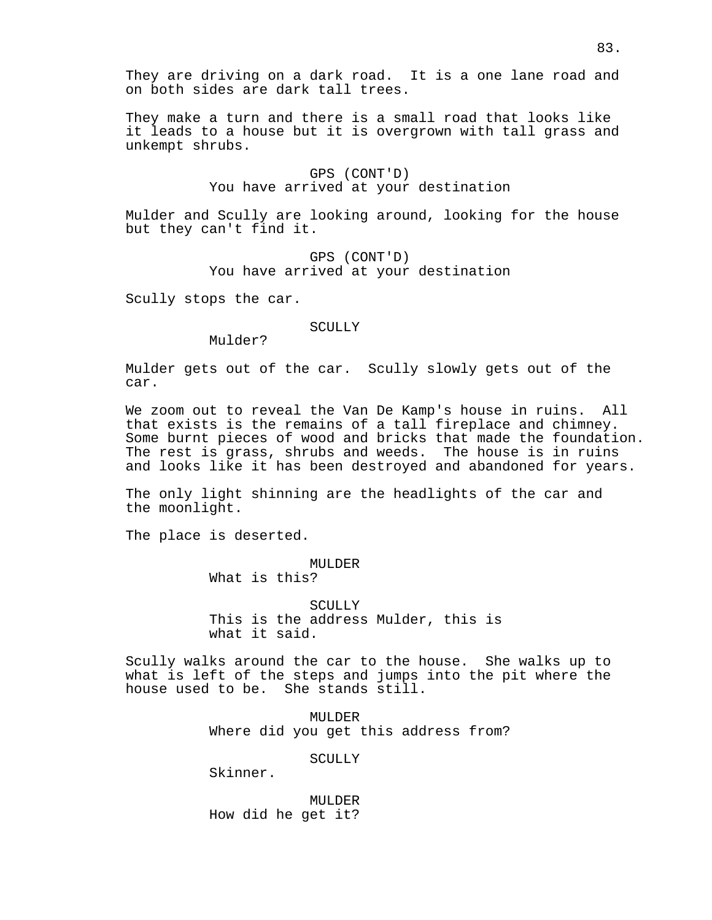They are driving on a dark road. It is a one lane road and on both sides are dark tall trees.

They make a turn and there is a small road that looks like it leads to a house but it is overgrown with tall grass and unkempt shrubs.

GPS (CONT'D)
You have arrived at your destination

Mulder and Scully are looking around, looking for the house but they can't find it.

GPS (CONT'D)
You have arrived at your destination

Scully stops the car.

SCULLY
Mulder?

Mulder gets out of the car. Scully slowly gets out of the car.

We zoom out to reveal the Van De Kamp's house in ruins. All that exists is the remains of a tall fireplace and chimney. Some burnt pieces of wood and bricks that made the foundation. The rest is grass, shrubs and weeds. The house is in ruins and looks like it has been destroyed and abandoned for years.

The only light shinning are the headlights of the car and the moonlight.

The place is deserted.

MULDER
What is this?

SCULLY
This is the address Mulder, this is what it said.

Scully walks around the car to the house. She walks up to what is left of the steps and jumps into the pit where the house used to be. She stands still.

MULDER
Where did you get this address from?

SCULLY
Skinner.

MULDER
How did he get it?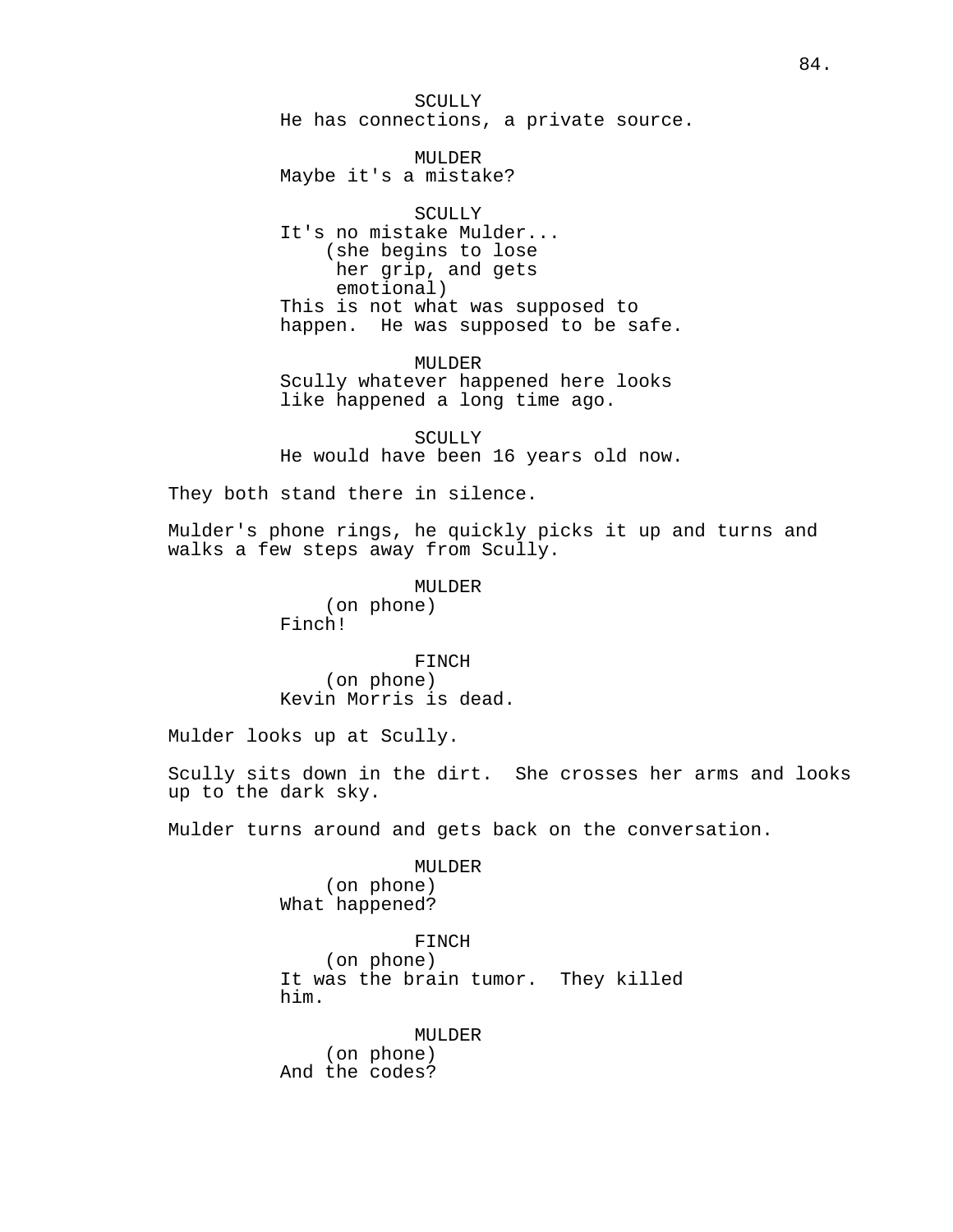SCULLY
He has connections, a private source.

MULDER
Maybe it's a mistake?

SCULLY
It's no mistake Mulder...
(she begins to lose her grip, and gets emotional)
This is not what was supposed to happen. He was supposed to be safe.

MULDER
Scully whatever happened here looks like happened a long time ago.

SCULLY
He would have been 16 years old now.

They both stand there in silence.

Mulder's phone rings, he quickly picks it up and turns and walks a few steps away from Scully.

MULDER
(on phone)
Finch!

FINCH
(on phone)
Kevin Morris is dead.

Mulder looks up at Scully.

Scully sits down in the dirt. She crosses her arms and looks up to the dark sky.

Mulder turns around and gets back on the conversation.

MULDER
(on phone)
What happened?

FINCH
(on phone)
It was the brain tumor. They killed him.

MULDER
(on phone)
And the codes?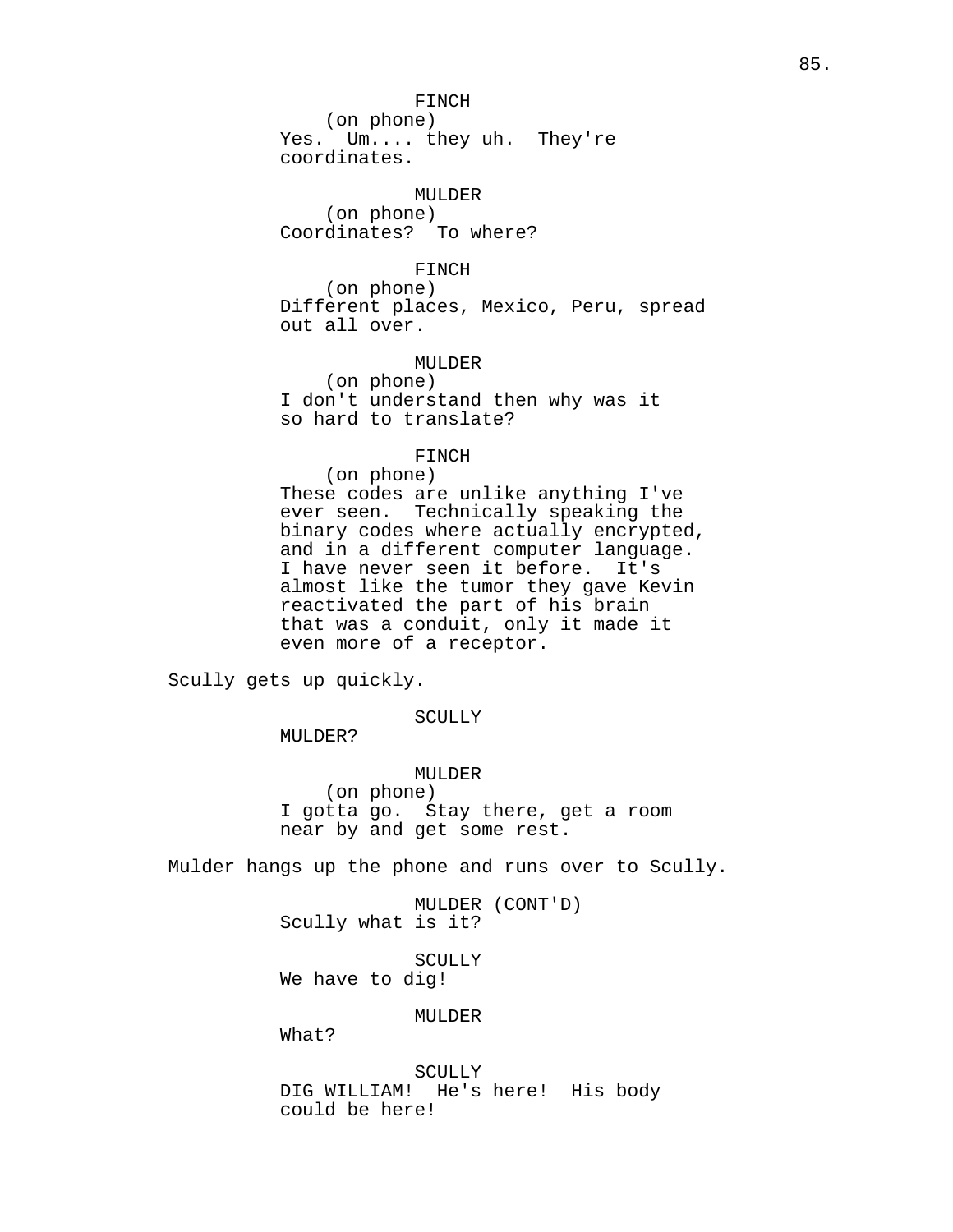FINCH
(on phone)
Yes. Um.... they uh. They're coordinates.

MULDER
(on phone)
Coordinates? To where?

FINCH
(on phone)
Different places, Mexico, Peru, spread out all over.

MULDER
(on phone)
I don't understand then why was it so hard to translate?

FINCH
(on phone)
These codes are unlike anything I've ever seen. Technically speaking the binary codes where actually encrypted, and in a different computer language. I have never seen it before. It's almost like the tumor they gave Kevin reactivated the part of his brain that was a conduit, only it made it even more of a receptor.

Scully gets up quickly.

SCULLY
MULDER?

MULDER
(on phone)
I gotta go. Stay there, get a room near by and get some rest.

Mulder hangs up the phone and runs over to Scully.

MULDER (CONT'D)
Scully what is it?

SCULLY
We have to dig!

MULDER
What?

SCULLY
DIG WILLIAM! He's here! His body could be here!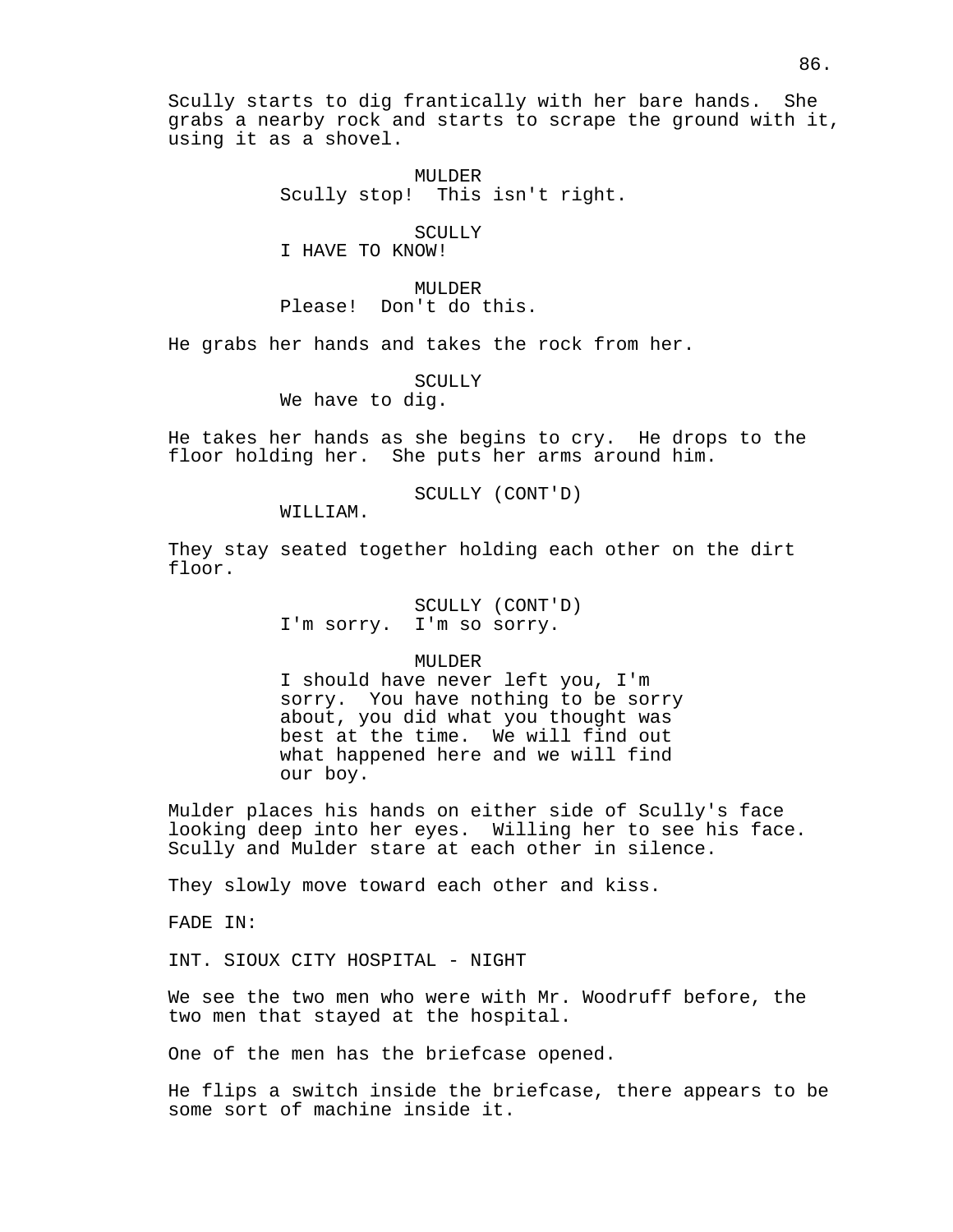Scully starts to dig frantically with her bare hands. She grabs a nearby rock and starts to scrape the ground with it, using it as a shovel.

MULDER
Scully stop! This isn't right.

SCULLY
I HAVE TO KNOW!

MULDER
Please! Don't do this.

He grabs her hands and takes the rock from her.

SCULLY
We have to dig.

He takes her hands as she begins to cry. He drops to the floor holding her. She puts her arms around him.

SCULLY (CONT'D)
WILLIAM.

They stay seated together holding each other on the dirt floor.

SCULLY (CONT'D)
I'm sorry. I'm so sorry.

MULDER
I should have never left you, I'm sorry. You have nothing to be sorry about, you did what you thought was best at the time. We will find out what happened here and we will find our boy.

Mulder places his hands on either side of Scully's face looking deep into her eyes. Willing her to see his face. Scully and Mulder stare at each other in silence.

They slowly move toward each other and kiss.

FADE IN:

INT. SIOUX CITY HOSPITAL - NIGHT

We see the two men who were with Mr. Woodruff before, the two men that stayed at the hospital.

One of the men has the briefcase opened.

He flips a switch inside the briefcase, there appears to be some sort of machine inside it.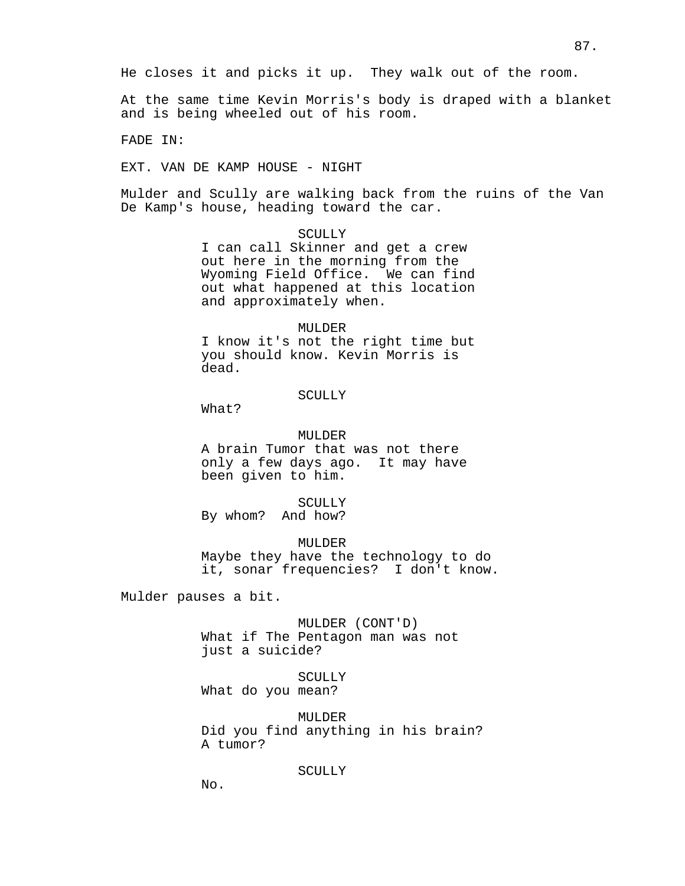He closes it and picks it up.  They walk out of the room.

At the same time Kevin Morris's body is draped with a blanket and is being wheeled out of his room.

FADE IN:

EXT. VAN DE KAMP HOUSE - NIGHT

Mulder and Scully are walking back from the ruins of the Van De Kamp's house, heading toward the car.

SCULLY
I can call Skinner and get a crew out here in the morning from the Wyoming Field Office.  We can find out what happened at this location and approximately when.

MULDER
I know it's not the right time but you should know. Kevin Morris is dead.

SCULLY
What?

MULDER
A brain Tumor that was not there only a few days ago.  It may have been given to him.

SCULLY
By whom?  And how?

MULDER
Maybe they have the technology to do it, sonar frequencies?  I don't know.

Mulder pauses a bit.

MULDER (CONT'D)
What if The Pentagon man was not just a suicide?

SCULLY
What do you mean?

MULDER
Did you find anything in his brain? A tumor?

SCULLY
No.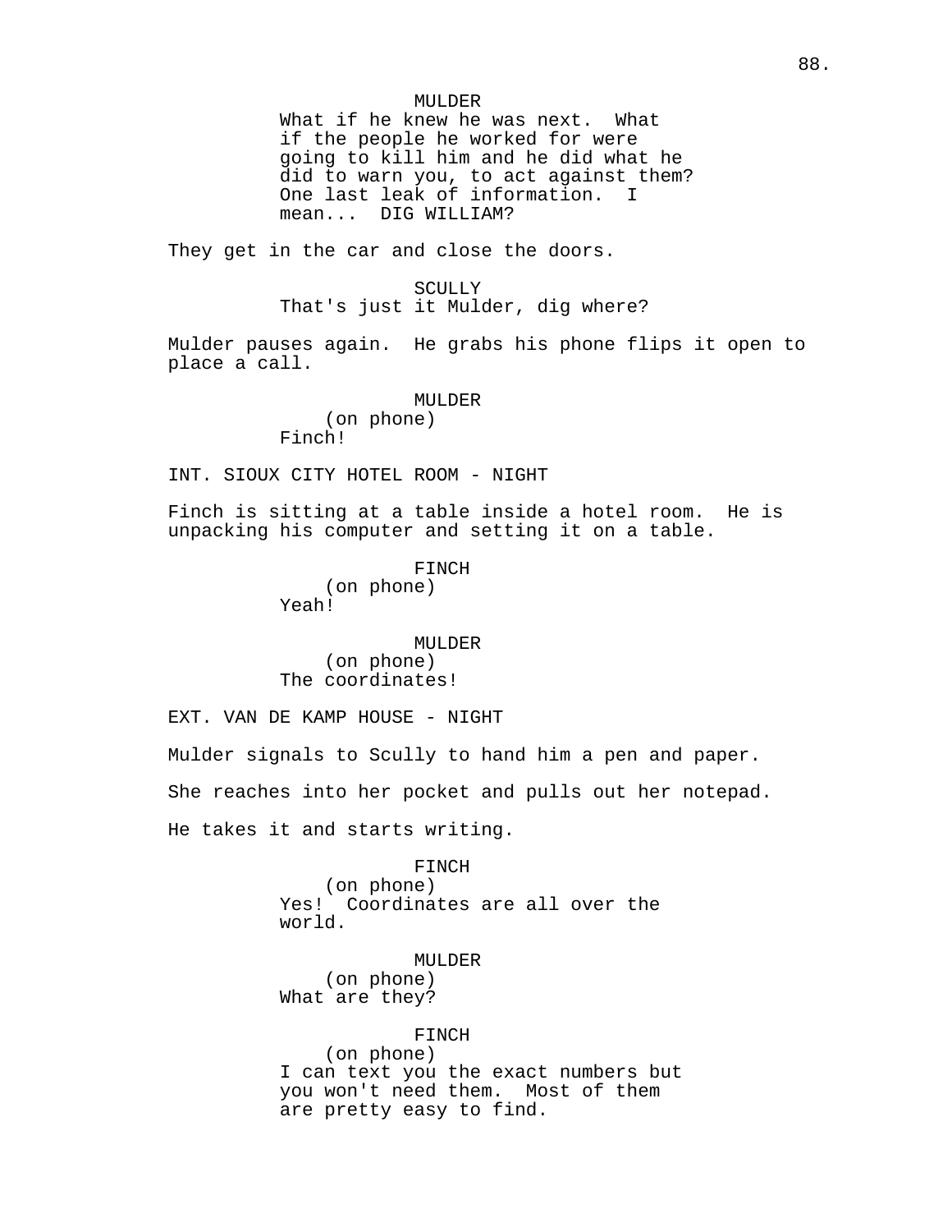MULDER
What if he knew he was next. What if the people he worked for were going to kill him and he did what he did to warn you, to act against them? One last leak of information. I mean... DIG WILLIAM?

They get in the car and close the doors.

SCULLY
That's just it Mulder, dig where?

Mulder pauses again. He grabs his phone flips it open to place a call.

MULDER
(on phone)
Finch!

INT. SIOUX CITY HOTEL ROOM - NIGHT

Finch is sitting at a table inside a hotel room. He is unpacking his computer and setting it on a table.

FINCH
(on phone)
Yeah!

MULDER
(on phone)
The coordinates!

EXT. VAN DE KAMP HOUSE - NIGHT

Mulder signals to Scully to hand him a pen and paper.

She reaches into her pocket and pulls out her notepad.

He takes it and starts writing.

FINCH
(on phone)
Yes! Coordinates are all over the world.

MULDER
(on phone)
What are they?

FINCH
(on phone)
I can text you the exact numbers but you won't need them. Most of them are pretty easy to find.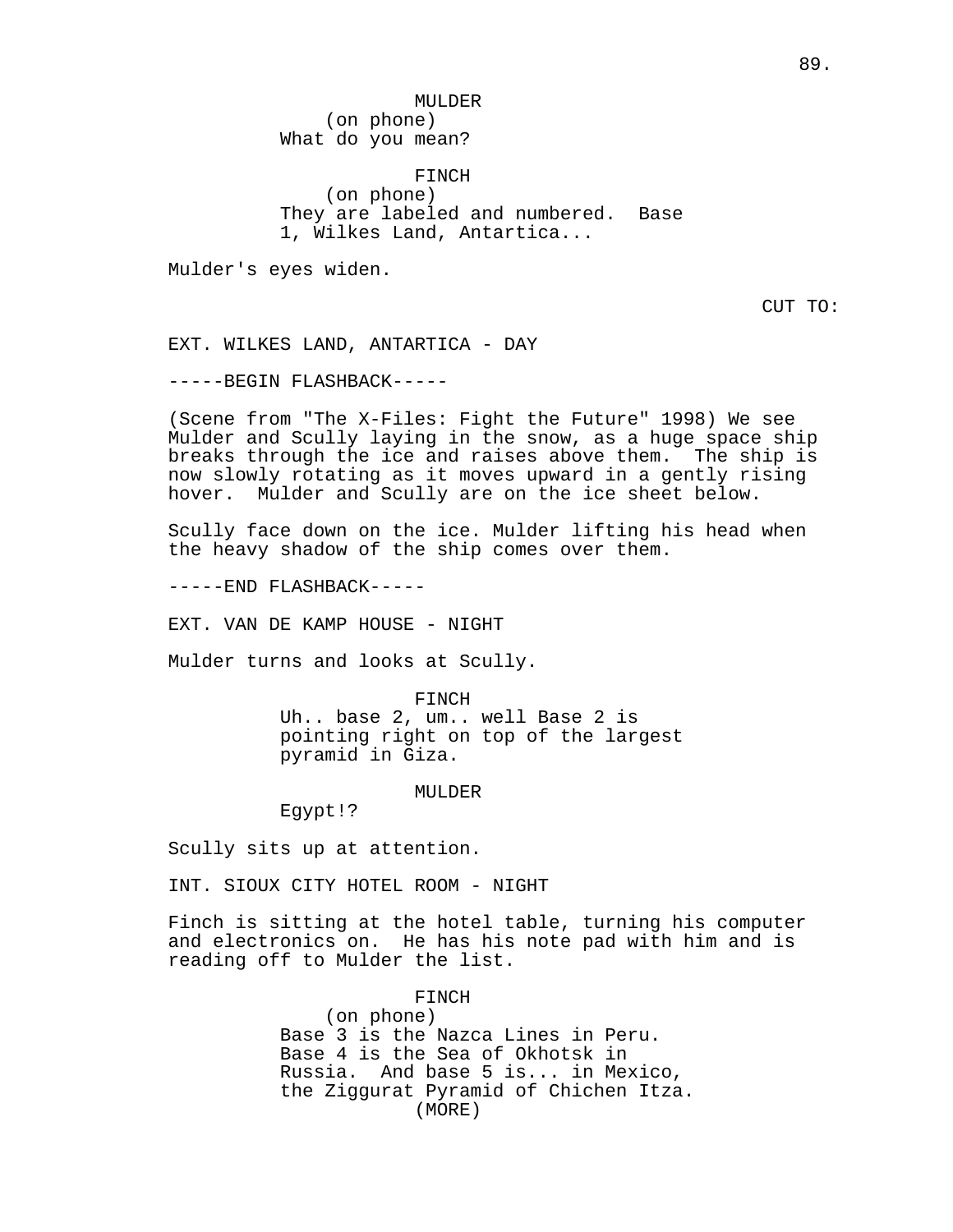MULDER
(on phone)
What do you mean?

FINCH
(on phone)
They are labeled and numbered. Base 1, Wilkes Land, Antartica...

Mulder's eyes widen.

CUT TO:

EXT. WILKES LAND, ANTARTICA - DAY

-----BEGIN FLASHBACK-----

(Scene from "The X-Files: Fight the Future" 1998) We see Mulder and Scully laying in the snow, as a huge space ship breaks through the ice and raises above them. The ship is now slowly rotating as it moves upward in a gently rising hover. Mulder and Scully are on the ice sheet below.

Scully face down on the ice. Mulder lifting his head when the heavy shadow of the ship comes over them.

-----END FLASHBACK-----

EXT. VAN DE KAMP HOUSE - NIGHT

Mulder turns and looks at Scully.

FINCH
Uh.. base 2, um.. well Base 2 is pointing right on top of the largest pyramid in Giza.

MULDER
Egypt!?

Scully sits up at attention.

INT. SIOUX CITY HOTEL ROOM - NIGHT

Finch is sitting at the hotel table, turning his computer and electronics on. He has his note pad with him and is reading off to Mulder the list.

FINCH
(on phone)
Base 3 is the Nazca Lines in Peru. Base 4 is the Sea of Okhotsk in Russia. And base 5 is... in Mexico, the Ziggurat Pyramid of Chichen Itza.
(MORE)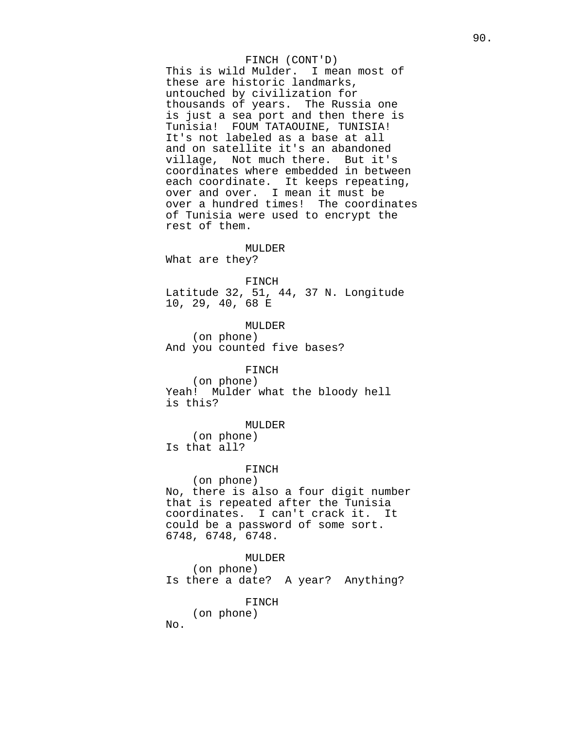FINCH (CONT'D)
This is wild Mulder. I mean most of these are historic landmarks, untouched by civilization for thousands of years. The Russia one is just a sea port and then there is Tunisia! FOUM TATAOUINE, TUNISIA! It's not labeled as a base at all and on satellite it's an abandoned village, Not much there. But it's coordinates where embedded in between each coordinate. It keeps repeating, over and over. I mean it must be over a hundred times! The coordinates of Tunisia were used to encrypt the rest of them.

MULDER
What are they?

FINCH
Latitude 32, 51, 44, 37 N. Longitude 10, 29, 40, 68 E

MULDER
(on phone)
And you counted five bases?

FINCH
(on phone)
Yeah! Mulder what the bloody hell is this?

MULDER
(on phone)
Is that all?

FINCH
(on phone)
No, there is also a four digit number that is repeated after the Tunisia coordinates. I can't crack it. It could be a password of some sort. 6748, 6748, 6748.

MULDER
(on phone)
Is there a date? A year? Anything?

FINCH
(on phone)
No.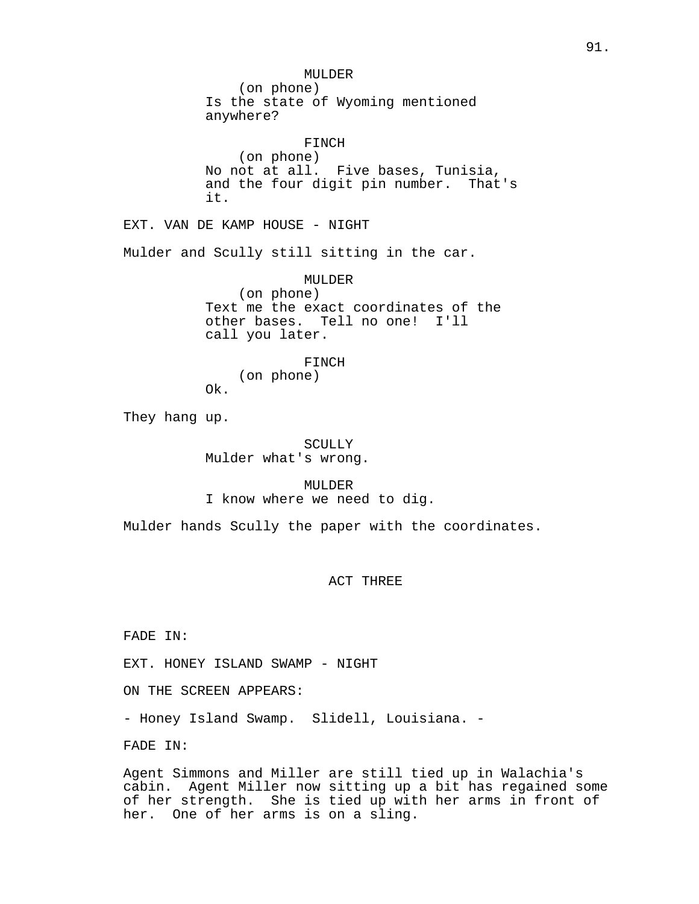MULDER
(on phone)
Is the state of Wyoming mentioned anywhere?

FINCH
(on phone)
No not at all. Five bases, Tunisia, and the four digit pin number. That's it.

EXT. VAN DE KAMP HOUSE - NIGHT

Mulder and Scully still sitting in the car.

MULDER
(on phone)
Text me the exact coordinates of the other bases. Tell no one! I'll call you later.

FINCH
(on phone)
Ok.

They hang up.

SCULLY
Mulder what's wrong.

MULDER
I know where we need to dig.

Mulder hands Scully the paper with the coordinates.

ACT THREE

FADE IN:

EXT. HONEY ISLAND SWAMP - NIGHT

ON THE SCREEN APPEARS:

- Honey Island Swamp. Slidell, Louisiana. -

FADE IN:

Agent Simmons and Miller are still tied up in Walachia's cabin. Agent Miller now sitting up a bit has regained some of her strength. She is tied up with her arms in front of her. One of her arms is on a sling.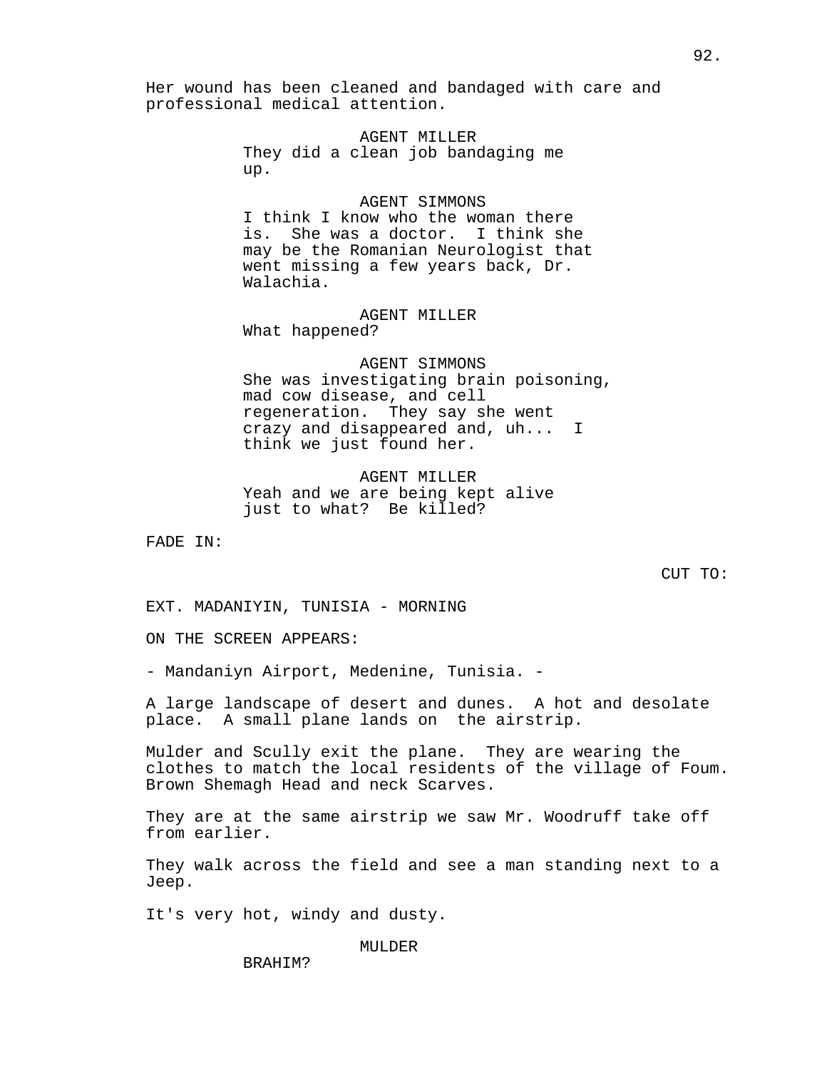Her wound has been cleaned and bandaged with care and professional medical attention.

AGENT MILLER
They did a clean job bandaging me up.

AGENT SIMMONS
I think I know who the woman there is. She was a doctor. I think she may be the Romanian Neurologist that went missing a few years back, Dr. Walachia.

AGENT MILLER
What happened?

AGENT SIMMONS
She was investigating brain poisoning, mad cow disease, and cell regeneration. They say she went crazy and disappeared and, uh... I think we just found her.

AGENT MILLER
Yeah and we are being kept alive just to what? Be killed?

FADE IN:

CUT TO:

EXT. MADANIYIN, TUNISIA - MORNING

ON THE SCREEN APPEARS:

- Mandaniyn Airport, Medenine, Tunisia. -

A large landscape of desert and dunes. A hot and desolate place. A small plane lands on the airstrip.

Mulder and Scully exit the plane. They are wearing the clothes to match the local residents of the village of Foum. Brown Shemagh Head and neck Scarves.

They are at the same airstrip we saw Mr. Woodruff take off from earlier.

They walk across the field and see a man standing next to a Jeep.

It's very hot, windy and dusty.

MULDER
BRAHIM?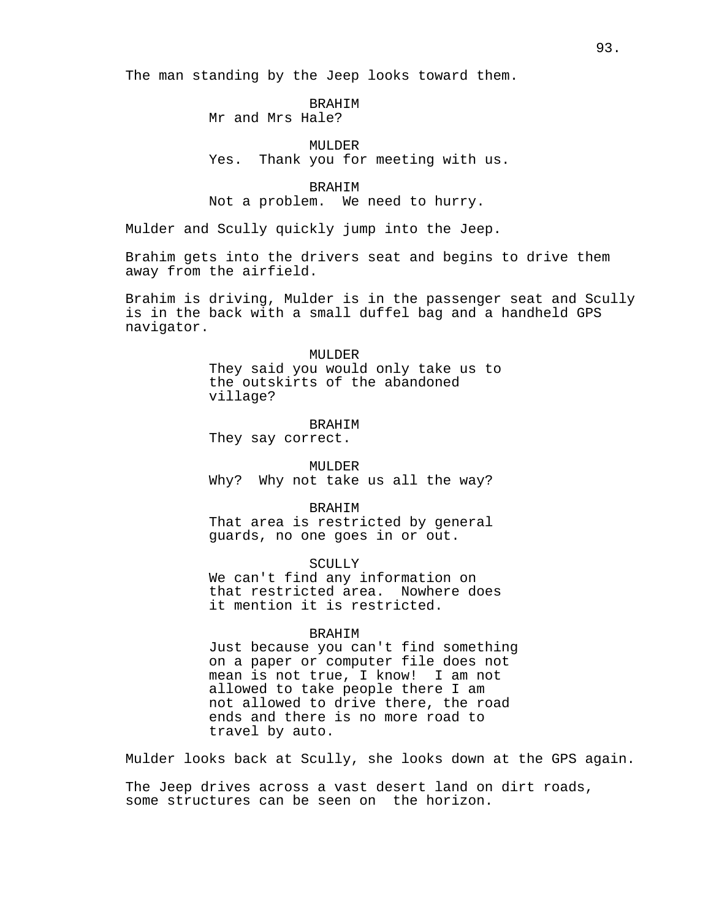The man standing by the Jeep looks toward them.

BRAHIM
Mr and Mrs Hale?

MULDER
Yes. Thank you for meeting with us.

BRAHIM
Not a problem. We need to hurry.

Mulder and Scully quickly jump into the Jeep.

Brahim gets into the drivers seat and begins to drive them away from the airfield.

Brahim is driving, Mulder is in the passenger seat and Scully is in the back with a small duffel bag and a handheld GPS navigator.

MULDER
They said you would only take us to the outskirts of the abandoned village?

BRAHIM
They say correct.

MULDER
Why? Why not take us all the way?

BRAHIM
That area is restricted by general guards, no one goes in or out.

SCULLY
We can't find any information on that restricted area. Nowhere does it mention it is restricted.

BRAHIM
Just because you can't find something on a paper or computer file does not mean is not true, I know! I am not allowed to take people there I am not allowed to drive there, the road ends and there is no more road to travel by auto.

Mulder looks back at Scully, she looks down at the GPS again.

The Jeep drives across a vast desert land on dirt roads, some structures can be seen on the horizon.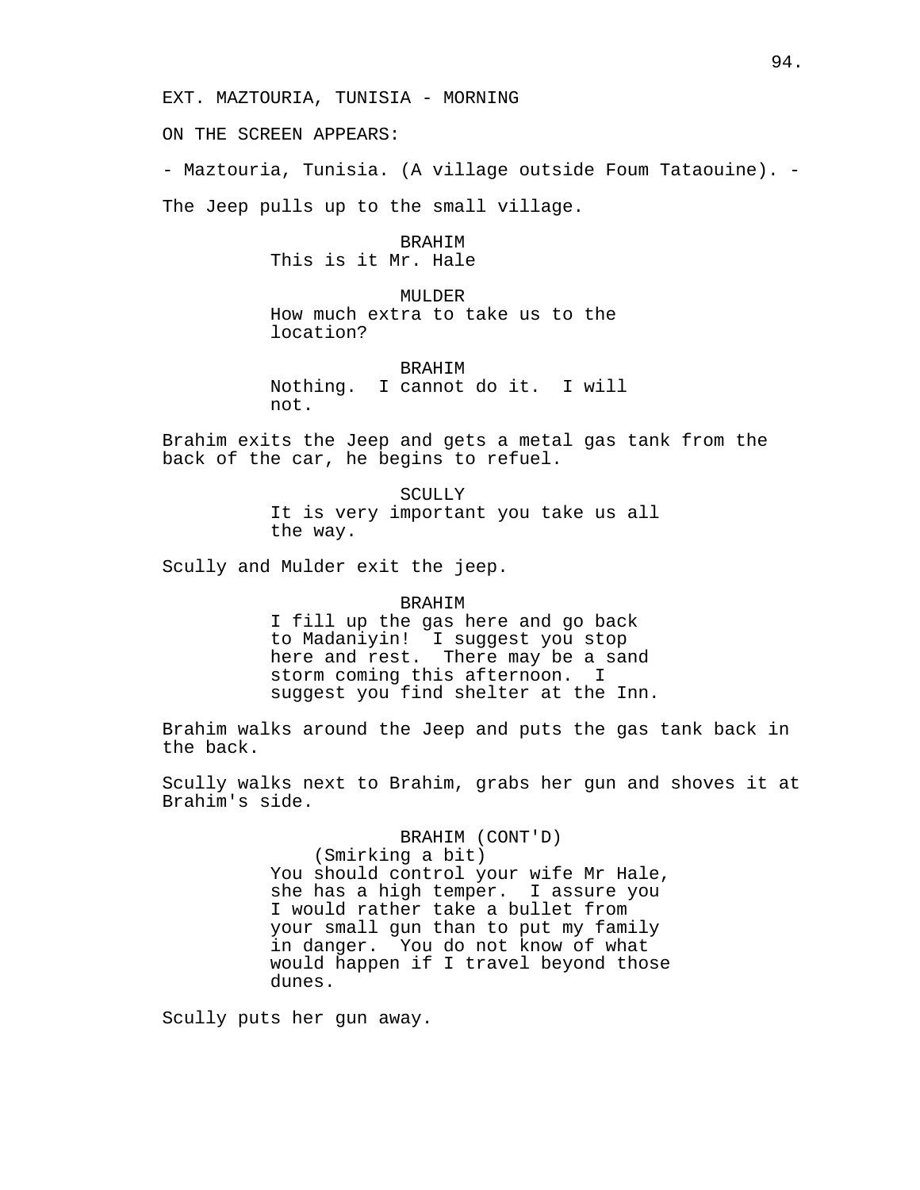EXT. MAZTOURIA, TUNISIA - MORNING

ON THE SCREEN APPEARS:

- Maztouria, Tunisia. (A village outside Foum Tataouine). -

The Jeep pulls up to the small village.

BRAHIM
This is it Mr. Hale

MULDER
How much extra to take us to the location?

BRAHIM
Nothing. I cannot do it. I will not.

Brahim exits the Jeep and gets a metal gas tank from the back of the car, he begins to refuel.

SCULLY
It is very important you take us all the way.

Scully and Mulder exit the jeep.

BRAHIM
I fill up the gas here and go back to Madaniyin! I suggest you stop here and rest. There may be a sand storm coming this afternoon. I suggest you find shelter at the Inn.

Brahim walks around the Jeep and puts the gas tank back in the back.

Scully walks next to Brahim, grabs her gun and shoves it at Brahim's side.

BRAHIM (CONT'D)
(Smirking a bit)
You should control your wife Mr Hale, she has a high temper. I assure you I would rather take a bullet from your small gun than to put my family in danger. You do not know of what would happen if I travel beyond those dunes.

Scully puts her gun away.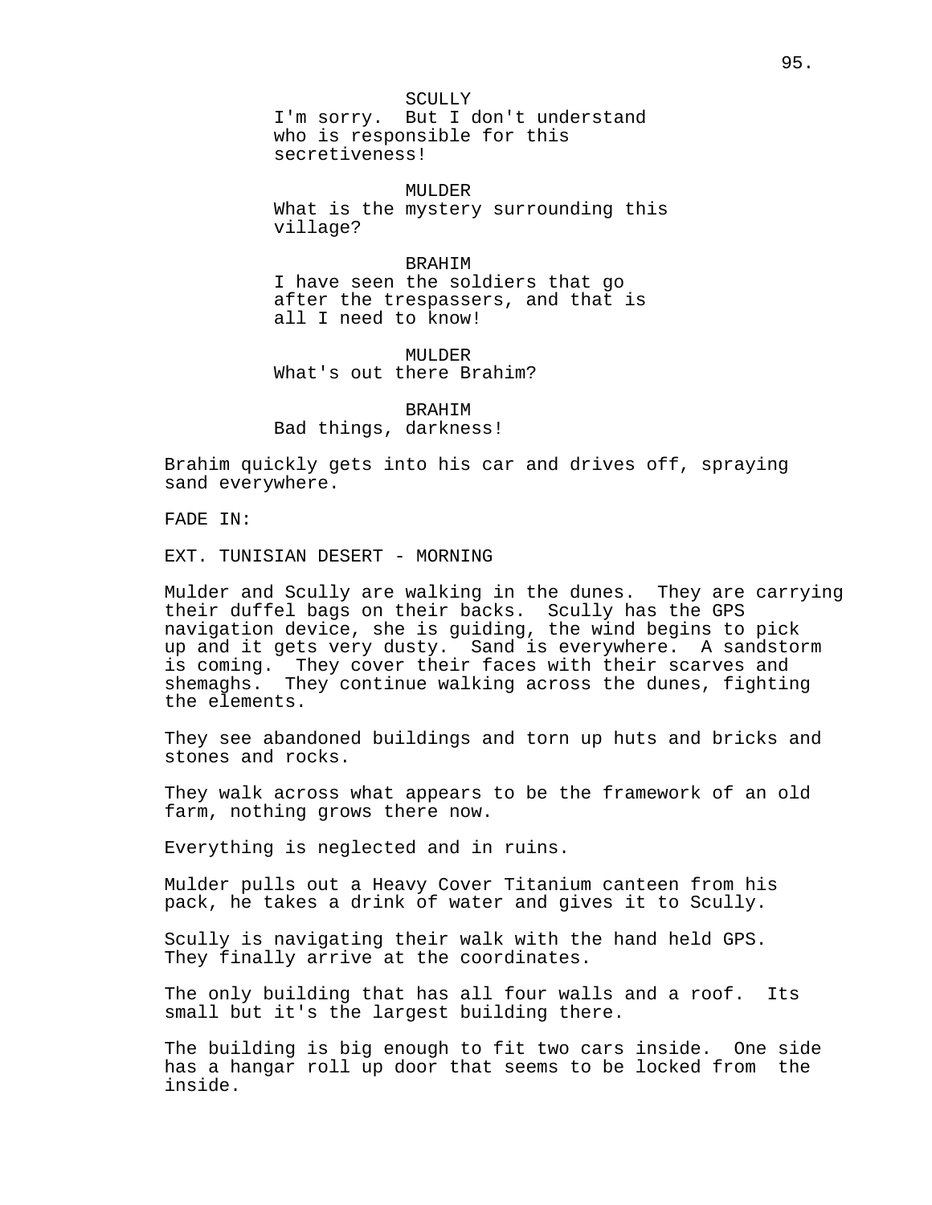SCULLY
I'm sorry. But I don't understand who is responsible for this secretiveness!

MULDER
What is the mystery surrounding this village?

BRAHIM
I have seen the soldiers that go after the trespassers, and that is all I need to know!

MULDER
What's out there Brahim?

BRAHIM
Bad things, darkness!

Brahim quickly gets into his car and drives off, spraying sand everywhere.

FADE IN:

EXT. TUNISIAN DESERT - MORNING

Mulder and Scully are walking in the dunes. They are carrying their duffel bags on their backs. Scully has the GPS navigation device, she is guiding, the wind begins to pick up and it gets very dusty. Sand is everywhere. A sandstorm is coming. They cover their faces with their scarves and shemaghs. They continue walking across the dunes, fighting the elements.

They see abandoned buildings and torn up huts and bricks and stones and rocks.

They walk across what appears to be the framework of an old farm, nothing grows there now.

Everything is neglected and in ruins.

Mulder pulls out a Heavy Cover Titanium canteen from his pack, he takes a drink of water and gives it to Scully.

Scully is navigating their walk with the hand held GPS. They finally arrive at the coordinates.

The only building that has all four walls and a roof. Its small but it's the largest building there.

The building is big enough to fit two cars inside. One side has a hangar roll up door that seems to be locked from the inside.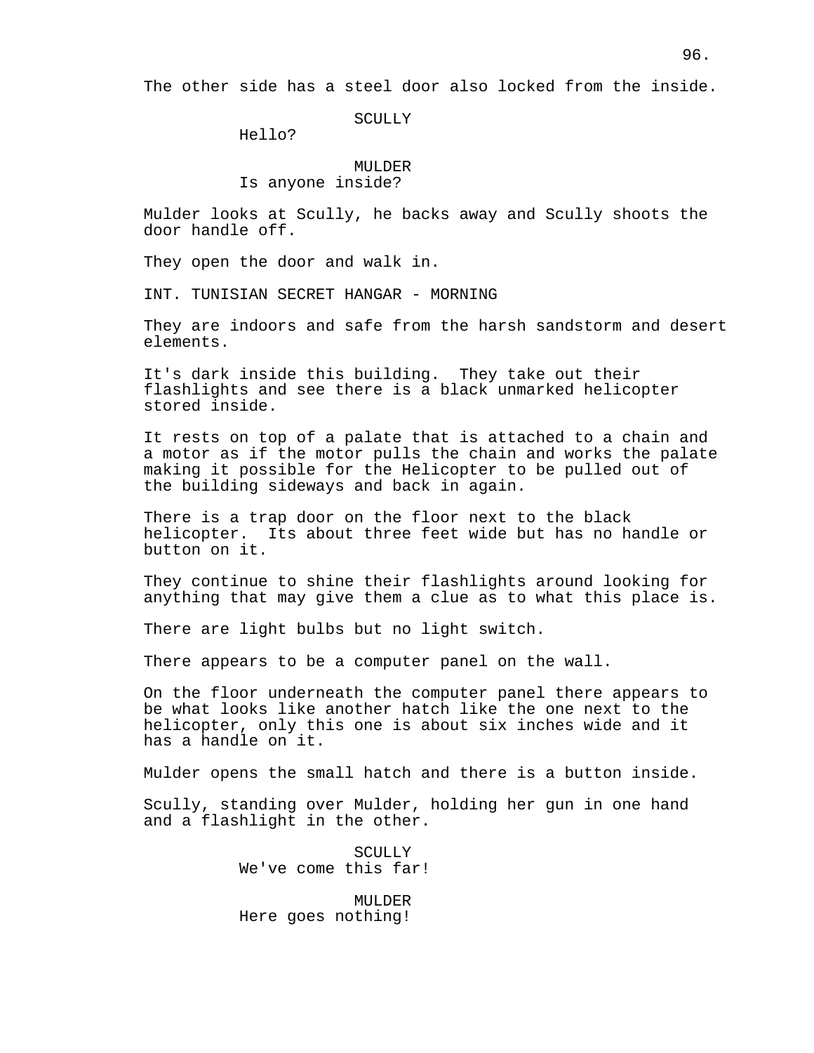The other side has a steel door also locked from the inside.

SCULLY
Hello?

MULDER
Is anyone inside?

Mulder looks at Scully, he backs away and Scully shoots the door handle off.

They open the door and walk in.

INT. TUNISIAN SECRET HANGAR - MORNING

They are indoors and safe from the harsh sandstorm and desert elements.

It's dark inside this building. They take out their flashlights and see there is a black unmarked helicopter stored inside.

It rests on top of a palate that is attached to a chain and a motor as if the motor pulls the chain and works the palate making it possible for the Helicopter to be pulled out of the building sideways and back in again.

There is a trap door on the floor next to the black helicopter. Its about three feet wide but has no handle or button on it.

They continue to shine their flashlights around looking for anything that may give them a clue as to what this place is.

There are light bulbs but no light switch.

There appears to be a computer panel on the wall.

On the floor underneath the computer panel there appears to be what looks like another hatch like the one next to the helicopter, only this one is about six inches wide and it has a handle on it.

Mulder opens the small hatch and there is a button inside.

Scully, standing over Mulder, holding her gun in one hand and a flashlight in the other.

SCULLY
We've come this far!

MULDER
Here goes nothing!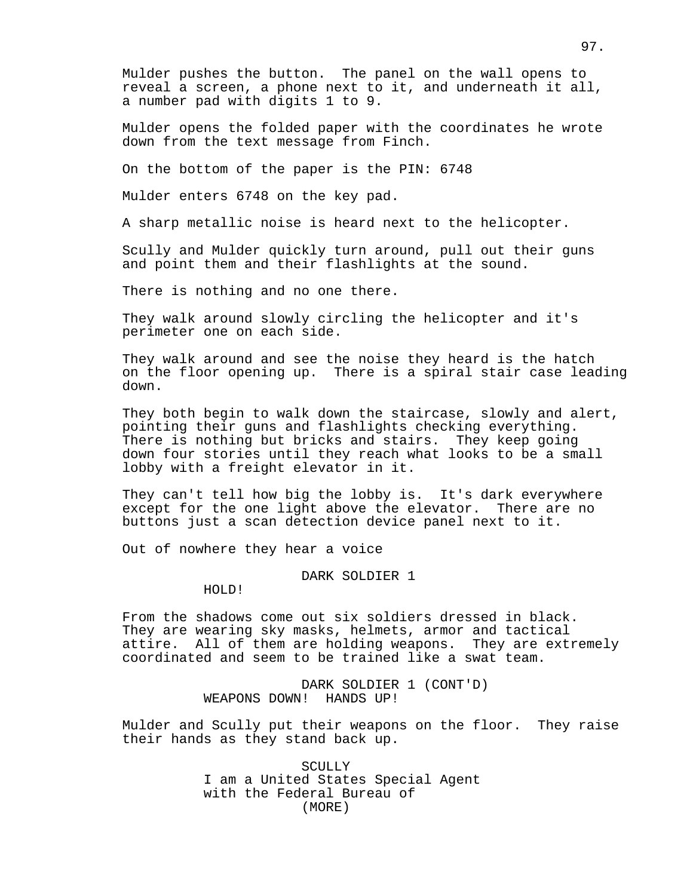Mulder pushes the button. The panel on the wall opens to reveal a screen, a phone next to it, and underneath it all, a number pad with digits 1 to 9.

Mulder opens the folded paper with the coordinates he wrote down from the text message from Finch.

On the bottom of the paper is the PIN: 6748

Mulder enters 6748 on the key pad.

A sharp metallic noise is heard next to the helicopter.

Scully and Mulder quickly turn around, pull out their guns and point them and their flashlights at the sound.

There is nothing and no one there.

They walk around slowly circling the helicopter and it's perimeter one on each side.

They walk around and see the noise they heard is the hatch on the floor opening up. There is a spiral stair case leading down.

They both begin to walk down the staircase, slowly and alert, pointing their guns and flashlights checking everything. There is nothing but bricks and stairs. They keep going down four stories until they reach what looks to be a small lobby with a freight elevator in it.

They can't tell how big the lobby is. It's dark everywhere except for the one light above the elevator. There are no buttons just a scan detection device panel next to it.

Out of nowhere they hear a voice

DARK SOLDIER 1

HOLD!

From the shadows come out six soldiers dressed in black. They are wearing sky masks, helmets, armor and tactical attire. All of them are holding weapons. They are extremely coordinated and seem to be trained like a swat team.

DARK SOLDIER 1 (CONT'D)

WEAPONS DOWN! HANDS UP!

Mulder and Scully put their weapons on the floor. They raise their hands as they stand back up.

SCULLY

I am a United States Special Agent with the Federal Bureau of

(MORE)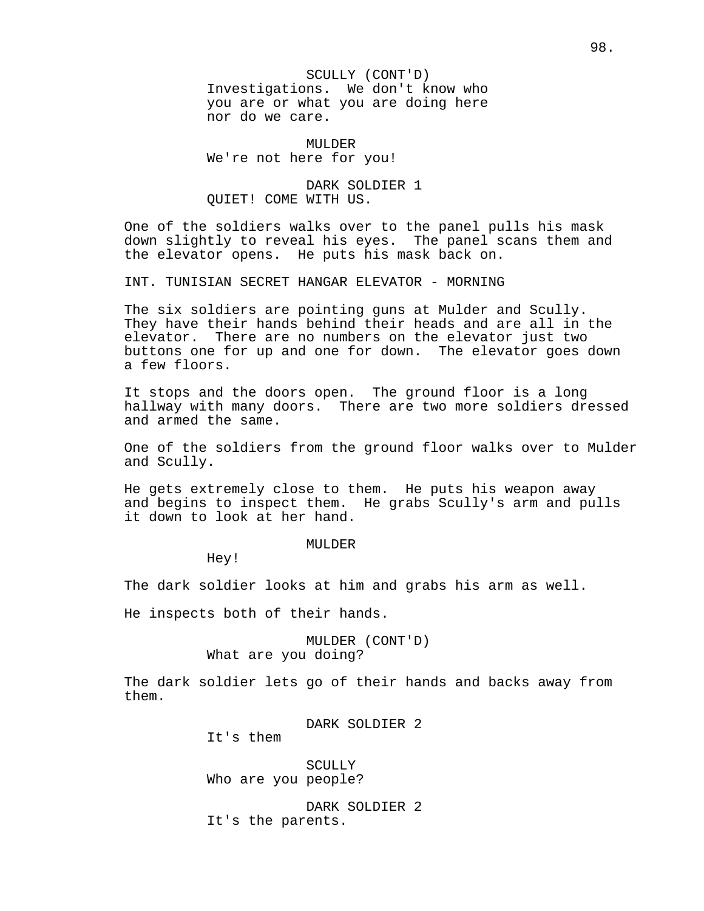SCULLY (CONT'D)
Investigations.  We don't know who you are or what you are doing here nor do we care.

MULDER
We're not here for you!

DARK SOLDIER 1
QUIET! COME WITH US.

One of the soldiers walks over to the panel pulls his mask down slightly to reveal his eyes.  The panel scans them and the elevator opens.  He puts his mask back on.

INT. TUNISIAN SECRET HANGAR ELEVATOR - MORNING

The six soldiers are pointing guns at Mulder and Scully. They have their hands behind their heads and are all in the elevator.  There are no numbers on the elevator just two buttons one for up and one for down.  The elevator goes down a few floors.

It stops and the doors open.  The ground floor is a long hallway with many doors.  There are two more soldiers dressed and armed the same.

One of the soldiers from the ground floor walks over to Mulder and Scully.

He gets extremely close to them.  He puts his weapon away and begins to inspect them.  He grabs Scully's arm and pulls it down to look at her hand.

MULDER
Hey!

The dark soldier looks at him and grabs his arm as well.

He inspects both of their hands.

MULDER (CONT'D)
What are you doing?

The dark soldier lets go of their hands and backs away from them.

DARK SOLDIER 2
It's them

SCULLY
Who are you people?

DARK SOLDIER 2
It's the parents.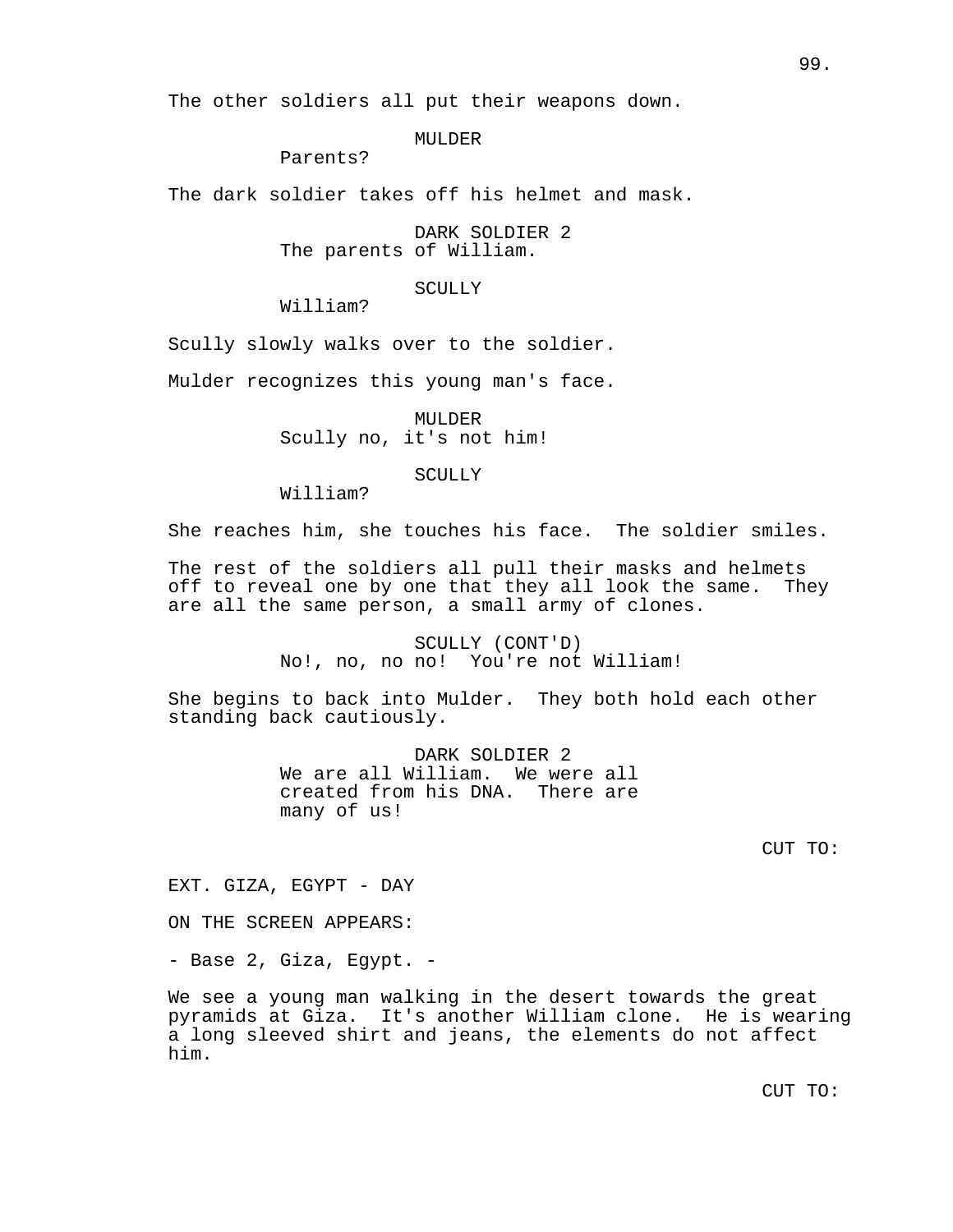The other soldiers all put their weapons down.

MULDER
Parents?

The dark soldier takes off his helmet and mask.

DARK SOLDIER 2
The parents of William.

SCULLY
William?

Scully slowly walks over to the soldier.

Mulder recognizes this young man's face.

MULDER
Scully no, it's not him!

SCULLY
William?

She reaches him, she touches his face. The soldier smiles.

The rest of the soldiers all pull their masks and helmets off to reveal one by one that they all look the same. They are all the same person, a small army of clones.

SCULLY (CONT'D)
No!, no, no no! You're not William!

She begins to back into Mulder. They both hold each other standing back cautiously.

DARK SOLDIER 2
We are all William. We were all created from his DNA. There are many of us!

CUT TO:

EXT. GIZA, EGYPT - DAY

ON THE SCREEN APPEARS:

- Base 2, Giza, Egypt. -

We see a young man walking in the desert towards the great pyramids at Giza. It's another William clone. He is wearing a long sleeved shirt and jeans, the elements do not affect him.

CUT TO: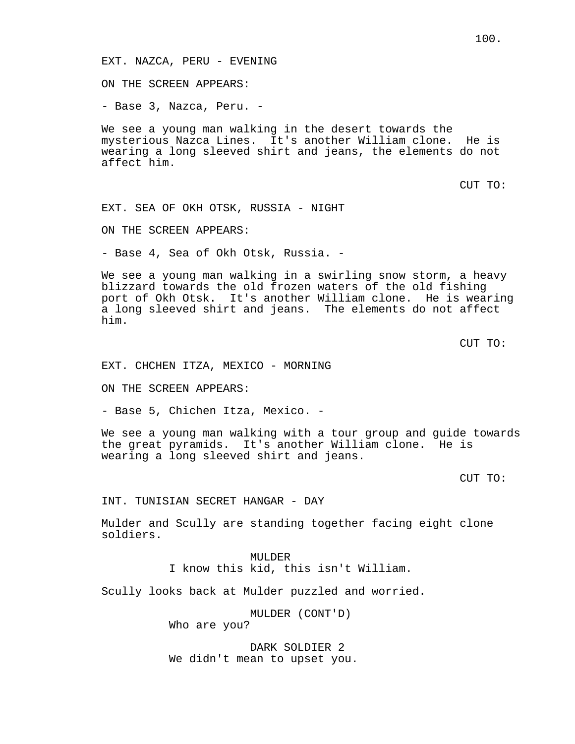EXT. NAZCA, PERU - EVENING

ON THE SCREEN APPEARS:

- Base 3, Nazca, Peru. -

We see a young man walking in the desert towards the mysterious Nazca Lines. It's another William clone. He is wearing a long sleeved shirt and jeans, the elements do not affect him.

CUT TO:

EXT. SEA OF OKH OTSK, RUSSIA - NIGHT

ON THE SCREEN APPEARS:

- Base 4, Sea of Okh Otsk, Russia. -

We see a young man walking in a swirling snow storm, a heavy blizzard towards the old frozen waters of the old fishing port of Okh Otsk. It's another William clone. He is wearing a long sleeved shirt and jeans. The elements do not affect him.

CUT TO:

EXT. CHCHEN ITZA, MEXICO - MORNING

ON THE SCREEN APPEARS:

- Base 5, Chichen Itza, Mexico. -

We see a young man walking with a tour group and guide towards the great pyramids. It's another William clone. He is wearing a long sleeved shirt and jeans.

CUT TO:

INT. TUNISIAN SECRET HANGAR - DAY

Mulder and Scully are standing together facing eight clone soldiers.

MULDER
I know this kid, this isn't William.

Scully looks back at Mulder puzzled and worried.

MULDER (CONT'D)
Who are you?

DARK SOLDIER 2
We didn't mean to upset you.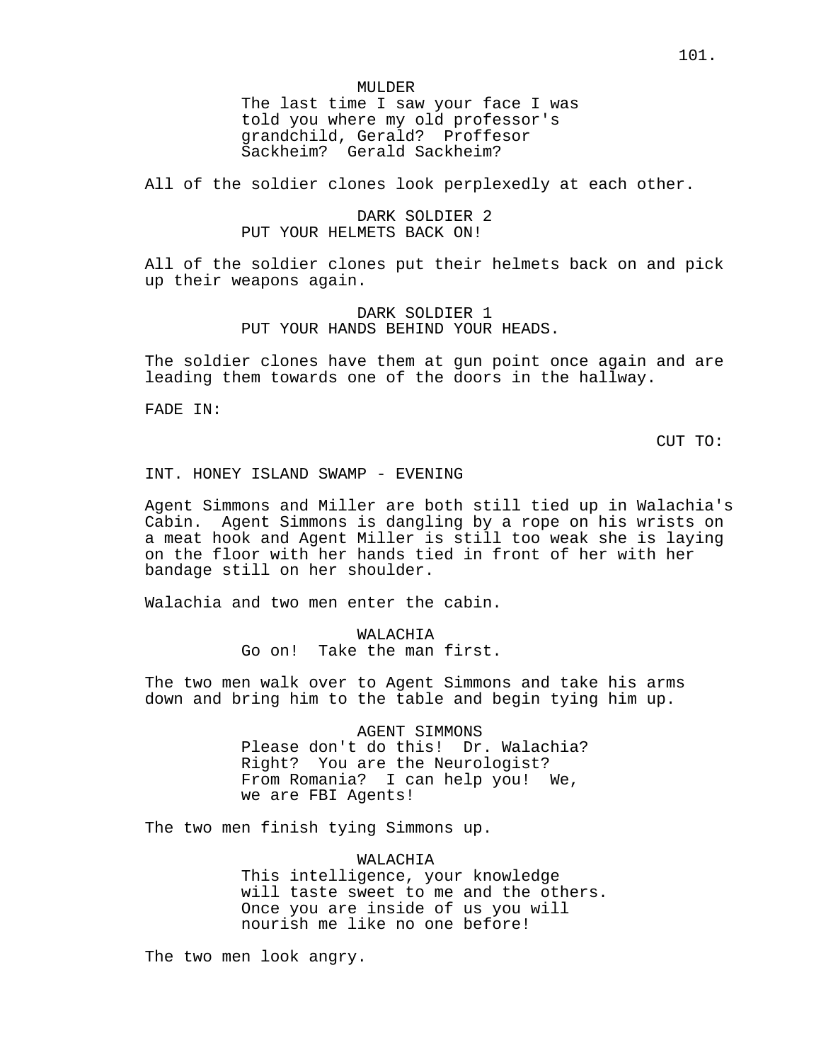MULDER

The last time I saw your face I was told you where my old professor's grandchild, Gerald? Proffesor Sackheim? Gerald Sackheim?

All of the soldier clones look perplexedly at each other.

DARK SOLDIER 2

PUT YOUR HELMETS BACK ON!

All of the soldier clones put their helmets back on and pick up their weapons again.

DARK SOLDIER 1

PUT YOUR HANDS BEHIND YOUR HEADS.

The soldier clones have them at gun point once again and are leading them towards one of the doors in the hallway.

FADE IN:

CUT TO:

INT. HONEY ISLAND SWAMP - EVENING

Agent Simmons and Miller are both still tied up in Walachia's Cabin. Agent Simmons is dangling by a rope on his wrists on a meat hook and Agent Miller is still too weak she is laying on the floor with her hands tied in front of her with her bandage still on her shoulder.

Walachia and two men enter the cabin.

WALACHIA

Go on! Take the man first.

The two men walk over to Agent Simmons and take his arms down and bring him to the table and begin tying him up.

AGENT SIMMONS

Please don't do this! Dr. Walachia? Right? You are the Neurologist? From Romania? I can help you! We, we are FBI Agents!

The two men finish tying Simmons up.

WALACHIA

This intelligence, your knowledge will taste sweet to me and the others. Once you are inside of us you will nourish me like no one before!

The two men look angry.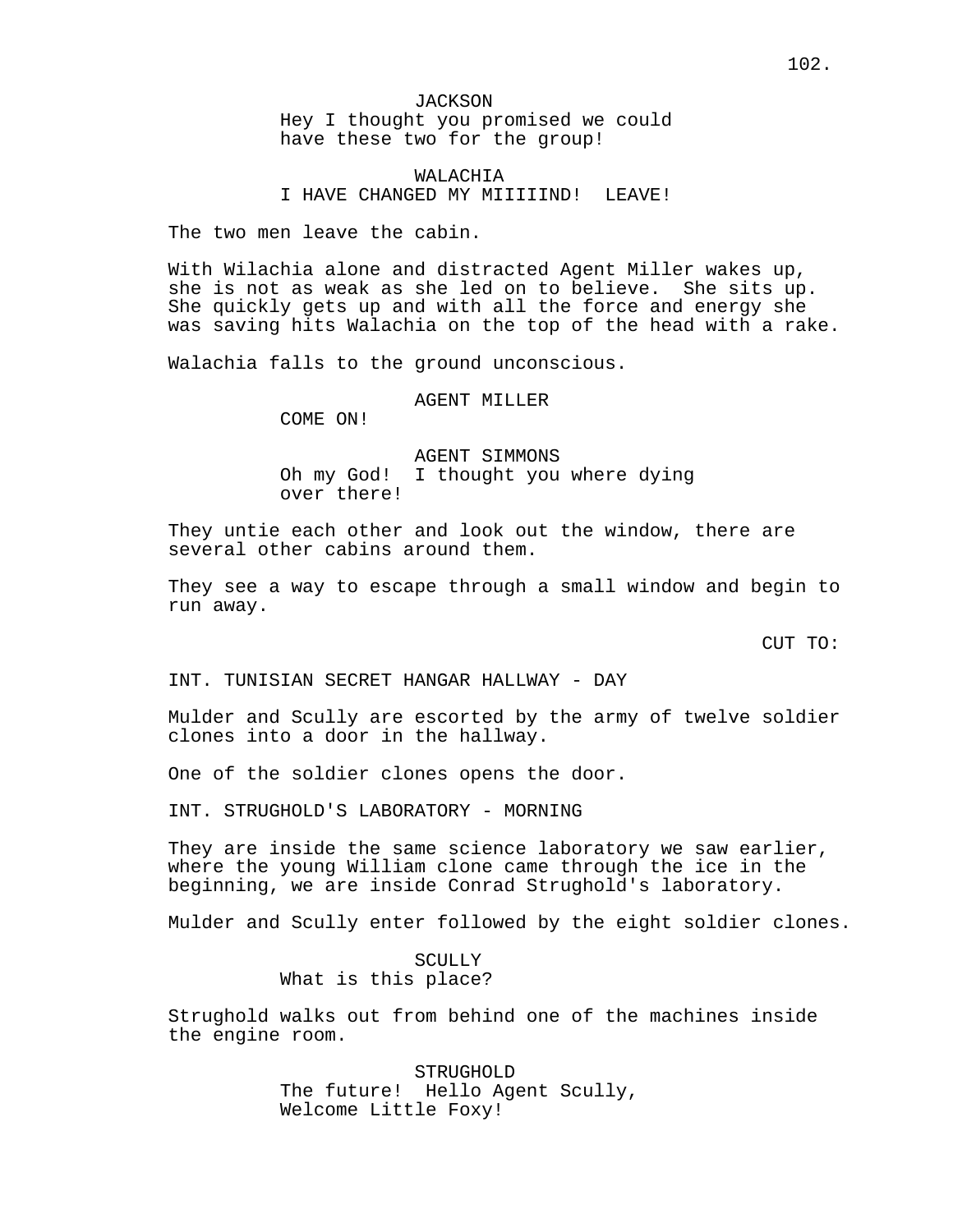JACKSON
Hey I thought you promised we could have these two for the group!

WALACHIA
I HAVE CHANGED MY MIIIIIND! LEAVE!

The two men leave the cabin.

With Wilachia alone and distracted Agent Miller wakes up, she is not as weak as she led on to believe. She sits up. She quickly gets up and with all the force and energy she was saving hits Walachia on the top of the head with a rake.

Walachia falls to the ground unconscious.

AGENT MILLER
COME ON!

AGENT SIMMONS
Oh my God! I thought you where dying over there!

They untie each other and look out the window, there are several other cabins around them.

They see a way to escape through a small window and begin to run away.

CUT TO:

INT. TUNISIAN SECRET HANGAR HALLWAY - DAY

Mulder and Scully are escorted by the army of twelve soldier clones into a door in the hallway.

One of the soldier clones opens the door.

INT. STRUGHOLD'S LABORATORY - MORNING

They are inside the same science laboratory we saw earlier, where the young William clone came through the ice in the beginning, we are inside Conrad Strughold's laboratory.

Mulder and Scully enter followed by the eight soldier clones.

SCULLY
What is this place?

Strughold walks out from behind one of the machines inside the engine room.

STRUGHOLD
The future! Hello Agent Scully, Welcome Little Foxy!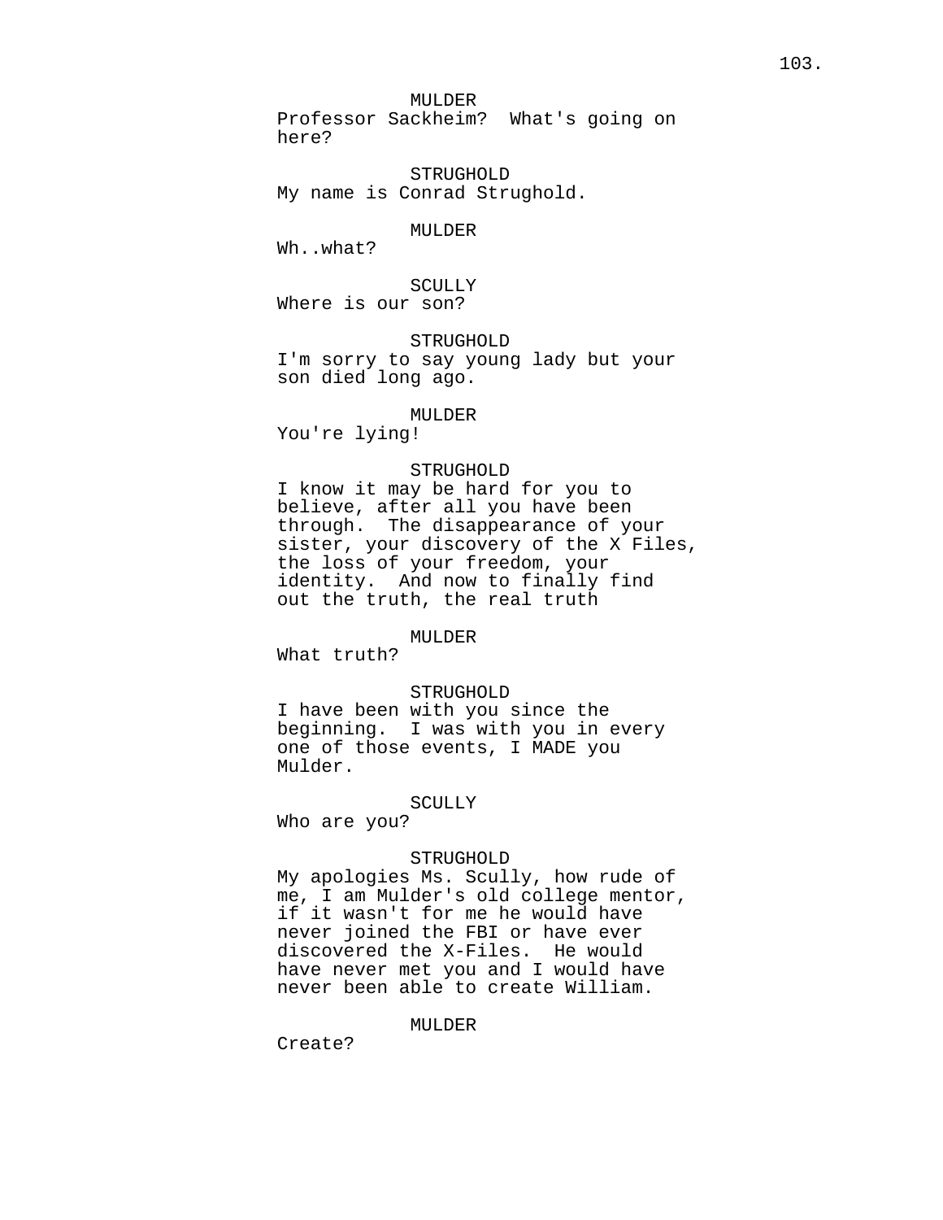MULDER
Professor Sackheim? What's going on here?

STRUGHOLD
My name is Conrad Strughold.

MULDER
Wh..what?

SCULLY
Where is our son?

STRUGHOLD
I'm sorry to say young lady but your son died long ago.

MULDER
You're lying!

STRUGHOLD
I know it may be hard for you to believe, after all you have been through. The disappearance of your sister, your discovery of the X Files, the loss of your freedom, your identity. And now to finally find out the truth, the real truth

MULDER
What truth?

STRUGHOLD
I have been with you since the beginning. I was with you in every one of those events, I MADE you Mulder.

SCULLY
Who are you?

STRUGHOLD
My apologies Ms. Scully, how rude of me, I am Mulder's old college mentor, if it wasn't for me he would have never joined the FBI or have ever discovered the X-Files. He would have never met you and I would have never been able to create William.

MULDER
Create?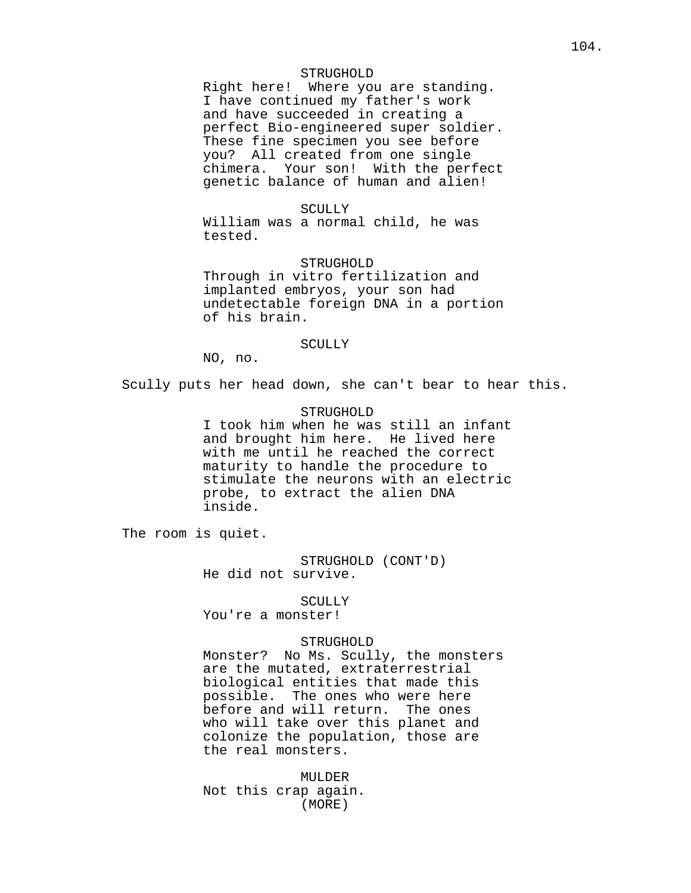STRUGHOLD
Right here! Where you are standing. I have continued my father's work and have succeeded in creating a perfect Bio-engineered super soldier. These fine specimen you see before you? All created from one single chimera. Your son! With the perfect genetic balance of human and alien!

SCULLY
William was a normal child, he was tested.

STRUGHOLD
Through in vitro fertilization and implanted embryos, your son had undetectable foreign DNA in a portion of his brain.

SCULLY
NO, no.

Scully puts her head down, she can't bear to hear this.

STRUGHOLD
I took him when he was still an infant and brought him here. He lived here with me until he reached the correct maturity to handle the procedure to stimulate the neurons with an electric probe, to extract the alien DNA inside.

The room is quiet.

STRUGHOLD (CONT'D)
He did not survive.

SCULLY
You're a monster!

STRUGHOLD
Monster? No Ms. Scully, the monsters are the mutated, extraterrestrial biological entities that made this possible. The ones who were here before and will return. The ones who will take over this planet and colonize the population, those are the real monsters.

MULDER
Not this crap again.
(MORE)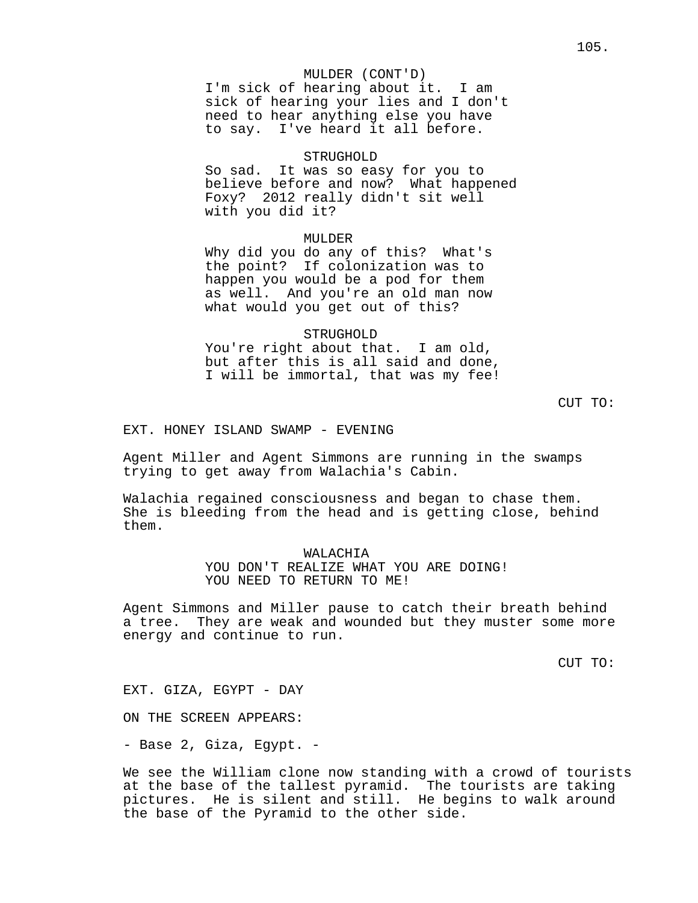MULDER (CONT'D)
I'm sick of hearing about it.  I am sick of hearing your lies and I don't need to hear anything else you have to say.  I've heard it all before.

STRUGHOLD
So sad.  It was so easy for you to believe before and now?  What happened Foxy?  2012 really didn't sit well with you did it?

MULDER
Why did you do any of this?  What's the point?  If colonization was to happen you would be a pod for them as well.  And you're an old man now what would you get out of this?

STRUGHOLD
You're right about that.  I am old, but after this is all said and done, I will be immortal, that was my fee!

CUT TO:

EXT. HONEY ISLAND SWAMP - EVENING

Agent Miller and Agent Simmons are running in the swamps trying to get away from Walachia's Cabin.

Walachia regained consciousness and began to chase them. She is bleeding from the head and is getting close, behind them.

WALACHIA
YOU DON'T REALIZE WHAT YOU ARE DOING! YOU NEED TO RETURN TO ME!

Agent Simmons and Miller pause to catch their breath behind a tree.  They are weak and wounded but they muster some more energy and continue to run.

CUT TO:

EXT. GIZA, EGYPT - DAY

ON THE SCREEN APPEARS:

- Base 2, Giza, Egypt. -

We see the William clone now standing with a crowd of tourists at the base of the tallest pyramid.  The tourists are taking pictures.  He is silent and still.  He begins to walk around the base of the Pyramid to the other side.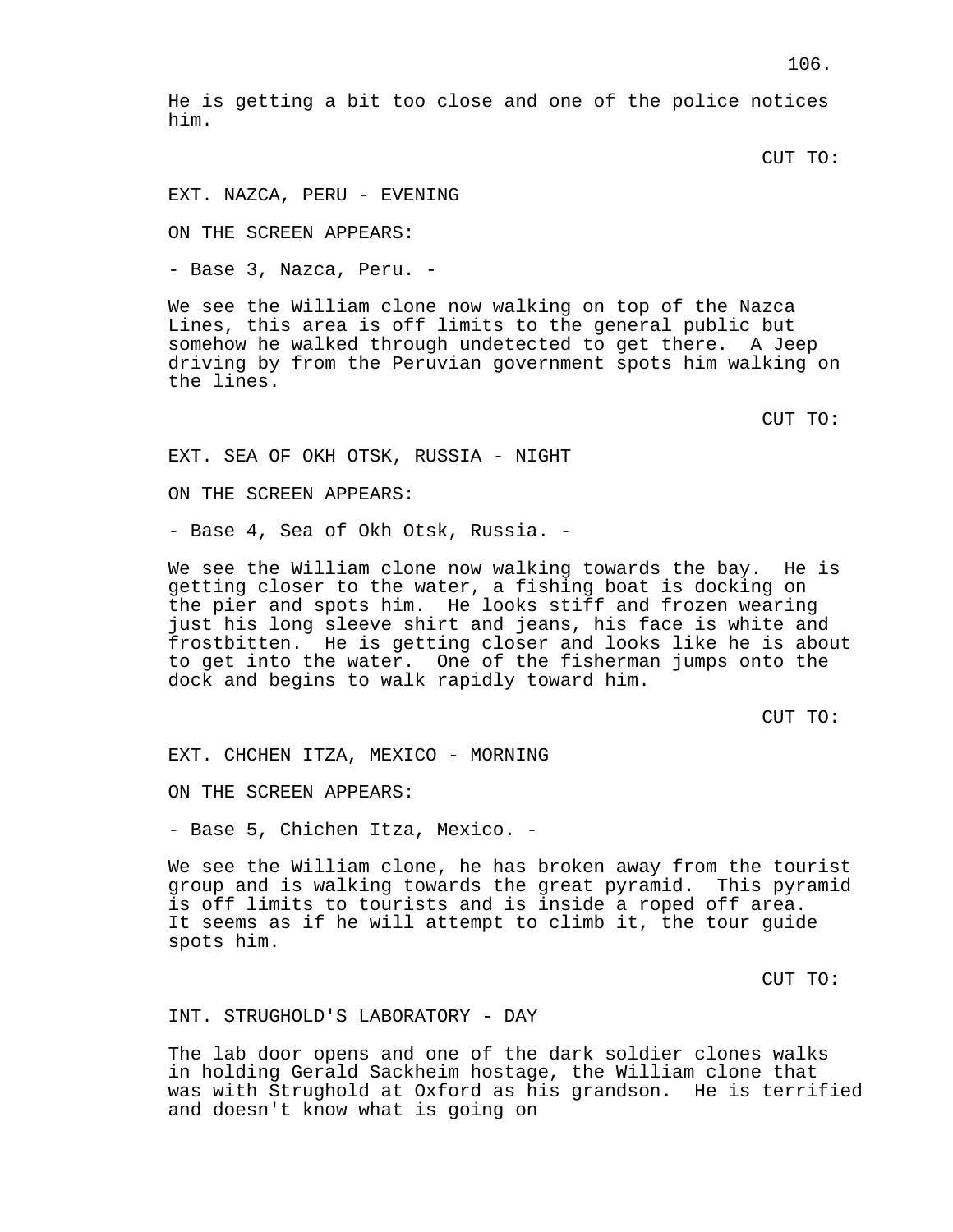He is getting a bit too close and one of the police notices him.

CUT TO:

EXT. NAZCA, PERU - EVENING

ON THE SCREEN APPEARS:

- Base 3, Nazca, Peru. -

We see the William clone now walking on top of the Nazca Lines, this area is off limits to the general public but somehow he walked through undetected to get there. A Jeep driving by from the Peruvian government spots him walking on the lines.

CUT TO:

EXT. SEA OF OKH OTSK, RUSSIA - NIGHT

ON THE SCREEN APPEARS:

- Base 4, Sea of Okh Otsk, Russia. -

We see the William clone now walking towards the bay. He is getting closer to the water, a fishing boat is docking on the pier and spots him. He looks stiff and frozen wearing just his long sleeve shirt and jeans, his face is white and frostbitten. He is getting closer and looks like he is about to get into the water. One of the fisherman jumps onto the dock and begins to walk rapidly toward him.

CUT TO:

EXT. CHCHEN ITZA, MEXICO - MORNING

ON THE SCREEN APPEARS:

- Base 5, Chichen Itza, Mexico. -

We see the William clone, he has broken away from the tourist group and is walking towards the great pyramid. This pyramid is off limits to tourists and is inside a roped off area. It seems as if he will attempt to climb it, the tour guide spots him.

CUT TO:

INT. STRUGHOLD'S LABORATORY - DAY

The lab door opens and one of the dark soldier clones walks in holding Gerald Sackheim hostage, the William clone that was with Strughold at Oxford as his grandson. He is terrified and doesn't know what is going on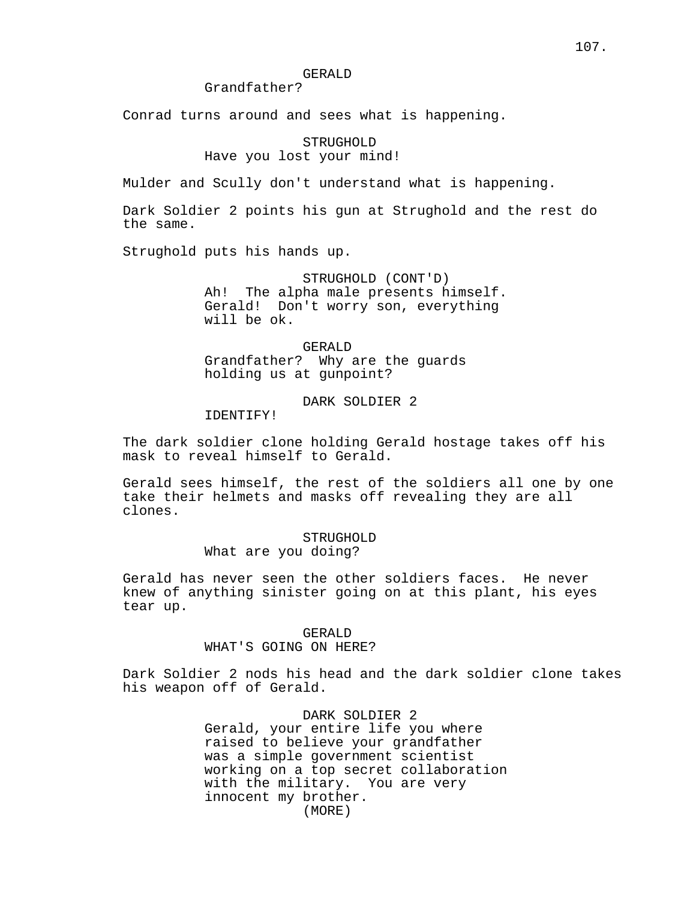GERALD
Grandfather?

Conrad turns around and sees what is happening.

STRUGHOLD
Have you lost your mind!

Mulder and Scully don't understand what is happening.

Dark Soldier 2 points his gun at Strughold and the rest do the same.

Strughold puts his hands up.

STRUGHOLD (CONT'D)
Ah! The alpha male presents himself. Gerald! Don't worry son, everything will be ok.

GERALD
Grandfather? Why are the guards holding us at gunpoint?

DARK SOLDIER 2
IDENTIFY!

The dark soldier clone holding Gerald hostage takes off his mask to reveal himself to Gerald.

Gerald sees himself, the rest of the soldiers all one by one take their helmets and masks off revealing they are all clones.

STRUGHOLD
What are you doing?

Gerald has never seen the other soldiers faces. He never knew of anything sinister going on at this plant, his eyes tear up.

GERALD
WHAT'S GOING ON HERE?

Dark Soldier 2 nods his head and the dark soldier clone takes his weapon off of Gerald.

DARK SOLDIER 2
Gerald, your entire life you where raised to believe your grandfather was a simple government scientist working on a top secret collaboration with the military. You are very innocent my brother.
(MORE)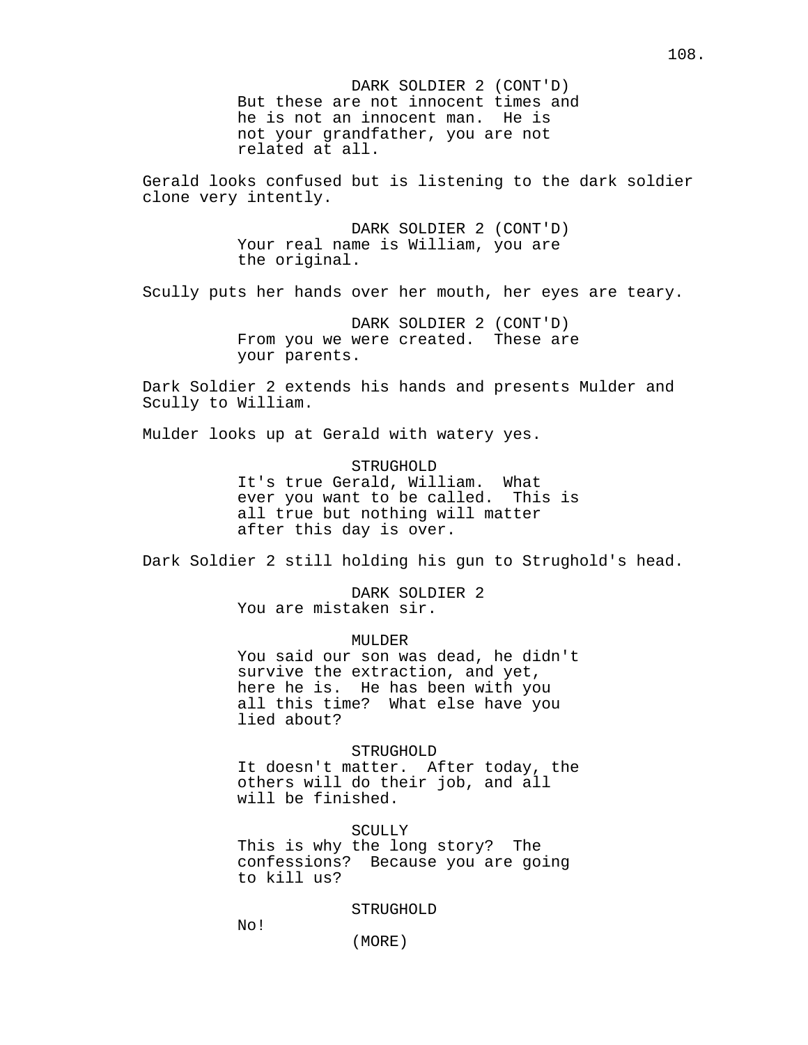DARK SOLDIER 2 (CONT'D)
But these are not innocent times and he is not an innocent man. He is not your grandfather, you are not related at all.

Gerald looks confused but is listening to the dark soldier clone very intently.

DARK SOLDIER 2 (CONT'D)
Your real name is William, you are the original.

Scully puts her hands over her mouth, her eyes are teary.

DARK SOLDIER 2 (CONT'D)
From you we were created. These are your parents.

Dark Soldier 2 extends his hands and presents Mulder and Scully to William.

Mulder looks up at Gerald with watery yes.

STRUGHOLD
It's true Gerald, William. What ever you want to be called. This is all true but nothing will matter after this day is over.

Dark Soldier 2 still holding his gun to Strughold's head.

DARK SOLDIER 2
You are mistaken sir.

MULDER
You said our son was dead, he didn't survive the extraction, and yet, here he is. He has been with you all this time? What else have you lied about?

STRUGHOLD
It doesn't matter. After today, the others will do their job, and all will be finished.

SCULLY
This is why the long story? The confessions? Because you are going to kill us?

STRUGHOLD
No!
(MORE)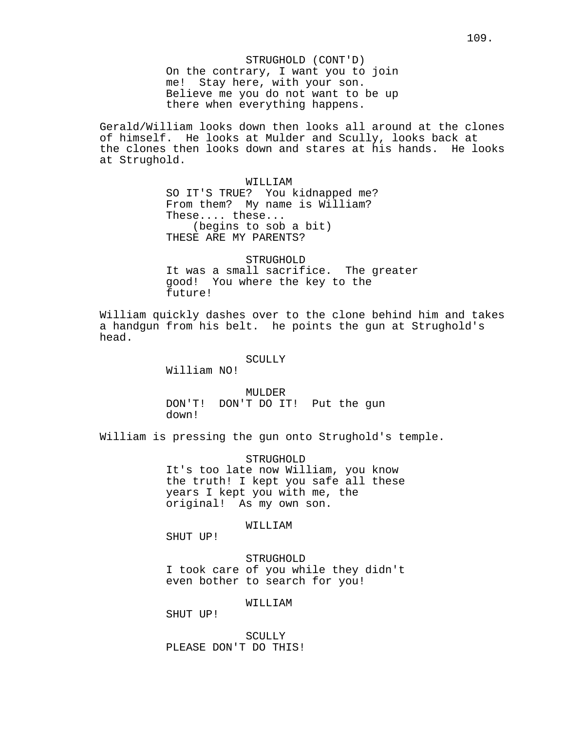STRUGHOLD (CONT'D)
On the contrary, I want you to join me! Stay here, with your son. Believe me you do not want to be up there when everything happens.

Gerald/William looks down then looks all around at the clones of himself. He looks at Mulder and Scully, looks back at the clones then looks down and stares at his hands. He looks at Strughold.

WILLIAM
SO IT'S TRUE? You kidnapped me? From them? My name is William? These.... these...
(begins to sob a bit)
THESE ARE MY PARENTS?

STRUGHOLD
It was a small sacrifice. The greater good! You where the key to the future!

William quickly dashes over to the clone behind him and takes a handgun from his belt. he points the gun at Strughold's head.

SCULLY
William NO!

MULDER
DON'T! DON'T DO IT! Put the gun down!

William is pressing the gun onto Strughold's temple.

STRUGHOLD
It's too late now William, you know the truth! I kept you safe all these years I kept you with me, the original! As my own son.

WILLIAM
SHUT UP!

STRUGHOLD
I took care of you while they didn't even bother to search for you!

WILLIAM
SHUT UP!

SCULLY
PLEASE DON'T DO THIS!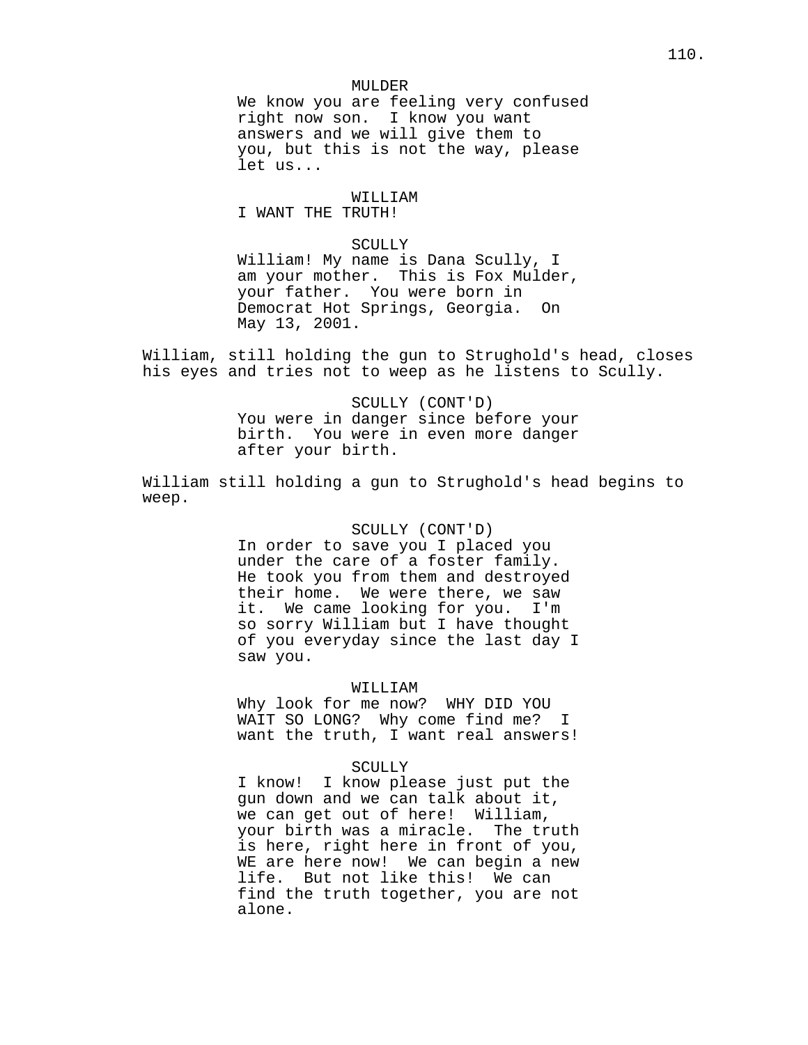MULDER
We know you are feeling very confused right now son. I know you want answers and we will give them to you, but this is not the way, please let us...

WILLIAM
I WANT THE TRUTH!

SCULLY
William! My name is Dana Scully, I am your mother. This is Fox Mulder, your father. You were born in Democrat Hot Springs, Georgia. On May 13, 2001.

William, still holding the gun to Strughold's head, closes his eyes and tries not to weep as he listens to Scully.

SCULLY (CONT'D)
You were in danger since before your birth. You were in even more danger after your birth.

William still holding a gun to Strughold's head begins to weep.

SCULLY (CONT'D)
In order to save you I placed you under the care of a foster family. He took you from them and destroyed their home. We were there, we saw it. We came looking for you. I'm so sorry William but I have thought of you everyday since the last day I saw you.

WILLIAM
Why look for me now? WHY DID YOU WAIT SO LONG? Why come find me? I want the truth, I want real answers!

SCULLY
I know! I know please just put the gun down and we can talk about it, we can get out of here! William, your birth was a miracle. The truth is here, right here in front of you, WE are here now! We can begin a new life. But not like this! We can find the truth together, you are not alone.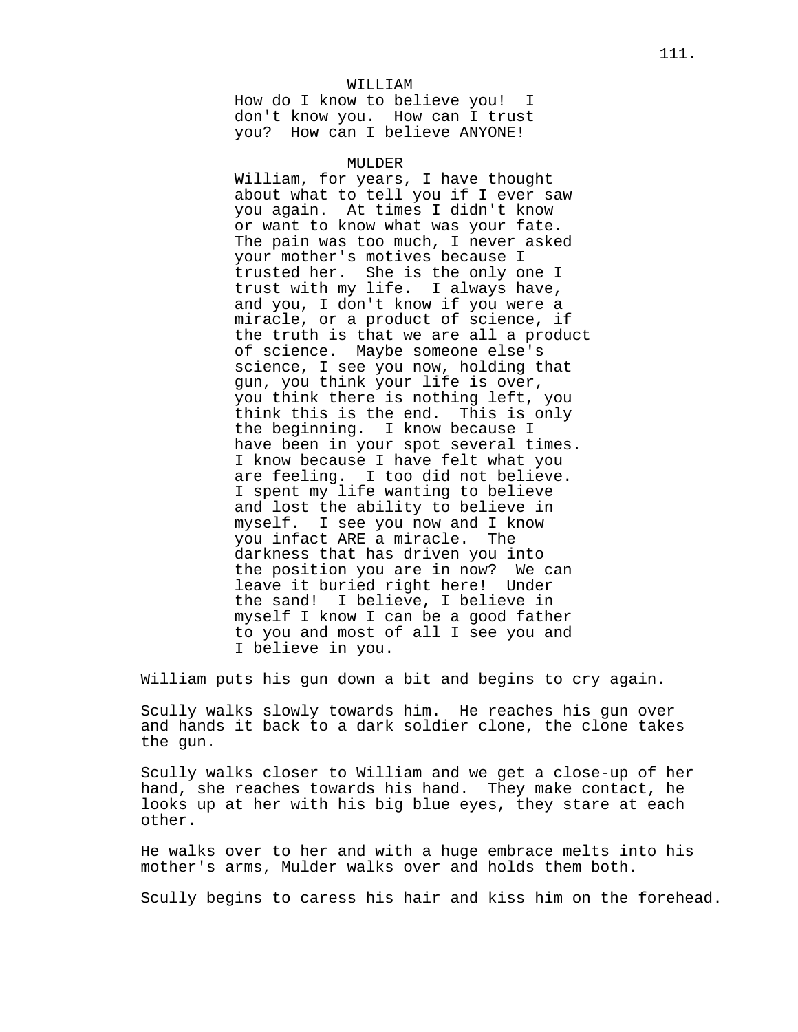WILLIAM

How do I know to believe you! I don't know you. How can I trust you? How can I believe ANYONE!

MULDER

William, for years, I have thought about what to tell you if I ever saw you again. At times I didn't know or want to know what was your fate. The pain was too much, I never asked your mother's motives because I trusted her. She is the only one I trust with my life. I always have, and you, I don't know if you were a miracle, or a product of science, if the truth is that we are all a product of science. Maybe someone else's science, I see you now, holding that gun, you think your life is over, you think there is nothing left, you think this is the end. This is only the beginning. I know because I have been in your spot several times. I know because I have felt what you are feeling. I too did not believe. I spent my life wanting to believe and lost the ability to believe in myself. I see you now and I know you infact ARE a miracle. The darkness that has driven you into the position you are in now? We can leave it buried right here! Under the sand! I believe, I believe in myself I know I can be a good father to you and most of all I see you and I believe in you.

William puts his gun down a bit and begins to cry again.

Scully walks slowly towards him. He reaches his gun over and hands it back to a dark soldier clone, the clone takes the gun.

Scully walks closer to William and we get a close-up of her hand, she reaches towards his hand. They make contact, he looks up at her with his big blue eyes, they stare at each other.

He walks over to her and with a huge embrace melts into his mother's arms, Mulder walks over and holds them both.

Scully begins to caress his hair and kiss him on the forehead.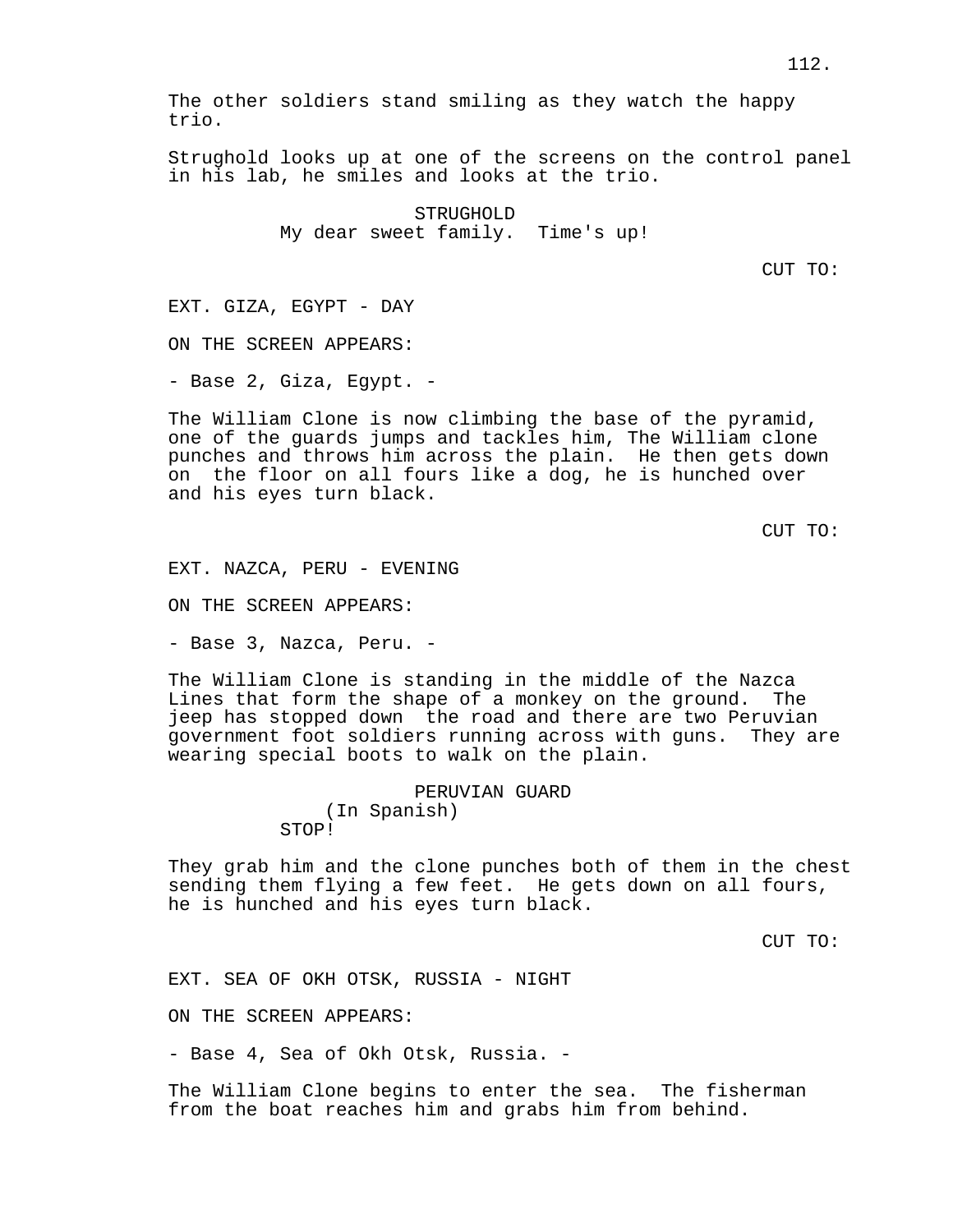The other soldiers stand smiling as they watch the happy trio.

Strughold looks up at one of the screens on the control panel in his lab, he smiles and looks at the trio.

STRUGHOLD
My dear sweet family.  Time's up!

CUT TO:

EXT. GIZA, EGYPT - DAY

ON THE SCREEN APPEARS:

- Base 2, Giza, Egypt. -

The William Clone is now climbing the base of the pyramid, one of the guards jumps and tackles him, The William clone punches and throws him across the plain.  He then gets down on  the floor on all fours like a dog, he is hunched over and his eyes turn black.

CUT TO:

EXT. NAZCA, PERU - EVENING

ON THE SCREEN APPEARS:

- Base 3, Nazca, Peru. -

The William Clone is standing in the middle of the Nazca Lines that form the shape of a monkey on the ground.  The jeep has stopped down  the road and there are two Peruvian government foot soldiers running across with guns.  They are wearing special boots to walk on the plain.

PERUVIAN GUARD
(In Spanish)
STOP!

They grab him and the clone punches both of them in the chest sending them flying a few feet.  He gets down on all fours, he is hunched and his eyes turn black.

CUT TO:

EXT. SEA OF OKH OTSK, RUSSIA - NIGHT

ON THE SCREEN APPEARS:

- Base 4, Sea of Okh Otsk, Russia. -

The William Clone begins to enter the sea.  The fisherman from the boat reaches him and grabs him from behind.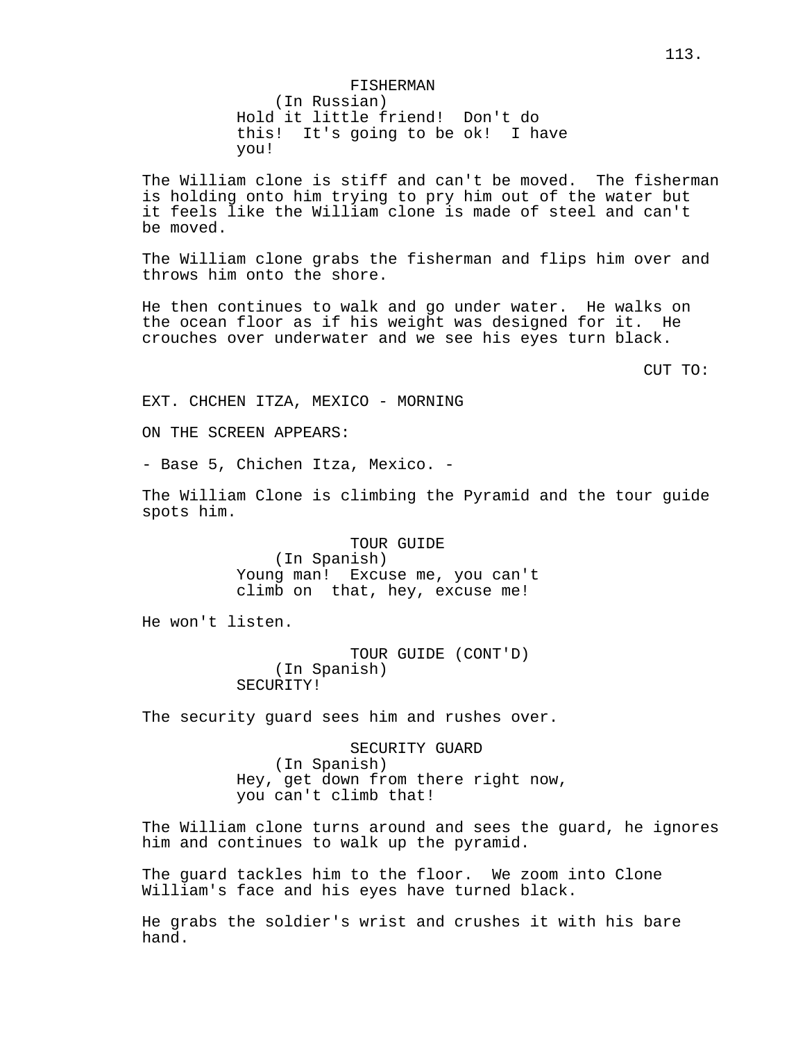FISHERMAN
(In Russian)
Hold it little friend!  Don't do this!  It's going to be ok!  I have you!

The William clone is stiff and can't be moved.  The fisherman is holding onto him trying to pry him out of the water but it feels like the William clone is made of steel and can't be moved.

The William clone grabs the fisherman and flips him over and throws him onto the shore.

He then continues to walk and go under water.  He walks on the ocean floor as if his weight was designed for it.  He crouches over underwater and we see his eyes turn black.

CUT TO:

EXT. CHCHEN ITZA, MEXICO - MORNING

ON THE SCREEN APPEARS:

- Base 5, Chichen Itza, Mexico. -

The William Clone is climbing the Pyramid and the tour guide spots him.

TOUR GUIDE
(In Spanish)
Young man!  Excuse me, you can't climb on  that, hey, excuse me!

He won't listen.

TOUR GUIDE (CONT'D)
(In Spanish)
SECURITY!

The security guard sees him and rushes over.

SECURITY GUARD
(In Spanish)
Hey, get down from there right now, you can't climb that!

The William clone turns around and sees the guard, he ignores him and continues to walk up the pyramid.

The guard tackles him to the floor.  We zoom into Clone William's face and his eyes have turned black.

He grabs the soldier's wrist and crushes it with his bare hand.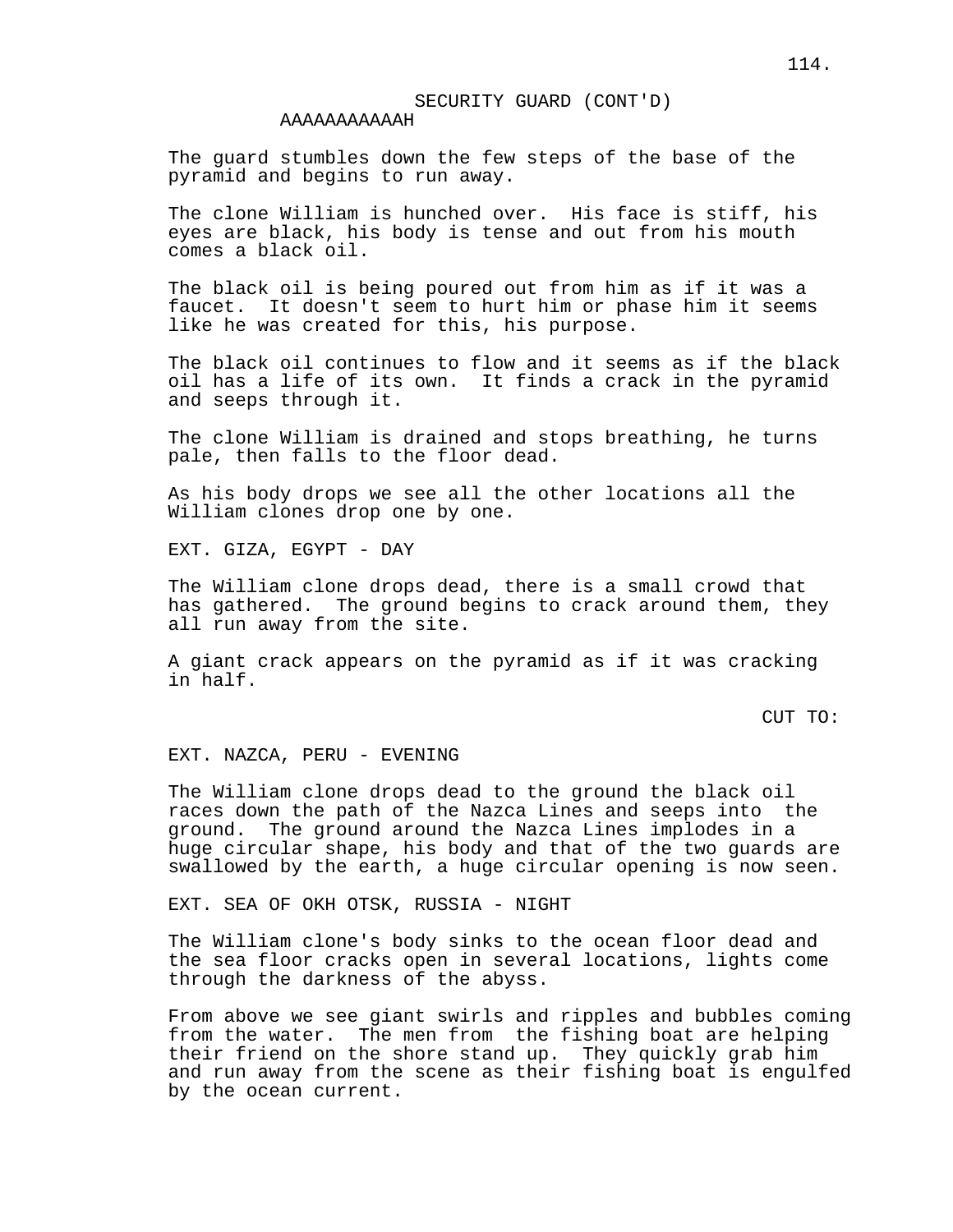SECURITY GUARD (CONT'D)

AAAAAAAAAAAH

The guard stumbles down the few steps of the base of the pyramid and begins to run away.

The clone William is hunched over. His face is stiff, his eyes are black, his body is tense and out from his mouth comes a black oil.

The black oil is being poured out from him as if it was a faucet. It doesn't seem to hurt him or phase him it seems like he was created for this, his purpose.

The black oil continues to flow and it seems as if the black oil has a life of its own. It finds a crack in the pyramid and seeps through it.

The clone William is drained and stops breathing, he turns pale, then falls to the floor dead.

As his body drops we see all the other locations all the William clones drop one by one.

EXT. GIZA, EGYPT - DAY

The William clone drops dead, there is a small crowd that has gathered. The ground begins to crack around them, they all run away from the site.

A giant crack appears on the pyramid as if it was cracking in half.

CUT TO:

EXT. NAZCA, PERU - EVENING

The William clone drops dead to the ground the black oil races down the path of the Nazca Lines and seeps into the ground. The ground around the Nazca Lines implodes in a huge circular shape, his body and that of the two guards are swallowed by the earth, a huge circular opening is now seen.

EXT. SEA OF OKH OTSK, RUSSIA - NIGHT

The William clone's body sinks to the ocean floor dead and the sea floor cracks open in several locations, lights come through the darkness of the abyss.

From above we see giant swirls and ripples and bubbles coming from the water. The men from the fishing boat are helping their friend on the shore stand up. They quickly grab him and run away from the scene as their fishing boat is engulfed by the ocean current.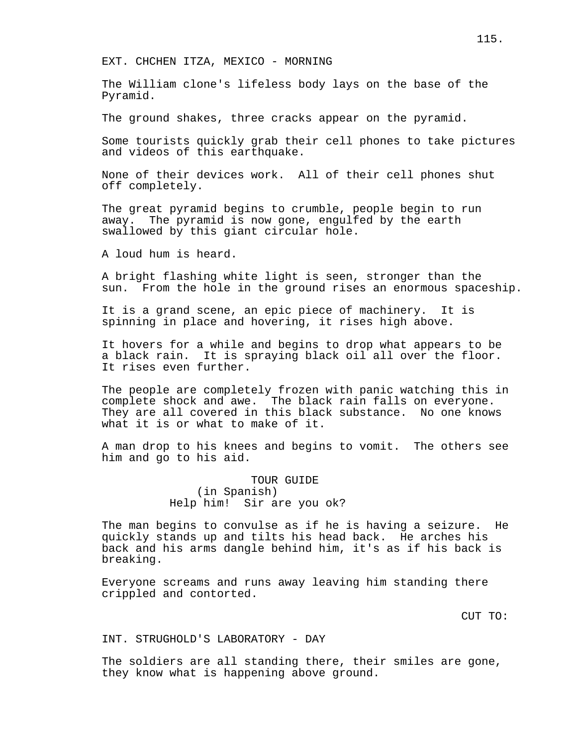EXT. CHCHEN ITZA, MEXICO - MORNING

The William clone's lifeless body lays on the base of the Pyramid.

The ground shakes, three cracks appear on the pyramid.

Some tourists quickly grab their cell phones to take pictures and videos of this earthquake.

None of their devices work. All of their cell phones shut off completely.

The great pyramid begins to crumble, people begin to run away. The pyramid is now gone, engulfed by the earth swallowed by this giant circular hole.

A loud hum is heard.

A bright flashing white light is seen, stronger than the sun. From the hole in the ground rises an enormous spaceship.

It is a grand scene, an epic piece of machinery. It is spinning in place and hovering, it rises high above.

It hovers for a while and begins to drop what appears to be a black rain. It is spraying black oil all over the floor. It rises even further.

The people are completely frozen with panic watching this in complete shock and awe. The black rain falls on everyone. They are all covered in this black substance. No one knows what it is or what to make of it.

A man drop to his knees and begins to vomit. The others see him and go to his aid.

TOUR GUIDE
(in Spanish)
Help him! Sir are you ok?

The man begins to convulse as if he is having a seizure. He quickly stands up and tilts his head back. He arches his back and his arms dangle behind him, it's as if his back is breaking.

Everyone screams and runs away leaving him standing there crippled and contorted.

CUT TO:

INT. STRUGHOLD'S LABORATORY - DAY

The soldiers are all standing there, their smiles are gone, they know what is happening above ground.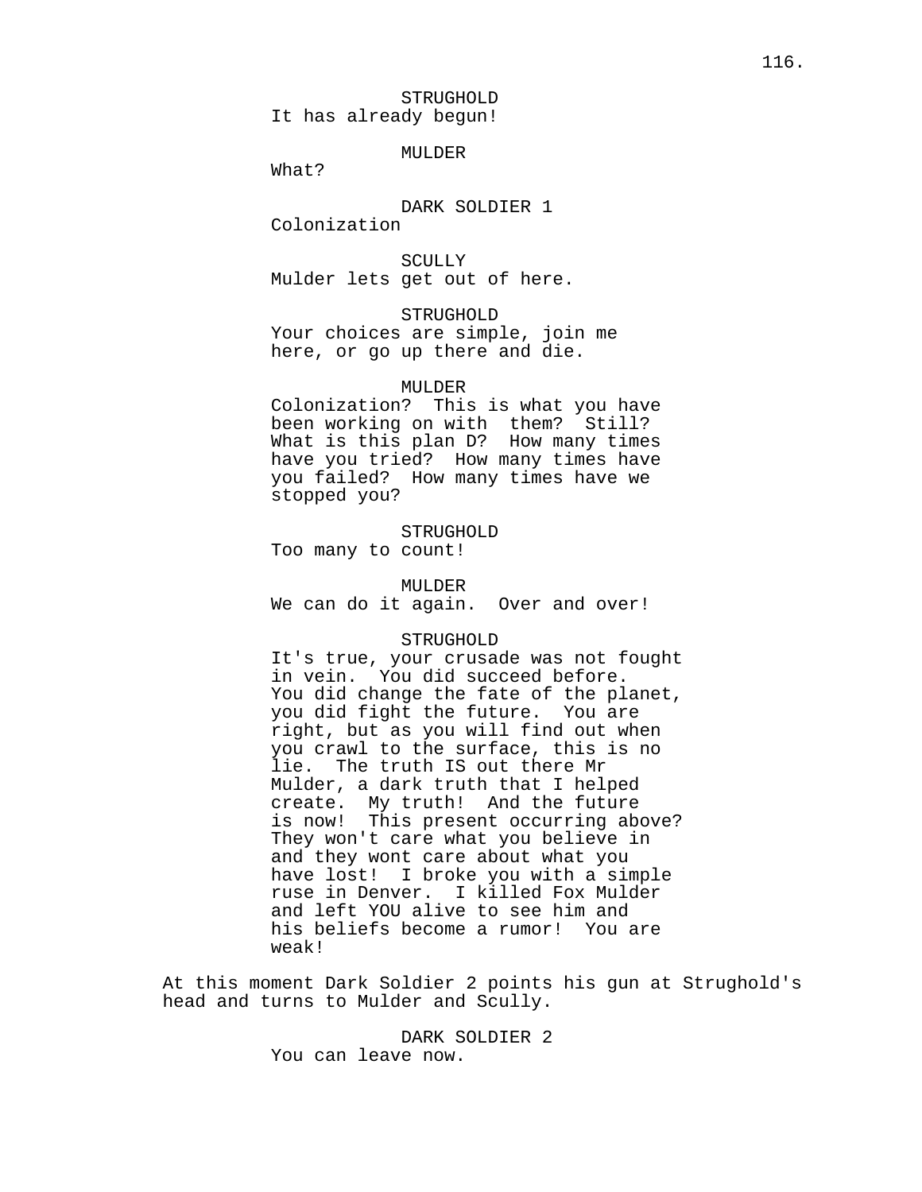STRUGHOLD
It has already begun!

MULDER
What?

DARK SOLDIER 1
Colonization

SCULLY
Mulder lets get out of here.

STRUGHOLD
Your choices are simple, join me here, or go up there and die.

MULDER
Colonization? This is what you have been working on with them? Still? What is this plan D? How many times have you tried? How many times have you failed? How many times have we stopped you?

STRUGHOLD
Too many to count!

MULDER
We can do it again. Over and over!

STRUGHOLD
It's true, your crusade was not fought in vein. You did succeed before. You did change the fate of the planet, you did fight the future. You are right, but as you will find out when you crawl to the surface, this is no lie. The truth IS out there Mr Mulder, a dark truth that I helped create. My truth! And the future is now! This present occurring above? They won't care what you believe in and they wont care about what you have lost! I broke you with a simple ruse in Denver. I killed Fox Mulder and left YOU alive to see him and his beliefs become a rumor! You are weak!

At this moment Dark Soldier 2 points his gun at Strughold's head and turns to Mulder and Scully.

DARK SOLDIER 2
You can leave now.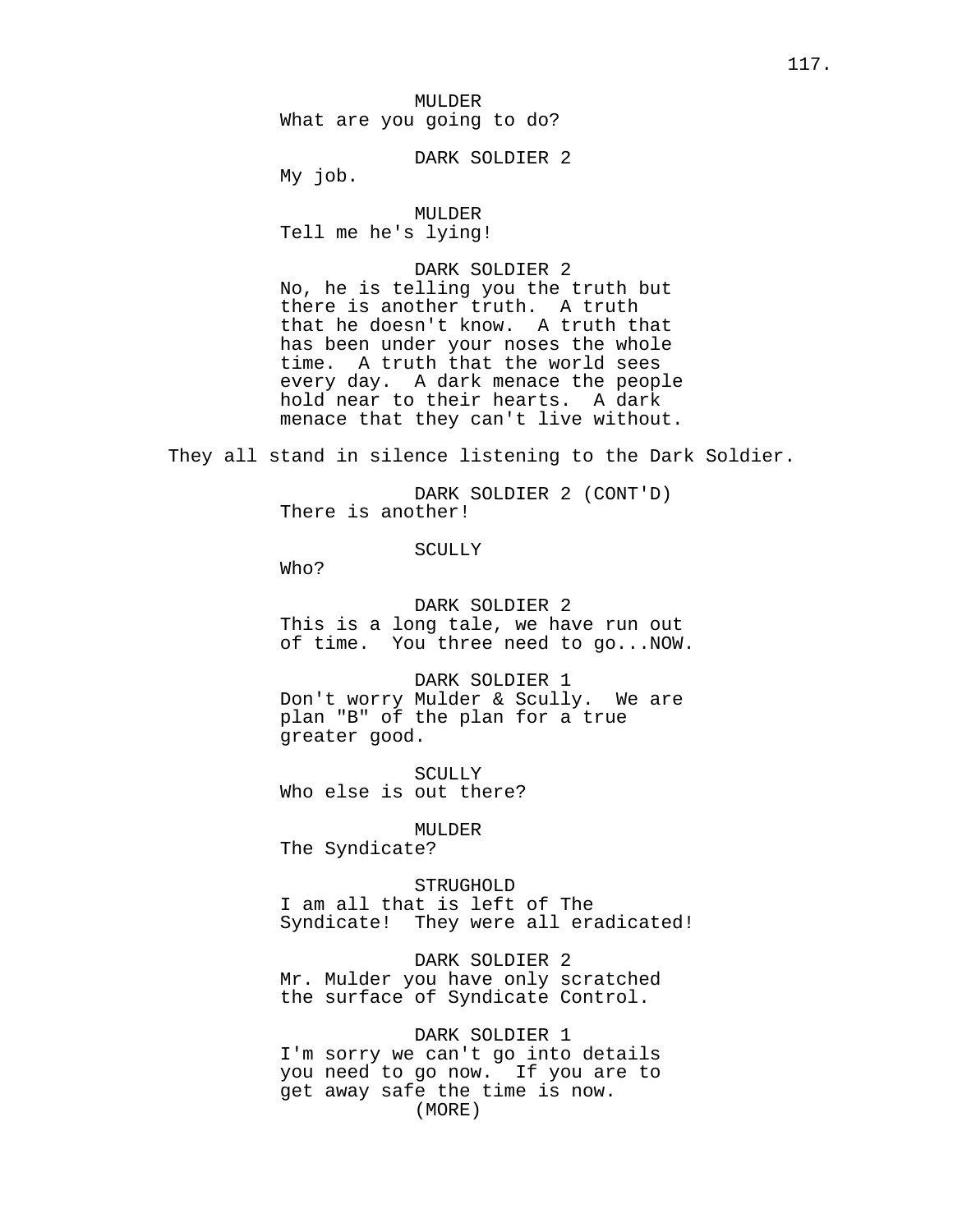MULDER
What are you going to do?

DARK SOLDIER 2
My job.

MULDER
Tell me he's lying!

DARK SOLDIER 2
No, he is telling you the truth but there is another truth. A truth that he doesn't know. A truth that has been under your noses the whole time. A truth that the world sees every day. A dark menace the people hold near to their hearts. A dark menace that they can't live without.

They all stand in silence listening to the Dark Soldier.

DARK SOLDIER 2 (CONT'D)
There is another!

SCULLY
Who?

DARK SOLDIER 2
This is a long tale, we have run out of time. You three need to go...NOW.

DARK SOLDIER 1
Don't worry Mulder & Scully. We are plan "B" of the plan for a true greater good.

SCULLY
Who else is out there?

MULDER
The Syndicate?

STRUGHOLD
I am all that is left of The Syndicate! They were all eradicated!

DARK SOLDIER 2
Mr. Mulder you have only scratched the surface of Syndicate Control.

DARK SOLDIER 1
I'm sorry we can't go into details you need to go now. If you are to get away safe the time is now.
(MORE)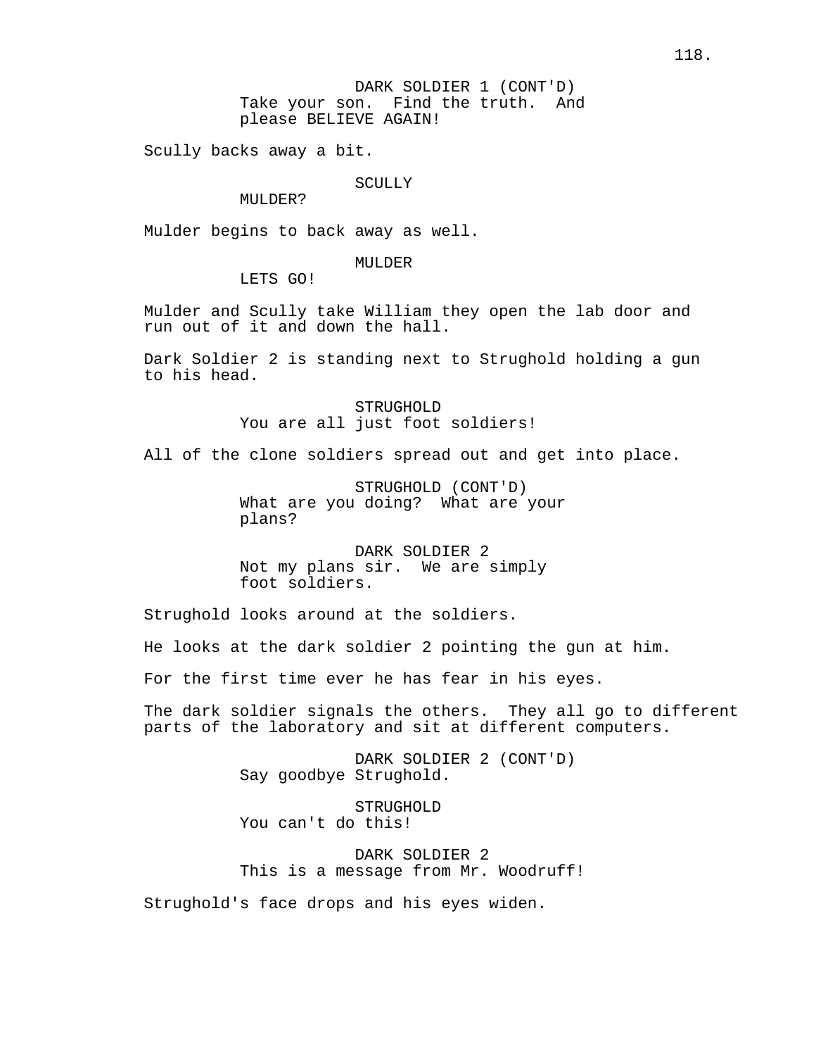DARK SOLDIER 1 (CONT'D)
Take your son.  Find the truth.  And please BELIEVE AGAIN!

Scully backs away a bit.

SCULLY
MULDER?

Mulder begins to back away as well.

MULDER
LETS GO!

Mulder and Scully take William they open the lab door and run out of it and down the hall.

Dark Soldier 2 is standing next to Strughold holding a gun to his head.

STRUGHOLD
You are all just foot soldiers!

All of the clone soldiers spread out and get into place.

STRUGHOLD (CONT'D)
What are you doing?  What are your plans?

DARK SOLDIER 2
Not my plans sir.  We are simply foot soldiers.

Strughold looks around at the soldiers.

He looks at the dark soldier 2 pointing the gun at him.

For the first time ever he has fear in his eyes.

The dark soldier signals the others.  They all go to different parts of the laboratory and sit at different computers.

DARK SOLDIER 2 (CONT'D)
Say goodbye Strughold.

STRUGHOLD
You can't do this!

DARK SOLDIER 2
This is a message from Mr. Woodruff!

Strughold's face drops and his eyes widen.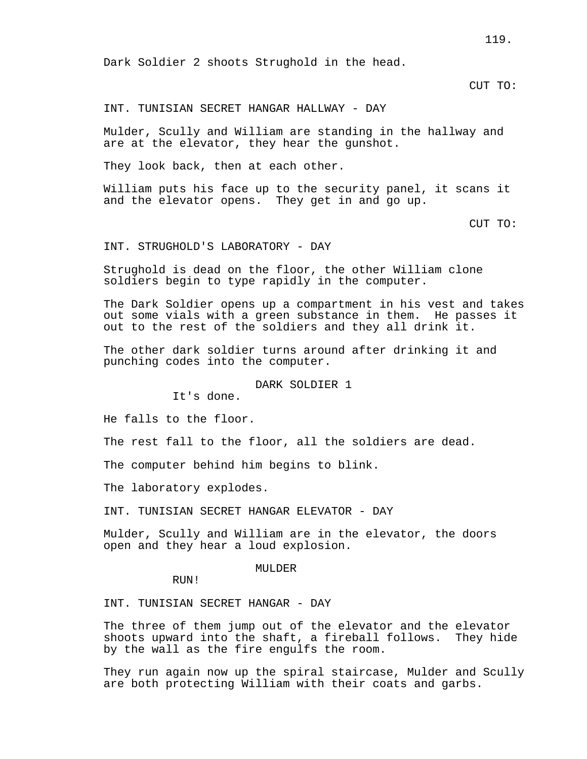Dark Soldier 2 shoots Strughold in the head.

CUT TO:

INT. TUNISIAN SECRET HANGAR HALLWAY - DAY

Mulder, Scully and William are standing in the hallway and are at the elevator, they hear the gunshot.

They look back, then at each other.

William puts his face up to the security panel, it scans it and the elevator opens. They get in and go up.

CUT TO:

INT. STRUGHOLD'S LABORATORY - DAY

Strughold is dead on the floor, the other William clone soldiers begin to type rapidly in the computer.

The Dark Soldier opens up a compartment in his vest and takes out some vials with a green substance in them. He passes it out to the rest of the soldiers and they all drink it.

The other dark soldier turns around after drinking it and punching codes into the computer.

DARK SOLDIER 1

It's done.

He falls to the floor.

The rest fall to the floor, all the soldiers are dead.

The computer behind him begins to blink.

The laboratory explodes.

INT. TUNISIAN SECRET HANGAR ELEVATOR - DAY

Mulder, Scully and William are in the elevator, the doors open and they hear a loud explosion.

MULDER

RUN!

INT. TUNISIAN SECRET HANGAR - DAY

The three of them jump out of the elevator and the elevator shoots upward into the shaft, a fireball follows. They hide by the wall as the fire engulfs the room.

They run again now up the spiral staircase, Mulder and Scully are both protecting William with their coats and garbs.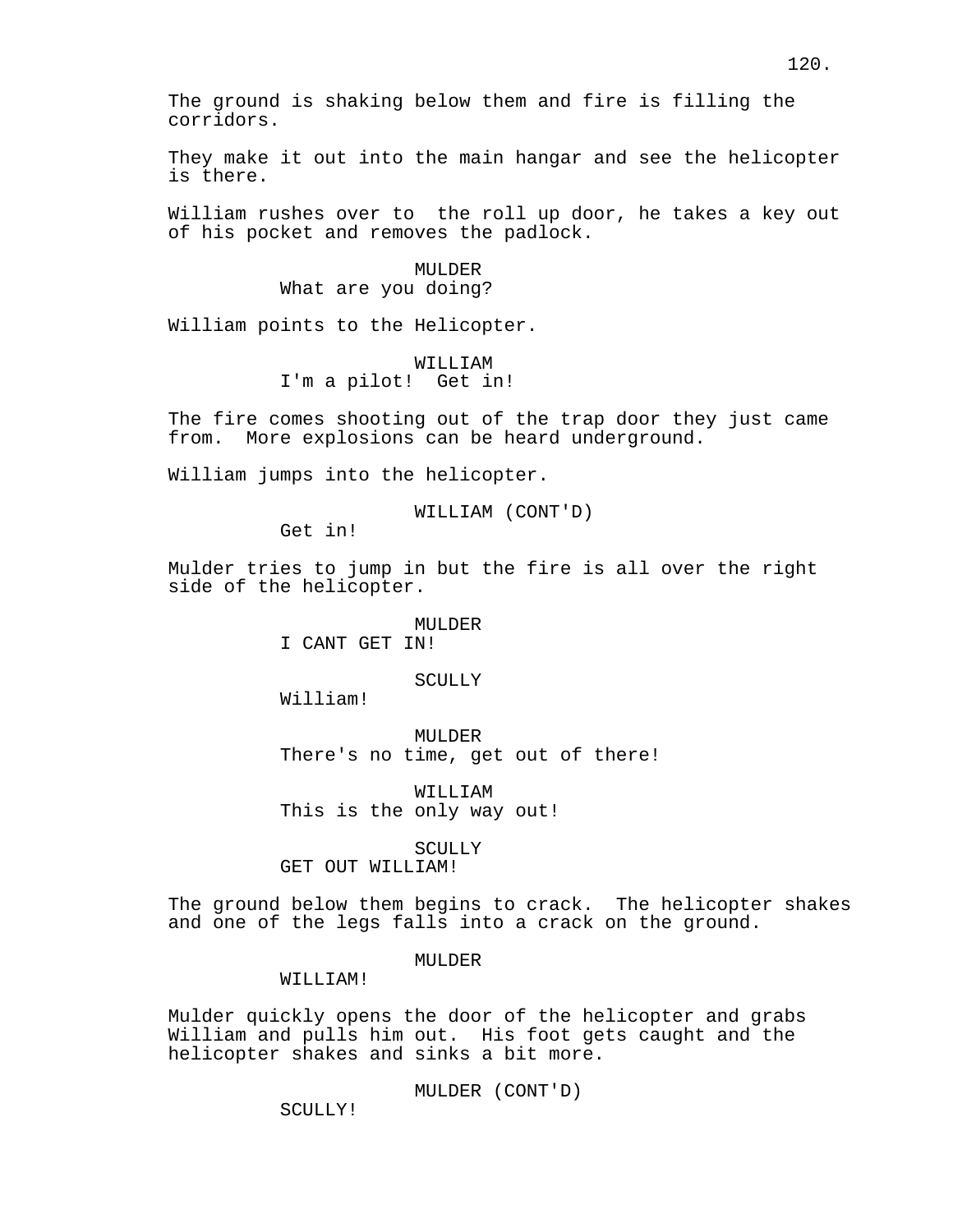The ground is shaking below them and fire is filling the corridors.

They make it out into the main hangar and see the helicopter is there.

William rushes over to  the roll up door, he takes a key out of his pocket and removes the padlock.

MULDER
What are you doing?

William points to the Helicopter.

WILLIAM
I'm a pilot!  Get in!

The fire comes shooting out of the trap door they just came from.  More explosions can be heard underground.

William jumps into the helicopter.

WILLIAM (CONT'D)
Get in!

Mulder tries to jump in but the fire is all over the right side of the helicopter.

MULDER
I CANT GET IN!

SCULLY
William!

MULDER
There's no time, get out of there!

WILLIAM
This is the only way out!

SCULLY
GET OUT WILLIAM!

The ground below them begins to crack.  The helicopter shakes and one of the legs falls into a crack on the ground.

MULDER
WILLIAM!

Mulder quickly opens the door of the helicopter and grabs William and pulls him out.  His foot gets caught and the helicopter shakes and sinks a bit more.

MULDER (CONT'D)
SCULLY!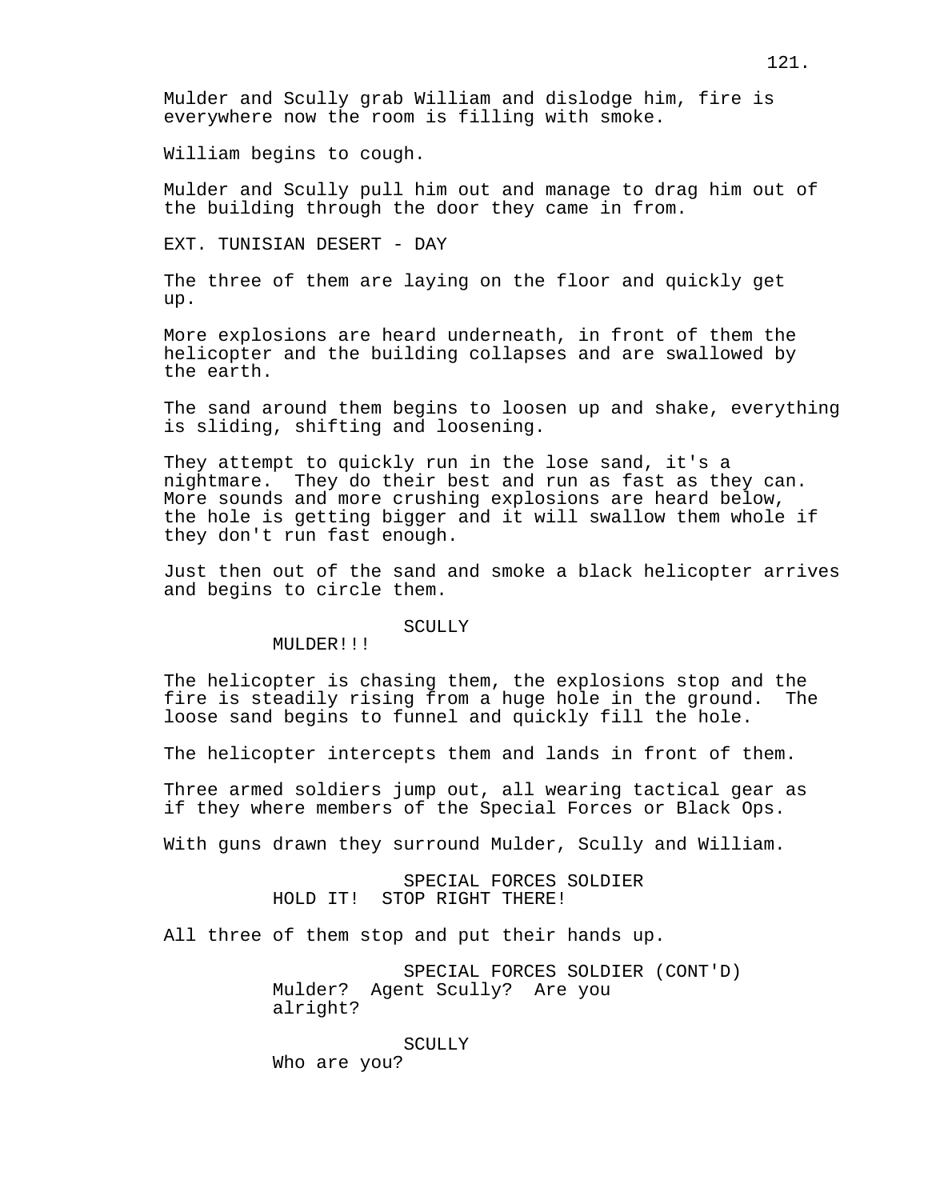Mulder and Scully grab William and dislodge him, fire is everywhere now the room is filling with smoke.

William begins to cough.

Mulder and Scully pull him out and manage to drag him out of the building through the door they came in from.

EXT. TUNISIAN DESERT - DAY

The three of them are laying on the floor and quickly get up.

More explosions are heard underneath, in front of them the helicopter and the building collapses and are swallowed by the earth.

The sand around them begins to loosen up and shake, everything is sliding, shifting and loosening.

They attempt to quickly run in the lose sand, it's a nightmare.  They do their best and run as fast as they can. More sounds and more crushing explosions are heard below, the hole is getting bigger and it will swallow them whole if they don't run fast enough.

Just then out of the sand and smoke a black helicopter arrives and begins to circle them.

SCULLY

MULDER!!!

The helicopter is chasing them, the explosions stop and the fire is steadily rising from a huge hole in the ground.  The loose sand begins to funnel and quickly fill the hole.

The helicopter intercepts them and lands in front of them.

Three armed soldiers jump out, all wearing tactical gear as if they where members of the Special Forces or Black Ops.

With guns drawn they surround Mulder, Scully and William.

SPECIAL FORCES SOLDIER

HOLD IT!  STOP RIGHT THERE!

All three of them stop and put their hands up.

SPECIAL FORCES SOLDIER (CONT'D)

Mulder?  Agent Scully?  Are you alright?

SCULLY

Who are you?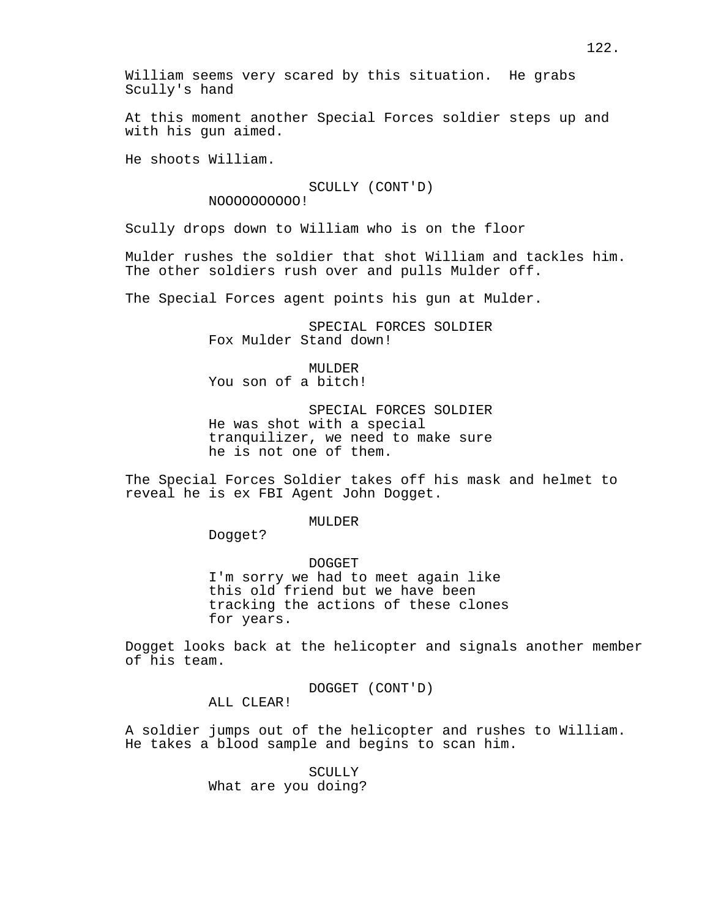William seems very scared by this situation.  He grabs Scully's hand

At this moment another Special Forces soldier steps up and with his gun aimed.

He shoots William.

SCULLY (CONT'D)
NOOOOOOOOOO!

Scully drops down to William who is on the floor

Mulder rushes the soldier that shot William and tackles him. The other soldiers rush over and pulls Mulder off.

The Special Forces agent points his gun at Mulder.

SPECIAL FORCES SOLDIER
Fox Mulder Stand down!

MULDER
You son of a bitch!

SPECIAL FORCES SOLDIER
He was shot with a special tranquilizer, we need to make sure he is not one of them.

The Special Forces Soldier takes off his mask and helmet to reveal he is ex FBI Agent John Dogget.

MULDER
Dogget?

DOGGET
I'm sorry we had to meet again like this old friend but we have been tracking the actions of these clones for years.

Dogget looks back at the helicopter and signals another member of his team.

DOGGET (CONT'D)
ALL CLEAR!

A soldier jumps out of the helicopter and rushes to William. He takes a blood sample and begins to scan him.

SCULLY
What are you doing?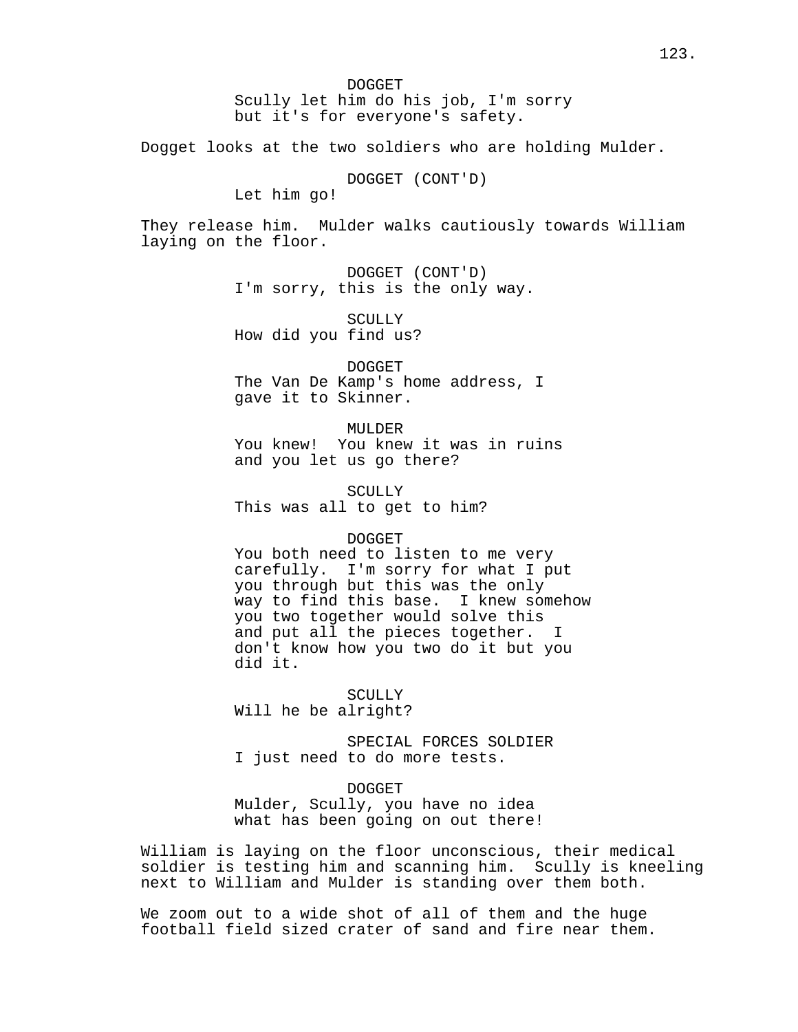DOGGET
Scully let him do his job, I'm sorry but it's for everyone's safety.

Dogget looks at the two soldiers who are holding Mulder.

DOGGET (CONT'D)
Let him go!

They release him. Mulder walks cautiously towards William laying on the floor.

DOGGET (CONT'D)
I'm sorry, this is the only way.

SCULLY
How did you find us?

DOGGET
The Van De Kamp's home address, I gave it to Skinner.

MULDER
You knew! You knew it was in ruins and you let us go there?

SCULLY
This was all to get to him?

DOGGET
You both need to listen to me very carefully. I'm sorry for what I put you through but this was the only way to find this base. I knew somehow you two together would solve this and put all the pieces together. I don't know how you two do it but you did it.

SCULLY
Will he be alright?

SPECIAL FORCES SOLDIER
I just need to do more tests.

DOGGET
Mulder, Scully, you have no idea what has been going on out there!

William is laying on the floor unconscious, their medical soldier is testing him and scanning him. Scully is kneeling next to William and Mulder is standing over them both.

We zoom out to a wide shot of all of them and the huge football field sized crater of sand and fire near them.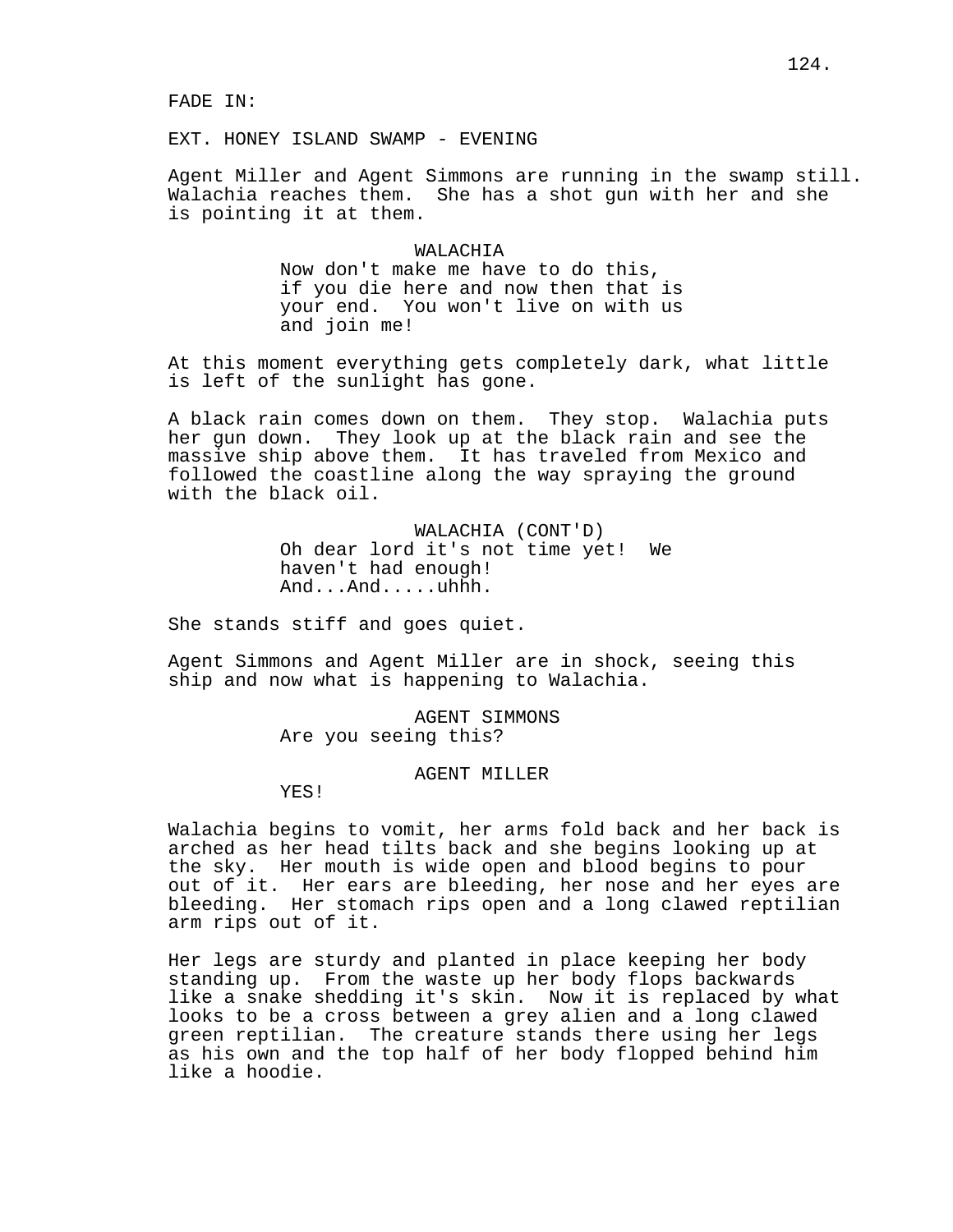FADE IN:

EXT. HONEY ISLAND SWAMP - EVENING

Agent Miller and Agent Simmons are running in the swamp still. Walachia reaches them. She has a shot gun with her and she is pointing it at them.

WALACHIA
Now don't make me have to do this, if you die here and now then that is your end. You won't live on with us and join me!

At this moment everything gets completely dark, what little is left of the sunlight has gone.

A black rain comes down on them. They stop. Walachia puts her gun down. They look up at the black rain and see the massive ship above them. It has traveled from Mexico and followed the coastline along the way spraying the ground with the black oil.

WALACHIA (CONT'D)
Oh dear lord it's not time yet! We haven't had enough! And...And.....uhhh.

She stands stiff and goes quiet.

Agent Simmons and Agent Miller are in shock, seeing this ship and now what is happening to Walachia.

AGENT SIMMONS
Are you seeing this?

AGENT MILLER
YES!

Walachia begins to vomit, her arms fold back and her back is arched as her head tilts back and she begins looking up at the sky. Her mouth is wide open and blood begins to pour out of it. Her ears are bleeding, her nose and her eyes are bleeding. Her stomach rips open and a long clawed reptilian arm rips out of it.

Her legs are sturdy and planted in place keeping her body standing up. From the waste up her body flops backwards like a snake shedding it's skin. Now it is replaced by what looks to be a cross between a grey alien and a long clawed green reptilian. The creature stands there using her legs as his own and the top half of her body flopped behind him like a hoodie.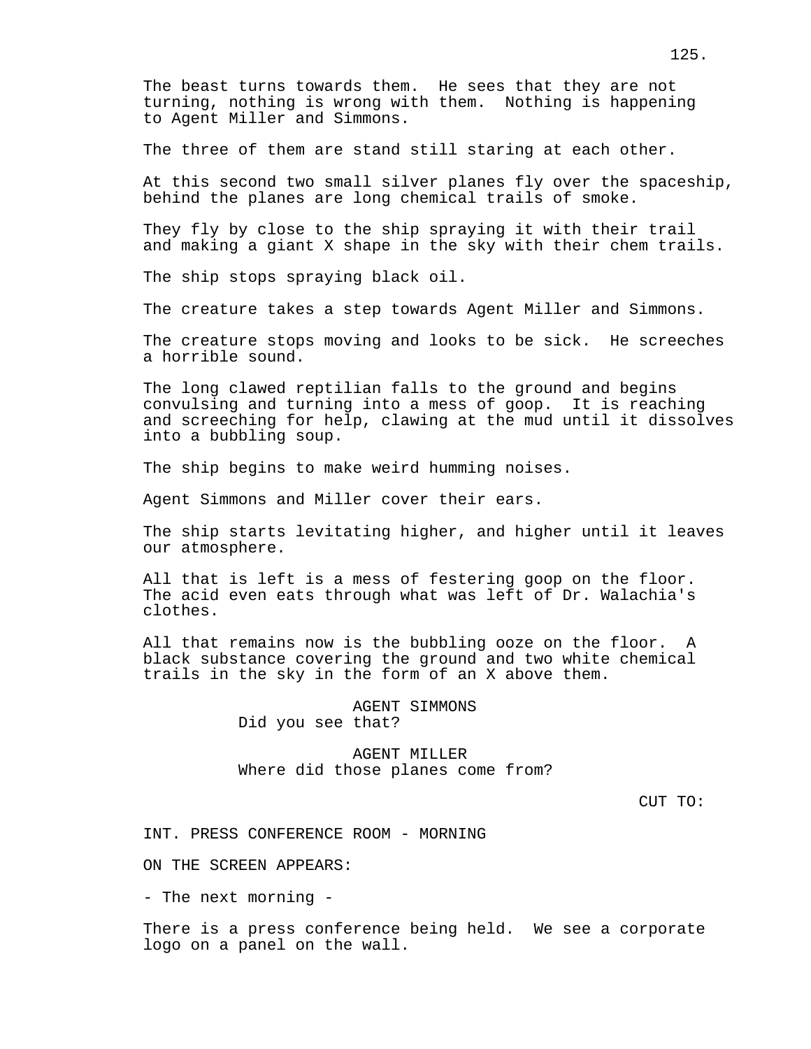The beast turns towards them. He sees that they are not turning, nothing is wrong with them. Nothing is happening to Agent Miller and Simmons.

The three of them are stand still staring at each other.

At this second two small silver planes fly over the spaceship, behind the planes are long chemical trails of smoke.

They fly by close to the ship spraying it with their trail and making a giant X shape in the sky with their chem trails.

The ship stops spraying black oil.

The creature takes a step towards Agent Miller and Simmons.

The creature stops moving and looks to be sick. He screeches a horrible sound.

The long clawed reptilian falls to the ground and begins convulsing and turning into a mess of goop. It is reaching and screeching for help, clawing at the mud until it dissolves into a bubbling soup.

The ship begins to make weird humming noises.

Agent Simmons and Miller cover their ears.

The ship starts levitating higher, and higher until it leaves our atmosphere.

All that is left is a mess of festering goop on the floor. The acid even eats through what was left of Dr. Walachia's clothes.

All that remains now is the bubbling ooze on the floor. A black substance covering the ground and two white chemical trails in the sky in the form of an X above them.

AGENT SIMMONS
Did you see that?

AGENT MILLER
Where did those planes come from?

CUT TO:

INT. PRESS CONFERENCE ROOM - MORNING

ON THE SCREEN APPEARS:

- The next morning -

There is a press conference being held. We see a corporate logo on a panel on the wall.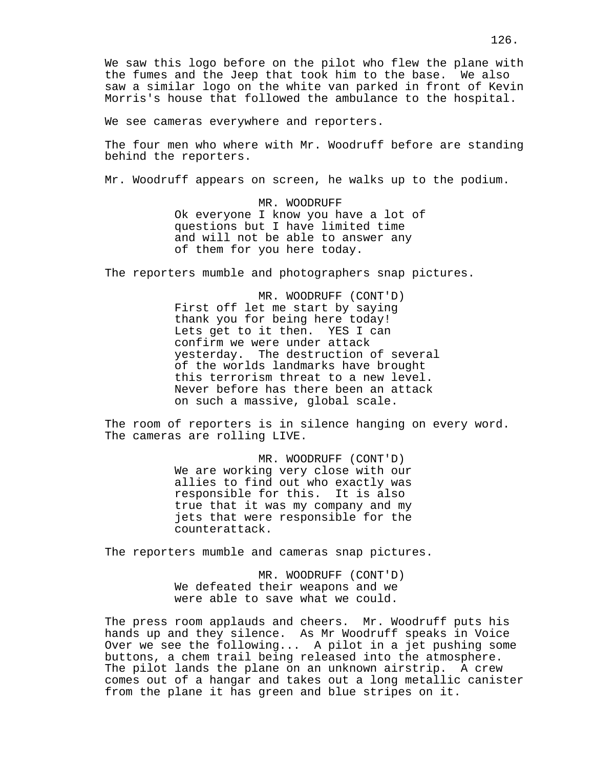We saw this logo before on the pilot who flew the plane with the fumes and the Jeep that took him to the base. We also saw a similar logo on the white van parked in front of Kevin Morris's house that followed the ambulance to the hospital.

We see cameras everywhere and reporters.

The four men who where with Mr. Woodruff before are standing behind the reporters.

Mr. Woodruff appears on screen, he walks up to the podium.

MR. WOODRUFF
Ok everyone I know you have a lot of questions but I have limited time and will not be able to answer any of them for you here today.

The reporters mumble and photographers snap pictures.

MR. WOODRUFF (CONT'D)
First off let me start by saying thank you for being here today! Lets get to it then. YES I can confirm we were under attack yesterday. The destruction of several of the worlds landmarks have brought this terrorism threat to a new level. Never before has there been an attack on such a massive, global scale.

The room of reporters is in silence hanging on every word. The cameras are rolling LIVE.

MR. WOODRUFF (CONT'D)
We are working very close with our allies to find out who exactly was responsible for this. It is also true that it was my company and my jets that were responsible for the counterattack.

The reporters mumble and cameras snap pictures.

MR. WOODRUFF (CONT'D)
We defeated their weapons and we were able to save what we could.

The press room applauds and cheers. Mr. Woodruff puts his hands up and they silence. As Mr Woodruff speaks in Voice Over we see the following... A pilot in a jet pushing some buttons, a chem trail being released into the atmosphere. The pilot lands the plane on an unknown airstrip. A crew comes out of a hangar and takes out a long metallic canister from the plane it has green and blue stripes on it.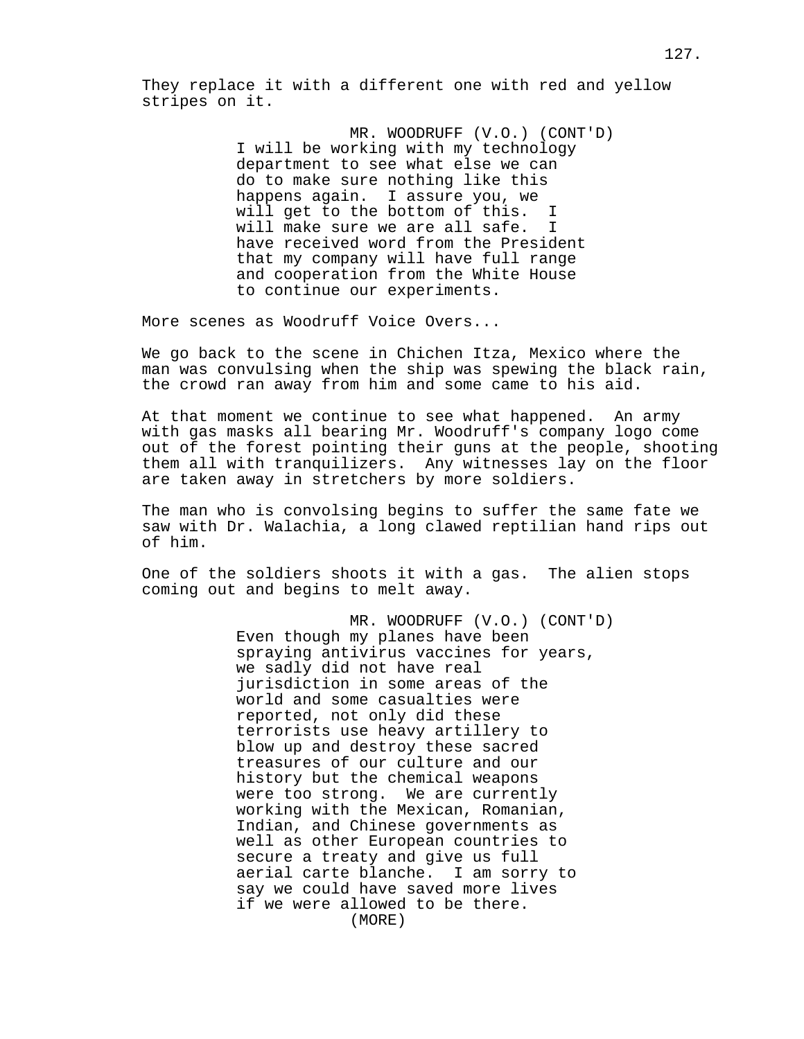They replace it with a different one with red and yellow stripes on it.

MR. WOODRUFF (V.O.) (CONT'D)
I will be working with my technology department to see what else we can do to make sure nothing like this happens again. I assure you, we will get to the bottom of this. I will make sure we are all safe. I have received word from the President that my company will have full range and cooperation from the White House to continue our experiments.

More scenes as Woodruff Voice Overs...

We go back to the scene in Chichen Itza, Mexico where the man was convulsing when the ship was spewing the black rain, the crowd ran away from him and some came to his aid.

At that moment we continue to see what happened. An army with gas masks all bearing Mr. Woodruff's company logo come out of the forest pointing their guns at the people, shooting them all with tranquilizers. Any witnesses lay on the floor are taken away in stretchers by more soldiers.

The man who is convolsing begins to suffer the same fate we saw with Dr. Walachia, a long clawed reptilian hand rips out of him.

One of the soldiers shoots it with a gas. The alien stops coming out and begins to melt away.

MR. WOODRUFF (V.O.) (CONT'D)
Even though my planes have been spraying antivirus vaccines for years, we sadly did not have real jurisdiction in some areas of the world and some casualties were reported, not only did these terrorists use heavy artillery to blow up and destroy these sacred treasures of our culture and our history but the chemical weapons were too strong. We are currently working with the Mexican, Romanian, Indian, and Chinese governments as well as other European countries to secure a treaty and give us full aerial carte blanche. I am sorry to say we could have saved more lives if we were allowed to be there.
(MORE)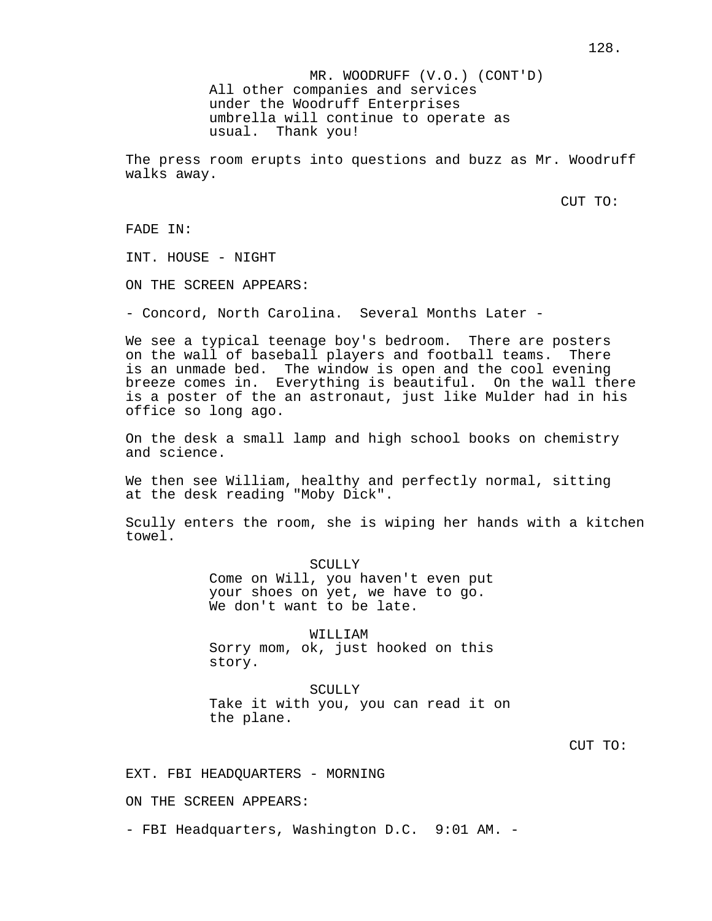MR. WOODRUFF (V.O.) (CONT'D)
All other companies and services under the Woodruff Enterprises umbrella will continue to operate as usual. Thank you!

The press room erupts into questions and buzz as Mr. Woodruff walks away.

CUT TO:

FADE IN:

INT. HOUSE - NIGHT

ON THE SCREEN APPEARS:

- Concord, North Carolina. Several Months Later -

We see a typical teenage boy's bedroom. There are posters on the wall of baseball players and football teams. There is an unmade bed. The window is open and the cool evening breeze comes in. Everything is beautiful. On the wall there is a poster of the an astronaut, just like Mulder had in his office so long ago.

On the desk a small lamp and high school books on chemistry and science.

We then see William, healthy and perfectly normal, sitting at the desk reading "Moby Dick".

Scully enters the room, she is wiping her hands with a kitchen towel.

SCULLY
Come on Will, you haven't even put your shoes on yet, we have to go. We don't want to be late.

WILLIAM
Sorry mom, ok, just hooked on this story.

SCULLY
Take it with you, you can read it on the plane.

CUT TO:

EXT. FBI HEADQUARTERS - MORNING

ON THE SCREEN APPEARS:

- FBI Headquarters, Washington D.C. 9:01 AM. -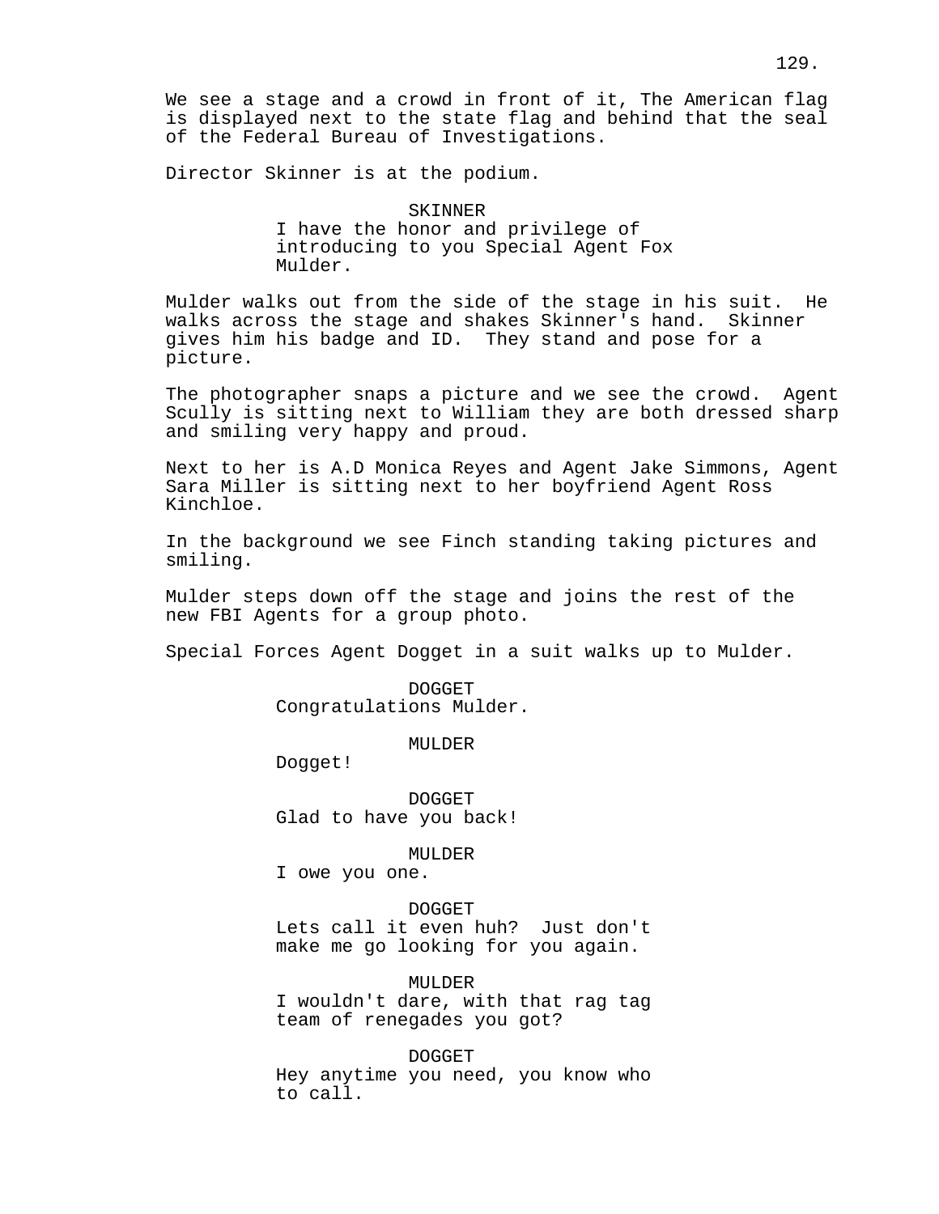We see a stage and a crowd in front of it, The American flag is displayed next to the state flag and behind that the seal of the Federal Bureau of Investigations.

Director Skinner is at the podium.

SKINNER
I have the honor and privilege of introducing to you Special Agent Fox Mulder.

Mulder walks out from the side of the stage in his suit. He walks across the stage and shakes Skinner's hand. Skinner gives him his badge and ID. They stand and pose for a picture.

The photographer snaps a picture and we see the crowd. Agent Scully is sitting next to William they are both dressed sharp and smiling very happy and proud.

Next to her is A.D Monica Reyes and Agent Jake Simmons, Agent Sara Miller is sitting next to her boyfriend Agent Ross Kinchloe.

In the background we see Finch standing taking pictures and smiling.

Mulder steps down off the stage and joins the rest of the new FBI Agents for a group photo.

Special Forces Agent Dogget in a suit walks up to Mulder.

DOGGET
Congratulations Mulder.

MULDER
Dogget!

DOGGET
Glad to have you back!

MULDER
I owe you one.

DOGGET
Lets call it even huh? Just don't make me go looking for you again.

MULDER
I wouldn't dare, with that rag tag team of renegades you got?

DOGGET
Hey anytime you need, you know who to call.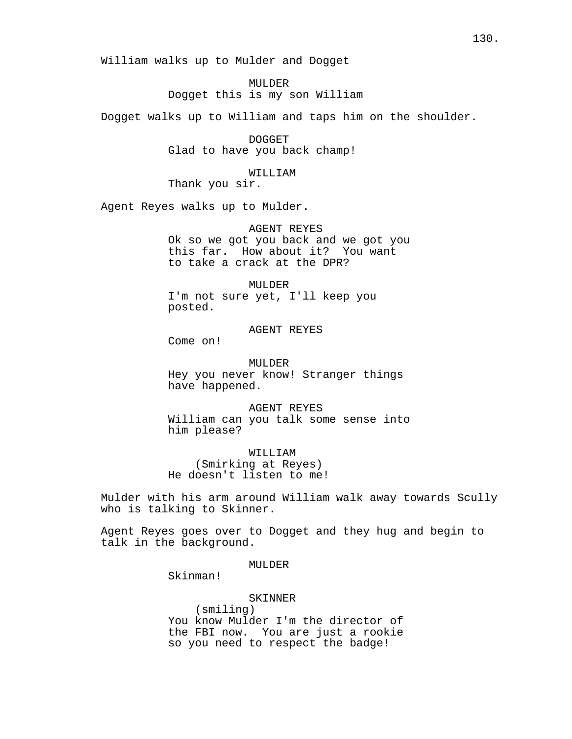William walks up to Mulder and Dogget

MULDER
Dogget this is my son William

Dogget walks up to William and taps him on the shoulder.

DOGGET
Glad to have you back champ!

WILLIAM
Thank you sir.

Agent Reyes walks up to Mulder.

AGENT REYES
Ok so we got you back and we got you this far. How about it? You want to take a crack at the DPR?

MULDER
I'm not sure yet, I'll keep you posted.

AGENT REYES
Come on!

MULDER
Hey you never know! Stranger things have happened.

AGENT REYES
William can you talk some sense into him please?

WILLIAM
(Smirking at Reyes)
He doesn't listen to me!

Mulder with his arm around William walk away towards Scully who is talking to Skinner.

Agent Reyes goes over to Dogget and they hug and begin to talk in the background.

MULDER
Skinman!

SKINNER
(smiling)
You know Mulder I'm the director of the FBI now. You are just a rookie so you need to respect the badge!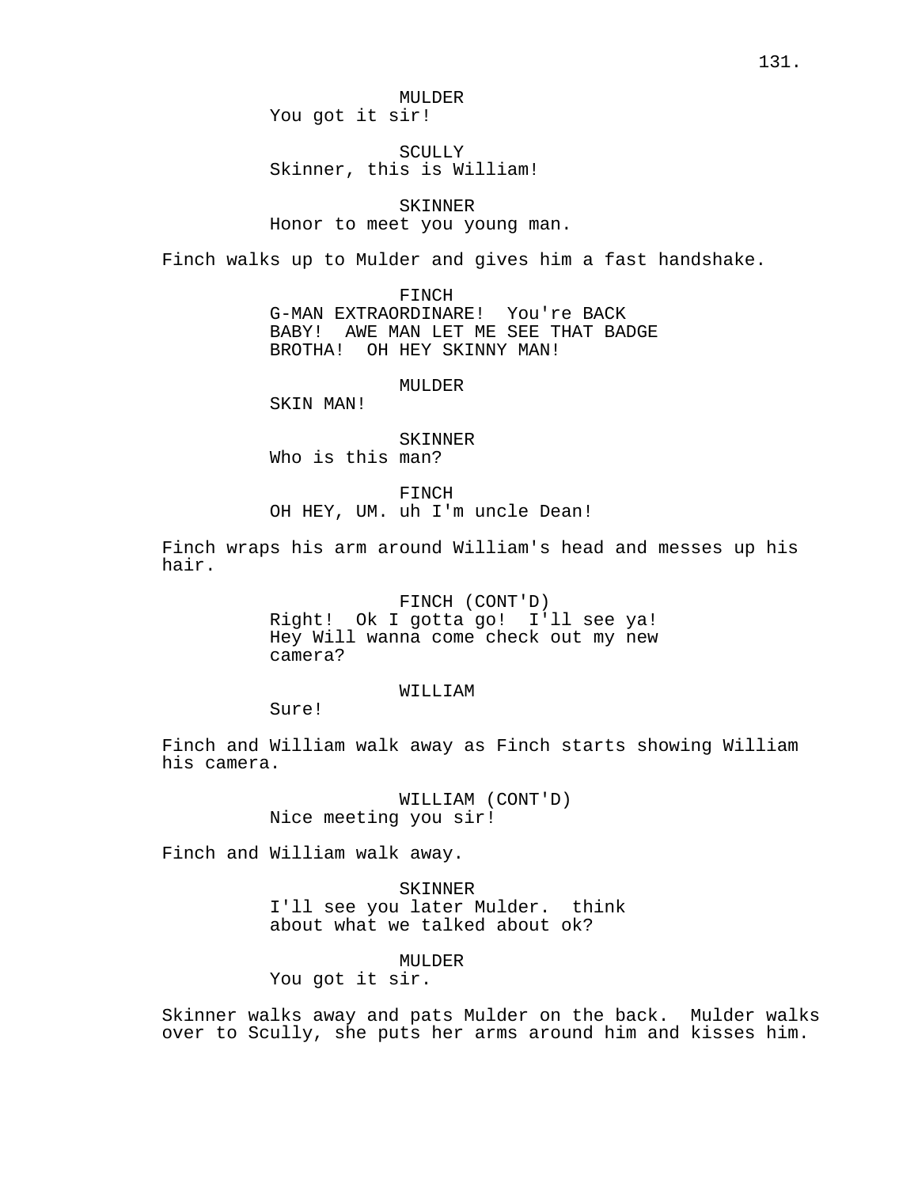MULDER
You got it sir!

SCULLY
Skinner, this is William!

SKINNER
Honor to meet you young man.

Finch walks up to Mulder and gives him a fast handshake.

FINCH
G-MAN EXTRAORDINARE! You're BACK BABY! AWE MAN LET ME SEE THAT BADGE BROTHA! OH HEY SKINNY MAN!

MULDER
SKIN MAN!

SKINNER
Who is this man?

FINCH
OH HEY, UM. uh I'm uncle Dean!

Finch wraps his arm around William's head and messes up his hair.

FINCH (CONT'D)
Right! Ok I gotta go! I'll see ya! Hey Will wanna come check out my new camera?

WILLIAM
Sure!

Finch and William walk away as Finch starts showing William his camera.

WILLIAM (CONT'D)
Nice meeting you sir!

Finch and William walk away.

SKINNER
I'll see you later Mulder. think about what we talked about ok?

MULDER
You got it sir.

Skinner walks away and pats Mulder on the back. Mulder walks over to Scully, she puts her arms around him and kisses him.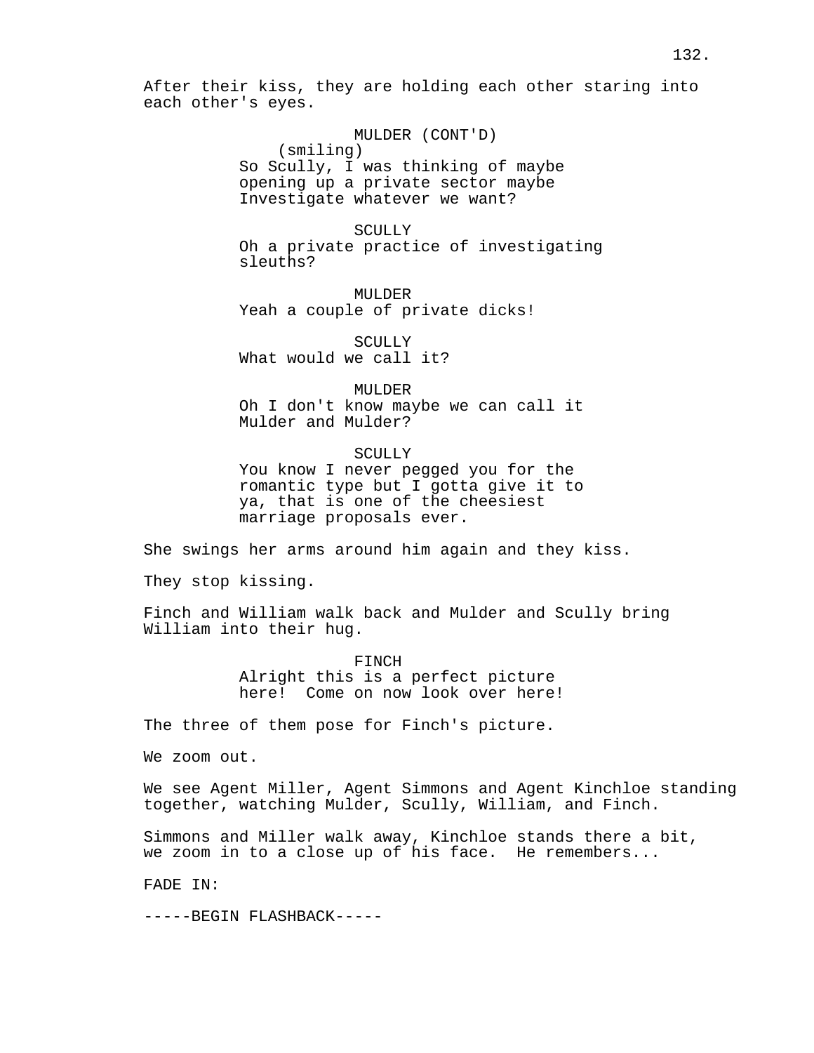After their kiss, they are holding each other staring into each other's eyes.

MULDER (CONT'D)
(smiling)
So Scully, I was thinking of maybe opening up a private sector maybe Investigate whatever we want?

SCULLY
Oh a private practice of investigating sleuths?

MULDER
Yeah a couple of private dicks!

SCULLY
What would we call it?

MULDER
Oh I don't know maybe we can call it Mulder and Mulder?

SCULLY
You know I never pegged you for the romantic type but I gotta give it to ya, that is one of the cheesiest marriage proposals ever.

She swings her arms around him again and they kiss.

They stop kissing.

Finch and William walk back and Mulder and Scully bring William into their hug.

FINCH
Alright this is a perfect picture here! Come on now look over here!

The three of them pose for Finch's picture.

We zoom out.

We see Agent Miller, Agent Simmons and Agent Kinchloe standing together, watching Mulder, Scully, William, and Finch.

Simmons and Miller walk away, Kinchloe stands there a bit, we zoom in to a close up of his face. He remembers...

FADE IN:

-----BEGIN FLASHBACK-----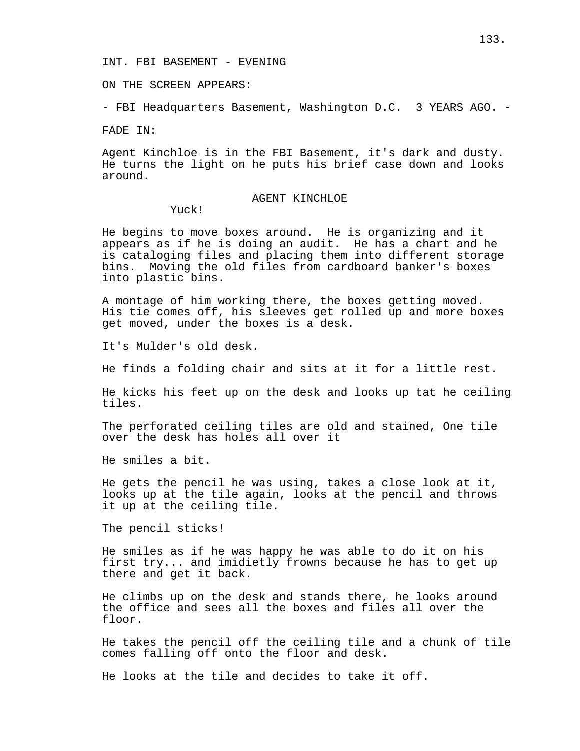INT. FBI BASEMENT - EVENING

ON THE SCREEN APPEARS:

- FBI Headquarters Basement, Washington D.C.  3 YEARS AGO. -

FADE IN:

Agent Kinchloe is in the FBI Basement, it's dark and dusty. He turns the light on he puts his brief case down and looks around.

AGENT KINCHLOE

Yuck!

He begins to move boxes around.  He is organizing and it appears as if he is doing an audit.  He has a chart and he is cataloging files and placing them into different storage bins.  Moving the old files from cardboard banker's boxes into plastic bins.

A montage of him working there, the boxes getting moved. His tie comes off, his sleeves get rolled up and more boxes get moved, under the boxes is a desk.

It's Mulder's old desk.

He finds a folding chair and sits at it for a little rest.

He kicks his feet up on the desk and looks up tat he ceiling tiles.

The perforated ceiling tiles are old and stained, One tile over the desk has holes all over it

He smiles a bit.

He gets the pencil he was using, takes a close look at it, looks up at the tile again, looks at the pencil and throws it up at the ceiling tile.

The pencil sticks!

He smiles as if he was happy he was able to do it on his first try... and imidietly frowns because he has to get up there and get it back.

He climbs up on the desk and stands there, he looks around the office and sees all the boxes and files all over the floor.

He takes the pencil off the ceiling tile and a chunk of tile comes falling off onto the floor and desk.

He looks at the tile and decides to take it off.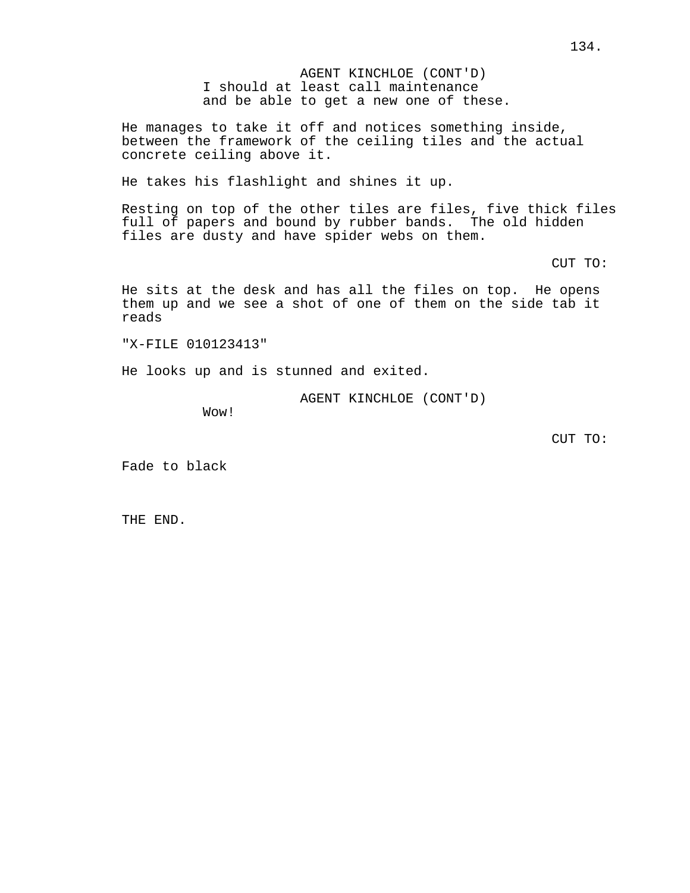AGENT KINCHLOE (CONT'D)
I should at least call maintenance and be able to get a new one of these.

He manages to take it off and notices something inside, between the framework of the ceiling tiles and the actual concrete ceiling above it.

He takes his flashlight and shines it up.

Resting on top of the other tiles are files, five thick files full of papers and bound by rubber bands. The old hidden files are dusty and have spider webs on them.

CUT TO:

He sits at the desk and has all the files on top. He opens them up and we see a shot of one of them on the side tab it reads

"X-FILE 010123413"

He looks up and is stunned and exited.

AGENT KINCHLOE (CONT'D)
Wow!

CUT TO:

Fade to black

THE END.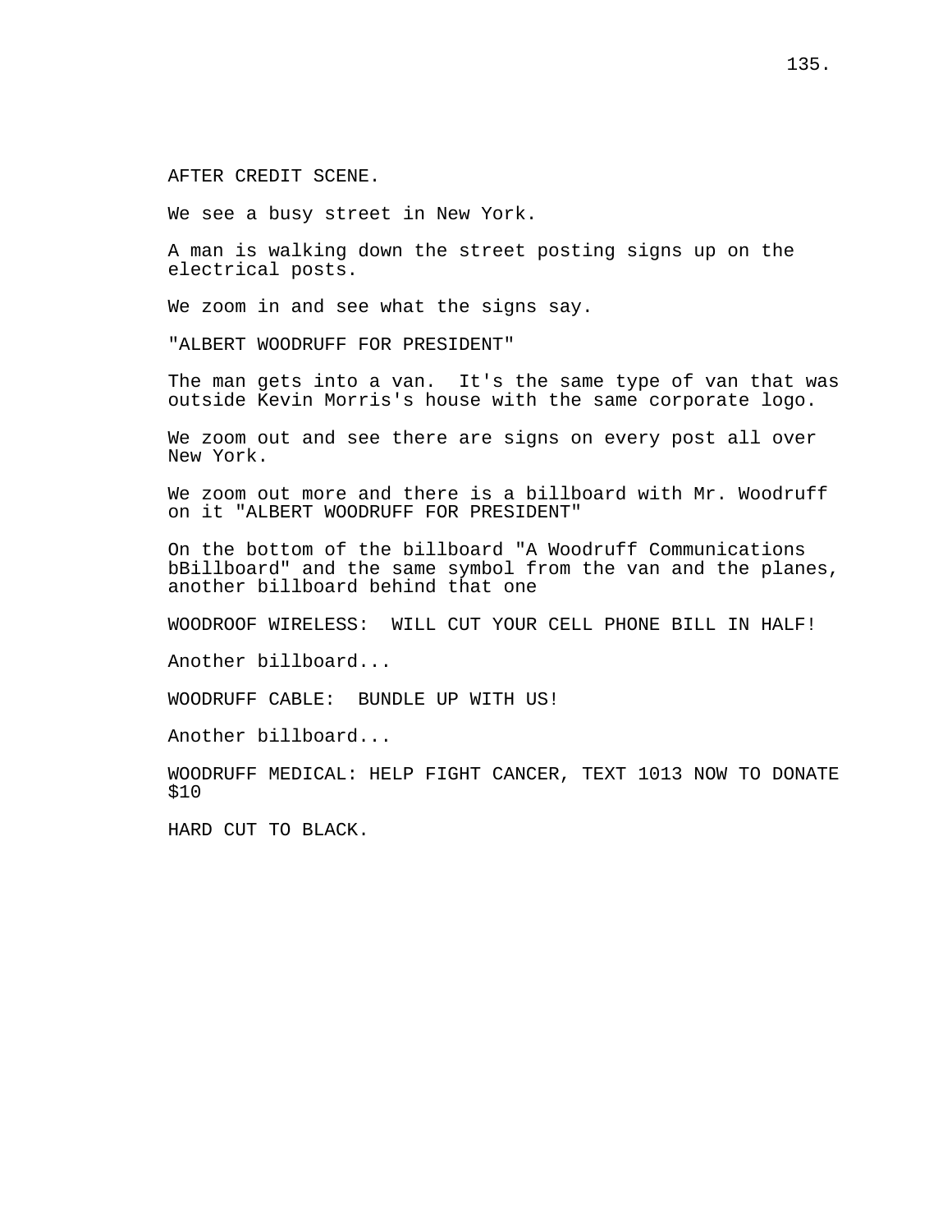AFTER CREDIT SCENE.

We see a busy street in New York.

A man is walking down the street posting signs up on the electrical posts.

We zoom in and see what the signs say.

"ALBERT WOODRUFF FOR PRESIDENT"

The man gets into a van. It's the same type of van that was outside Kevin Morris's house with the same corporate logo.

We zoom out and see there are signs on every post all over New York.

We zoom out more and there is a billboard with Mr. Woodruff on it "ALBERT WOODRUFF FOR PRESIDENT"

On the bottom of the billboard "A Woodruff Communications bBillboard" and the same symbol from the van and the planes, another billboard behind that one

WOODROOF WIRELESS: WILL CUT YOUR CELL PHONE BILL IN HALF!

Another billboard...

WOODRUFF CABLE: BUNDLE UP WITH US!

Another billboard...

WOODRUFF MEDICAL: HELP FIGHT CANCER, TEXT 1013 NOW TO DONATE $10

HARD CUT TO BLACK.